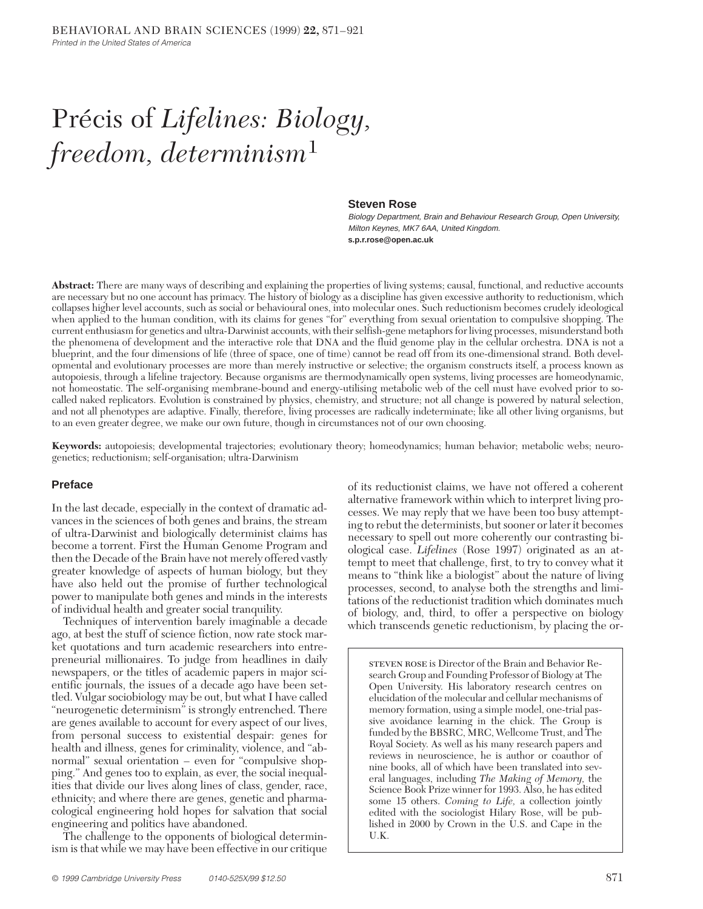# Précis of *Lifelines: Biology, freedom, determinism*<sup>1</sup>

## **Steven Rose**

Biology Department, Brain and Behaviour Research Group, Open University, Milton Keynes, MK7 6AA, United Kingdom. **s.p.r.rose@open.ac.uk**

**Abstract:** There are many ways of describing and explaining the properties of living systems; causal, functional, and reductive accounts are necessary but no one account has primacy. The history of biology as a discipline has given excessive authority to reductionism, which collapses higher level accounts, such as social or behavioural ones, into molecular ones. Such reductionism becomes crudely ideological when applied to the human condition, with its claims for genes "for" everything from sexual orientation to compulsive shopping. The current enthusiasm for genetics and ultra-Darwinist accounts, with their selfish-gene metaphors for living processes, misunderstand both the phenomena of development and the interactive role that DNA and the fluid genome play in the cellular orchestra. DNA is not a blueprint, and the four dimensions of life (three of space, one of time) cannot be read off from its one-dimensional strand. Both developmental and evolutionary processes are more than merely instructive or selective; the organism constructs itself, a process known as autopoiesis, through a lifeline trajectory. Because organisms are thermodynamically open systems, living processes are homeodynamic, not homeostatic. The self-organising membrane-bound and energy-utilising metabolic web of the cell must have evolved prior to socalled naked replicators. Evolution is constrained by physics, chemistry, and structure; not all change is powered by natural selection, and not all phenotypes are adaptive. Finally, therefore, living processes are radically indeterminate; like all other living organisms, but to an even greater degree, we make our own future, though in circumstances not of our own choosing.

**Keywords:** autopoiesis; developmental trajectories; evolutionary theory; homeodynamics; human behavior; metabolic webs; neurogenetics; reductionism; self-organisation; ultra-Darwinism

## **Preface**

In the last decade, especially in the context of dramatic advances in the sciences of both genes and brains, the stream of ultra-Darwinist and biologically determinist claims has become a torrent. First the Human Genome Program and then the Decade of the Brain have not merely offered vastly greater knowledge of aspects of human biology, but they have also held out the promise of further technological power to manipulate both genes and minds in the interests of individual health and greater social tranquility.

Techniques of intervention barely imaginable a decade ago, at best the stuff of science fiction, now rate stock market quotations and turn academic researchers into entrepreneurial millionaires. To judge from headlines in daily newspapers, or the titles of academic papers in major scientific journals, the issues of a decade ago have been settled. Vulgar sociobiology may be out, but what I have called "neurogenetic determinism" is strongly entrenched. There are genes available to account for every aspect of our lives, from personal success to existential despair: genes for health and illness, genes for criminality, violence, and "abnormal" sexual orientation – even for "compulsive shopping." And genes too to explain, as ever, the social inequalities that divide our lives along lines of class, gender, race, ethnicity; and where there are genes, genetic and pharmacological engineering hold hopes for salvation that social engineering and politics have abandoned.

The challenge to the opponents of biological determinism is that while we may have been effective in our critique

of its reductionist claims, we have not offered a coherent alternative framework within which to interpret living processes. We may reply that we have been too busy attempting to rebut the determinists, but sooner or later it becomes necessary to spell out more coherently our contrasting biological case. *Lifelines* (Rose 1997) originated as an attempt to meet that challenge, first, to try to convey what it means to "think like a biologist" about the nature of living processes, second, to analyse both the strengths and limitations of the reductionist tradition which dominates much of biology, and, third, to offer a perspective on biology which transcends genetic reductionism, by placing the or-

steven rose is Director of the Brain and Behavior Research Group and Founding Professor of Biology at The Open University. His laboratory research centres on elucidation of the molecular and cellular mechanisms of memory formation, using a simple model, one-trial passive avoidance learning in the chick. The Group is funded by the BBSRC, MRC, Wellcome Trust, and The Royal Society. As well as his many research papers and reviews in neuroscience, he is author or coauthor of nine books, all of which have been translated into several languages, including *The Making of Memory,* the Science Book Prize winner for 1993. Also, he has edited some 15 others. *Coming to Life,* a collection jointly edited with the sociologist Hilary Rose, will be published in 2000 by Crown in the U.S. and Cape in the U.K.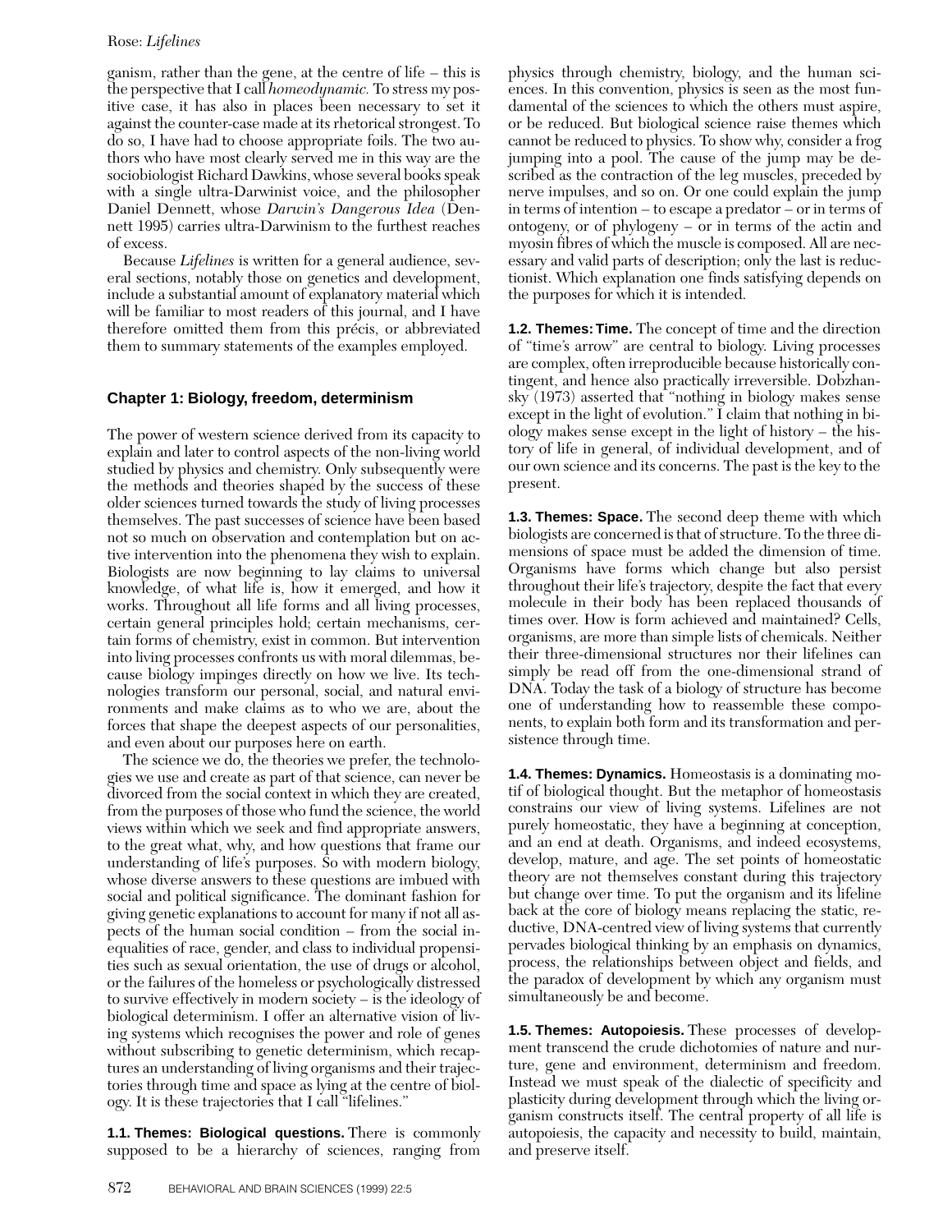## Rose: *Lifelines*

ganism, rather than the gene, at the centre of life – this is the perspective that I call *homeodynamic.* To stress my positive case, it has also in places been necessary to set it against the counter-case made at its rhetorical strongest. To do so, I have had to choose appropriate foils. The two authors who have most clearly served me in this way are the sociobiologist Richard Dawkins, whose several books speak with a single ultra-Darwinist voice, and the philosopher Daniel Dennett, whose *Darwin's Dangerous Idea* (Dennett 1995) carries ultra-Darwinism to the furthest reaches of excess.

Because *Lifelines* is written for a general audience, several sections, notably those on genetics and development, include a substantial amount of explanatory material which will be familiar to most readers of this journal, and I have therefore omitted them from this précis, or abbreviated them to summary statements of the examples employed.

## **Chapter 1: Biology, freedom, determinism**

The power of western science derived from its capacity to explain and later to control aspects of the non-living world studied by physics and chemistry. Only subsequently were the methods and theories shaped by the success of these older sciences turned towards the study of living processes themselves. The past successes of science have been based not so much on observation and contemplation but on active intervention into the phenomena they wish to explain. Biologists are now beginning to lay claims to universal knowledge, of what life is, how it emerged, and how it works. Throughout all life forms and all living processes, certain general principles hold; certain mechanisms, certain forms of chemistry, exist in common. But intervention into living processes confronts us with moral dilemmas, because biology impinges directly on how we live. Its technologies transform our personal, social, and natural environments and make claims as to who we are, about the forces that shape the deepest aspects of our personalities, and even about our purposes here on earth.

The science we do, the theories we prefer, the technologies we use and create as part of that science, can never be divorced from the social context in which they are created, from the purposes of those who fund the science, the world views within which we seek and find appropriate answers, to the great what, why, and how questions that frame our understanding of life's purposes. So with modern biology, whose diverse answers to these questions are imbued with social and political significance. The dominant fashion for giving genetic explanations to account for many if not all aspects of the human social condition – from the social inequalities of race, gender, and class to individual propensities such as sexual orientation, the use of drugs or alcohol, or the failures of the homeless or psychologically distressed to survive effectively in modern society – is the ideology of biological determinism. I offer an alternative vision of living systems which recognises the power and role of genes without subscribing to genetic determinism, which recaptures an understanding of living organisms and their trajectories through time and space as lying at the centre of biology. It is these trajectories that I call "lifelines."

**1.1. Themes: Biological questions.** There is commonly supposed to be a hierarchy of sciences, ranging from physics through chemistry, biology, and the human sciences. In this convention, physics is seen as the most fundamental of the sciences to which the others must aspire, or be reduced. But biological science raise themes which cannot be reduced to physics. To show why, consider a frog jumping into a pool. The cause of the jump may be described as the contraction of the leg muscles, preceded by nerve impulses, and so on. Or one could explain the jump in terms of intention – to escape a predator – or in terms of ontogeny, or of phylogeny – or in terms of the actin and myosin fibres of which the muscle is composed. All are necessary and valid parts of description; only the last is reductionist. Which explanation one finds satisfying depends on the purposes for which it is intended.

**1.2. Themes:Time.** The concept of time and the direction of "time's arrow" are central to biology. Living processes are complex, often irreproducible because historically contingent, and hence also practically irreversible. Dobzhansky (1973) asserted that "nothing in biology makes sense except in the light of evolution." I claim that nothing in biology makes sense except in the light of history – the history of life in general, of individual development, and of our own science and its concerns. The past is the key to the present.

**1.3. Themes: Space.** The second deep theme with which biologists are concerned is that of structure. To the three dimensions of space must be added the dimension of time. Organisms have forms which change but also persist throughout their life's trajectory, despite the fact that every molecule in their body has been replaced thousands of times over. How is form achieved and maintained? Cells, organisms, are more than simple lists of chemicals. Neither their three-dimensional structures nor their lifelines can simply be read off from the one-dimensional strand of DNA. Today the task of a biology of structure has become one of understanding how to reassemble these components, to explain both form and its transformation and persistence through time.

**1.4. Themes: Dynamics.** Homeostasis is a dominating motif of biological thought. But the metaphor of homeostasis constrains our view of living systems. Lifelines are not purely homeostatic, they have a beginning at conception, and an end at death. Organisms, and indeed ecosystems, develop, mature, and age. The set points of homeostatic theory are not themselves constant during this trajectory but change over time. To put the organism and its lifeline back at the core of biology means replacing the static, reductive, DNA-centred view of living systems that currently pervades biological thinking by an emphasis on dynamics, process, the relationships between object and fields, and the paradox of development by which any organism must simultaneously be and become.

**1.5. Themes: Autopoiesis.** These processes of development transcend the crude dichotomies of nature and nurture, gene and environment, determinism and freedom. Instead we must speak of the dialectic of specificity and plasticity during development through which the living organism constructs itself. The central property of all life is autopoiesis, the capacity and necessity to build, maintain, and preserve itself.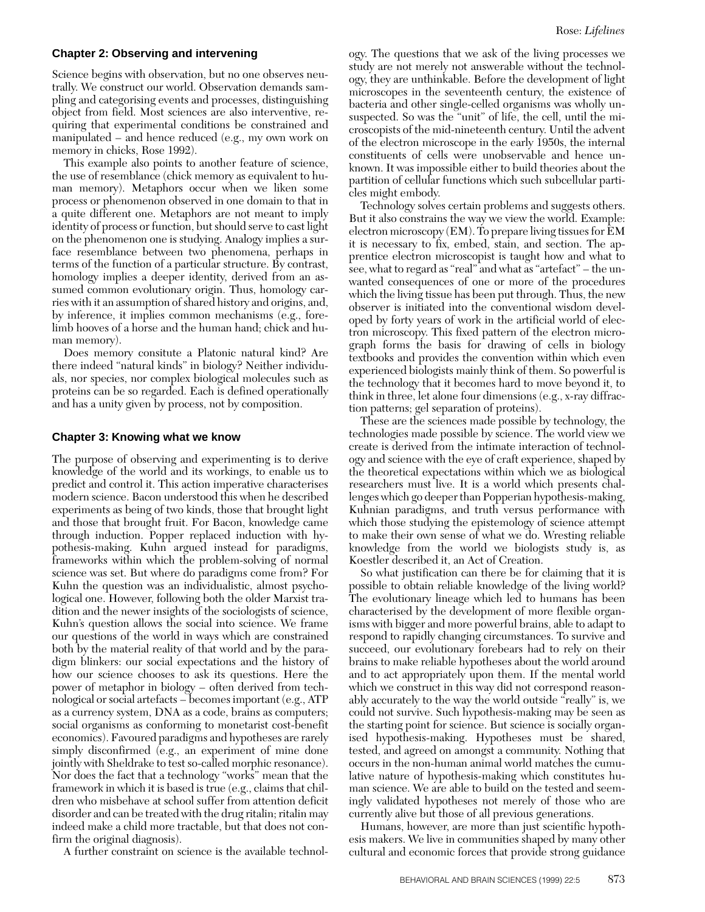#### **Chapter 2: Observing and intervening**

Science begins with observation, but no one observes neutrally. We construct our world. Observation demands sampling and categorising events and processes, distinguishing object from field. Most sciences are also interventive, requiring that experimental conditions be constrained and manipulated – and hence reduced (e.g., my own work on memory in chicks, Rose 1992).

This example also points to another feature of science, the use of resemblance (chick memory as equivalent to human memory). Metaphors occur when we liken some process or phenomenon observed in one domain to that in a quite different one. Metaphors are not meant to imply identity of process or function, but should serve to cast light on the phenomenon one is studying. Analogy implies a surface resemblance between two phenomena, perhaps in terms of the function of a particular structure. By contrast, homology implies a deeper identity, derived from an assumed common evolutionary origin. Thus, homology carries with it an assumption of shared history and origins, and, by inference, it implies common mechanisms (e.g., forelimb hooves of a horse and the human hand; chick and human memory).

Does memory consitute a Platonic natural kind? Are there indeed "natural kinds" in biology? Neither individuals, nor species, nor complex biological molecules such as proteins can be so regarded. Each is defined operationally and has a unity given by process, not by composition.

#### **Chapter 3: Knowing what we know**

The purpose of observing and experimenting is to derive knowledge of the world and its workings, to enable us to predict and control it. This action imperative characterises modern science. Bacon understood this when he described experiments as being of two kinds, those that brought light and those that brought fruit. For Bacon, knowledge came through induction. Popper replaced induction with hypothesis-making. Kuhn argued instead for paradigms, frameworks within which the problem-solving of normal science was set. But where do paradigms come from? For Kuhn the question was an individualistic, almost psychological one. However, following both the older Marxist tradition and the newer insights of the sociologists of science, Kuhn's question allows the social into science. We frame our questions of the world in ways which are constrained both by the material reality of that world and by the paradigm blinkers: our social expectations and the history of how our science chooses to ask its questions. Here the power of metaphor in biology – often derived from technological or social artefacts – becomes important (e.g., ATP as a currency system, DNA as a code, brains as computers; social organisms as conforming to monetarist cost-benefit economics). Favoured paradigms and hypotheses are rarely simply disconfirmed (e.g., an experiment of mine done jointly with Sheldrake to test so-called morphic resonance). Nor does the fact that a technology "works" mean that the framework in which it is based is true (e.g., claims that children who misbehave at school suffer from attention deficit disorder and can be treated with the drug ritalin; ritalin may indeed make a child more tractable, but that does not confirm the original diagnosis).

A further constraint on science is the available technol-

ogy. The questions that we ask of the living processes we study are not merely not answerable without the technology, they are unthinkable. Before the development of light microscopes in the seventeenth century, the existence of bacteria and other single-celled organisms was wholly unsuspected. So was the "unit" of life, the cell, until the microscopists of the mid-nineteenth century. Until the advent of the electron microscope in the early 1950s, the internal constituents of cells were unobservable and hence unknown. It was impossible either to build theories about the partition of cellular functions which such subcellular particles might embody.

Technology solves certain problems and suggests others. But it also constrains the way we view the world. Example: electron microscopy (EM). To prepare living tissues for EM it is necessary to fix, embed, stain, and section. The apprentice electron microscopist is taught how and what to see, what to regard as "real" and what as "artefact" – the unwanted consequences of one or more of the procedures which the living tissue has been put through. Thus, the new observer is initiated into the conventional wisdom developed by forty years of work in the artificial world of electron microscopy. This fixed pattern of the electron micrograph forms the basis for drawing of cells in biology textbooks and provides the convention within which even experienced biologists mainly think of them. So powerful is the technology that it becomes hard to move beyond it, to think in three, let alone four dimensions (e.g., x-ray diffraction patterns; gel separation of proteins).

These are the sciences made possible by technology, the technologies made possible by science. The world view we create is derived from the intimate interaction of technology and science with the eye of craft experience, shaped by the theoretical expectations within which we as biological researchers must live. It is a world which presents challenges which go deeper than Popperian hypothesis-making, Kuhnian paradigms, and truth versus performance with which those studying the epistemology of science attempt to make their own sense of what we do. Wresting reliable knowledge from the world we biologists study is, as Koestler described it, an Act of Creation.

So what justification can there be for claiming that it is possible to obtain reliable knowledge of the living world? The evolutionary lineage which led to humans has been characterised by the development of more flexible organisms with bigger and more powerful brains, able to adapt to respond to rapidly changing circumstances. To survive and succeed, our evolutionary forebears had to rely on their brains to make reliable hypotheses about the world around and to act appropriately upon them. If the mental world which we construct in this way did not correspond reasonably accurately to the way the world outside "really" is, we could not survive. Such hypothesis-making may be seen as the starting point for science. But science is socially organised hypothesis-making. Hypotheses must be shared, tested, and agreed on amongst a community. Nothing that occurs in the non-human animal world matches the cumulative nature of hypothesis-making which constitutes human science. We are able to build on the tested and seemingly validated hypotheses not merely of those who are currently alive but those of all previous generations.

Humans, however, are more than just scientific hypothesis makers. We live in communities shaped by many other cultural and economic forces that provide strong guidance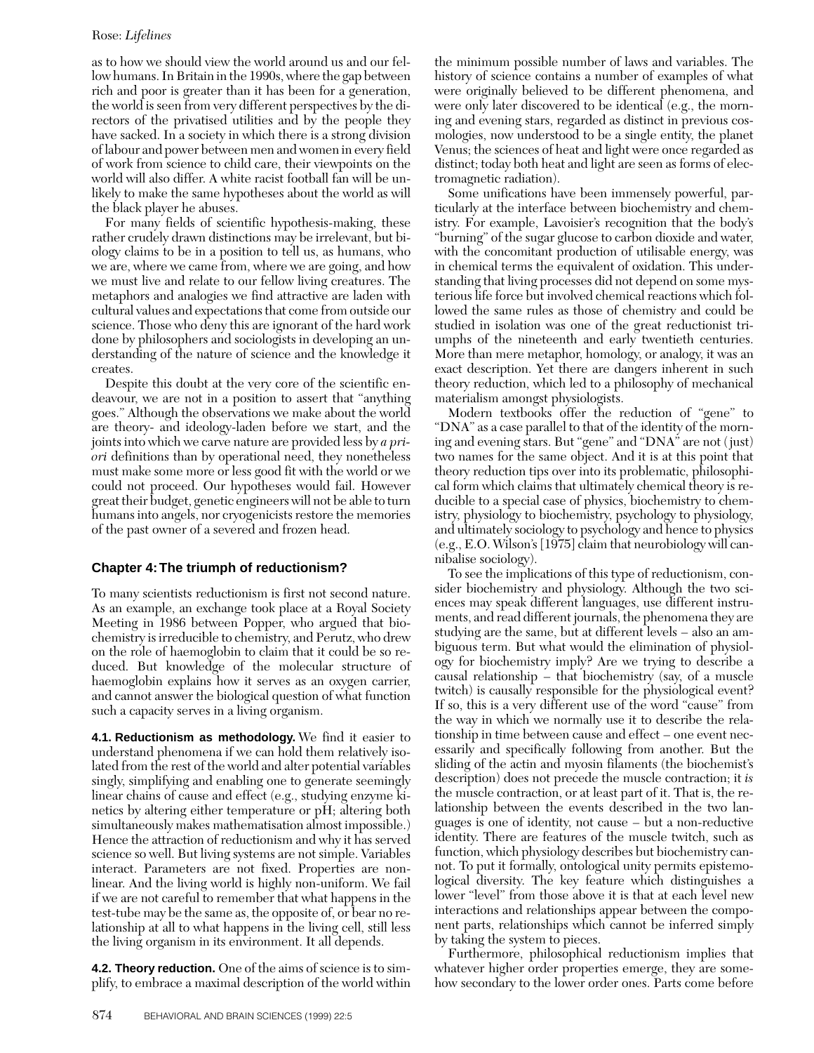## Rose: *Lifelines*

as to how we should view the world around us and our fellow humans. In Britain in the 1990s, where the gap between rich and poor is greater than it has been for a generation, the world is seen from very different perspectives by the directors of the privatised utilities and by the people they have sacked. In a society in which there is a strong division of labour and power between men and women in every field of work from science to child care, their viewpoints on the world will also differ. A white racist football fan will be unlikely to make the same hypotheses about the world as will the black player he abuses.

For many fields of scientific hypothesis-making, these rather crudely drawn distinctions may be irrelevant, but biology claims to be in a position to tell us, as humans, who we are, where we came from, where we are going, and how we must live and relate to our fellow living creatures. The metaphors and analogies we find attractive are laden with cultural values and expectations that come from outside our science. Those who deny this are ignorant of the hard work done by philosophers and sociologists in developing an understanding of the nature of science and the knowledge it creates.

Despite this doubt at the very core of the scientific endeavour, we are not in a position to assert that "anything goes." Although the observations we make about the world are theory- and ideology-laden before we start, and the joints into which we carve nature are provided less by *a priori* definitions than by operational need, they nonetheless must make some more or less good fit with the world or we could not proceed. Our hypotheses would fail. However great their budget, genetic engineers will not be able to turn humans into angels, nor cryogenicists restore the memories of the past owner of a severed and frozen head.

## **Chapter 4:The triumph of reductionism?**

To many scientists reductionism is first not second nature. As an example, an exchange took place at a Royal Society Meeting in 1986 between Popper, who argued that biochemistry is irreducible to chemistry, and Perutz, who drew on the role of haemoglobin to claim that it could be so reduced. But knowledge of the molecular structure of haemoglobin explains how it serves as an oxygen carrier, and cannot answer the biological question of what function such a capacity serves in a living organism.

**4.1. Reductionism as methodology.** We find it easier to understand phenomena if we can hold them relatively isolated from the rest of the world and alter potential variables singly, simplifying and enabling one to generate seemingly linear chains of cause and effect (e.g., studying enzyme kinetics by altering either temperature or pH; altering both simultaneously makes mathematisation almost impossible.) Hence the attraction of reductionism and why it has served science so well. But living systems are not simple. Variables interact. Parameters are not fixed. Properties are nonlinear. And the living world is highly non-uniform. We fail if we are not careful to remember that what happens in the test-tube may be the same as, the opposite of, or bear no relationship at all to what happens in the living cell, still less the living organism in its environment. It all depends.

**4.2. Theory reduction.** One of the aims of science is to simplify, to embrace a maximal description of the world within the minimum possible number of laws and variables. The history of science contains a number of examples of what were originally believed to be different phenomena, and were only later discovered to be identical (e.g., the morning and evening stars, regarded as distinct in previous cosmologies, now understood to be a single entity, the planet Venus; the sciences of heat and light were once regarded as distinct; today both heat and light are seen as forms of electromagnetic radiation).

Some unifications have been immensely powerful, particularly at the interface between biochemistry and chemistry. For example, Lavoisier's recognition that the body's "burning" of the sugar glucose to carbon dioxide and water, with the concomitant production of utilisable energy, was in chemical terms the equivalent of oxidation. This understanding that living processes did not depend on some mysterious life force but involved chemical reactions which followed the same rules as those of chemistry and could be studied in isolation was one of the great reductionist triumphs of the nineteenth and early twentieth centuries. More than mere metaphor, homology, or analogy, it was an exact description. Yet there are dangers inherent in such theory reduction, which led to a philosophy of mechanical materialism amongst physiologists.

Modern textbooks offer the reduction of "gene" to "DNA" as a case parallel to that of the identity of the morning and evening stars. But "gene" and "DNA" are not (just) two names for the same object. And it is at this point that theory reduction tips over into its problematic, philosophical form which claims that ultimately chemical theory is reducible to a special case of physics, biochemistry to chemistry, physiology to biochemistry, psychology to physiology, and ultimately sociology to psychology and hence to physics (e.g., E.O. Wilson's [1975] claim that neurobiology will cannibalise sociology).

To see the implications of this type of reductionism, consider biochemistry and physiology. Although the two sciences may speak different languages, use different instruments, and read different journals, the phenomena they are studying are the same, but at different levels – also an ambiguous term. But what would the elimination of physiology for biochemistry imply? Are we trying to describe a causal relationship – that biochemistry (say, of a muscle twitch) is causally responsible for the physiological event? If so, this is a very different use of the word "cause" from the way in which we normally use it to describe the relationship in time between cause and effect – one event necessarily and specifically following from another. But the sliding of the actin and myosin filaments (the biochemist's description) does not precede the muscle contraction; it *is* the muscle contraction, or at least part of it. That is, the relationship between the events described in the two languages is one of identity, not cause – but a non-reductive identity. There are features of the muscle twitch, such as function, which physiology describes but biochemistry cannot. To put it formally, ontological unity permits epistemological diversity. The key feature which distinguishes a lower "level" from those above it is that at each level new interactions and relationships appear between the component parts, relationships which cannot be inferred simply by taking the system to pieces.

Furthermore, philosophical reductionism implies that whatever higher order properties emerge, they are somehow secondary to the lower order ones. Parts come before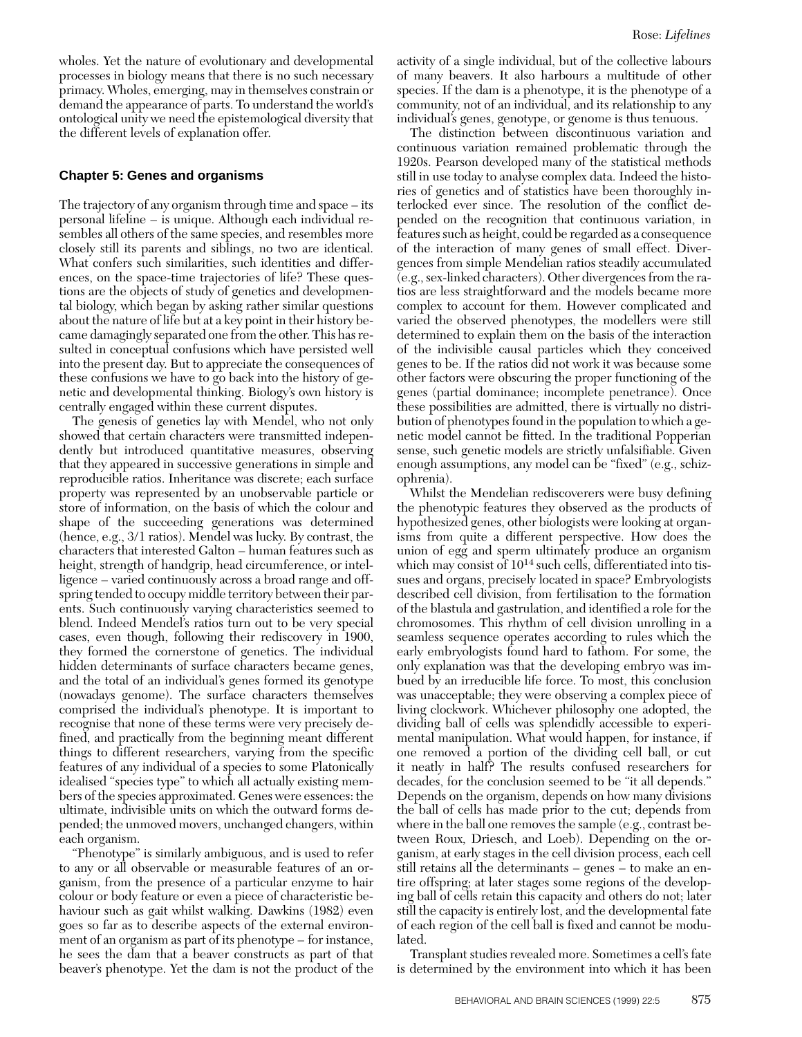wholes. Yet the nature of evolutionary and developmental processes in biology means that there is no such necessary primacy. Wholes, emerging, may in themselves constrain or demand the appearance of parts. To understand the world's ontological unity we need the epistemological diversity that the different levels of explanation offer.

## **Chapter 5: Genes and organisms**

The trajectory of any organism through time and space – its personal lifeline – is unique. Although each individual resembles all others of the same species, and resembles more closely still its parents and siblings, no two are identical. What confers such similarities, such identities and differences, on the space-time trajectories of life? These questions are the objects of study of genetics and developmental biology, which began by asking rather similar questions about the nature of life but at a key point in their history became damagingly separated one from the other. This has resulted in conceptual confusions which have persisted well into the present day. But to appreciate the consequences of these confusions we have to go back into the history of genetic and developmental thinking. Biology's own history is centrally engaged within these current disputes.

The genesis of genetics lay with Mendel, who not only showed that certain characters were transmitted independently but introduced quantitative measures, observing that they appeared in successive generations in simple and reproducible ratios. Inheritance was discrete; each surface property was represented by an unobservable particle or store of information, on the basis of which the colour and shape of the succeeding generations was determined (hence, e.g., 3/1 ratios). Mendel was lucky. By contrast, the characters that interested Galton – human features such as height, strength of handgrip, head circumference, or intelligence – varied continuously across a broad range and offspring tended to occupy middle territory between their parents. Such continuously varying characteristics seemed to blend. Indeed Mendel's ratios turn out to be very special cases, even though, following their rediscovery in 1900, they formed the cornerstone of genetics. The individual hidden determinants of surface characters became genes, and the total of an individual's genes formed its genotype (nowadays genome). The surface characters themselves comprised the individual's phenotype. It is important to recognise that none of these terms were very precisely defined, and practically from the beginning meant different things to different researchers, varying from the specific features of any individual of a species to some Platonically idealised "species type" to which all actually existing members of the species approximated. Genes were essences: the ultimate, indivisible units on which the outward forms depended; the unmoved movers, unchanged changers, within each organism.

"Phenotype" is similarly ambiguous, and is used to refer to any or all observable or measurable features of an organism, from the presence of a particular enzyme to hair colour or body feature or even a piece of characteristic behaviour such as gait whilst walking. Dawkins (1982) even goes so far as to describe aspects of the external environment of an organism as part of its phenotype – for instance, he sees the dam that a beaver constructs as part of that beaver's phenotype. Yet the dam is not the product of the

activity of a single individual, but of the collective labours of many beavers. It also harbours a multitude of other species. If the dam is a phenotype, it is the phenotype of a community, not of an individual, and its relationship to any individual's genes, genotype, or genome is thus tenuous.

The distinction between discontinuous variation and continuous variation remained problematic through the 1920s. Pearson developed many of the statistical methods still in use today to analyse complex data. Indeed the histories of genetics and of statistics have been thoroughly interlocked ever since. The resolution of the conflict depended on the recognition that continuous variation, in features such as height, could be regarded as a consequence of the interaction of many genes of small effect. Divergences from simple Mendelian ratios steadily accumulated (e.g., sex-linked characters). Other divergences from the ratios are less straightforward and the models became more complex to account for them. However complicated and varied the observed phenotypes, the modellers were still determined to explain them on the basis of the interaction of the indivisible causal particles which they conceived genes to be. If the ratios did not work it was because some other factors were obscuring the proper functioning of the genes (partial dominance; incomplete penetrance). Once these possibilities are admitted, there is virtually no distribution of phenotypes found in the population to which a genetic model cannot be fitted. In the traditional Popperian sense, such genetic models are strictly unfalsifiable. Given enough assumptions, any model can be "fixed" (e.g., schizophrenia).

Whilst the Mendelian rediscoverers were busy defining the phenotypic features they observed as the products of hypothesized genes, other biologists were looking at organisms from quite a different perspective. How does the union of egg and sperm ultimately produce an organism which may consist of  $10^{14}$  such cells, differentiated into tissues and organs, precisely located in space? Embryologists described cell division, from fertilisation to the formation of the blastula and gastrulation, and identified a role for the chromosomes. This rhythm of cell division unrolling in a seamless sequence operates according to rules which the early embryologists found hard to fathom. For some, the only explanation was that the developing embryo was imbued by an irreducible life force. To most, this conclusion was unacceptable; they were observing a complex piece of living clockwork. Whichever philosophy one adopted, the dividing ball of cells was splendidly accessible to experimental manipulation. What would happen, for instance, if one removed a portion of the dividing cell ball, or cut it neatly in half? The results confused researchers for decades, for the conclusion seemed to be "it all depends." Depends on the organism, depends on how many divisions the ball of cells has made prior to the cut; depends from where in the ball one removes the sample (e.g., contrast between Roux, Driesch, and Loeb). Depending on the organism, at early stages in the cell division process, each cell still retains all the determinants – genes – to make an entire offspring; at later stages some regions of the developing ball of cells retain this capacity and others do not; later still the capacity is entirely lost, and the developmental fate of each region of the cell ball is fixed and cannot be modulated.

Transplant studies revealed more. Sometimes a cell's fate is determined by the environment into which it has been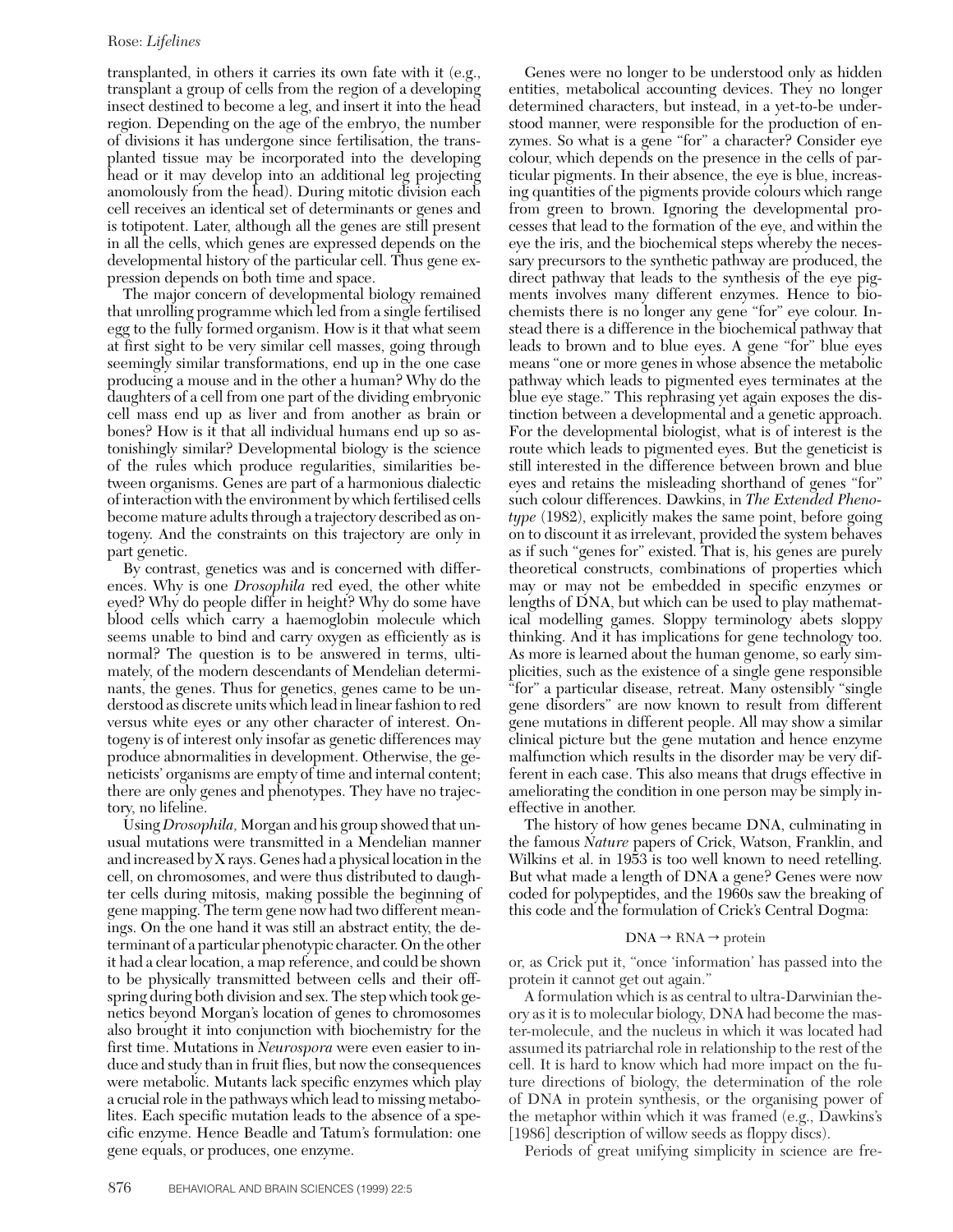## Rose: *Lifelines*

transplanted, in others it carries its own fate with it (e.g., transplant a group of cells from the region of a developing insect destined to become a leg, and insert it into the head region. Depending on the age of the embryo, the number of divisions it has undergone since fertilisation, the transplanted tissue may be incorporated into the developing head or it may develop into an additional leg projecting anomolously from the head). During mitotic division each cell receives an identical set of determinants or genes and is totipotent. Later, although all the genes are still present in all the cells, which genes are expressed depends on the developmental history of the particular cell. Thus gene expression depends on both time and space.

The major concern of developmental biology remained that unrolling programme which led from a single fertilised egg to the fully formed organism. How is it that what seem at first sight to be very similar cell masses, going through seemingly similar transformations, end up in the one case producing a mouse and in the other a human? Why do the daughters of a cell from one part of the dividing embryonic cell mass end up as liver and from another as brain or bones? How is it that all individual humans end up so astonishingly similar? Developmental biology is the science of the rules which produce regularities, similarities between organisms. Genes are part of a harmonious dialectic of interaction with the environment by which fertilised cells become mature adults through a trajectory described as ontogeny. And the constraints on this trajectory are only in part genetic.

By contrast, genetics was and is concerned with differences. Why is one *Drosophila* red eyed, the other white eyed? Why do people differ in height? Why do some have blood cells which carry a haemoglobin molecule which seems unable to bind and carry oxygen as efficiently as is normal? The question is to be answered in terms, ultimately, of the modern descendants of Mendelian determinants, the genes. Thus for genetics, genes came to be understood as discrete units which lead in linear fashion to red versus white eyes or any other character of interest. Ontogeny is of interest only insofar as genetic differences may produce abnormalities in development. Otherwise, the geneticists' organisms are empty of time and internal content; there are only genes and phenotypes. They have no trajectory, no lifeline.

Using *Drosophila,* Morgan and his group showed that unusual mutations were transmitted in a Mendelian manner and increased by X rays. Genes had a physical location in the cell, on chromosomes, and were thus distributed to daughter cells during mitosis, making possible the beginning of gene mapping. The term gene now had two different meanings. On the one hand it was still an abstract entity, the determinant of a particular phenotypic character. On the other it had a clear location, a map reference, and could be shown to be physically transmitted between cells and their offspring during both division and sex. The step which took genetics beyond Morgan's location of genes to chromosomes also brought it into conjunction with biochemistry for the first time. Mutations in *Neurospora* were even easier to induce and study than in fruit flies, but now the consequences were metabolic. Mutants lack specific enzymes which play a crucial role in the pathways which lead to missing metabolites. Each specific mutation leads to the absence of a specific enzyme. Hence Beadle and Tatum's formulation: one gene equals, or produces, one enzyme.

Genes were no longer to be understood only as hidden entities, metabolical accounting devices. They no longer determined characters, but instead, in a yet-to-be understood manner, were responsible for the production of enzymes. So what is a gene "for" a character? Consider eye colour, which depends on the presence in the cells of particular pigments. In their absence, the eye is blue, increasing quantities of the pigments provide colours which range from green to brown. Ignoring the developmental processes that lead to the formation of the eye, and within the eye the iris, and the biochemical steps whereby the necessary precursors to the synthetic pathway are produced, the direct pathway that leads to the synthesis of the eye pigments involves many different enzymes. Hence to biochemists there is no longer any gene "for" eye colour. Instead there is a difference in the biochemical pathway that leads to brown and to blue eyes. A gene "for" blue eyes means "one or more genes in whose absence the metabolic pathway which leads to pigmented eyes terminates at the blue eye stage." This rephrasing yet again exposes the distinction between a developmental and a genetic approach. For the developmental biologist, what is of interest is the route which leads to pigmented eyes. But the geneticist is still interested in the difference between brown and blue eyes and retains the misleading shorthand of genes "for" such colour differences. Dawkins, in *The Extended Phenotype* (1982), explicitly makes the same point, before going on to discount it as irrelevant, provided the system behaves as if such "genes for" existed. That is, his genes are purely theoretical constructs, combinations of properties which may or may not be embedded in specific enzymes or lengths of DNA, but which can be used to play mathematical modelling games. Sloppy terminology abets sloppy thinking. And it has implications for gene technology too. As more is learned about the human genome, so early simplicities, such as the existence of a single gene responsible "for" a particular disease, retreat. Many ostensibly "single gene disorders" are now known to result from different gene mutations in different people. All may show a similar clinical picture but the gene mutation and hence enzyme malfunction which results in the disorder may be very different in each case. This also means that drugs effective in ameliorating the condition in one person may be simply ineffective in another.

The history of how genes became DNA, culminating in the famous *Nature* papers of Crick, Watson, Franklin, and Wilkins et al. in 1953 is too well known to need retelling. But what made a length of DNA a gene? Genes were now coded for polypeptides, and the 1960s saw the breaking of this code and the formulation of Crick's Central Dogma:

#### $DNA \rightarrow RNA \rightarrow protein$

or, as Crick put it, "once 'information' has passed into the protein it cannot get out again."

A formulation which is as central to ultra-Darwinian theory as it is to molecular biology, DNA had become the master-molecule, and the nucleus in which it was located had assumed its patriarchal role in relationship to the rest of the cell. It is hard to know which had more impact on the future directions of biology, the determination of the role of DNA in protein synthesis, or the organising power of the metaphor within which it was framed (e.g., Dawkins's [1986] description of willow seeds as floppy discs).

Periods of great unifying simplicity in science are fre-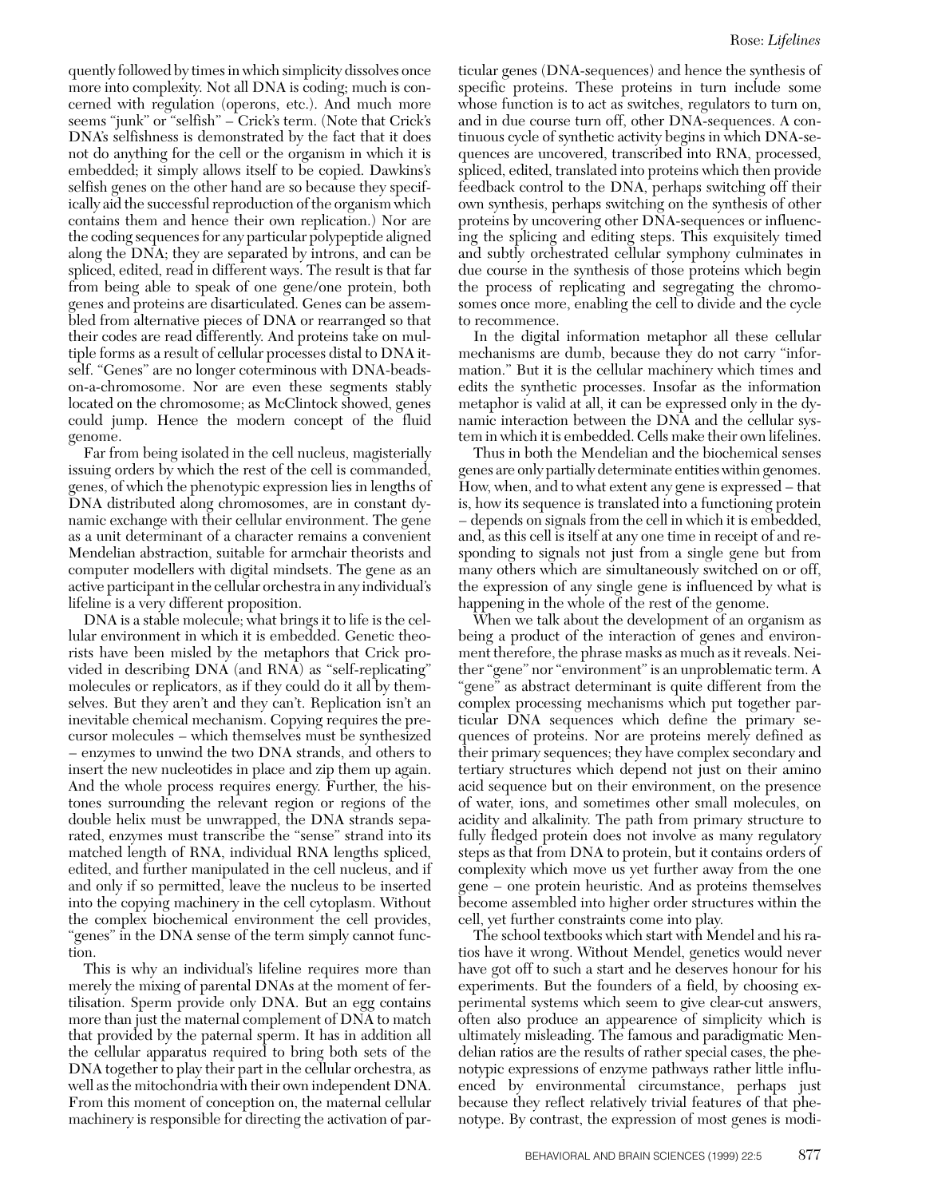quently followed by times in which simplicity dissolves once more into complexity. Not all DNA is coding; much is concerned with regulation (operons, etc.). And much more seems "junk" or "selfish" – Crick's term. (Note that Crick's DNA's selfishness is demonstrated by the fact that it does not do anything for the cell or the organism in which it is embedded; it simply allows itself to be copied. Dawkins's selfish genes on the other hand are so because they specifically aid the successful reproduction of the organism which contains them and hence their own replication.) Nor are the coding sequences for any particular polypeptide aligned along the DNA; they are separated by introns, and can be spliced, edited, read in different ways. The result is that far from being able to speak of one gene/one protein, both genes and proteins are disarticulated. Genes can be assembled from alternative pieces of DNA or rearranged so that their codes are read differently. And proteins take on multiple forms as a result of cellular processes distal to DNA itself. "Genes" are no longer coterminous with DNA-beadson-a-chromosome. Nor are even these segments stably located on the chromosome; as McClintock showed, genes could jump. Hence the modern concept of the fluid genome.

Far from being isolated in the cell nucleus, magisterially issuing orders by which the rest of the cell is commanded, genes, of which the phenotypic expression lies in lengths of DNA distributed along chromosomes, are in constant dynamic exchange with their cellular environment. The gene as a unit determinant of a character remains a convenient Mendelian abstraction, suitable for armchair theorists and computer modellers with digital mindsets. The gene as an active participant in the cellular orchestra in any individual's lifeline is a very different proposition.

DNA is a stable molecule; what brings it to life is the cellular environment in which it is embedded. Genetic theorists have been misled by the metaphors that Crick provided in describing DNA (and RNA) as "self-replicating" molecules or replicators, as if they could do it all by themselves. But they aren't and they can't. Replication isn't an inevitable chemical mechanism. Copying requires the precursor molecules – which themselves must be synthesized – enzymes to unwind the two DNA strands, and others to insert the new nucleotides in place and zip them up again. And the whole process requires energy. Further, the histones surrounding the relevant region or regions of the double helix must be unwrapped, the DNA strands separated, enzymes must transcribe the "sense" strand into its matched length of RNA, individual RNA lengths spliced, edited, and further manipulated in the cell nucleus, and if and only if so permitted, leave the nucleus to be inserted into the copying machinery in the cell cytoplasm. Without the complex biochemical environment the cell provides, "genes" in the DNA sense of the term simply cannot function.

This is why an individual's lifeline requires more than merely the mixing of parental DNAs at the moment of fertilisation. Sperm provide only DNA. But an egg contains more than just the maternal complement of DNA to match that provided by the paternal sperm. It has in addition all the cellular apparatus required to bring both sets of the DNA together to play their part in the cellular orchestra, as well as the mitochondria with their own independent DNA. From this moment of conception on, the maternal cellular machinery is responsible for directing the activation of par-

ticular genes (DNA-sequences) and hence the synthesis of specific proteins. These proteins in turn include some whose function is to act as switches, regulators to turn on, and in due course turn off, other DNA-sequences. A continuous cycle of synthetic activity begins in which DNA-sequences are uncovered, transcribed into RNA, processed, spliced, edited, translated into proteins which then provide feedback control to the DNA, perhaps switching off their own synthesis, perhaps switching on the synthesis of other proteins by uncovering other DNA-sequences or influencing the splicing and editing steps. This exquisitely timed and subtly orchestrated cellular symphony culminates in due course in the synthesis of those proteins which begin the process of replicating and segregating the chromosomes once more, enabling the cell to divide and the cycle to recommence.

In the digital information metaphor all these cellular mechanisms are dumb, because they do not carry "information." But it is the cellular machinery which times and edits the synthetic processes. Insofar as the information metaphor is valid at all, it can be expressed only in the dynamic interaction between the DNA and the cellular system in which it is embedded. Cells make their own lifelines.

Thus in both the Mendelian and the biochemical senses genes are only partially determinate entities within genomes. How, when, and to what extent any gene is expressed – that is, how its sequence is translated into a functioning protein – depends on signals from the cell in which it is embedded, and, as this cell is itself at any one time in receipt of and responding to signals not just from a single gene but from many others which are simultaneously switched on or off, the expression of any single gene is influenced by what is happening in the whole of the rest of the genome.

When we talk about the development of an organism as being a product of the interaction of genes and environment therefore, the phrase masks as much as it reveals. Neither "gene" nor "environment" is an unproblematic term. A "gene" as abstract determinant is quite different from the complex processing mechanisms which put together particular DNA sequences which define the primary sequences of proteins. Nor are proteins merely defined as their primary sequences; they have complex secondary and tertiary structures which depend not just on their amino acid sequence but on their environment, on the presence of water, ions, and sometimes other small molecules, on acidity and alkalinity. The path from primary structure to fully fledged protein does not involve as many regulatory steps as that from DNA to protein, but it contains orders of complexity which move us yet further away from the one gene – one protein heuristic. And as proteins themselves become assembled into higher order structures within the cell, yet further constraints come into play.

The school textbooks which start with Mendel and his ratios have it wrong. Without Mendel, genetics would never have got off to such a start and he deserves honour for his experiments. But the founders of a field, by choosing experimental systems which seem to give clear-cut answers, often also produce an appearence of simplicity which is ultimately misleading. The famous and paradigmatic Mendelian ratios are the results of rather special cases, the phenotypic expressions of enzyme pathways rather little influenced by environmental circumstance, perhaps just because they reflect relatively trivial features of that phenotype. By contrast, the expression of most genes is modi-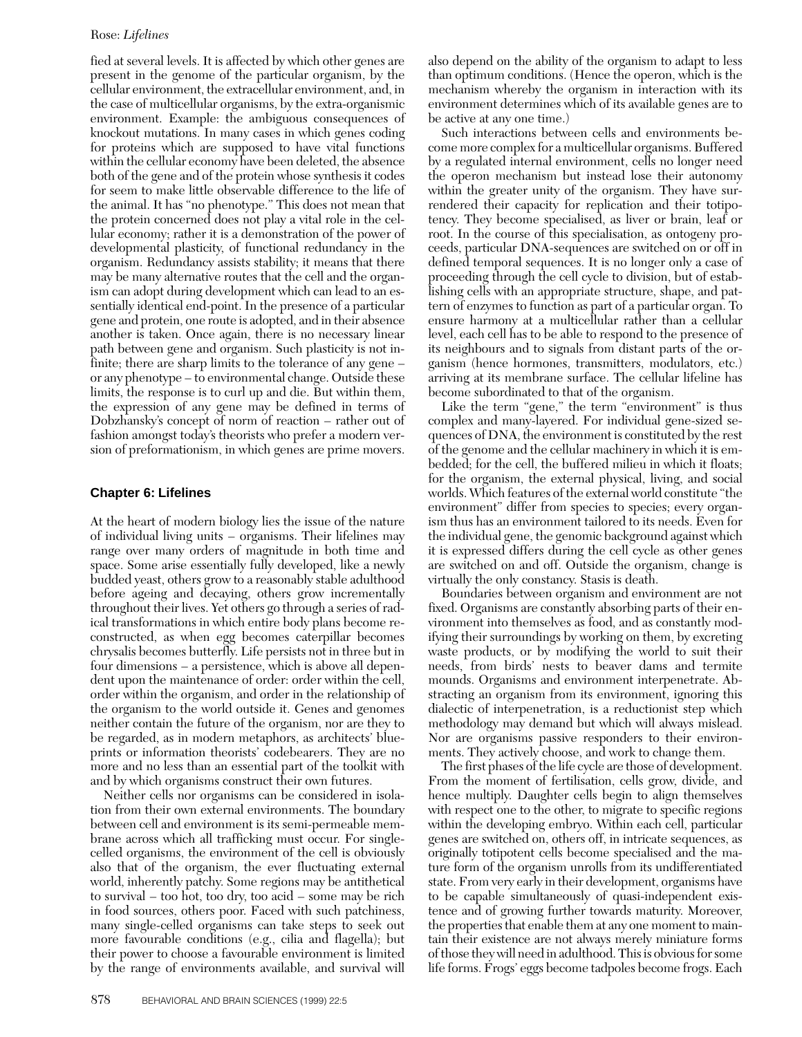## Rose: *Lifelines*

fied at several levels. It is affected by which other genes are present in the genome of the particular organism, by the cellular environment, the extracellular environment, and, in the case of multicellular organisms, by the extra-organismic environment. Example: the ambiguous consequences of knockout mutations. In many cases in which genes coding for proteins which are supposed to have vital functions within the cellular economy have been deleted, the absence both of the gene and of the protein whose synthesis it codes for seem to make little observable difference to the life of the animal. It has "no phenotype." This does not mean that the protein concerned does not play a vital role in the cellular economy; rather it is a demonstration of the power of developmental plasticity, of functional redundancy in the organism. Redundancy assists stability; it means that there may be many alternative routes that the cell and the organism can adopt during development which can lead to an essentially identical end-point. In the presence of a particular gene and protein, one route is adopted, and in their absence another is taken. Once again, there is no necessary linear path between gene and organism. Such plasticity is not infinite; there are sharp limits to the tolerance of any gene – or any phenotype – to environmental change. Outside these limits, the response is to curl up and die. But within them, the expression of any gene may be defined in terms of Dobzhansky's concept of norm of reaction – rather out of fashion amongst today's theorists who prefer a modern version of preformationism, in which genes are prime movers.

## **Chapter 6: Lifelines**

At the heart of modern biology lies the issue of the nature of individual living units – organisms. Their lifelines may range over many orders of magnitude in both time and space. Some arise essentially fully developed, like a newly budded yeast, others grow to a reasonably stable adulthood before ageing and decaying, others grow incrementally throughout their lives. Yet others go through a series of radical transformations in which entire body plans become reconstructed, as when egg becomes caterpillar becomes chrysalis becomes butterfly. Life persists not in three but in four dimensions – a persistence, which is above all dependent upon the maintenance of order: order within the cell, order within the organism, and order in the relationship of the organism to the world outside it. Genes and genomes neither contain the future of the organism, nor are they to be regarded, as in modern metaphors, as architects' blueprints or information theorists' codebearers. They are no more and no less than an essential part of the toolkit with and by which organisms construct their own futures.

Neither cells nor organisms can be considered in isolation from their own external environments. The boundary between cell and environment is its semi-permeable membrane across which all trafficking must occur. For singlecelled organisms, the environment of the cell is obviously also that of the organism, the ever fluctuating external world, inherently patchy. Some regions may be antithetical to survival – too hot, too dry, too acid – some may be rich in food sources, others poor. Faced with such patchiness, many single-celled organisms can take steps to seek out more favourable conditions (e.g., cilia and flagella); but their power to choose a favourable environment is limited by the range of environments available, and survival will

also depend on the ability of the organism to adapt to less than optimum conditions. (Hence the operon, which is the mechanism whereby the organism in interaction with its environment determines which of its available genes are to be active at any one time.)

Such interactions between cells and environments become more complex for a multicellular organisms. Buffered by a regulated internal environment, cells no longer need the operon mechanism but instead lose their autonomy within the greater unity of the organism. They have surrendered their capacity for replication and their totipotency. They become specialised, as liver or brain, leaf or root. In the course of this specialisation, as ontogeny proceeds, particular DNA-sequences are switched on or off in defined temporal sequences. It is no longer only a case of proceeding through the cell cycle to division, but of establishing cells with an appropriate structure, shape, and pattern of enzymes to function as part of a particular organ. To ensure harmony at a multicellular rather than a cellular level, each cell has to be able to respond to the presence of its neighbours and to signals from distant parts of the organism (hence hormones, transmitters, modulators, etc.) arriving at its membrane surface. The cellular lifeline has become subordinated to that of the organism.

Like the term "gene," the term "environment" is thus complex and many-layered. For individual gene-sized sequences of DNA, the environment is constituted by the rest of the genome and the cellular machinery in which it is embedded; for the cell, the buffered milieu in which it floats; for the organism, the external physical, living, and social worlds. Which features of the external world constitute "the environment" differ from species to species; every organism thus has an environment tailored to its needs. Even for the individual gene, the genomic background against which it is expressed differs during the cell cycle as other genes are switched on and off. Outside the organism, change is virtually the only constancy. Stasis is death.

Boundaries between organism and environment are not fixed. Organisms are constantly absorbing parts of their environment into themselves as food, and as constantly modifying their surroundings by working on them, by excreting waste products, or by modifying the world to suit their needs, from birds' nests to beaver dams and termite mounds. Organisms and environment interpenetrate. Abstracting an organism from its environment, ignoring this dialectic of interpenetration, is a reductionist step which methodology may demand but which will always mislead. Nor are organisms passive responders to their environments. They actively choose, and work to change them.

The first phases of the life cycle are those of development. From the moment of fertilisation, cells grow, divide, and hence multiply. Daughter cells begin to align themselves with respect one to the other, to migrate to specific regions within the developing embryo. Within each cell, particular genes are switched on, others off, in intricate sequences, as originally totipotent cells become specialised and the mature form of the organism unrolls from its undifferentiated state. From very early in their development, organisms have to be capable simultaneously of quasi-independent existence and of growing further towards maturity. Moreover, the properties that enable them at any one moment to maintain their existence are not always merely miniature forms of those they will need in adulthood. This is obvious for some life forms. Frogs' eggs become tadpoles become frogs. Each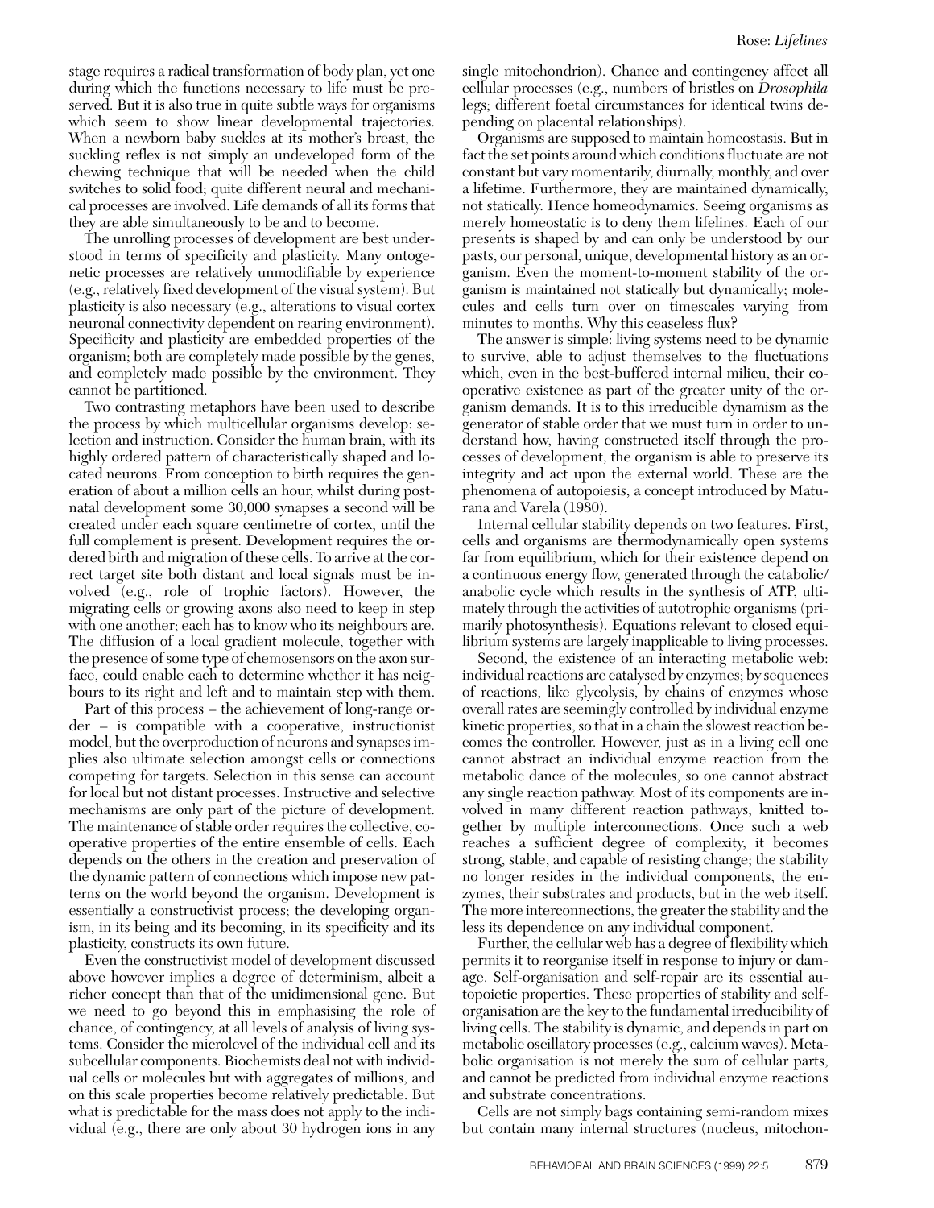stage requires a radical transformation of body plan, yet one during which the functions necessary to life must be preserved. But it is also true in quite subtle ways for organisms which seem to show linear developmental trajectories. When a newborn baby suckles at its mother's breast, the suckling reflex is not simply an undeveloped form of the chewing technique that will be needed when the child switches to solid food; quite different neural and mechanical processes are involved. Life demands of all its forms that they are able simultaneously to be and to become.

The unrolling processes of development are best understood in terms of specificity and plasticity. Many ontogenetic processes are relatively unmodifiable by experience (e.g., relatively fixed development of the visual system). But plasticity is also necessary (e.g., alterations to visual cortex neuronal connectivity dependent on rearing environment). Specificity and plasticity are embedded properties of the organism; both are completely made possible by the genes, and completely made possible by the environment. They cannot be partitioned.

Two contrasting metaphors have been used to describe the process by which multicellular organisms develop: selection and instruction. Consider the human brain, with its highly ordered pattern of characteristically shaped and located neurons. From conception to birth requires the generation of about a million cells an hour, whilst during postnatal development some 30,000 synapses a second will be created under each square centimetre of cortex, until the full complement is present. Development requires the ordered birth and migration of these cells. To arrive at the correct target site both distant and local signals must be involved (e.g., role of trophic factors). However, the migrating cells or growing axons also need to keep in step with one another; each has to know who its neighbours are. The diffusion of a local gradient molecule, together with the presence of some type of chemosensors on the axon surface, could enable each to determine whether it has neigbours to its right and left and to maintain step with them.

Part of this process – the achievement of long-range order – is compatible with a cooperative, instructionist model, but the overproduction of neurons and synapses implies also ultimate selection amongst cells or connections competing for targets. Selection in this sense can account for local but not distant processes. Instructive and selective mechanisms are only part of the picture of development. The maintenance of stable order requires the collective, cooperative properties of the entire ensemble of cells. Each depends on the others in the creation and preservation of the dynamic pattern of connections which impose new patterns on the world beyond the organism. Development is essentially a constructivist process; the developing organism, in its being and its becoming, in its specificity and its plasticity, constructs its own future.

Even the constructivist model of development discussed above however implies a degree of determinism, albeit a richer concept than that of the unidimensional gene. But we need to go beyond this in emphasising the role of chance, of contingency, at all levels of analysis of living systems. Consider the microlevel of the individual cell and its subcellular components. Biochemists deal not with individual cells or molecules but with aggregates of millions, and on this scale properties become relatively predictable. But what is predictable for the mass does not apply to the individual (e.g., there are only about 30 hydrogen ions in any

single mitochondrion). Chance and contingency affect all cellular processes (e.g., numbers of bristles on *Drosophila* legs; different foetal circumstances for identical twins depending on placental relationships).

Organisms are supposed to maintain homeostasis. But in fact the set points around which conditions fluctuate are not constant but vary momentarily, diurnally, monthly, and over a lifetime. Furthermore, they are maintained dynamically, not statically. Hence homeodynamics. Seeing organisms as merely homeostatic is to deny them lifelines. Each of our presents is shaped by and can only be understood by our pasts, our personal, unique, developmental history as an organism. Even the moment-to-moment stability of the organism is maintained not statically but dynamically; molecules and cells turn over on timescales varying from minutes to months. Why this ceaseless flux?

The answer is simple: living systems need to be dynamic to survive, able to adjust themselves to the fluctuations which, even in the best-buffered internal milieu, their cooperative existence as part of the greater unity of the organism demands. It is to this irreducible dynamism as the generator of stable order that we must turn in order to understand how, having constructed itself through the processes of development, the organism is able to preserve its integrity and act upon the external world. These are the phenomena of autopoiesis, a concept introduced by Maturana and Varela (1980).

Internal cellular stability depends on two features. First, cells and organisms are thermodynamically open systems far from equilibrium, which for their existence depend on a continuous energy flow, generated through the catabolic/ anabolic cycle which results in the synthesis of ATP, ultimately through the activities of autotrophic organisms (primarily photosynthesis). Equations relevant to closed equilibrium systems are largely inapplicable to living processes.

Second, the existence of an interacting metabolic web: individual reactions are catalysed by enzymes; by sequences of reactions, like glycolysis, by chains of enzymes whose overall rates are seemingly controlled by individual enzyme kinetic properties, so that in a chain the slowest reaction becomes the controller. However, just as in a living cell one cannot abstract an individual enzyme reaction from the metabolic dance of the molecules, so one cannot abstract any single reaction pathway. Most of its components are involved in many different reaction pathways, knitted together by multiple interconnections. Once such a web reaches a sufficient degree of complexity, it becomes strong, stable, and capable of resisting change; the stability no longer resides in the individual components, the enzymes, their substrates and products, but in the web itself. The more interconnections, the greater the stability and the less its dependence on any individual component.

Further, the cellular web has a degree of flexibility which permits it to reorganise itself in response to injury or damage. Self-organisation and self-repair are its essential autopoietic properties. These properties of stability and selforganisation are the key to the fundamental irreducibility of living cells. The stability is dynamic, and depends in part on metabolic oscillatory processes (e.g., calcium waves). Metabolic organisation is not merely the sum of cellular parts, and cannot be predicted from individual enzyme reactions and substrate concentrations.

Cells are not simply bags containing semi-random mixes but contain many internal structures (nucleus, mitochon-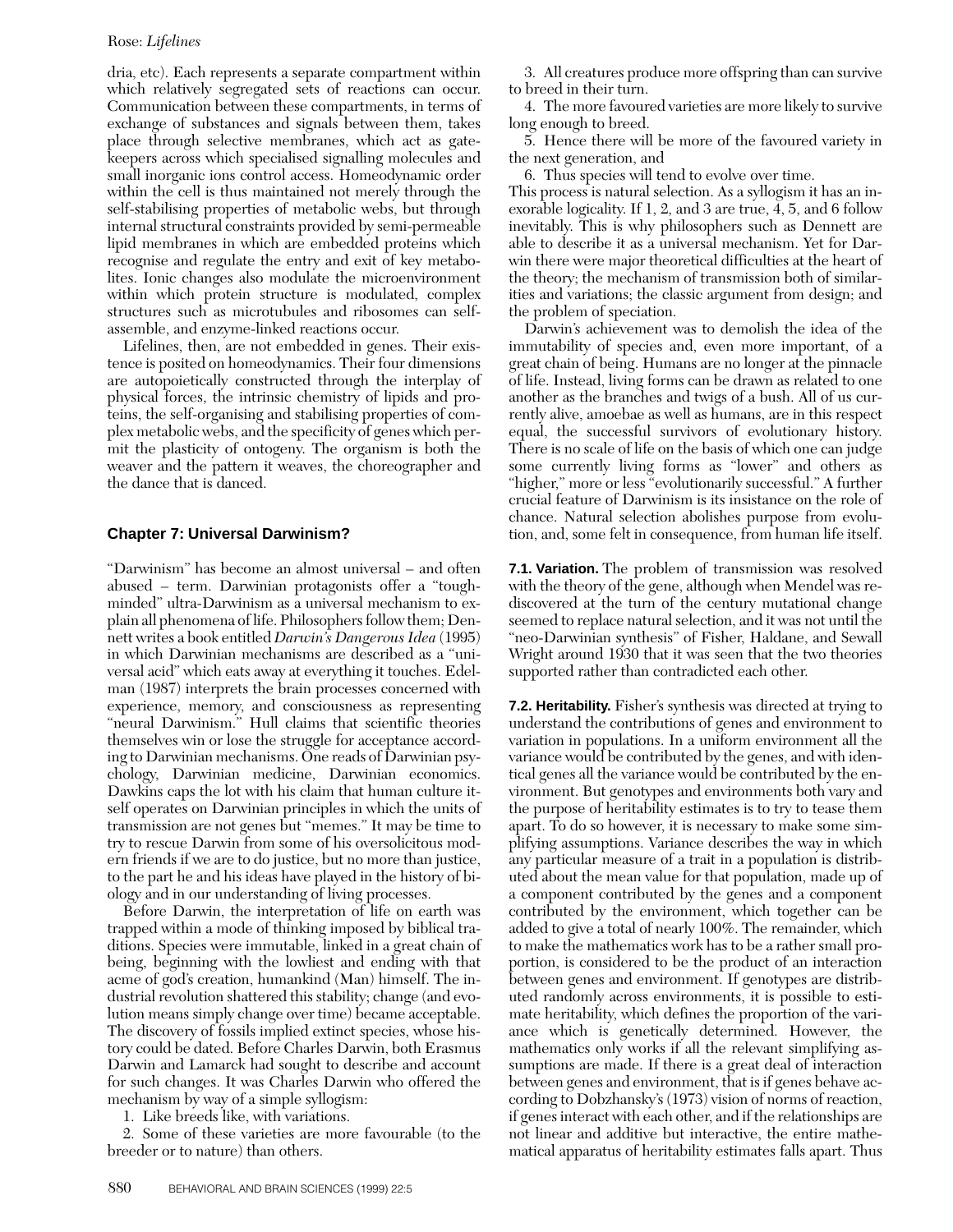## Rose: *Lifelines*

dria, etc). Each represents a separate compartment within which relatively segregated sets of reactions can occur. Communication between these compartments, in terms of exchange of substances and signals between them, takes place through selective membranes, which act as gatekeepers across which specialised signalling molecules and small inorganic ions control access. Homeodynamic order within the cell is thus maintained not merely through the self-stabilising properties of metabolic webs, but through internal structural constraints provided by semi-permeable lipid membranes in which are embedded proteins which recognise and regulate the entry and exit of key metabolites. Ionic changes also modulate the microenvironment within which protein structure is modulated, complex structures such as microtubules and ribosomes can selfassemble, and enzyme-linked reactions occur.

Lifelines, then, are not embedded in genes. Their existence is posited on homeodynamics. Their four dimensions are autopoietically constructed through the interplay of physical forces, the intrinsic chemistry of lipids and proteins, the self-organising and stabilising properties of complex metabolic webs, and the specificity of genes which permit the plasticity of ontogeny. The organism is both the weaver and the pattern it weaves, the choreographer and the dance that is danced.

## **Chapter 7: Universal Darwinism?**

"Darwinism" has become an almost universal – and often abused – term. Darwinian protagonists offer a "toughminded" ultra-Darwinism as a universal mechanism to explain all phenomena of life. Philosophers follow them; Dennett writes a book entitled *Darwin's Dangerous Idea* (1995) in which Darwinian mechanisms are described as a "universal acid" which eats away at everything it touches. Edelman (1987) interprets the brain processes concerned with experience, memory, and consciousness as representing "neural Darwinism." Hull claims that scientific theories themselves win or lose the struggle for acceptance according to Darwinian mechanisms. One reads of Darwinian psychology, Darwinian medicine, Darwinian economics. Dawkins caps the lot with his claim that human culture itself operates on Darwinian principles in which the units of transmission are not genes but "memes." It may be time to try to rescue Darwin from some of his oversolicitous modern friends if we are to do justice, but no more than justice, to the part he and his ideas have played in the history of biology and in our understanding of living processes.

Before Darwin, the interpretation of life on earth was trapped within a mode of thinking imposed by biblical traditions. Species were immutable, linked in a great chain of being, beginning with the lowliest and ending with that acme of god's creation, humankind (Man) himself. The industrial revolution shattered this stability; change (and evolution means simply change over time) became acceptable. The discovery of fossils implied extinct species, whose history could be dated. Before Charles Darwin, both Erasmus Darwin and Lamarck had sought to describe and account for such changes. It was Charles Darwin who offered the mechanism by way of a simple syllogism:

1. Like breeds like, with variations.

2. Some of these varieties are more favourable (to the breeder or to nature) than others.

3. All creatures produce more offspring than can survive to breed in their turn.

4. The more favoured varieties are more likely to survive long enough to breed.

5. Hence there will be more of the favoured variety in the next generation, and

6. Thus species will tend to evolve over time.

This process is natural selection. As a syllogism it has an inexorable logicality. If 1, 2, and 3 are true, 4, 5, and 6 follow inevitably. This is why philosophers such as Dennett are able to describe it as a universal mechanism. Yet for Darwin there were major theoretical difficulties at the heart of the theory; the mechanism of transmission both of similarities and variations; the classic argument from design; and the problem of speciation.

Darwin's achievement was to demolish the idea of the immutability of species and, even more important, of a great chain of being. Humans are no longer at the pinnacle of life. Instead, living forms can be drawn as related to one another as the branches and twigs of a bush. All of us currently alive, amoebae as well as humans, are in this respect equal, the successful survivors of evolutionary history. There is no scale of life on the basis of which one can judge some currently living forms as "lower" and others as "higher," more or less "evolutionarily successful." A further crucial feature of Darwinism is its insistance on the role of chance. Natural selection abolishes purpose from evolution, and, some felt in consequence, from human life itself.

**7.1. Variation.** The problem of transmission was resolved with the theory of the gene, although when Mendel was rediscovered at the turn of the century mutational change seemed to replace natural selection, and it was not until the "neo-Darwinian synthesis" of Fisher, Haldane, and Sewall Wright around 1930 that it was seen that the two theories supported rather than contradicted each other.

**7.2. Heritability.** Fisher's synthesis was directed at trying to understand the contributions of genes and environment to variation in populations. In a uniform environment all the variance would be contributed by the genes, and with identical genes all the variance would be contributed by the environment. But genotypes and environments both vary and the purpose of heritability estimates is to try to tease them apart. To do so however, it is necessary to make some simplifying assumptions. Variance describes the way in which any particular measure of a trait in a population is distributed about the mean value for that population, made up of a component contributed by the genes and a component contributed by the environment, which together can be added to give a total of nearly 100%. The remainder, which to make the mathematics work has to be a rather small proportion, is considered to be the product of an interaction between genes and environment. If genotypes are distributed randomly across environments, it is possible to estimate heritability, which defines the proportion of the variance which is genetically determined. However, the mathematics only works if all the relevant simplifying assumptions are made. If there is a great deal of interaction between genes and environment, that is if genes behave according to Dobzhansky's (1973) vision of norms of reaction, if genes interact with each other, and if the relationships are not linear and additive but interactive, the entire mathematical apparatus of heritability estimates falls apart. Thus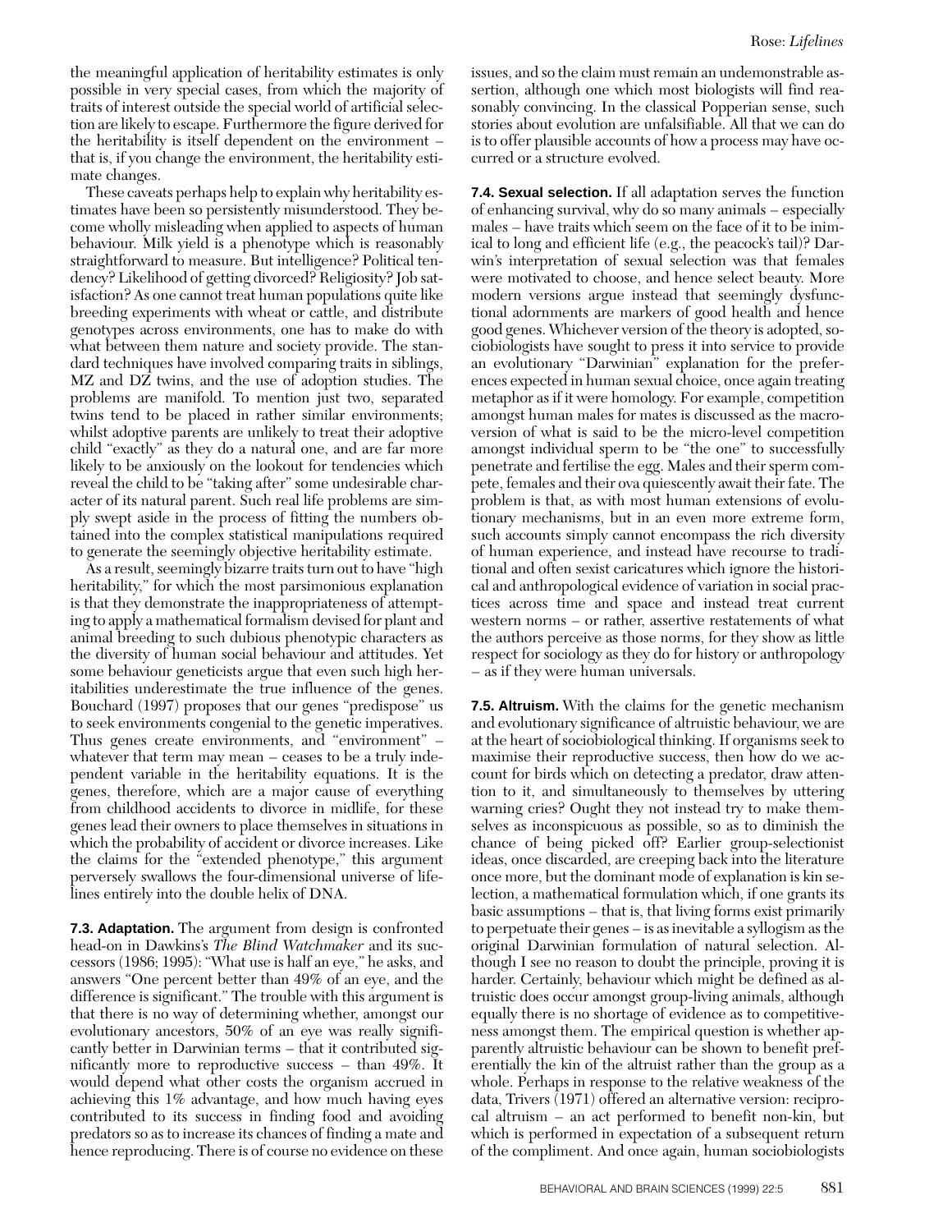the meaningful application of heritability estimates is only possible in very special cases, from which the majority of traits of interest outside the special world of artificial selection are likely to escape. Furthermore the figure derived for the heritability is itself dependent on the environment – that is, if you change the environment, the heritability estimate changes.

These caveats perhaps help to explain why heritability estimates have been so persistently misunderstood. They become wholly misleading when applied to aspects of human behaviour. Milk yield is a phenotype which is reasonably straightforward to measure. But intelligence? Political tendency? Likelihood of getting divorced? Religiosity? Job satisfaction? As one cannot treat human populations quite like breeding experiments with wheat or cattle, and distribute genotypes across environments, one has to make do with what between them nature and society provide. The standard techniques have involved comparing traits in siblings, MZ and DZ twins, and the use of adoption studies. The problems are manifold. To mention just two, separated twins tend to be placed in rather similar environments; whilst adoptive parents are unlikely to treat their adoptive child "exactly" as they do a natural one, and are far more likely to be anxiously on the lookout for tendencies which reveal the child to be "taking after" some undesirable character of its natural parent. Such real life problems are simply swept aside in the process of fitting the numbers obtained into the complex statistical manipulations required to generate the seemingly objective heritability estimate.

As a result, seemingly bizarre traits turn out to have "high heritability," for which the most parsimonious explanation is that they demonstrate the inappropriateness of attempting to apply a mathematical formalism devised for plant and animal breeding to such dubious phenotypic characters as the diversity of human social behaviour and attitudes. Yet some behaviour geneticists argue that even such high heritabilities underestimate the true influence of the genes. Bouchard (1997) proposes that our genes "predispose" us to seek environments congenial to the genetic imperatives. Thus genes create environments, and "environment" – whatever that term may mean – ceases to be a truly independent variable in the heritability equations. It is the genes, therefore, which are a major cause of everything from childhood accidents to divorce in midlife, for these genes lead their owners to place themselves in situations in which the probability of accident or divorce increases. Like the claims for the "extended phenotype," this argument perversely swallows the four-dimensional universe of lifelines entirely into the double helix of DNA.

**7.3. Adaptation.** The argument from design is confronted head-on in Dawkins's *The Blind Watchmaker* and its successors (1986; 1995): "What use is half an eye," he asks, and answers "One percent better than 49% of an eye, and the difference is significant." The trouble with this argument is that there is no way of determining whether, amongst our evolutionary ancestors, 50% of an eye was really significantly better in Darwinian terms – that it contributed significantly more to reproductive success – than 49%. It would depend what other costs the organism accrued in achieving this 1% advantage, and how much having eyes contributed to its success in finding food and avoiding predators so as to increase its chances of finding a mate and hence reproducing. There is of course no evidence on these

issues, and so the claim must remain an undemonstrable assertion, although one which most biologists will find reasonably convincing. In the classical Popperian sense, such stories about evolution are unfalsifiable. All that we can do is to offer plausible accounts of how a process may have occurred or a structure evolved.

**7.4. Sexual selection.** If all adaptation serves the function of enhancing survival, why do so many animals – especially males – have traits which seem on the face of it to be inimical to long and efficient life (e.g., the peacock's tail)? Darwin's interpretation of sexual selection was that females were motivated to choose, and hence select beauty. More modern versions argue instead that seemingly dysfunctional adornments are markers of good health and hence good genes. Whichever version of the theory is adopted, sociobiologists have sought to press it into service to provide an evolutionary "Darwinian" explanation for the preferences expected in human sexual choice, once again treating metaphor as if it were homology. For example, competition amongst human males for mates is discussed as the macroversion of what is said to be the micro-level competition amongst individual sperm to be "the one" to successfully penetrate and fertilise the egg. Males and their sperm compete, females and their ova quiescently await their fate. The problem is that, as with most human extensions of evolutionary mechanisms, but in an even more extreme form, such accounts simply cannot encompass the rich diversity of human experience, and instead have recourse to traditional and often sexist caricatures which ignore the historical and anthropological evidence of variation in social practices across time and space and instead treat current western norms – or rather, assertive restatements of what the authors perceive as those norms, for they show as little respect for sociology as they do for history or anthropology – as if they were human universals.

**7.5. Altruism.** With the claims for the genetic mechanism and evolutionary significance of altruistic behaviour, we are at the heart of sociobiological thinking. If organisms seek to maximise their reproductive success, then how do we account for birds which on detecting a predator, draw attention to it, and simultaneously to themselves by uttering warning cries? Ought they not instead try to make themselves as inconspicuous as possible, so as to diminish the chance of being picked off? Earlier group-selectionist ideas, once discarded, are creeping back into the literature once more, but the dominant mode of explanation is kin selection, a mathematical formulation which, if one grants its basic assumptions – that is, that living forms exist primarily to perpetuate their genes – is as inevitable a syllogism as the original Darwinian formulation of natural selection. Although I see no reason to doubt the principle, proving it is harder. Certainly, behaviour which might be defined as altruistic does occur amongst group-living animals, although equally there is no shortage of evidence as to competitiveness amongst them. The empirical question is whether apparently altruistic behaviour can be shown to benefit preferentially the kin of the altruist rather than the group as a whole. Perhaps in response to the relative weakness of the data, Trivers (1971) offered an alternative version: reciprocal altruism – an act performed to benefit non-kin, but which is performed in expectation of a subsequent return of the compliment. And once again, human sociobiologists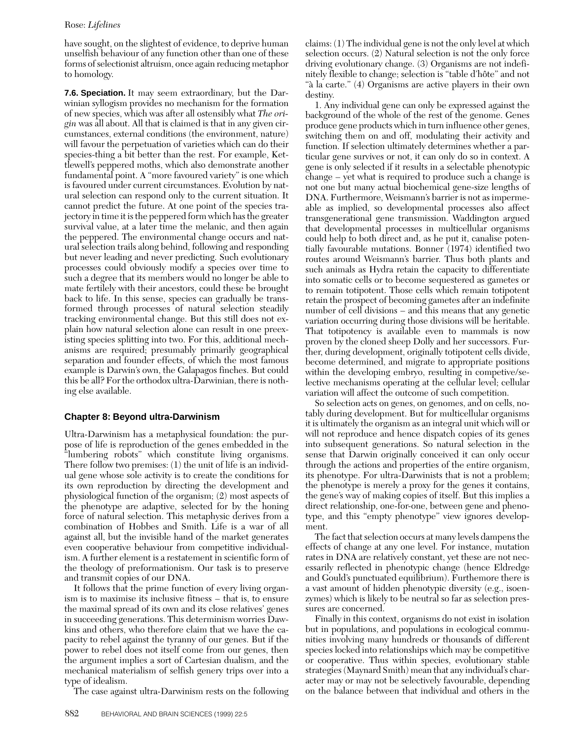## Rose: *Lifelines*

have sought, on the slightest of evidence, to deprive human unselfish behaviour of any function other than one of these forms of selectionist altruism, once again reducing metaphor to homology.

**7.6. Speciation.** It may seem extraordinary, but the Darwinian syllogism provides no mechanism for the formation of new species, which was after all ostensibly what *The origin* was all about. All that is claimed is that in any given circumstances, external conditions (the environment, nature) will favour the perpetuation of varieties which can do their species-thing a bit better than the rest. For example, Kettlewell's peppered moths, which also demonstrate another fundamental point. A "more favoured variety" is one which is favoured under current circumstances. Evolution by natural selection can respond only to the current situation. It cannot predict the future. At one point of the species trajectory in time it is the peppered form which has the greater survival value, at a later time the melanic, and then again the peppered. The environmental change occurs and natural selection trails along behind, following and responding but never leading and never predicting. Such evolutionary processes could obviously modify a species over time to such a degree that its members would no longer be able to mate fertilely with their ancestors, could these be brought back to life. In this sense, species can gradually be transformed through processes of natural selection steadily tracking environmental change. But this still does not explain how natural selection alone can result in one preexisting species splitting into two. For this, additional mechanisms are required; presumably primarily geographical separation and founder effects, of which the most famous example is Darwin's own, the Galapagos finches. But could this be all? For the orthodox ultra-Darwinian, there is nothing else available.

## **Chapter 8: Beyond ultra-Darwinism**

Ultra-Darwinism has a metaphysical foundation: the purpose of life is reproduction of the genes embedded in the "lumbering robots" which constitute living organisms. There follow two premises: (1) the unit of life is an individual gene whose sole activity is to create the conditions for its own reproduction by directing the development and physiological function of the organism; (2) most aspects of the phenotype are adaptive, selected for by the honing force of natural selection. This metaphysic derives from a combination of Hobbes and Smith. Life is a war of all against all, but the invisible hand of the market generates even cooperative behaviour from competitive individualism. A further element is a restatement in scientific form of the theology of preformationism. Our task is to preserve and transmit copies of our DNA.

It follows that the prime function of every living organism is to maximise its inclusive fitness – that is, to ensure the maximal spread of its own and its close relatives' genes in succeeding generations. This determinism worries Dawkins and others, who therefore claim that we have the capacity to rebel against the tyranny of our genes. But if the power to rebel does not itself come from our genes, then the argument implies a sort of Cartesian dualism, and the mechanical materialism of selfish genery trips over into a type of idealism.

The case against ultra-Darwinism rests on the following

claims: (1) The individual gene is not the only level at which selection occurs. (2) Natural selection is not the only force driving evolutionary change. (3) Organisms are not indefinitely flexible to change; selection is "table d'hôte" and not "à la carte." (4) Organisms are active players in their own destiny.

1. Any individual gene can only be expressed against the background of the whole of the rest of the genome. Genes produce gene products which in turn influence other genes, switching them on and off, modulating their activity and function. If selection ultimately determines whether a particular gene survives or not, it can only do so in context. A gene is only selected if it results in a selectable phenotypic change – yet what is required to produce such a change is not one but many actual biochemical gene-size lengths of DNA. Furthermore, Weismann's barrier is not as impermeable as implied, so developmental processes also affect transgenerational gene transmission. Waddington argued that developmental processes in multicellular organisms could help to both direct and, as he put it, canalise potentially favourable mutations. Bonner (1974) identified two routes around Weismann's barrier. Thus both plants and such animals as Hydra retain the capacity to differentiate into somatic cells or to become sequestered as gametes or to remain totipotent. Those cells which remain totipotent retain the prospect of becoming gametes after an indefinite number of cell divisions – and this means that any genetic variation occurring during those divisions will be heritable. That totipotency is available even to mammals is now proven by the cloned sheep Dolly and her successors. Further, during development, originally totipotent cells divide, become determined, and migrate to appropriate positions within the developing embryo, resulting in competive/selective mechanisms operating at the cellular level; cellular variation will affect the outcome of such competition.

So selection acts on genes, on genomes, and on cells, notably during development. But for multicellular organisms it is ultimately the organism as an integral unit which will or will not reproduce and hence dispatch copies of its genes into subsequent generations. So natural selection in the sense that Darwin originally conceived it can only occur through the actions and properties of the entire organism, its phenotype. For ultra-Darwinists that is not a problem; the phenotype is merely a proxy for the genes it contains, the gene's way of making copies of itself. But this implies a direct relationship, one-for-one, between gene and phenotype, and this "empty phenotype" view ignores development.

The fact that selection occurs at many levels dampens the effects of change at any one level. For instance, mutation rates in DNA are relatively constant, yet these are not necessarily reflected in phenotypic change (hence Eldredge and Gould's punctuated equilibrium). Furthemore there is a vast amount of hidden phenotypic diversity (e.g., isoenzymes) which is likely to be neutral so far as selection pressures are concerned.

Finally in this context, organisms do not exist in isolation but in populations, and populations in ecological communities involving many hundreds or thousands of different species locked into relationships which may be competitive or cooperative. Thus within species, evolutionary stable strategies (Maynard Smith) mean that any individual's character may or may not be selectively favourable, depending on the balance between that individual and others in the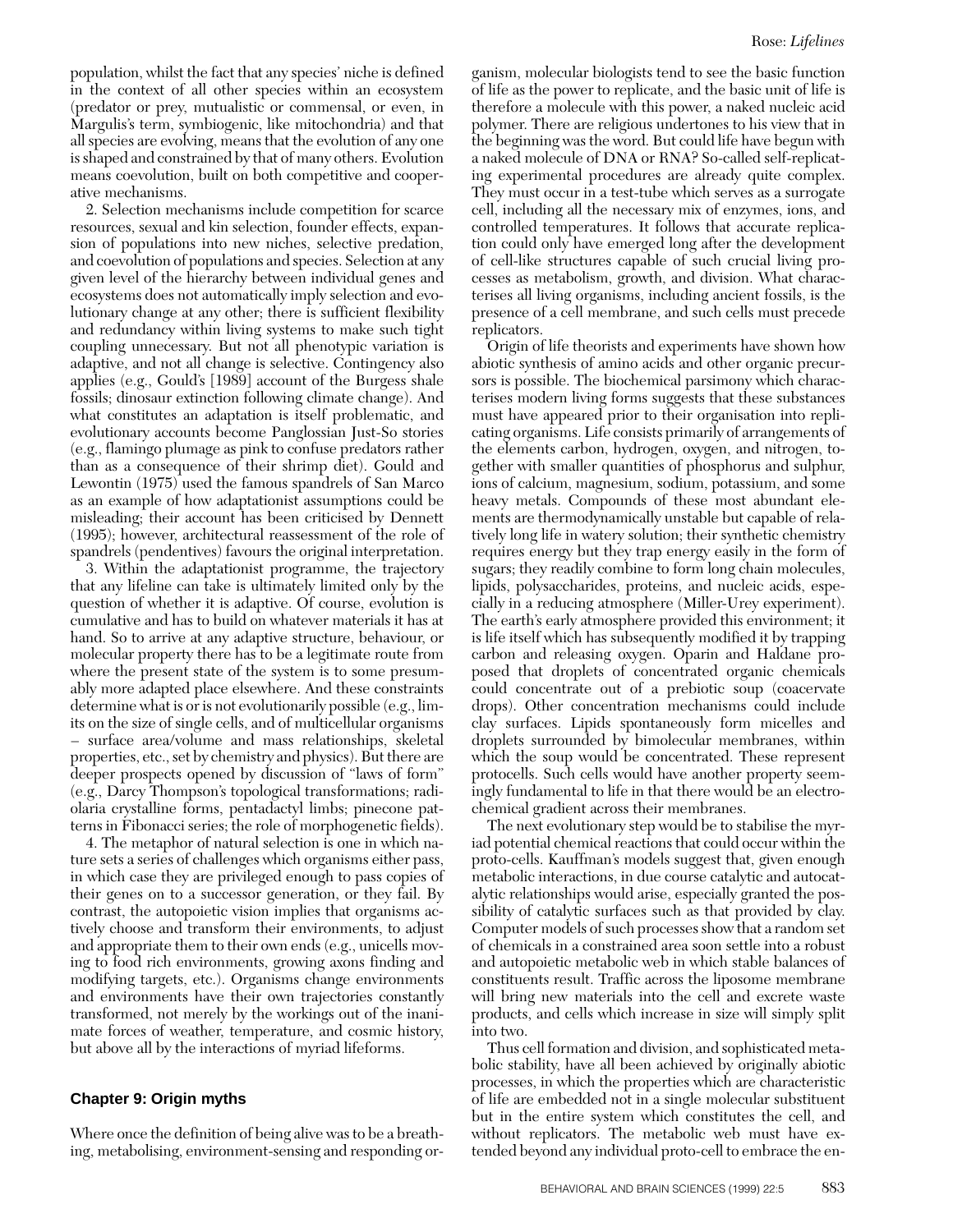population, whilst the fact that any species' niche is defined in the context of all other species within an ecosystem (predator or prey, mutualistic or commensal, or even, in Margulis's term, symbiogenic, like mitochondria) and that all species are evolving, means that the evolution of any one is shaped and constrained by that of many others. Evolution means coevolution, built on both competitive and cooperative mechanisms.

2. Selection mechanisms include competition for scarce resources, sexual and kin selection, founder effects, expansion of populations into new niches, selective predation, and coevolution of populations and species. Selection at any given level of the hierarchy between individual genes and ecosystems does not automatically imply selection and evolutionary change at any other; there is sufficient flexibility and redundancy within living systems to make such tight coupling unnecessary. But not all phenotypic variation is adaptive, and not all change is selective. Contingency also applies (e.g., Gould's [1989] account of the Burgess shale fossils; dinosaur extinction following climate change). And what constitutes an adaptation is itself problematic, and evolutionary accounts become Panglossian Just-So stories (e.g., flamingo plumage as pink to confuse predators rather than as a consequence of their shrimp diet). Gould and Lewontin (1975) used the famous spandrels of San Marco as an example of how adaptationist assumptions could be misleading; their account has been criticised by Dennett (1995); however, architectural reassessment of the role of spandrels (pendentives) favours the original interpretation.

3. Within the adaptationist programme, the trajectory that any lifeline can take is ultimately limited only by the question of whether it is adaptive. Of course, evolution is cumulative and has to build on whatever materials it has at hand. So to arrive at any adaptive structure, behaviour, or molecular property there has to be a legitimate route from where the present state of the system is to some presumably more adapted place elsewhere. And these constraints determine what is or is not evolutionarily possible (e.g., limits on the size of single cells, and of multicellular organisms – surface area/volume and mass relationships, skeletal properties, etc., set by chemistry and physics). But there are deeper prospects opened by discussion of "laws of form" (e.g., Darcy Thompson's topological transformations; radiolaria crystalline forms, pentadactyl limbs; pinecone patterns in Fibonacci series; the role of morphogenetic fields).

4. The metaphor of natural selection is one in which nature sets a series of challenges which organisms either pass, in which case they are privileged enough to pass copies of their genes on to a successor generation, or they fail. By contrast, the autopoietic vision implies that organisms actively choose and transform their environments, to adjust and appropriate them to their own ends (e.g., unicells moving to food rich environments, growing axons finding and modifying targets, etc.). Organisms change environments and environments have their own trajectories constantly transformed, not merely by the workings out of the inanimate forces of weather, temperature, and cosmic history, but above all by the interactions of myriad lifeforms.

## **Chapter 9: Origin myths**

Where once the definition of being alive was to be a breathing, metabolising, environment-sensing and responding or-

ganism, molecular biologists tend to see the basic function of life as the power to replicate, and the basic unit of life is therefore a molecule with this power, a naked nucleic acid polymer. There are religious undertones to his view that in the beginning was the word. But could life have begun with a naked molecule of DNA or RNA? So-called self-replicating experimental procedures are already quite complex. They must occur in a test-tube which serves as a surrogate cell, including all the necessary mix of enzymes, ions, and controlled temperatures. It follows that accurate replication could only have emerged long after the development of cell-like structures capable of such crucial living processes as metabolism, growth, and division. What characterises all living organisms, including ancient fossils, is the presence of a cell membrane, and such cells must precede replicators.

Origin of life theorists and experiments have shown how abiotic synthesis of amino acids and other organic precursors is possible. The biochemical parsimony which characterises modern living forms suggests that these substances must have appeared prior to their organisation into replicating organisms. Life consists primarily of arrangements of the elements carbon, hydrogen, oxygen, and nitrogen, together with smaller quantities of phosphorus and sulphur, ions of calcium, magnesium, sodium, potassium, and some heavy metals. Compounds of these most abundant elements are thermodynamically unstable but capable of relatively long life in watery solution; their synthetic chemistry requires energy but they trap energy easily in the form of sugars; they readily combine to form long chain molecules, lipids, polysaccharides, proteins, and nucleic acids, especially in a reducing atmosphere (Miller-Urey experiment). The earth's early atmosphere provided this environment; it is life itself which has subsequently modified it by trapping carbon and releasing oxygen. Oparin and Haldane proposed that droplets of concentrated organic chemicals could concentrate out of a prebiotic soup (coacervate drops). Other concentration mechanisms could include clay surfaces. Lipids spontaneously form micelles and droplets surrounded by bimolecular membranes, within which the soup would be concentrated. These represent protocells. Such cells would have another property seemingly fundamental to life in that there would be an electrochemical gradient across their membranes.

The next evolutionary step would be to stabilise the myriad potential chemical reactions that could occur within the proto-cells. Kauffman's models suggest that, given enough metabolic interactions, in due course catalytic and autocatalytic relationships would arise, especially granted the possibility of catalytic surfaces such as that provided by clay. Computer models of such processes show that a random set of chemicals in a constrained area soon settle into a robust and autopoietic metabolic web in which stable balances of constituents result. Traffic across the liposome membrane will bring new materials into the cell and excrete waste products, and cells which increase in size will simply split into two.

Thus cell formation and division, and sophisticated metabolic stability, have all been achieved by originally abiotic processes, in which the properties which are characteristic of life are embedded not in a single molecular substituent but in the entire system which constitutes the cell, and without replicators. The metabolic web must have extended beyond any individual proto-cell to embrace the en-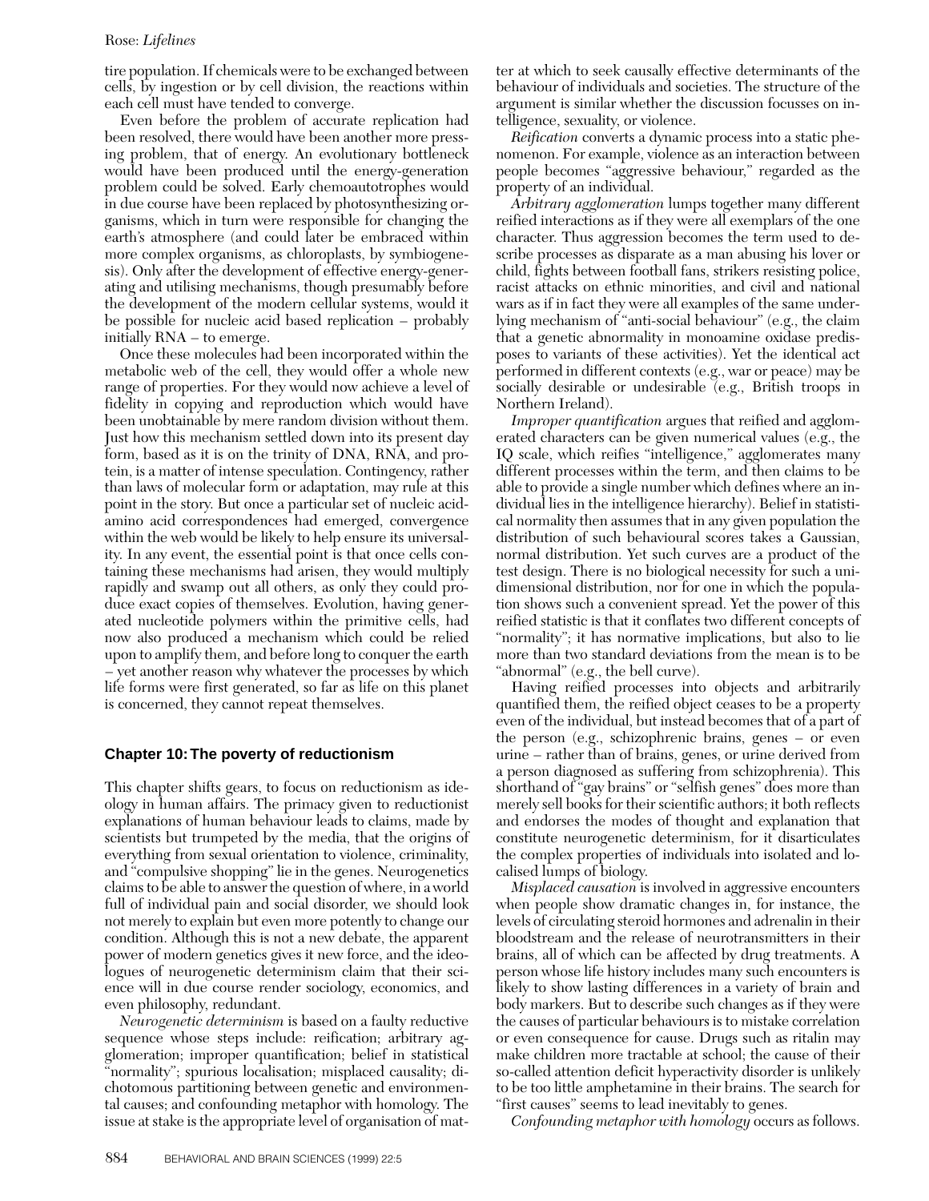## Rose: *Lifelines*

tire population. If chemicals were to be exchanged between cells, by ingestion or by cell division, the reactions within each cell must have tended to converge.

Even before the problem of accurate replication had been resolved, there would have been another more pressing problem, that of energy. An evolutionary bottleneck would have been produced until the energy-generation problem could be solved. Early chemoautotrophes would in due course have been replaced by photosynthesizing organisms, which in turn were responsible for changing the earth's atmosphere (and could later be embraced within more complex organisms, as chloroplasts, by symbiogenesis). Only after the development of effective energy-generating and utilising mechanisms, though presumably before the development of the modern cellular systems, would it be possible for nucleic acid based replication – probably initially RNA – to emerge.

Once these molecules had been incorporated within the metabolic web of the cell, they would offer a whole new range of properties. For they would now achieve a level of fidelity in copying and reproduction which would have been unobtainable by mere random division without them. Just how this mechanism settled down into its present day form, based as it is on the trinity of DNA, RNA, and protein, is a matter of intense speculation. Contingency, rather than laws of molecular form or adaptation, may rule at this point in the story. But once a particular set of nucleic acidamino acid correspondences had emerged, convergence within the web would be likely to help ensure its universality. In any event, the essential point is that once cells containing these mechanisms had arisen, they would multiply rapidly and swamp out all others, as only they could produce exact copies of themselves. Evolution, having generated nucleotide polymers within the primitive cells, had now also produced a mechanism which could be relied upon to amplify them, and before long to conquer the earth – yet another reason why whatever the processes by which life forms were first generated, so far as life on this planet is concerned, they cannot repeat themselves.

## **Chapter 10:The poverty of reductionism**

This chapter shifts gears, to focus on reductionism as ideology in human affairs. The primacy given to reductionist explanations of human behaviour leads to claims, made by scientists but trumpeted by the media, that the origins of everything from sexual orientation to violence, criminality, and "compulsive shopping" lie in the genes. Neurogenetics claims to be able to answer the question of where, in a world full of individual pain and social disorder, we should look not merely to explain but even more potently to change our condition. Although this is not a new debate, the apparent power of modern genetics gives it new force, and the ideologues of neurogenetic determinism claim that their science will in due course render sociology, economics, and even philosophy, redundant.

*Neurogenetic determinism* is based on a faulty reductive sequence whose steps include: reification; arbitrary agglomeration; improper quantification; belief in statistical "normality"; spurious localisation; misplaced causality; dichotomous partitioning between genetic and environmental causes; and confounding metaphor with homology. The issue at stake is the appropriate level of organisation of matter at which to seek causally effective determinants of the behaviour of individuals and societies. The structure of the argument is similar whether the discussion focusses on intelligence, sexuality, or violence.

*Reification* converts a dynamic process into a static phenomenon. For example, violence as an interaction between people becomes "aggressive behaviour," regarded as the property of an individual.

*Arbitrary agglomeration* lumps together many different reified interactions as if they were all exemplars of the one character. Thus aggression becomes the term used to describe processes as disparate as a man abusing his lover or child, fights between football fans, strikers resisting police, racist attacks on ethnic minorities, and civil and national wars as if in fact they were all examples of the same underlying mechanism of "anti-social behaviour" (e.g., the claim that a genetic abnormality in monoamine oxidase predisposes to variants of these activities). Yet the identical act performed in different contexts (e.g., war or peace) may be socially desirable or undesirable (e.g., British troops in Northern Ireland).

*Improper quantification* argues that reified and agglomerated characters can be given numerical values (e.g., the IQ scale, which reifies "intelligence," agglomerates many different processes within the term, and then claims to be able to provide a single number which defines where an individual lies in the intelligence hierarchy). Belief in statistical normality then assumes that in any given population the distribution of such behavioural scores takes a Gaussian, normal distribution. Yet such curves are a product of the test design. There is no biological necessity for such a unidimensional distribution, nor for one in which the population shows such a convenient spread. Yet the power of this reified statistic is that it conflates two different concepts of "normality"; it has normative implications, but also to lie more than two standard deviations from the mean is to be "abnormal" (e.g., the bell curve).

Having reified processes into objects and arbitrarily quantified them, the reified object ceases to be a property even of the individual, but instead becomes that of a part of the person (e.g., schizophrenic brains, genes – or even urine – rather than of brains, genes, or urine derived from a person diagnosed as suffering from schizophrenia). This shorthand of "gay brains" or "selfish genes" does more than merely sell books for their scientific authors; it both reflects and endorses the modes of thought and explanation that constitute neurogenetic determinism, for it disarticulates the complex properties of individuals into isolated and localised lumps of biology.

*Misplaced causation* is involved in aggressive encounters when people show dramatic changes in, for instance, the levels of circulating steroid hormones and adrenalin in their bloodstream and the release of neurotransmitters in their brains, all of which can be affected by drug treatments. A person whose life history includes many such encounters is likely to show lasting differences in a variety of brain and body markers. But to describe such changes as if they were the causes of particular behaviours is to mistake correlation or even consequence for cause. Drugs such as ritalin may make children more tractable at school; the cause of their so-called attention deficit hyperactivity disorder is unlikely to be too little amphetamine in their brains. The search for "first causes" seems to lead inevitably to genes.

*Confounding metaphor with homology* occurs as follows.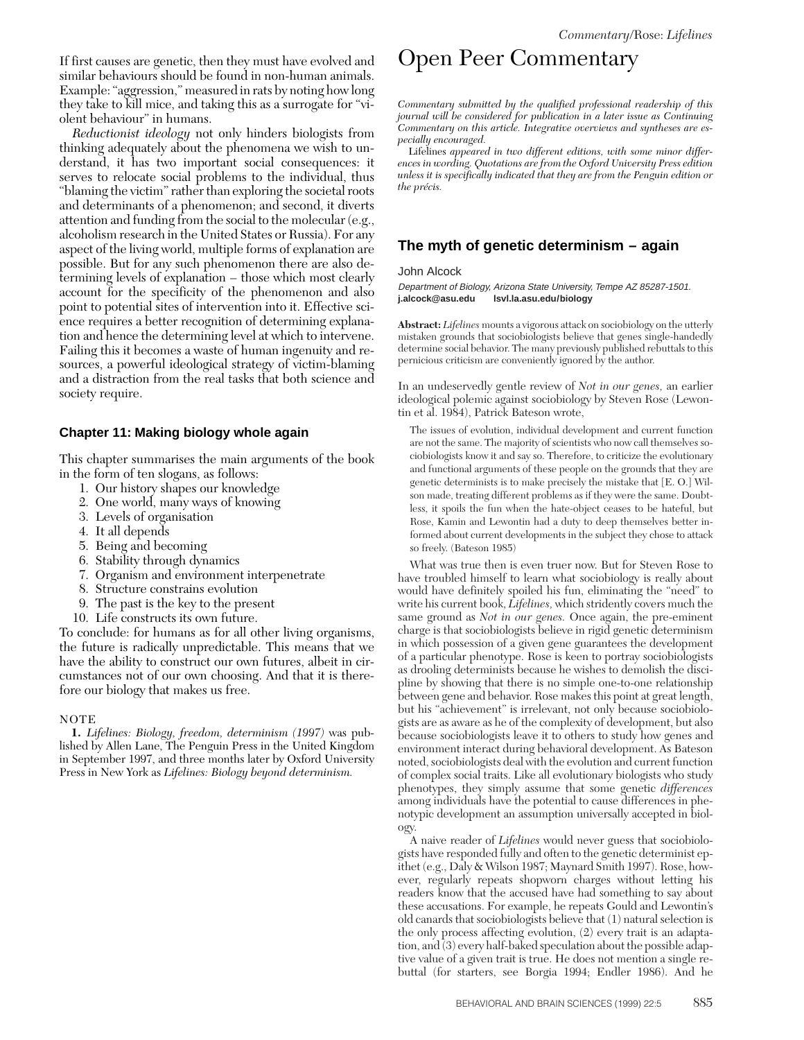If first causes are genetic, then they must have evolved and similar behaviours should be found in non-human animals. Example: "aggression," measured in rats by noting how long they take to kill mice, and taking this as a surrogate for "violent behaviour" in humans.

*Reductionist ideology* not only hinders biologists from thinking adequately about the phenomena we wish to understand, it has two important social consequences: it serves to relocate social problems to the individual, thus "blaming the victim" rather than exploring the societal roots and determinants of a phenomenon; and second, it diverts attention and funding from the social to the molecular (e.g., alcoholism research in the United States or Russia). For any aspect of the living world, multiple forms of explanation are possible. But for any such phenomenon there are also determining levels of explanation – those which most clearly account for the specificity of the phenomenon and also point to potential sites of intervention into it. Effective science requires a better recognition of determining explanation and hence the determining level at which to intervene. Failing this it becomes a waste of human ingenuity and resources, a powerful ideological strategy of victim-blaming and a distraction from the real tasks that both science and society require.

## **Chapter 11: Making biology whole again**

This chapter summarises the main arguments of the book in the form of ten slogans, as follows:

- 1. Our history shapes our knowledge
- 2. One world, many ways of knowing
- 3. Levels of organisation
- 4. It all depends
- 5. Being and becoming
- 6. Stability through dynamics
- 7. Organism and environment interpenetrate
- 8. Structure constrains evolution
- 9. The past is the key to the present
- 10. Life constructs its own future.

To conclude: for humans as for all other living organisms, the future is radically unpredictable. This means that we have the ability to construct our own futures, albeit in circumstances not of our own choosing. And that it is therefore our biology that makes us free.

#### NOTE

**1.** *Lifelines: Biology, freedom, determinism (1997)* was published by Allen Lane, The Penguin Press in the United Kingdom in September 1997, and three months later by Oxford University Press in New York as *Lifelines: Biology beyond determinism.*

## Open Peer Commentary

*Commentary submitted by the qualified professional readership of this journal will be considered for publication in a later issue as Continuing Commentary on this article. Integrative overviews and syntheses are especially encouraged.*

Lifelines *appeared in two different editions, with some minor differences in wording. Quotations are from the Oxford University Press edition unless it is specifically indicated that they are from the Penguin edition or the précis.*

## **The myth of genetic determinism – again**

#### John Alcock

Department of Biology, Arizona State University, Tempe AZ 85287-1501. **j.alcock@asu.edu lsvl.la.asu.edu/biology**

**Abstract:** *Lifelines* mounts a vigorous attack on sociobiology on the utterly mistaken grounds that sociobiologists believe that genes single-handedly determine social behavior. The many previously published rebuttals to this pernicious criticism are conveniently ignored by the author.

In an undeservedly gentle review of *Not in our genes,* an earlier ideological polemic against sociobiology by Steven Rose (Lewontin et al. 1984), Patrick Bateson wrote,

The issues of evolution, individual development and current function are not the same. The majority of scientists who now call themselves sociobiologists know it and say so. Therefore, to criticize the evolutionary and functional arguments of these people on the grounds that they are genetic determinists is to make precisely the mistake that [E. O.] Wilson made, treating different problems as if they were the same. Doubtless, it spoils the fun when the hate-object ceases to be hateful, but Rose, Kamin and Lewontin had a duty to deep themselves better informed about current developments in the subject they chose to attack so freely. (Bateson 1985)

What was true then is even truer now. But for Steven Rose to have troubled himself to learn what sociobiology is really about would have definitely spoiled his fun, eliminating the "need" to write his current book, *Lifelines,* which stridently covers much the same ground as *Not in our genes.* Once again, the pre-eminent charge is that sociobiologists believe in rigid genetic determinism in which possession of a given gene guarantees the development of a particular phenotype. Rose is keen to portray sociobiologists as drooling determinists because he wishes to demolish the discipline by showing that there is no simple one-to-one relationship between gene and behavior. Rose makes this point at great length, but his "achievement" is irrelevant, not only because sociobiologists are as aware as he of the complexity of development, but also because sociobiologists leave it to others to study how genes and environment interact during behavioral development. As Bateson noted, sociobiologists deal with the evolution and current function of complex social traits. Like all evolutionary biologists who study phenotypes, they simply assume that some genetic *differences* among individuals have the potential to cause differences in phenotypic development an assumption universally accepted in biology.

A naive reader of *Lifelines* would never guess that sociobiologists have responded fully and often to the genetic determinist epithet (e.g., Daly & Wilson 1987; Maynard Smith 1997). Rose, however, regularly repeats shopworn charges without letting his readers know that the accused have had something to say about these accusations. For example, he repeats Gould and Lewontin's old canards that sociobiologists believe that (1) natural selection is the only process affecting evolution, (2) every trait is an adaptation, and (3) every half-baked speculation about the possible adaptive value of a given trait is true. He does not mention a single rebuttal (for starters, see Borgia 1994; Endler 1986). And he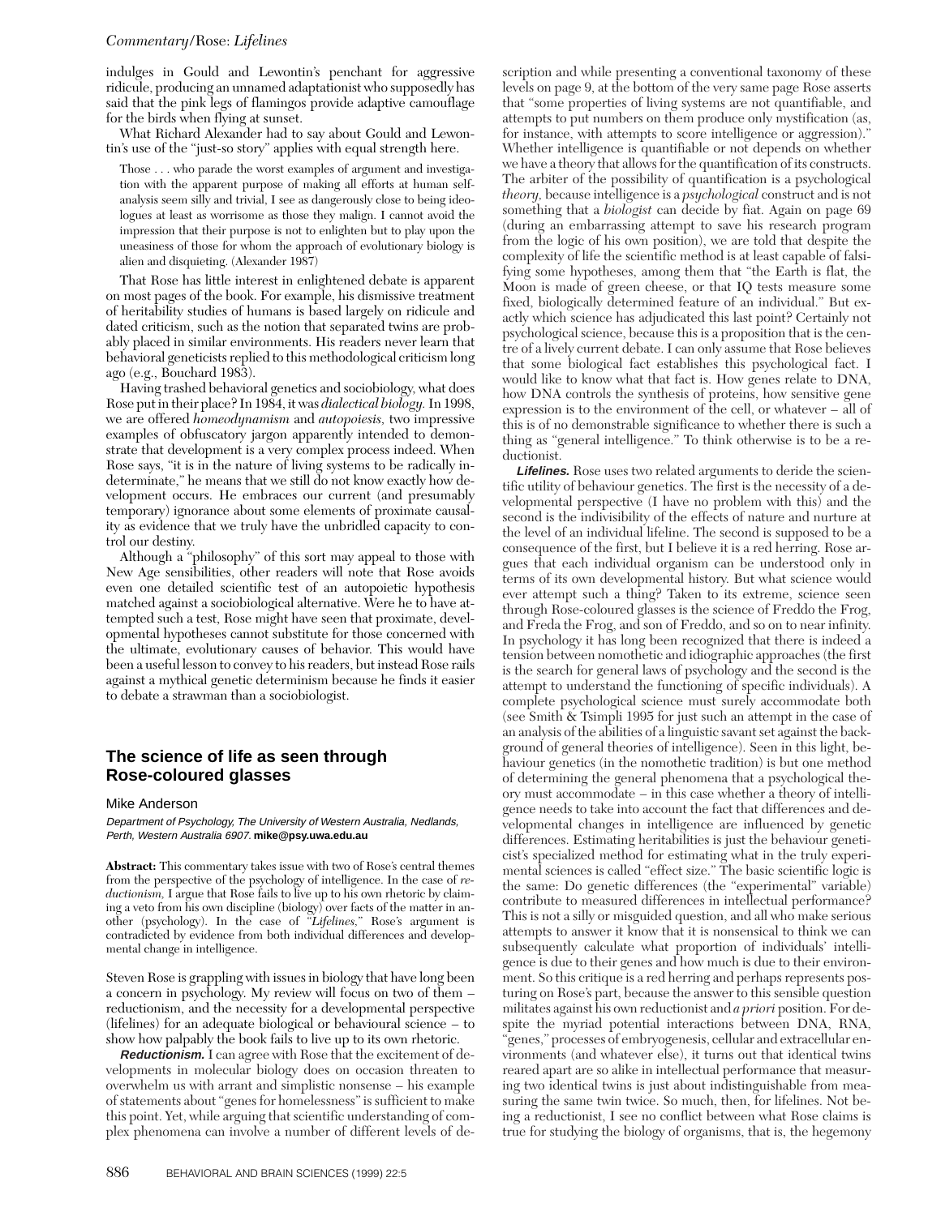indulges in Gould and Lewontin's penchant for aggressive ridicule, producing an unnamed adaptationist who supposedly has said that the pink legs of flamingos provide adaptive camouflage for the birds when flying at sunset.

What Richard Alexander had to say about Gould and Lewontin's use of the "just-so story" applies with equal strength here.

Those . . . who parade the worst examples of argument and investigation with the apparent purpose of making all efforts at human selfanalysis seem silly and trivial, I see as dangerously close to being ideologues at least as worrisome as those they malign. I cannot avoid the impression that their purpose is not to enlighten but to play upon the uneasiness of those for whom the approach of evolutionary biology is alien and disquieting. (Alexander 1987)

That Rose has little interest in enlightened debate is apparent on most pages of the book. For example, his dismissive treatment of heritability studies of humans is based largely on ridicule and dated criticism, such as the notion that separated twins are probably placed in similar environments. His readers never learn that behavioral geneticists replied to this methodological criticism long ago (e.g., Bouchard 1983).

Having trashed behavioral genetics and sociobiology, what does Rose put in their place? In 1984, it was *dialectical biology.*In 1998, we are offered *homeodynamism* and *autopoiesis,* two impressive examples of obfuscatory jargon apparently intended to demonstrate that development is a very complex process indeed. When Rose says, "it is in the nature of living systems to be radically indeterminate," he means that we still do not know exactly how development occurs. He embraces our current (and presumably temporary) ignorance about some elements of proximate causality as evidence that we truly have the unbridled capacity to control our destiny.

Although a "philosophy" of this sort may appeal to those with New Age sensibilities, other readers will note that Rose avoids even one detailed scientific test of an autopoietic hypothesis matched against a sociobiological alternative. Were he to have attempted such a test, Rose might have seen that proximate, developmental hypotheses cannot substitute for those concerned with the ultimate, evolutionary causes of behavior. This would have been a useful lesson to convey to his readers, but instead Rose rails against a mythical genetic determinism because he finds it easier to debate a strawman than a sociobiologist.

## **The science of life as seen through Rose-coloured glasses**

#### Mike Anderson

Department of Psychology, The University of Western Australia, Nedlands, Perth, Western Australia 6907. **mike@psy.uwa.edu.au**

**Abstract:** This commentary takes issue with two of Rose's central themes from the perspective of the psychology of intelligence. In the case of *reductionism,* I argue that Rose fails to live up to his own rhetoric by claiming a veto from his own discipline (biology) over facts of the matter in another (psychology). In the case of "*Lifelines,*" Rose's argument is contradicted by evidence from both individual differences and developmental change in intelligence.

Steven Rose is grappling with issues in biology that have long been a concern in psychology. My review will focus on two of them – reductionism, and the necessity for a developmental perspective (lifelines) for an adequate biological or behavioural science – to show how palpably the book fails to live up to its own rhetoric.

**Reductionism.** I can agree with Rose that the excitement of developments in molecular biology does on occasion threaten to overwhelm us with arrant and simplistic nonsense – his example of statements about "genes for homelessness" is sufficient to make this point. Yet, while arguing that scientific understanding of complex phenomena can involve a number of different levels of delevels on page 9, at the bottom of the very same page Rose asserts that "some properties of living systems are not quantifiable, and attempts to put numbers on them produce only mystification (as, for instance, with attempts to score intelligence or aggression)." Whether intelligence is quantifiable or not depends on whether we have a theory that allows for the quantification of its constructs. The arbiter of the possibility of quantification is a psychological *theory,* because intelligence is a *psychological* construct and is not something that a *biologist* can decide by fiat. Again on page 69 (during an embarrassing attempt to save his research program from the logic of his own position), we are told that despite the complexity of life the scientific method is at least capable of falsifying some hypotheses, among them that "the Earth is flat, the Moon is made of green cheese, or that IQ tests measure some fixed, biologically determined feature of an individual." But exactly which science has adjudicated this last point? Certainly not psychological science, because this is a proposition that is the centre of a lively current debate. I can only assume that Rose believes that some biological fact establishes this psychological fact. I would like to know what that fact is. How genes relate to DNA, how DNA controls the synthesis of proteins, how sensitive gene expression is to the environment of the cell, or whatever – all of this is of no demonstrable significance to whether there is such a thing as "general intelligence." To think otherwise is to be a reductionist.

scription and while presenting a conventional taxonomy of these

**Lifelines.** Rose uses two related arguments to deride the scientific utility of behaviour genetics. The first is the necessity of a developmental perspective (I have no problem with this) and the second is the indivisibility of the effects of nature and nurture at the level of an individual lifeline. The second is supposed to be a consequence of the first, but I believe it is a red herring. Rose argues that each individual organism can be understood only in terms of its own developmental history. But what science would ever attempt such a thing? Taken to its extreme, science seen through Rose-coloured glasses is the science of Freddo the Frog, and Freda the Frog, and son of Freddo, and so on to near infinity. In psychology it has long been recognized that there is indeed a tension between nomothetic and idiographic approaches (the first is the search for general laws of psychology and the second is the attempt to understand the functioning of specific individuals). A complete psychological science must surely accommodate both (see Smith & Tsimpli 1995 for just such an attempt in the case of an analysis of the abilities of a linguistic savant set against the background of general theories of intelligence). Seen in this light, behaviour genetics (in the nomothetic tradition) is but one method of determining the general phenomena that a psychological theory must accommodate – in this case whether a theory of intelligence needs to take into account the fact that differences and developmental changes in intelligence are influenced by genetic differences. Estimating heritabilities is just the behaviour geneticist's specialized method for estimating what in the truly experimental sciences is called "effect size." The basic scientific logic is the same: Do genetic differences (the "experimental" variable) contribute to measured differences in intellectual performance? This is not a silly or misguided question, and all who make serious attempts to answer it know that it is nonsensical to think we can subsequently calculate what proportion of individuals' intelligence is due to their genes and how much is due to their environment. So this critique is a red herring and perhaps represents posturing on Rose's part, because the answer to this sensible question militates against his own reductionist and *a priori* position. For despite the myriad potential interactions between DNA, RNA, "genes," processes of embryogenesis, cellular and extracellular environments (and whatever else), it turns out that identical twins reared apart are so alike in intellectual performance that measuring two identical twins is just about indistinguishable from measuring the same twin twice. So much, then, for lifelines. Not being a reductionist, I see no conflict between what Rose claims is true for studying the biology of organisms, that is, the hegemony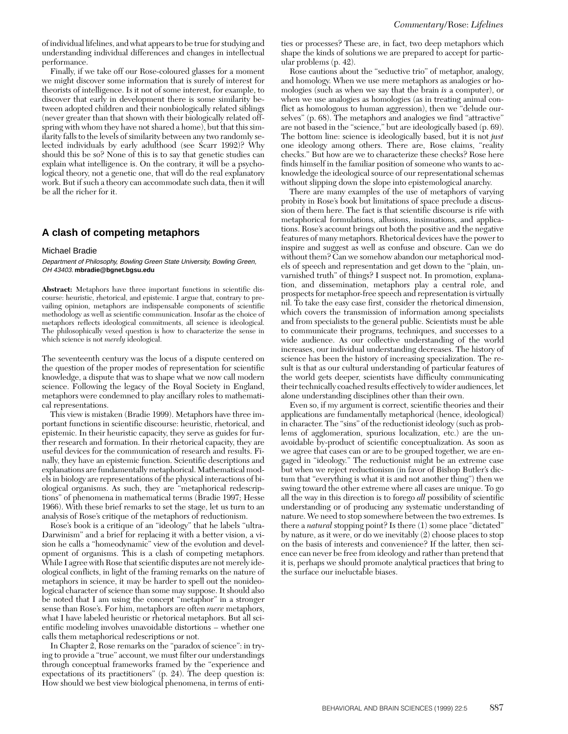of individual lifelines, and what appears to be true for studying and understanding individual differences and changes in intellectual performance.

Finally, if we take off our Rose-coloured glasses for a moment we might discover some information that is surely of interest for theorists of intelligence. Is it not of some interest, for example, to discover that early in development there is some similarity between adopted children and their nonbiologically related siblings (never greater than that shown with their biologically related offspring with whom they have not shared a home), but that this similarity falls to the levels of similarity between any two randomly selected individuals by early adulthood (see Scarr 1992)? Why should this be so? None of this is to say that genetic studies can explain what intelligence is. On the contrary, it will be a psychological theory, not a genetic one, that will do the real explanatory work. But if such a theory can accommodate such data, then it will be all the richer for it.

## **A clash of competing metaphors**

#### Michael Bradie

Department of Philosophy, Bowling Green State University, Bowling Green, OH 43403. **mbradie@bgnet.bgsu.edu**

**Abstract:** Metaphors have three important functions in scientific discourse: heuristic, rhetorical, and epistemic. I argue that, contrary to prevailing opinion, metaphors are indispensable components of scientific methodology as well as scientific communication. Insofar as the choice of metaphors reflects ideological commitments, all science is ideological. The philosophically vexed question is how to characterize the sense in which science is not *merely* ideological.

The seventeenth century was the locus of a dispute centered on the question of the proper modes of representation for scientific knowledge, a dispute that was to shape what we now call modern science. Following the legacy of the Royal Society in England, metaphors were condemned to play ancillary roles to mathematical representations.

This view is mistaken (Bradie 1999). Metaphors have three important functions in scientific discourse: heuristic, rhetorical, and epistemic. In their heuristic capacity, they serve as guides for further research and formation. In their rhetorical capacity, they are useful devices for the communication of research and results. Finally, they have an epistemic function. Scientific descriptions and explanations are fundamentally metaphorical. Mathematical models in biology are representations of the physical interactions of biological organisms. As such, they are "metaphorical redescriptions" of phenomena in mathematical terms (Bradie 1997; Hesse 1966). With these brief remarks to set the stage, let us turn to an analysis of Rose's critique of the metaphors of reductionism.

Rose's book is a critique of an "ideology" that he labels "ultra-Darwinism" and a brief for replacing it with a better vision, a vision he calls a "homeodynamic" view of the evolution and development of organisms. This is a clash of competing metaphors. While I agree with Rose that scientific disputes are not merely ideological conflicts, in light of the framing remarks on the nature of metaphors in science, it may be harder to spell out the nonideological character of science than some may suppose. It should also be noted that I am using the concept "metaphor" in a stronger sense than Rose's. For him, metaphors are often *mere* metaphors, what I have labeled heuristic or rhetorical metaphors. But all scientific modeling involves unavoidable distortions – whether one calls them metaphorical redescriptions or not.

In Chapter 2, Rose remarks on the "paradox of science": in trying to provide a "true" account, we must filter our understandings through conceptual frameworks framed by the "experience and expectations of its practitioners" (p. 24). The deep question is: How should we best view biological phenomena, in terms of enti-

ties or processes? These are, in fact, two deep metaphors which shape the kinds of solutions we are prepared to accept for particular problems (p. 42).

Rose cautions about the "seductive trio" of metaphor, analogy, and homology. When we use mere metaphors as analogies or homologies (such as when we say that the brain *is* a computer), or when we use analogies as homologies (as in treating animal conflict as homologous to human aggression), then we "delude ourselves" (p. 68). The metaphors and analogies we find "attractive" are not based in the "science," but are ideologically based (p. 69). The bottom line: science is ideologically based, but it is not *just* one ideology among others. There are, Rose claims, "reality checks." But how are we to characterize these checks? Rose here finds himself in the familiar position of someone who wants to acknowledge the ideological source of our representational schemas without slipping down the slope into epistemological anarchy.

There are many examples of the use of metaphors of varying probity in Rose's book but limitations of space preclude a discussion of them here. The fact is that scientific discourse is rife with metaphorical formulations, allusions, insinuations, and applications. Rose's account brings out both the positive and the negative features of many metaphors. Rhetorical devices have the power to inspire and suggest as well as confuse and obscure. Can we do without them? Can we somehow abandon our metaphorical models of speech and representation and get down to the "plain, unvarnished truth" of things? I suspect not. In promotion, explanation, and dissemination, metaphors play a central role, and prospects for metaphor-free speech and representation is virtually nil. To take the easy case first, consider the rhetorical dimension, which covers the transmission of information among specialists and from specialists to the general public. Scientists must be able to communicate their programs, techniques, and successes to a wide audience. As our collective understanding of the world increases, our individual understanding decreases. The history of science has been the history of increasing specialization. The result is that as our cultural understanding of particular features of the world gets deeper, scientists have difficulty communicating their technically coached results effectively to wider audiences, let alone understanding disciplines other than their own.

Even so, if my argument is correct, scientific theories and their applications are fundamentally metaphorical (hence, ideological) in character. The "sins" of the reductionist ideology (such as problems of agglomeration, spurious localization, etc.) are the unavoidable by-product of scientific conceptualization. As soon as we agree that cases can or are to be grouped together, we are engaged in "ideology." The reductionist might be an extreme case but when we reject reductionism (in favor of Bishop Butler's dictum that "everything is what it is and not another thing") then we swing toward the other extreme where all cases are unique. To go all the way in this direction is to forego *all* possibility of scientific understanding or of producing any systematic understanding of nature. We need to stop somewhere between the two extremes. Is there a *natural* stopping point? Is there (1) some place "dictated" by nature, as it were, or do we inevitably (2) choose places to stop on the basis of interests and convenience? If the latter, then science can never be free from ideology and rather than pretend that it is, perhaps we should promote analytical practices that bring to the surface our ineluctable biases.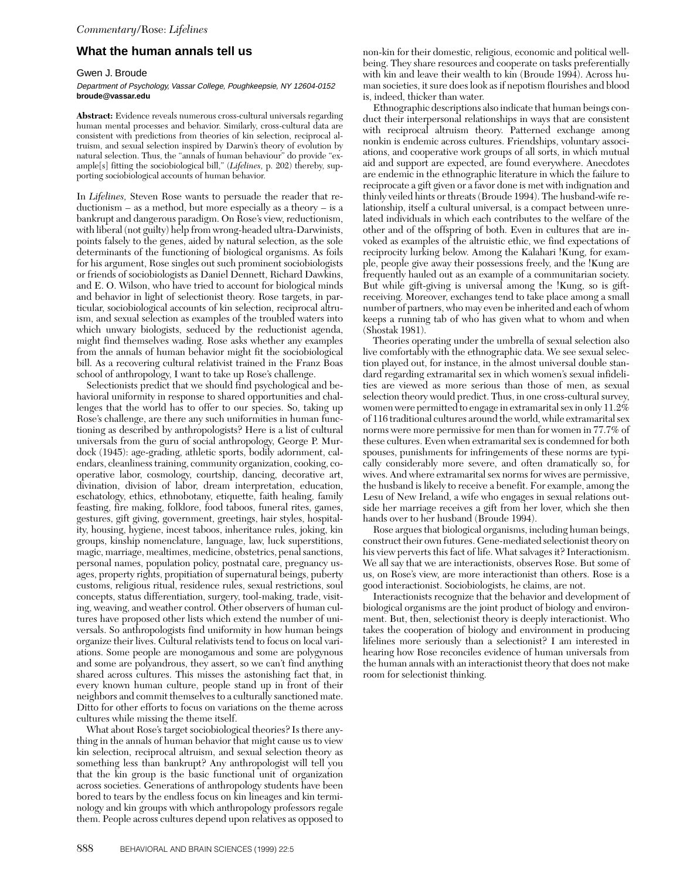## **What the human annals tell us**

#### Gwen J. Broude

Department of Psychology, Vassar College, Poughkeepsie, NY 12604-0152 **broude@vassar.edu**

**Abstract:** Evidence reveals numerous cross-cultural universals regarding human mental processes and behavior. Similarly, cross-cultural data are consistent with predictions from theories of kin selection, reciprocal altruism, and sexual selection inspired by Darwin's theory of evolution by natural selection. Thus, the "annals of human behaviour" do provide "example[s] fitting the sociobiological bill," (*Lifelines,* p. 202) thereby, supporting sociobiological accounts of human behavior.

In *Lifelines,* Steven Rose wants to persuade the reader that reductionism – as a method, but more especially as a theory – is a bankrupt and dangerous paradigm. On Rose's view, reductionism, with liberal (not guilty) help from wrong-headed ultra-Darwinists, points falsely to the genes, aided by natural selection, as the sole determinants of the functioning of biological organisms. As foils for his argument, Rose singles out such prominent sociobiologists or friends of sociobiologists as Daniel Dennett, Richard Dawkins, and E. O. Wilson, who have tried to account for biological minds and behavior in light of selectionist theory. Rose targets, in particular, sociobiological accounts of kin selection, reciprocal altruism, and sexual selection as examples of the troubled waters into which unwary biologists, seduced by the reductionist agenda, might find themselves wading. Rose asks whether any examples from the annals of human behavior might fit the sociobiological bill. As a recovering cultural relativist trained in the Franz Boas school of anthropology, I want to take up Rose's challenge.

Selectionists predict that we should find psychological and behavioral uniformity in response to shared opportunities and challenges that the world has to offer to our species. So, taking up Rose's challenge, are there any such uniformities in human functioning as described by anthropologists? Here is a list of cultural universals from the guru of social anthropology, George P. Murdock (1945): age-grading, athletic sports, bodily adornment, calendars, cleanliness training, community organization, cooking, cooperative labor, cosmology, courtship, dancing, decorative art, divination, division of labor, dream interpretation, education, eschatology, ethics, ethnobotany, etiquette, faith healing, family feasting, fire making, folklore, food taboos, funeral rites, games, gestures, gift giving, government, greetings, hair styles, hospitality, housing, hygiene, incest taboos, inheritance rules, joking, kin groups, kinship nomenclature, language, law, luck superstitions, magic, marriage, mealtimes, medicine, obstetrics, penal sanctions, personal names, population policy, postnatal care, pregnancy usages, property rights, propitiation of supernatural beings, puberty customs, religious ritual, residence rules, sexual restrictions, soul concepts, status differentiation, surgery, tool-making, trade, visiting, weaving, and weather control. Other observers of human cultures have proposed other lists which extend the number of universals. So anthropologists find uniformity in how human beings organize their lives. Cultural relativists tend to focus on local variations. Some people are monogamous and some are polygynous and some are polyandrous, they assert, so we can't find anything shared across cultures. This misses the astonishing fact that, in every known human culture, people stand up in front of their neighbors and commit themselves to a culturally sanctioned mate. Ditto for other efforts to focus on variations on the theme across cultures while missing the theme itself.

What about Rose's target sociobiological theories? Is there anything in the annals of human behavior that might cause us to view kin selection, reciprocal altruism, and sexual selection theory as something less than bankrupt? Any anthropologist will tell you that the kin group is the basic functional unit of organization across societies. Generations of anthropology students have been bored to tears by the endless focus on kin lineages and kin terminology and kin groups with which anthropology professors regale them. People across cultures depend upon relatives as opposed to non-kin for their domestic, religious, economic and political wellbeing. They share resources and cooperate on tasks preferentially with kin and leave their wealth to kin (Broude 1994). Across human societies, it sure does look as if nepotism flourishes and blood is, indeed, thicker than water.

Ethnographic descriptions also indicate that human beings conduct their interpersonal relationships in ways that are consistent with reciprocal altruism theory. Patterned exchange among nonkin is endemic across cultures. Friendships, voluntary associations, and cooperative work groups of all sorts, in which mutual aid and support are expected, are found everywhere. Anecdotes are endemic in the ethnographic literature in which the failure to reciprocate a gift given or a favor done is met with indignation and thinly veiled hints or threats (Broude 1994). The husband-wife relationship, itself a cultural universal, is a compact between unrelated individuals in which each contributes to the welfare of the other and of the offspring of both. Even in cultures that are invoked as examples of the altruistic ethic, we find expectations of reciprocity lurking below. Among the Kalahari !Kung, for example, people give away their possessions freely, and the !Kung are frequently hauled out as an example of a communitarian society. But while gift-giving is universal among the !Kung, so is giftreceiving. Moreover, exchanges tend to take place among a small number of partners, who may even be inherited and each of whom keeps a running tab of who has given what to whom and when (Shostak 1981).

Theories operating under the umbrella of sexual selection also live comfortably with the ethnographic data. We see sexual selection played out, for instance, in the almost universal double standard regarding extramarital sex in which women's sexual infidelities are viewed as more serious than those of men, as sexual selection theory would predict. Thus, in one cross-cultural survey, women were permitted to engage in extramarital sex in only 11.2% of 116 traditional cultures around the world, while extramarital sex norms were more permissive for men than for women in 77.7% of these cultures. Even when extramarital sex is condemned for both spouses, punishments for infringements of these norms are typically considerably more severe, and often dramatically so, for wives. And where extramarital sex norms for wives are permissive, the husband is likely to receive a benefit. For example, among the Lesu of New Ireland, a wife who engages in sexual relations outside her marriage receives a gift from her lover, which she then hands over to her husband (Broude 1994).

Rose argues that biological organisms, including human beings, construct their own futures. Gene-mediated selectionist theory on his view perverts this fact of life. What salvages it? Interactionism. We all say that we are interactionists, observes Rose. But some of us, on Rose's view, are more interactionist than others. Rose is a good interactionist. Sociobiologists, he claims, are not.

Interactionists recognize that the behavior and development of biological organisms are the joint product of biology and environment. But, then, selectionist theory is deeply interactionist. Who takes the cooperation of biology and environment in producing lifelines more seriously than a selectionist? I am interested in hearing how Rose reconciles evidence of human universals from the human annals with an interactionist theory that does not make room for selectionist thinking.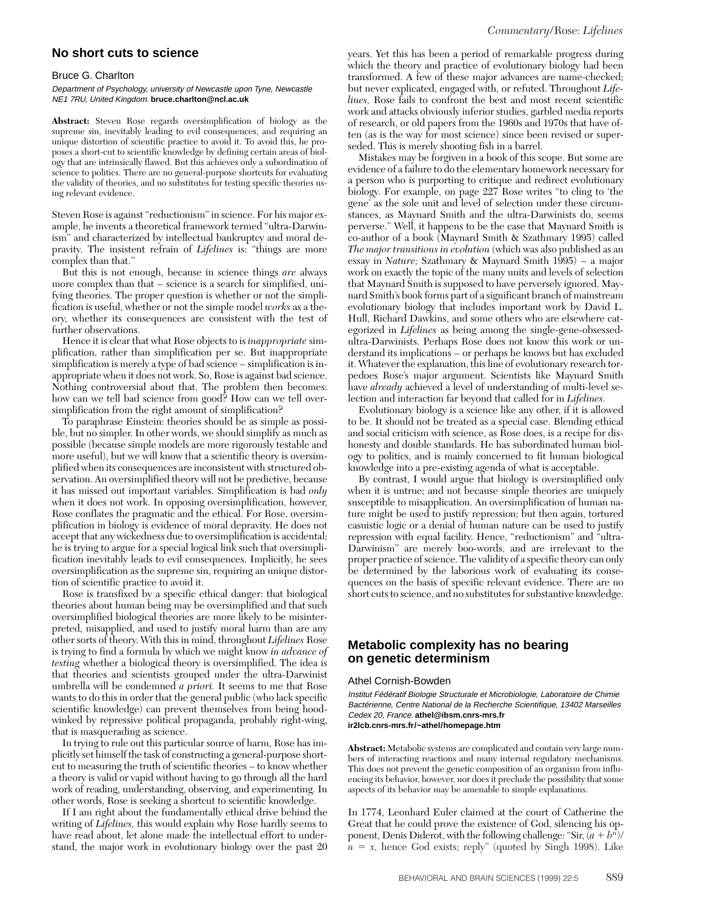## **No short cuts to science**

#### Bruce G. Charlton

Department of Psychology, university of Newcastle upon Tyne, Newcastle NE1 7RU, United Kingdom. **bruce.charlton@ncl.ac.uk**

**Abstract:** Steven Rose regards oversimplification of biology as the supreme sin, inevitably leading to evil consequences, and requiring an unique distortion of scientific practice to avoid it. To avoid this, he proposes a short-cut to scientific knowledge by defining certain areas of biology that are intrinsically flawed. But this achieves only a subordination of science to politics. There are no general-purpose shortcuts for evaluating the validity of theories, and no substitutes for testing specific theories using relevant evidence.

Steven Rose is against "reductionism" in science. For his major example, he invents a theoretical framework termed "ultra-Darwinism" and characterized by intellectual bankruptcy and moral depravity. The insistent refrain of *Lifelines* is: "things are more complex than that."

But this is not enough, because in science things *are* always more complex than that – science is a search for simplified, unifying theories. The proper question is whether or not the simplification is useful, whether or not the simple model *works* as a theory, whether its consequences are consistent with the test of further observations.

Hence it is clear that what Rose objects to is *inappropriate* simplification, rather than simplification per se. But inappropriate simplification is merely a type of bad science – simplification is inappropriate when it does not work. So, Rose is against bad science. Nothing controversial about that. The problem then becomes: how can we tell bad science from good? How can we tell oversimplification from the right amount of simplification?

To paraphrase Einstein: theories should be as simple as possible, but no simpler. In other words, we should simplify as much as possible (because simple models are more rigorously testable and more useful), but we will know that a scientific theory is oversimplified when its consequences are inconsistent with structured observation. An oversimplified theory will not be predictive, because it has missed out important variables. Simplification is bad *only* when it does not work. In opposing oversimplification, however, Rose conflates the pragmatic and the ethical. For Rose, oversimplification in biology is evidence of moral depravity. He does not accept that any wickedness due to oversimplification is accidental; he is trying to argue for a special logical link such that oversimplification inevitably leads to evil consequences. Implicitly, he sees oversimplification as the supreme sin, requiring an unique distortion of scientific practice to avoid it.

Rose is transfixed by a specific ethical danger: that biological theories about human being may be oversimplified and that such oversimplified biological theories are more likely to be misinterpreted, misapplied, and used to justify moral harm than are any other sorts of theory. With this in mind, throughout *Lifelines* Rose is trying to find a formula by which we might know *in advance of testing* whether a biological theory is oversimplified. The idea is that theories and scientists grouped under the ultra-Darwinist umbrella will be condemned *a priori.* It seems to me that Rose wants to do this in order that the general public (who lack specific scientific knowledge) can prevent themselves from being hoodwinked by repressive political propaganda, probably right-wing, that is masquerading as science.

In trying to rule out this particular source of harm, Rose has implicitly set himself the task of constructing a general-purpose shortcut to measuring the truth of scientific theories – to know whether a theory is valid or vapid without having to go through all the hard work of reading, understanding, observing, and experimenting. In other words, Rose is seeking a shortcut to scientific knowledge.

If I am right about the fundamentally ethical drive behind the writing of *Lifelines,* this would explain why Rose hardly seems to have read about, let alone made the intellectual effort to understand, the major work in evolutionary biology over the past 20 years. Yet this has been a period of remarkable progress during which the theory and practice of evolutionary biology had been transformed. A few of these major advances are name-checked; but never explicated, engaged with, or refuted. Throughout *Lifelines,* Rose fails to confront the best and most recent scientific work and attacks obviously inferior studies, garbled media reports of research, or old papers from the 1960s and 1970s that have often (as is the way for most science) since been revised or superseded. This is merely shooting fish in a barrel.

Mistakes may be forgiven in a book of this scope. But some are evidence of a failure to do the elementary homework necessary for a person who is purporting to critique and redirect evolutionary biology. For example, on page 227 Rose writes "to cling to 'the gene' as the sole unit and level of selection under these circumstances, as Maynard Smith and the ultra-Darwinists do, seems perverse." Well, it happens to be the case that Maynard Smith is co-author of a book (Maynard Smith & Szathmary 1995) called *The major transitions in evolution* (which was also published as an essay in *Nature;* Szathmary & Maynard Smith 1995) – a major work on exactly the topic of the many units and levels of selection that Maynard Smith is supposed to have perversely ignored. Maynard Smith's book forms part of a significant branch of mainstream evolutionary biology that includes important work by David L. Hull, Richard Dawkins, and some others who are elsewhere categorized in *Lifelines* as being among the single-gene-obsessedultra-Darwinists. Perhaps Rose does not know this work or understand its implications – or perhaps he knows but has excluded it. Whatever the explanation, this line of evolutionary research torpedoes Rose's major argument. Scientists like Maynard Smith have *already* achieved a level of understanding of multi-level selection and interaction far beyond that called for in *Lifelines.*

Evolutionary biology is a science like any other, if it is allowed to be. It should not be treated as a special case. Blending ethical and social criticism with science, as Rose does, is a recipe for dishonesty and double standards. He has subordinated human biology to politics, and is mainly concerned to fit human biological knowledge into a pre-existing agenda of what is acceptable.

By contrast, I would argue that biology is oversimplified only when it is untrue; and not because simple theories are uniquely susceptible to misapplication. An oversimplification of human nature might be used to justify repression; but then again, tortured casuistic logic or a denial of human nature can be used to justify repression with equal facility. Hence, "reductionism" and "ultra-Darwinism" are merely boo-words, and are irrelevant to the proper practice of science. The validity of a specific theory can only be determined by the laborious work of evaluating its consequences on the basis of specific relevant evidence. There are no short cuts to science, and no substitutes for substantive knowledge.

## **Metabolic complexity has no bearing on genetic determinism**

#### Athel Cornish-Bowden

Institut Fédératif Biologie Structurale et Microbiologie, Laboratoire de Chimie Bactérienne, Centre National de la Recherche Scientifique, 13402 Marseilles Cedex 20, France. **athel@ibsm.cnrs-mrs.fr ir2lcb.cnrs-mrs.fr/~athel/homepage.htm**

**Abstract:** Metabolic systems are complicated and contain very large numbers of interacting reactions and many internal regulatory mechanisms. This does not prevent the genetic composition of an organism from influencing its behavior, however, nor does it preclude the possibility that some aspects of its behavior may be amenable to simple explanations.

In 1774, Leonhard Euler claimed at the court of Catherine the Great that he could prove the existence of God, silencing his opponent, Denis Diderot, with the following challenge: "Sir,  $\ddot{a} + b^{n}$ )/  $\bar{n} = x$ , hence God exists; reply" (quoted by Singh 1998). Like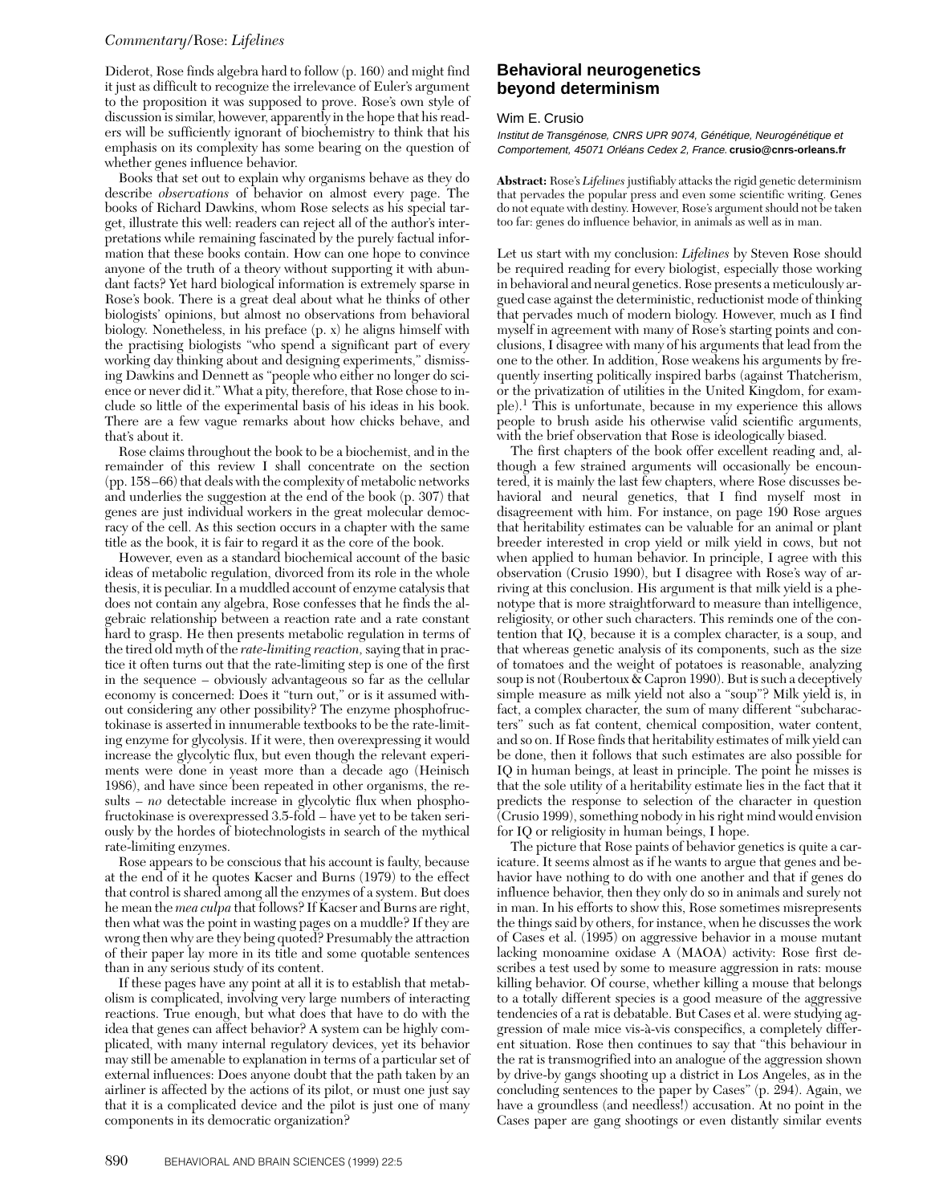Diderot, Rose finds algebra hard to follow (p. 160) and might find it just as difficult to recognize the irrelevance of Euler's argument to the proposition it was supposed to prove. Rose's own style of discussion is similar, however, apparently in the hope that his readers will be sufficiently ignorant of biochemistry to think that his emphasis on its complexity has some bearing on the question of whether genes influence behavior.

Books that set out to explain why organisms behave as they do describe *observations* of behavior on almost every page. The books of Richard Dawkins, whom Rose selects as his special target, illustrate this well: readers can reject all of the author's interpretations while remaining fascinated by the purely factual information that these books contain. How can one hope to convince anyone of the truth of a theory without supporting it with abundant facts? Yet hard biological information is extremely sparse in Rose's book. There is a great deal about what he thinks of other biologists' opinions, but almost no observations from behavioral biology. Nonetheless, in his preface (p. x) he aligns himself with the practising biologists "who spend a significant part of every working day thinking about and designing experiments," dismissing Dawkins and Dennett as "people who either no longer do science or never did it." What a pity, therefore, that Rose chose to include so little of the experimental basis of his ideas in his book. There are a few vague remarks about how chicks behave, and that's about it.

Rose claims throughout the book to be a biochemist, and in the remainder of this review I shall concentrate on the section (pp. 158–66) that deals with the complexity of metabolic networks and underlies the suggestion at the end of the book (p. 307) that genes are just individual workers in the great molecular democracy of the cell. As this section occurs in a chapter with the same title as the book, it is fair to regard it as the core of the book.

However, even as a standard biochemical account of the basic ideas of metabolic regulation, divorced from its role in the whole thesis, it is peculiar. In a muddled account of enzyme catalysis that does not contain any algebra, Rose confesses that he finds the algebraic relationship between a reaction rate and a rate constant hard to grasp. He then presents metabolic regulation in terms of the tired old myth of the *rate-limiting reaction,*saying that in practice it often turns out that the rate-limiting step is one of the first in the sequence – obviously advantageous so far as the cellular economy is concerned: Does it "turn out," or is it assumed without considering any other possibility? The enzyme phosphofructokinase is asserted in innumerable textbooks to be the rate-limiting enzyme for glycolysis. If it were, then overexpressing it would increase the glycolytic flux, but even though the relevant experiments were done in yeast more than a decade ago (Heinisch 1986), and have since been repeated in other organisms, the results – *no* detectable increase in glycolytic flux when phosphofructokinase is overexpressed 3.5-fold – have yet to be taken seriously by the hordes of biotechnologists in search of the mythical rate-limiting enzymes.

Rose appears to be conscious that his account is faulty, because at the end of it he quotes Kacser and Burns (1979) to the effect that control is shared among all the enzymes of a system. But does he mean the *mea culpa* that follows? If Kacser and Burns are right, then what was the point in wasting pages on a muddle? If they are wrong then why are they being quoted? Presumably the attraction of their paper lay more in its title and some quotable sentences than in any serious study of its content.

If these pages have any point at all it is to establish that metabolism is complicated, involving very large numbers of interacting reactions. True enough, but what does that have to do with the idea that genes can affect behavior? A system can be highly complicated, with many internal regulatory devices, yet its behavior may still be amenable to explanation in terms of a particular set of external influences: Does anyone doubt that the path taken by an airliner is affected by the actions of its pilot, or must one just say that it is a complicated device and the pilot is just one of many components in its democratic organization?

## **Behavioral neurogenetics beyond determinism**

#### Wim E. Crusio

Institut de Transgénose, CNRS UPR 9074, Génétique, Neurogénétique et Comportement, 45071 Orléans Cedex 2, France. **crusio@cnrs-orleans.fr**

**Abstract:** Rose's *Lifelines* justifiably attacks the rigid genetic determinism that pervades the popular press and even some scientific writing. Genes do not equate with destiny. However, Rose's argument should not be taken too far: genes do influence behavior, in animals as well as in man.

Let us start with my conclusion: *Lifelines* by Steven Rose should be required reading for every biologist, especially those working in behavioral and neural genetics. Rose presents a meticulously argued case against the deterministic, reductionist mode of thinking that pervades much of modern biology. However, much as I find myself in agreement with many of Rose's starting points and conclusions, I disagree with many of his arguments that lead from the one to the other. In addition, Rose weakens his arguments by frequently inserting politically inspired barbs (against Thatcherism, or the privatization of utilities in the United Kingdom, for example).1 This is unfortunate, because in my experience this allows people to brush aside his otherwise valid scientific arguments, with the brief observation that Rose is ideologically biased.

The first chapters of the book offer excellent reading and, although a few strained arguments will occasionally be encountered, it is mainly the last few chapters, where Rose discusses behavioral and neural genetics, that I find myself most in disagreement with him. For instance, on page 190 Rose argues that heritability estimates can be valuable for an animal or plant breeder interested in crop yield or milk yield in cows, but not when applied to human behavior. In principle, I agree with this observation (Crusio 1990), but I disagree with Rose's way of arriving at this conclusion. His argument is that milk yield is a phenotype that is more straightforward to measure than intelligence, religiosity, or other such characters. This reminds one of the contention that IQ, because it is a complex character, is a soup, and that whereas genetic analysis of its components, such as the size of tomatoes and the weight of potatoes is reasonable, analyzing soup is not (Roubertoux  $\&$  Capron 1990). But is such a deceptively simple measure as milk yield not also a "soup"? Milk yield is, in fact, a complex character, the sum of many different "subcharacters" such as fat content, chemical composition, water content, and so on. If Rose finds that heritability estimates of milk yield can be done, then it follows that such estimates are also possible for IQ in human beings, at least in principle. The point he misses is that the sole utility of a heritability estimate lies in the fact that it predicts the response to selection of the character in question (Crusio 1999), something nobody in his right mind would envision for IQ or religiosity in human beings, I hope.

The picture that Rose paints of behavior genetics is quite a caricature. It seems almost as if he wants to argue that genes and behavior have nothing to do with one another and that if genes do influence behavior, then they only do so in animals and surely not in man. In his efforts to show this, Rose sometimes misrepresents the things said by others, for instance, when he discusses the work of Cases et al. (1995) on aggressive behavior in a mouse mutant lacking monoamine oxidase A (MAOA) activity: Rose first describes a test used by some to measure aggression in rats: mouse killing behavior. Of course, whether killing a mouse that belongs to a totally different species is a good measure of the aggressive tendencies of a rat is debatable. But Cases et al. were studying aggression of male mice vis-à-vis conspecifics, a completely different situation. Rose then continues to say that "this behaviour in the rat is transmogrified into an analogue of the aggression shown by drive-by gangs shooting up a district in Los Angeles, as in the concluding sentences to the paper by Cases" (p. 294). Again, we have a groundless (and needless!) accusation. At no point in the Cases paper are gang shootings or even distantly similar events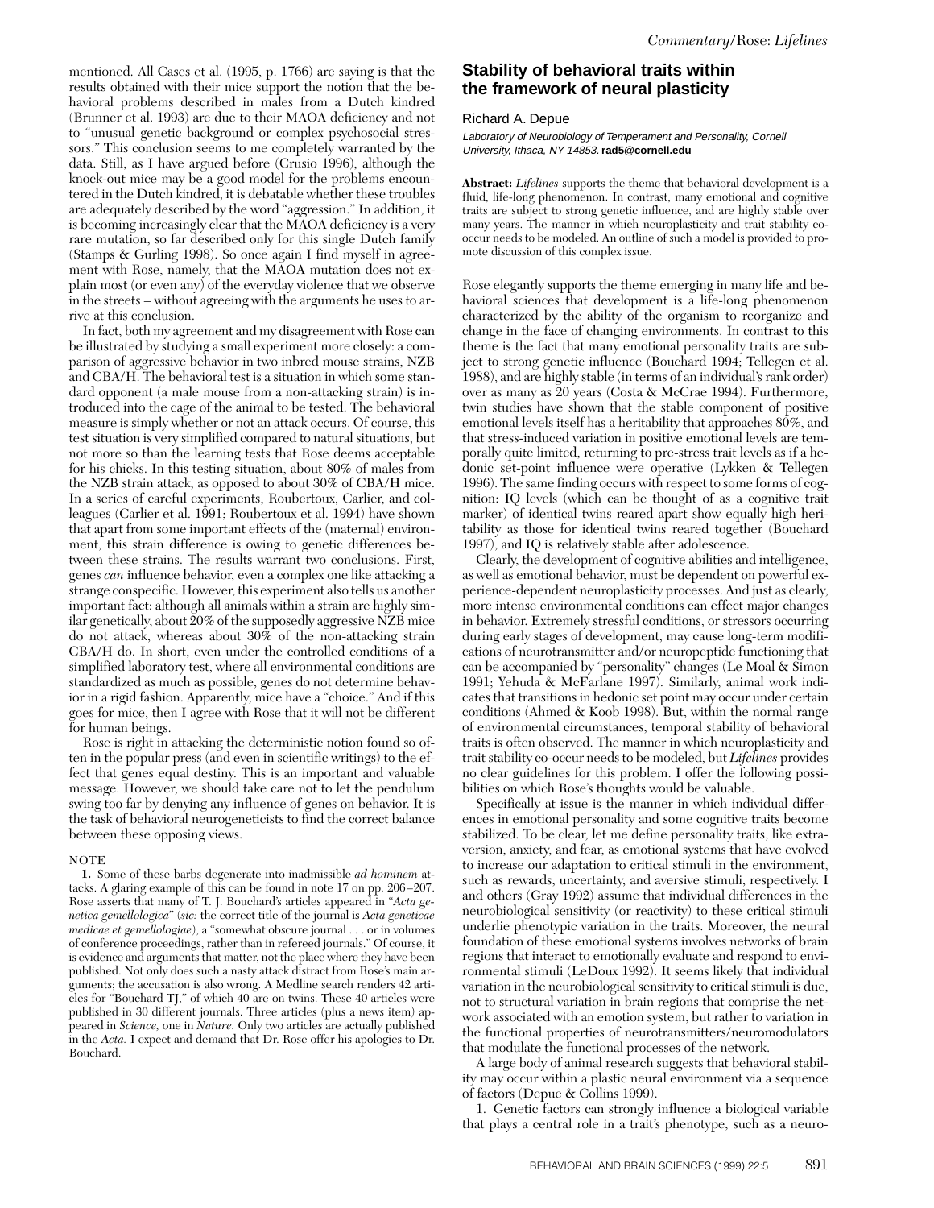mentioned. All Cases et al. (1995, p. 1766) are saying is that the results obtained with their mice support the notion that the behavioral problems described in males from a Dutch kindred (Brunner et al. 1993) are due to their MAOA deficiency and not to "unusual genetic background or complex psychosocial stressors." This conclusion seems to me completely warranted by the data. Still, as I have argued before (Crusio 1996), although the knock-out mice may be a good model for the problems encountered in the Dutch kindred, it is debatable whether these troubles are adequately described by the word "aggression." In addition, it is becoming increasingly clear that the MAOA deficiency is a very rare mutation, so far described only for this single Dutch family (Stamps & Gurling 1998). So once again I find myself in agreement with Rose, namely, that the MAOA mutation does not explain most (or even any) of the everyday violence that we observe in the streets – without agreeing with the arguments he uses to arrive at this conclusion.

In fact, both my agreement and my disagreement with Rose can be illustrated by studying a small experiment more closely: a comparison of aggressive behavior in two inbred mouse strains, NZB and CBA/H. The behavioral test is a situation in which some standard opponent (a male mouse from a non-attacking strain) is introduced into the cage of the animal to be tested. The behavioral measure is simply whether or not an attack occurs. Of course, this test situation is very simplified compared to natural situations, but not more so than the learning tests that Rose deems acceptable for his chicks. In this testing situation, about 80% of males from the NZB strain attack, as opposed to about 30% of CBA/H mice. In a series of careful experiments, Roubertoux, Carlier, and colleagues (Carlier et al. 1991; Roubertoux et al. 1994) have shown that apart from some important effects of the (maternal) environment, this strain difference is owing to genetic differences between these strains. The results warrant two conclusions. First, genes *can* influence behavior, even a complex one like attacking a strange conspecific. However, this experiment also tells us another important fact: although all animals within a strain are highly similar genetically, about 20% of the supposedly aggressive NZB mice do not attack, whereas about 30% of the non-attacking strain CBA/H do. In short, even under the controlled conditions of a simplified laboratory test, where all environmental conditions are standardized as much as possible, genes do not determine behavior in a rigid fashion. Apparently, mice have a "choice." And if this goes for mice, then I agree with Rose that it will not be different for human beings.

Rose is right in attacking the deterministic notion found so often in the popular press (and even in scientific writings) to the effect that genes equal destiny. This is an important and valuable message. However, we should take care not to let the pendulum swing too far by denying any influence of genes on behavior. It is the task of behavioral neurogeneticists to find the correct balance between these opposing views.

#### NOTE

**1.** Some of these barbs degenerate into inadmissible *ad hominem* attacks. A glaring example of this can be found in note 17 on pp. 206–207. Rose asserts that many of T. J. Bouchard's articles appeared in "*Acta genetica gemellologica*" (*sic:* the correct title of the journal is *Acta geneticae medicae et gemellologiae*), a "somewhat obscure journal . . . or in volumes of conference proceedings, rather than in refereed journals." Of course, it is evidence and arguments that matter, not the place where they have been published. Not only does such a nasty attack distract from Rose's main arguments; the accusation is also wrong. A Medline search renders 42 articles for "Bouchard TJ," of which 40 are on twins. These 40 articles were published in 30 different journals. Three articles (plus a news item) appeared in *Science,* one in *Nature.* Only two articles are actually published in the *Acta.* I expect and demand that Dr. Rose offer his apologies to Dr. Bouchard.

## **Stability of behavioral traits within the framework of neural plasticity**

#### Richard A. Depue

Laboratory of Neurobiology of Temperament and Personality, Cornell University, Ithaca, NY 14853. **rad5@cornell.edu**

**Abstract:** *Lifelines* supports the theme that behavioral development is a fluid, life-long phenomenon. In contrast, many emotional and cognitive traits are subject to strong genetic influence, and are highly stable over many years. The manner in which neuroplasticity and trait stability cooccur needs to be modeled. An outline of such a model is provided to promote discussion of this complex issue.

Rose elegantly supports the theme emerging in many life and behavioral sciences that development is a life-long phenomenon characterized by the ability of the organism to reorganize and change in the face of changing environments. In contrast to this theme is the fact that many emotional personality traits are subject to strong genetic influence (Bouchard 1994; Tellegen et al. 1988), and are highly stable (in terms of an individual's rank order) over as many as 20 years (Costa & McCrae 1994). Furthermore, twin studies have shown that the stable component of positive emotional levels itself has a heritability that approaches 80%, and that stress-induced variation in positive emotional levels are temporally quite limited, returning to pre-stress trait levels as if a hedonic set-point influence were operative (Lykken & Tellegen 1996). The same finding occurs with respect to some forms of cognition: IQ levels (which can be thought of as a cognitive trait marker) of identical twins reared apart show equally high heritability as those for identical twins reared together (Bouchard 1997), and IQ is relatively stable after adolescence.

Clearly, the development of cognitive abilities and intelligence, as well as emotional behavior, must be dependent on powerful experience-dependent neuroplasticity processes. And just as clearly, more intense environmental conditions can effect major changes in behavior. Extremely stressful conditions, or stressors occurring during early stages of development, may cause long-term modifications of neurotransmitter and/or neuropeptide functioning that can be accompanied by "personality" changes (Le Moal & Simon 1991; Yehuda & McFarlane 1997). Similarly, animal work indicates that transitions in hedonic set point may occur under certain conditions (Ahmed & Koob 1998). But, within the normal range of environmental circumstances, temporal stability of behavioral traits is often observed. The manner in which neuroplasticity and trait stability co-occur needs to be modeled, but *Lifelines* provides no clear guidelines for this problem. I offer the following possibilities on which Rose's thoughts would be valuable.

Specifically at issue is the manner in which individual differences in emotional personality and some cognitive traits become stabilized. To be clear, let me define personality traits, like extraversion, anxiety, and fear, as emotional systems that have evolved to increase our adaptation to critical stimuli in the environment, such as rewards, uncertainty, and aversive stimuli, respectively. I and others (Gray 1992) assume that individual differences in the neurobiological sensitivity (or reactivity) to these critical stimuli underlie phenotypic variation in the traits. Moreover, the neural foundation of these emotional systems involves networks of brain regions that interact to emotionally evaluate and respond to environmental stimuli (LeDoux 1992). It seems likely that individual variation in the neurobiological sensitivity to critical stimuli is due, not to structural variation in brain regions that comprise the network associated with an emotion system, but rather to variation in the functional properties of neurotransmitters/neuromodulators that modulate the functional processes of the network.

A large body of animal research suggests that behavioral stability may occur within a plastic neural environment via a sequence of factors (Depue & Collins 1999).

1. Genetic factors can strongly influence a biological variable that plays a central role in a trait's phenotype, such as a neuro-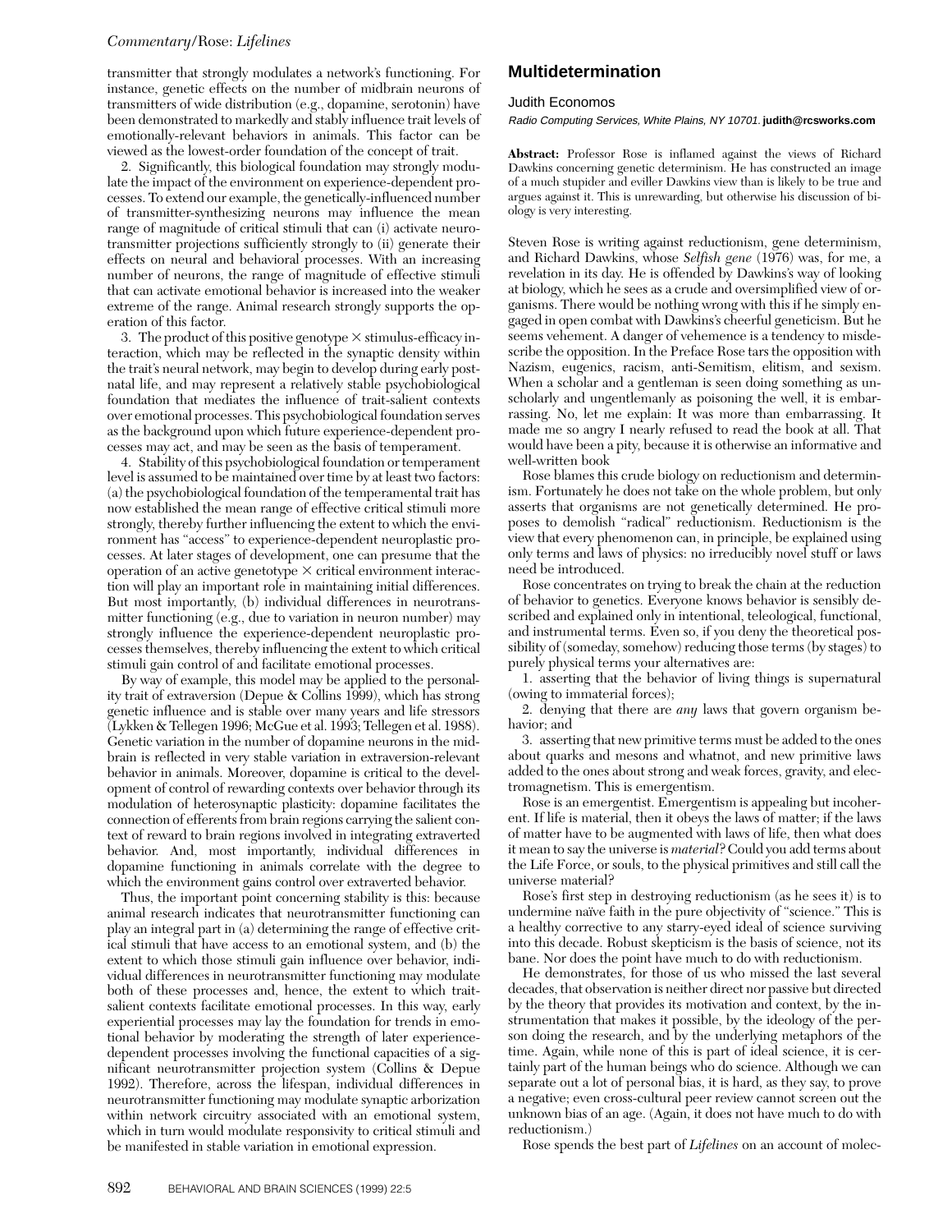transmitter that strongly modulates a network's functioning. For instance, genetic effects on the number of midbrain neurons of transmitters of wide distribution (e.g., dopamine, serotonin) have been demonstrated to markedly and stably influence trait levels of emotionally-relevant behaviors in animals. This factor can be viewed as the lowest-order foundation of the concept of trait.

2. Significantly, this biological foundation may strongly modulate the impact of the environment on experience-dependent processes. To extend our example, the genetically-influenced number of transmitter-synthesizing neurons may influence the mean range of magnitude of critical stimuli that can (i) activate neurotransmitter projections sufficiently strongly to (ii) generate their effects on neural and behavioral processes. With an increasing number of neurons, the range of magnitude of effective stimuli that can activate emotional behavior is increased into the weaker extreme of the range. Animal research strongly supports the operation of this factor.

3. The product of this positive genotype  $\times$  stimulus-efficacy interaction, which may be reflected in the synaptic density within the trait's neural network, may begin to develop during early postnatal life, and may represent a relatively stable psychobiological foundation that mediates the influence of trait-salient contexts over emotional processes. This psychobiological foundation serves as the background upon which future experience-dependent processes may act, and may be seen as the basis of temperament.

4. Stability of this psychobiological foundation or temperament level is assumed to be maintained over time by at least two factors: (a) the psychobiological foundation of the temperamental trait has now established the mean range of effective critical stimuli more strongly, thereby further influencing the extent to which the environment has "access" to experience-dependent neuroplastic processes. At later stages of development, one can presume that the operation of an active genetotype  $\times$  critical environment interaction will play an important role in maintaining initial differences. But most importantly, (b) individual differences in neurotransmitter functioning (e.g., due to variation in neuron number) may strongly influence the experience-dependent neuroplastic processes themselves, thereby influencing the extent to which critical stimuli gain control of and facilitate emotional processes.

By way of example, this model may be applied to the personality trait of extraversion (Depue & Collins 1999), which has strong genetic influence and is stable over many years and life stressors (Lykken & Tellegen 1996; McGue et al. 1993; Tellegen et al. 1988). Genetic variation in the number of dopamine neurons in the midbrain is reflected in very stable variation in extraversion-relevant behavior in animals. Moreover, dopamine is critical to the development of control of rewarding contexts over behavior through its modulation of heterosynaptic plasticity: dopamine facilitates the connection of efferents from brain regions carrying the salient context of reward to brain regions involved in integrating extraverted behavior. And, most importantly, individual differences in dopamine functioning in animals correlate with the degree to which the environment gains control over extraverted behavior.

Thus, the important point concerning stability is this: because animal research indicates that neurotransmitter functioning can play an integral part in (a) determining the range of effective critical stimuli that have access to an emotional system, and (b) the extent to which those stimuli gain influence over behavior, individual differences in neurotransmitter functioning may modulate both of these processes and, hence, the extent to which traitsalient contexts facilitate emotional processes. In this way, early experiential processes may lay the foundation for trends in emotional behavior by moderating the strength of later experiencedependent processes involving the functional capacities of a significant neurotransmitter projection system (Collins & Depue 1992). Therefore, across the lifespan, individual differences in neurotransmitter functioning may modulate synaptic arborization within network circuitry associated with an emotional system, which in turn would modulate responsivity to critical stimuli and be manifested in stable variation in emotional expression.

## **Multidetermination**

#### Judith Economos

Radio Computing Services, White Plains, NY 10701. **judith@rcsworks.com**

**Abstract:** Professor Rose is inflamed against the views of Richard Dawkins concerning genetic determinism. He has constructed an image of a much stupider and eviller Dawkins view than is likely to be true and argues against it. This is unrewarding, but otherwise his discussion of biology is very interesting.

Steven Rose is writing against reductionism, gene determinism, and Richard Dawkins, whose *Selfish gene* (1976) was, for me, a revelation in its day. He is offended by Dawkins's way of looking at biology, which he sees as a crude and oversimplified view of organisms. There would be nothing wrong with this if he simply engaged in open combat with Dawkins's cheerful geneticism. But he seems vehement. A danger of vehemence is a tendency to misdescribe the opposition. In the Preface Rose tars the opposition with Nazism, eugenics, racism, anti-Semitism, elitism, and sexism. When a scholar and a gentleman is seen doing something as unscholarly and ungentlemanly as poisoning the well, it is embarrassing. No, let me explain: It was more than embarrassing. It made me so angry I nearly refused to read the book at all. That would have been a pity, because it is otherwise an informative and well-written book

Rose blames this crude biology on reductionism and determinism. Fortunately he does not take on the whole problem, but only asserts that organisms are not genetically determined. He proposes to demolish "radical" reductionism. Reductionism is the view that every phenomenon can, in principle, be explained using only terms and laws of physics: no irreducibly novel stuff or laws need be introduced.

Rose concentrates on trying to break the chain at the reduction of behavior to genetics. Everyone knows behavior is sensibly described and explained only in intentional, teleological, functional, and instrumental terms. Even so, if you deny the theoretical possibility of (someday, somehow) reducing those terms (by stages) to purely physical terms your alternatives are:

1. asserting that the behavior of living things is supernatural (owing to immaterial forces);

2. denying that there are *any* laws that govern organism behavior; and

3. asserting that new primitive terms must be added to the ones about quarks and mesons and whatnot, and new primitive laws added to the ones about strong and weak forces, gravity, and electromagnetism. This is emergentism.

Rose is an emergentist. Emergentism is appealing but incoherent. If life is material, then it obeys the laws of matter; if the laws of matter have to be augmented with laws of life, then what does it mean to say the universe is *material*? Could you add terms about the Life Force, or souls, to the physical primitives and still call the universe material?

Rose's first step in destroying reductionism (as he sees it) is to undermine naïve faith in the pure objectivity of "science." This is a healthy corrective to any starry-eyed ideal of science surviving into this decade. Robust skepticism is the basis of science, not its bane. Nor does the point have much to do with reductionism.

He demonstrates, for those of us who missed the last several decades, that observation is neither direct nor passive but directed by the theory that provides its motivation and context, by the instrumentation that makes it possible, by the ideology of the person doing the research, and by the underlying metaphors of the time. Again, while none of this is part of ideal science, it is certainly part of the human beings who do science. Although we can separate out a lot of personal bias, it is hard, as they say, to prove a negative; even cross-cultural peer review cannot screen out the unknown bias of an age. (Again, it does not have much to do with reductionism.)

Rose spends the best part of *Lifelines* on an account of molec-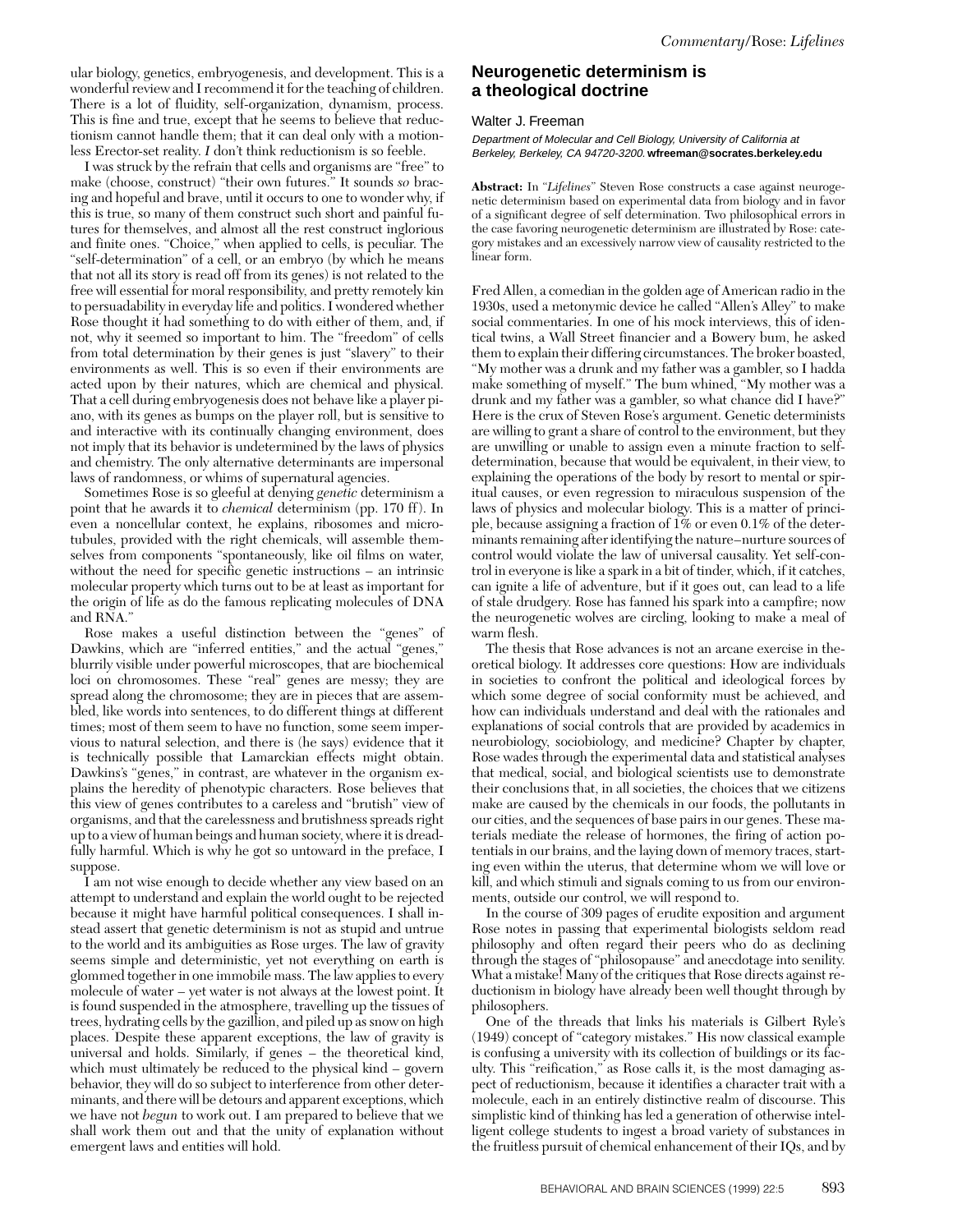ular biology, genetics, embryogenesis, and development. This is a wonderful review and I recommend it for the teaching of children. There is a lot of fluidity, self-organization, dynamism, process. This is fine and true, except that he seems to believe that reductionism cannot handle them; that it can deal only with a motionless Erector-set reality. *I* don't think reductionism is so feeble.

I was struck by the refrain that cells and organisms are "free" to make (choose, construct) "their own futures." It sounds *so* bracing and hopeful and brave, until it occurs to one to wonder why, if this is true, so many of them construct such short and painful futures for themselves, and almost all the rest construct inglorious and finite ones. "Choice," when applied to cells, is peculiar. The "self-determination" of a cell, or an embryo (by which he means that not all its story is read off from its genes) is not related to the free will essential for moral responsibility, and pretty remotely kin to persuadability in everyday life and politics. I wondered whether Rose thought it had something to do with either of them, and, if not, why it seemed so important to him. The "freedom" of cells from total determination by their genes is just "slavery" to their environments as well. This is so even if their environments are acted upon by their natures, which are chemical and physical. That a cell during embryogenesis does not behave like a player piano, with its genes as bumps on the player roll, but is sensitive to and interactive with its continually changing environment, does not imply that its behavior is undetermined by the laws of physics and chemistry. The only alternative determinants are impersonal laws of randomness, or whims of supernatural agencies.

Sometimes Rose is so gleeful at denying *genetic* determinism a point that he awards it to *chemical* determinism (pp. 170 ff). In even a noncellular context, he explains, ribosomes and microtubules, provided with the right chemicals, will assemble themselves from components "spontaneously, like oil films on water, without the need for specific genetic instructions – an intrinsic molecular property which turns out to be at least as important for the origin of life as do the famous replicating molecules of DNA and RNA."

Rose makes a useful distinction between the "genes" of Dawkins, which are "inferred entities," and the actual "genes," blurrily visible under powerful microscopes, that are biochemical loci on chromosomes. These "real" genes are messy; they are spread along the chromosome; they are in pieces that are assembled, like words into sentences, to do different things at different times; most of them seem to have no function, some seem impervious to natural selection, and there is (he says) evidence that it is technically possible that Lamarckian effects might obtain. Dawkins's "genes," in contrast, are whatever in the organism explains the heredity of phenotypic characters. Rose believes that this view of genes contributes to a careless and "brutish" view of organisms, and that the carelessness and brutishness spreads right up to a view of human beings and human society, where it is dreadfully harmful. Which is why he got so untoward in the preface, I suppose.

I am not wise enough to decide whether any view based on an attempt to understand and explain the world ought to be rejected because it might have harmful political consequences. I shall instead assert that genetic determinism is not as stupid and untrue to the world and its ambiguities as Rose urges. The law of gravity seems simple and deterministic, yet not everything on earth is glommed together in one immobile mass. The law applies to every molecule of water – yet water is not always at the lowest point. It is found suspended in the atmosphere, travelling up the tissues of trees, hydrating cells by the gazillion, and piled up as snow on high places. Despite these apparent exceptions, the law of gravity is universal and holds. Similarly, if genes – the theoretical kind, which must ultimately be reduced to the physical kind – govern behavior, they will do so subject to interference from other determinants, and there will be detours and apparent exceptions, which we have not *begun* to work out. I am prepared to believe that we shall work them out and that the unity of explanation without emergent laws and entities will hold.

## **Neurogenetic determinism is a theological doctrine**

#### Walter J. Freeman

Department of Molecular and Cell Biology, University of California at Berkeley, Berkeley, CA 94720-3200. **wfreeman@socrates.berkeley.edu**

**Abstract:** In "*Lifelines*" Steven Rose constructs a case against neurogenetic determinism based on experimental data from biology and in favor of a significant degree of self determination. Two philosophical errors in the case favoring neurogenetic determinism are illustrated by Rose: category mistakes and an excessively narrow view of causality restricted to the linear form.

Fred Allen, a comedian in the golden age of American radio in the 1930s, used a metonymic device he called "Allen's Alley" to make social commentaries. In one of his mock interviews, this of identical twins, a Wall Street financier and a Bowery bum, he asked them to explain their differing circumstances. The broker boasted, "My mother was a drunk and my father was a gambler, so I hadda make something of myself." The bum whined, "My mother was a drunk and my father was a gambler, so what chance did I have?" Here is the crux of Steven Rose's argument. Genetic determinists are willing to grant a share of control to the environment, but they are unwilling or unable to assign even a minute fraction to selfdetermination, because that would be equivalent, in their view, to explaining the operations of the body by resort to mental or spiritual causes, or even regression to miraculous suspension of the laws of physics and molecular biology. This is a matter of principle, because assigning a fraction of 1% or even 0.1% of the determinants remaining after identifying the nature–nurture sources of control would violate the law of universal causality. Yet self-control in everyone is like a spark in a bit of tinder, which, if it catches, can ignite a life of adventure, but if it goes out, can lead to a life of stale drudgery. Rose has fanned his spark into a campfire; now the neurogenetic wolves are circling, looking to make a meal of warm flesh.

The thesis that Rose advances is not an arcane exercise in theoretical biology. It addresses core questions: How are individuals in societies to confront the political and ideological forces by which some degree of social conformity must be achieved, and how can individuals understand and deal with the rationales and explanations of social controls that are provided by academics in neurobiology, sociobiology, and medicine? Chapter by chapter, Rose wades through the experimental data and statistical analyses that medical, social, and biological scientists use to demonstrate their conclusions that, in all societies, the choices that we citizens make are caused by the chemicals in our foods, the pollutants in our cities, and the sequences of base pairs in our genes. These materials mediate the release of hormones, the firing of action potentials in our brains, and the laying down of memory traces, starting even within the uterus, that determine whom we will love or kill, and which stimuli and signals coming to us from our environments, outside our control, we will respond to.

In the course of 309 pages of erudite exposition and argument Rose notes in passing that experimental biologists seldom read philosophy and often regard their peers who do as declining through the stages of "philosopause" and anecdotage into senility. What a mistake! Many of the critiques that Rose directs against reductionism in biology have already been well thought through by philosophers.

One of the threads that links his materials is Gilbert Ryle's (1949) concept of "category mistakes." His now classical example is confusing a university with its collection of buildings or its faculty. This "reification," as Rose calls it, is the most damaging aspect of reductionism, because it identifies a character trait with a molecule, each in an entirely distinctive realm of discourse. This simplistic kind of thinking has led a generation of otherwise intelligent college students to ingest a broad variety of substances in the fruitless pursuit of chemical enhancement of their IQs, and by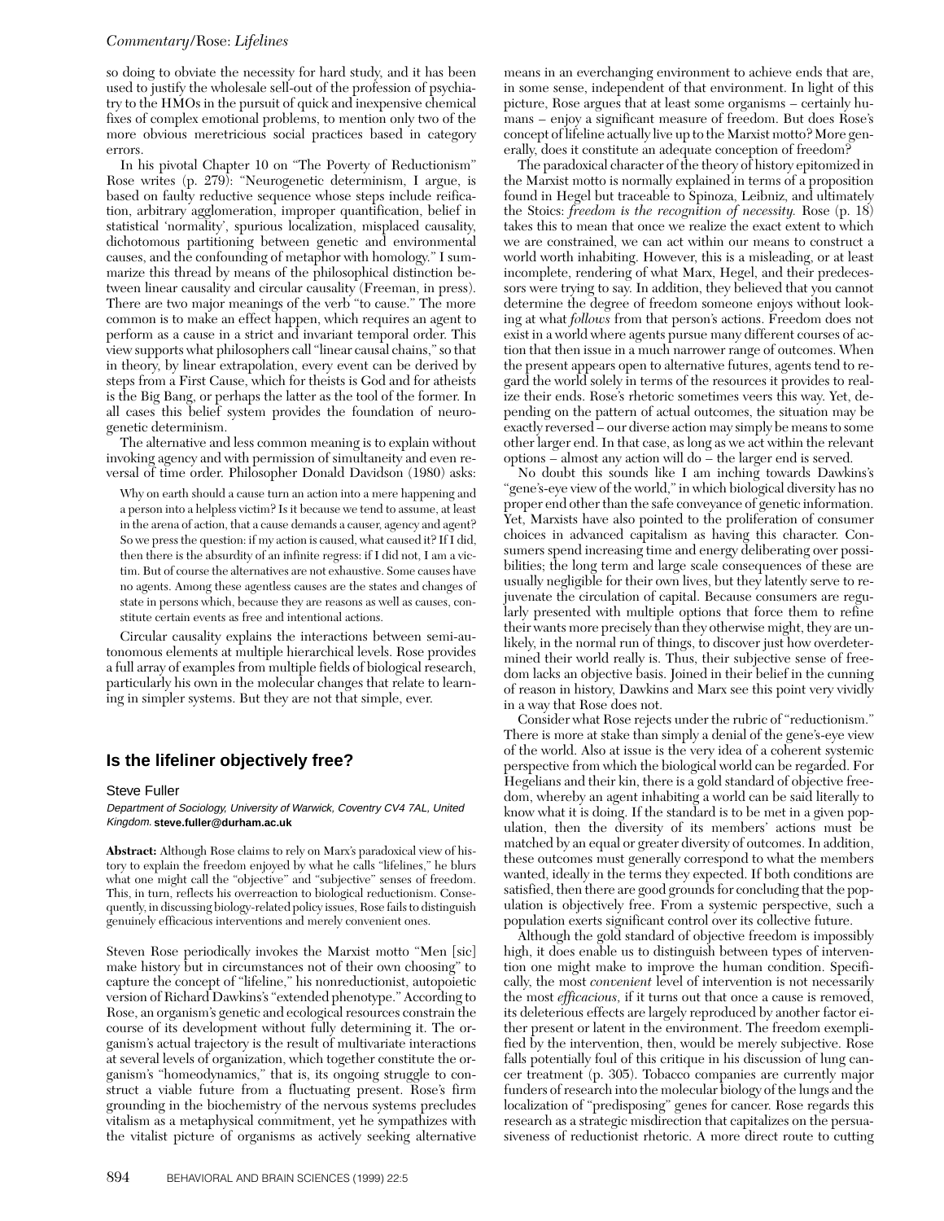so doing to obviate the necessity for hard study, and it has been used to justify the wholesale sell-out of the profession of psychiatry to the HMOs in the pursuit of quick and inexpensive chemical fixes of complex emotional problems, to mention only two of the more obvious meretricious social practices based in category errors.

In his pivotal Chapter 10 on "The Poverty of Reductionism" Rose writes (p. 279): "Neurogenetic determinism, I argue, is based on faulty reductive sequence whose steps include reification, arbitrary agglomeration, improper quantification, belief in statistical 'normality', spurious localization, misplaced causality, dichotomous partitioning between genetic and environmental causes, and the confounding of metaphor with homology." I summarize this thread by means of the philosophical distinction between linear causality and circular causality (Freeman, in press). There are two major meanings of the verb "to cause." The more common is to make an effect happen, which requires an agent to perform as a cause in a strict and invariant temporal order. This view supports what philosophers call "linear causal chains," so that in theory, by linear extrapolation, every event can be derived by steps from a First Cause, which for theists is God and for atheists is the Big Bang, or perhaps the latter as the tool of the former. In all cases this belief system provides the foundation of neurogenetic determinism.

The alternative and less common meaning is to explain without invoking agency and with permission of simultaneity and even reversal of time order. Philosopher Donald Davidson (1980) asks:

Why on earth should a cause turn an action into a mere happening and a person into a helpless victim? Is it because we tend to assume, at least in the arena of action, that a cause demands a causer, agency and agent? So we press the question: if my action is caused, what caused it? If I did, then there is the absurdity of an infinite regress: if I did not, I am a victim. But of course the alternatives are not exhaustive. Some causes have no agents. Among these agentless causes are the states and changes of state in persons which, because they are reasons as well as causes, constitute certain events as free and intentional actions.

Circular causality explains the interactions between semi-autonomous elements at multiple hierarchical levels. Rose provides a full array of examples from multiple fields of biological research, particularly his own in the molecular changes that relate to learning in simpler systems. But they are not that simple, ever.

## **Is the lifeliner objectively free?**

#### Steve Fuller

Department of Sociology, University of Warwick, Coventry CV4 7AL, United Kingdom. **steve.fuller@durham.ac.uk**

**Abstract:** Although Rose claims to rely on Marx's paradoxical view of history to explain the freedom enjoyed by what he calls "lifelines," he blurs what one might call the "objective" and "subjective" senses of freedom. This, in turn, reflects his overreaction to biological reductionism. Consequently, in discussing biology-related policy issues, Rose fails to distinguish genuinely efficacious interventions and merely convenient ones.

Steven Rose periodically invokes the Marxist motto "Men [sic] make history but in circumstances not of their own choosing" to capture the concept of "lifeline," his nonreductionist, autopoietic version of Richard Dawkins's "extended phenotype." According to Rose, an organism's genetic and ecological resources constrain the course of its development without fully determining it. The organism's actual trajectory is the result of multivariate interactions at several levels of organization, which together constitute the organism's "homeodynamics," that is, its ongoing struggle to construct a viable future from a fluctuating present. Rose's firm grounding in the biochemistry of the nervous systems precludes vitalism as a metaphysical commitment, yet he sympathizes with the vitalist picture of organisms as actively seeking alternative

means in an everchanging environment to achieve ends that are, in some sense, independent of that environment. In light of this picture, Rose argues that at least some organisms – certainly humans – enjoy a significant measure of freedom. But does Rose's concept of lifeline actually live up to the Marxist motto? More generally, does it constitute an adequate conception of freedom?

The paradoxical character of the theory of history epitomized in the Marxist motto is normally explained in terms of a proposition found in Hegel but traceable to Spinoza, Leibniz, and ultimately the Stoics: *freedom is the recognition of necessity.* Rose (p. 18) takes this to mean that once we realize the exact extent to which we are constrained, we can act within our means to construct a world worth inhabiting. However, this is a misleading, or at least incomplete, rendering of what Marx, Hegel, and their predecessors were trying to say. In addition, they believed that you cannot determine the degree of freedom someone enjoys without looking at what *follows* from that person's actions. Freedom does not exist in a world where agents pursue many different courses of action that then issue in a much narrower range of outcomes. When the present appears open to alternative futures, agents tend to regard the world solely in terms of the resources it provides to realize their ends. Rose's rhetoric sometimes veers this way. Yet, depending on the pattern of actual outcomes, the situation may be exactly reversed – our diverse action may simply be means to some other larger end. In that case, as long as we act within the relevant options – almost any action will do – the larger end is served.

No doubt this sounds like I am inching towards Dawkins's "gene's-eye view of the world," in which biological diversity has no proper end other than the safe conveyance of genetic information. Yet, Marxists have also pointed to the proliferation of consumer choices in advanced capitalism as having this character. Consumers spend increasing time and energy deliberating over possibilities; the long term and large scale consequences of these are usually negligible for their own lives, but they latently serve to rejuvenate the circulation of capital. Because consumers are regularly presented with multiple options that force them to refine their wants more precisely than they otherwise might, they are unlikely, in the normal run of things, to discover just how overdetermined their world really is. Thus, their subjective sense of freedom lacks an objective basis. Joined in their belief in the cunning of reason in history, Dawkins and Marx see this point very vividly in a way that Rose does not.

Consider what Rose rejects under the rubric of "reductionism." There is more at stake than simply a denial of the gene's-eye view of the world. Also at issue is the very idea of a coherent systemic perspective from which the biological world can be regarded. For Hegelians and their kin, there is a gold standard of objective freedom, whereby an agent inhabiting a world can be said literally to know what it is doing. If the standard is to be met in a given population, then the diversity of its members' actions must be matched by an equal or greater diversity of outcomes. In addition, these outcomes must generally correspond to what the members wanted, ideally in the terms they expected. If both conditions are satisfied, then there are good grounds for concluding that the population is objectively free. From a systemic perspective, such a population exerts significant control over its collective future.

Although the gold standard of objective freedom is impossibly high, it does enable us to distinguish between types of intervention one might make to improve the human condition. Specifically, the most *convenient* level of intervention is not necessarily the most *efficacious,* if it turns out that once a cause is removed, its deleterious effects are largely reproduced by another factor either present or latent in the environment. The freedom exemplified by the intervention, then, would be merely subjective. Rose falls potentially foul of this critique in his discussion of lung cancer treatment (p. 305). Tobacco companies are currently major funders of research into the molecular biology of the lungs and the localization of "predisposing" genes for cancer. Rose regards this research as a strategic misdirection that capitalizes on the persuasiveness of reductionist rhetoric. A more direct route to cutting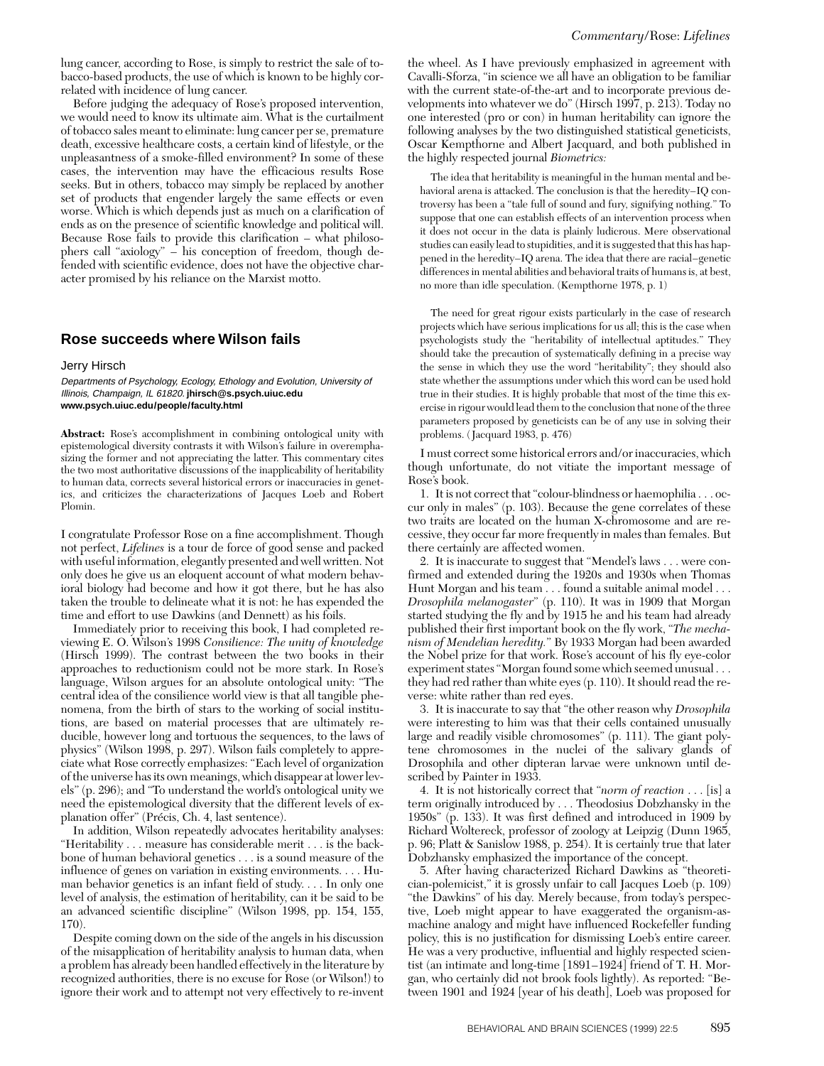lung cancer, according to Rose, is simply to restrict the sale of tobacco-based products, the use of which is known to be highly correlated with incidence of lung cancer.

Before judging the adequacy of Rose's proposed intervention, we would need to know its ultimate aim. What is the curtailment of tobacco sales meant to eliminate: lung cancer per se, premature death, excessive healthcare costs, a certain kind of lifestyle, or the unpleasantness of a smoke-filled environment? In some of these cases, the intervention may have the efficacious results Rose seeks. But in others, tobacco may simply be replaced by another set of products that engender largely the same effects or even worse. Which is which depends just as much on a clarification of ends as on the presence of scientific knowledge and political will. Because Rose fails to provide this clarification – what philosophers call "axiology" – his conception of freedom, though defended with scientific evidence, does not have the objective character promised by his reliance on the Marxist motto.

## **Rose succeeds where Wilson fails**

#### Jerry Hirsch

Departments of Psychology, Ecology, Ethology and Evolution, University of Illinois, Champaign, IL 61820. **jhirsch@s.psych.uiuc.edu www.psych.uiuc.edu/people/faculty.html**

**Abstract:** Rose's accomplishment in combining ontological unity with epistemological diversity contrasts it with Wilson's failure in overemphasizing the former and not appreciating the latter. This commentary cites the two most authoritative discussions of the inapplicability of heritability to human data, corrects several historical errors or inaccuracies in genetics, and criticizes the characterizations of Jacques Loeb and Robert Plomin.

I congratulate Professor Rose on a fine accomplishment. Though not perfect, *Lifelines* is a tour de force of good sense and packed with useful information, elegantly presented and well written. Not only does he give us an eloquent account of what modern behavioral biology had become and how it got there, but he has also taken the trouble to delineate what it is not: he has expended the time and effort to use Dawkins (and Dennett) as his foils.

Immediately prior to receiving this book, I had completed reviewing E. O. Wilson's 1998 *Consilience: The unity of knowledge* (Hirsch 1999). The contrast between the two books in their approaches to reductionism could not be more stark. In Rose's language, Wilson argues for an absolute ontological unity: "The central idea of the consilience world view is that all tangible phenomena, from the birth of stars to the working of social institutions, are based on material processes that are ultimately reducible, however long and tortuous the sequences, to the laws of physics" (Wilson 1998, p. 297). Wilson fails completely to appreciate what Rose correctly emphasizes: "Each level of organization of the universe has its own meanings, which disappear at lower levels" (p. 296); and "To understand the world's ontological unity we need the epistemological diversity that the different levels of explanation offer" (Précis, Ch. 4, last sentence).

In addition, Wilson repeatedly advocates heritability analyses: "Heritability . . . measure has considerable merit . . . is the backbone of human behavioral genetics . . . is a sound measure of the influence of genes on variation in existing environments. . . . Human behavior genetics is an infant field of study. . . . In only one level of analysis, the estimation of heritability, can it be said to be an advanced scientific discipline" (Wilson 1998, pp. 154, 155, 170).

Despite coming down on the side of the angels in his discussion of the misapplication of heritability analysis to human data, when a problem has already been handled effectively in the literature by recognized authorities, there is no excuse for Rose (or Wilson!) to ignore their work and to attempt not very effectively to re-invent

the wheel. As I have previously emphasized in agreement with Cavalli-Sforza, "in science we all have an obligation to be familiar with the current state-of-the-art and to incorporate previous developments into whatever we do" (Hirsch 1997, p. 213). Today no one interested (pro or con) in human heritability can ignore the following analyses by the two distinguished statistical geneticists, Oscar Kempthorne and Albert Jacquard, and both published in the highly respected journal *Biometrics:*

The idea that heritability is meaningful in the human mental and behavioral arena is attacked. The conclusion is that the heredity–IQ controversy has been a "tale full of sound and fury, signifying nothing." To suppose that one can establish effects of an intervention process when it does not occur in the data is plainly ludicrous. Mere observational studies can easily lead to stupidities, and it is suggested that this has happened in the heredity–IQ arena. The idea that there are racial–genetic differences in mental abilities and behavioral traits of humans is, at best, no more than idle speculation. (Kempthorne 1978, p. 1)

The need for great rigour exists particularly in the case of research projects which have serious implications for us all; this is the case when psychologists study the "heritability of intellectual aptitudes." They should take the precaution of systematically defining in a precise way the sense in which they use the word "heritability"; they should also state whether the assumptions under which this word can be used hold true in their studies. It is highly probable that most of the time this exercise in rigour would lead them to the conclusion that none of the three parameters proposed by geneticists can be of any use in solving their problems. (Jacquard 1983, p. 476)

I must correct some historical errors and/or inaccuracies, which though unfortunate, do not vitiate the important message of Rose's book.

1. It is not correct that "colour-blindness or haemophilia . . . occur only in males" (p. 103). Because the gene correlates of these two traits are located on the human X-chromosome and are recessive, they occur far more frequently in males than females. But there certainly are affected women.

2. It is inaccurate to suggest that "Mendel's laws . . . were confirmed and extended during the 1920s and 1930s when Thomas Hunt Morgan and his team . . . found a suitable animal model . . . *Drosophila melanogaster*" (p. 110). It was in 1909 that Morgan started studying the fly and by 1915 he and his team had already published their first important book on the fly work, "*The mechanism of Mendelian heredity.*" By 1933 Morgan had been awarded the Nobel prize for that work. Rose's account of his fly eye-color experiment states "Morgan found some which seemed unusual . . . they had red rather than white eyes (p. 110). It should read the reverse: white rather than red eyes.

3. It is inaccurate to say that "the other reason why *Drosophila* were interesting to him was that their cells contained unusually large and readily visible chromosomes" (p. 111). The giant polytene chromosomes in the nuclei of the salivary glands of Drosophila and other dipteran larvae were unknown until described by Painter in 1933.

4. It is not historically correct that "*norm of reaction* . . . [is] a term originally introduced by . . . Theodosius Dobzhansky in the 1950s" (p. 133). It was first defined and introduced in 1909 by Richard Woltereck, professor of zoology at Leipzig (Dunn 1965, p. 96; Platt & Sanislow 1988, p. 254). It is certainly true that later Dobzhansky emphasized the importance of the concept.

5. After having characterized Richard Dawkins as "theoretician-polemicist," it is grossly unfair to call Jacques Loeb (p. 109) "the Dawkins" of his day. Merely because, from today's perspective, Loeb might appear to have exaggerated the organism-asmachine analogy and might have influenced Rockefeller funding policy, this is no justification for dismissing Loeb's entire career. He was a very productive, influential and highly respected scientist (an intimate and long-time [1891–1924] friend of T. H. Morgan, who certainly did not brook fools lightly). As reported: "Between 1901 and 1924 [year of his death], Loeb was proposed for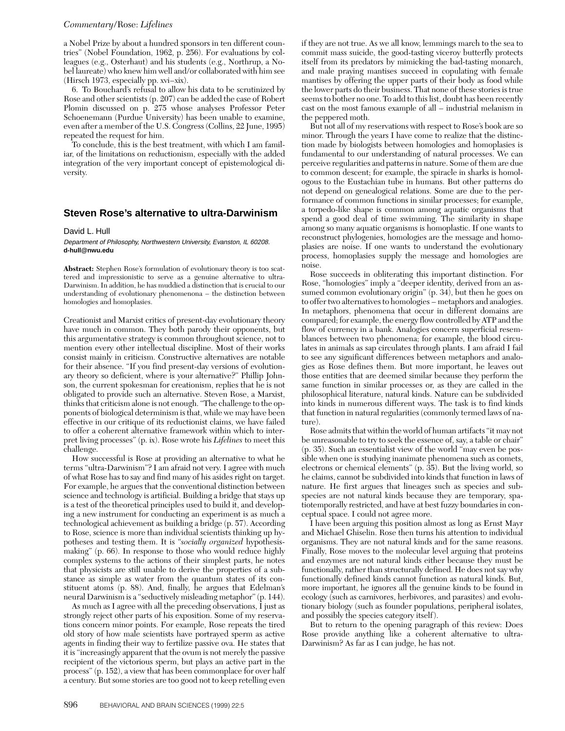a Nobel Prize by about a hundred sponsors in ten different countries" (Nobel Foundation, 1962, p. 256). For evaluations by colleagues (e.g., Osterhaut) and his students (e.g., Northrup, a Nobel laureate) who knew him well and/or collaborated with him see (Hirsch 1973, especially pp. xvi–xix).

6. To Bouchard's refusal to allow his data to be scrutinized by Rose and other scientists (p. 207) can be added the case of Robert Plomin discussed on p. 275 whose analyses Professor Peter Schoenemann (Purdue University) has been unable to examine, even after a member of the U.S. Congress (Collins, 22 June, 1995) repeated the request for him.

To conclude, this is the best treatment, with which I am familiar, of the limitations on reductionism, especially with the added integration of the very important concept of epistemological diversity.

## **Steven Rose's alternative to ultra-Darwinism**

#### David L. Hull

Department of Philosophy, Northwestern University, Evanston, IL 60208. **d-hull@nwu.edu**

**Abstract:** Stephen Rose's formulation of evolutionary theory is too scattered and impressionistic to serve as a genuine alternative to ultra-Darwinism. In addition, he has muddied a distinction that is crucial to our understanding of evolutionary phenomenona – the distinction between homologies and homoplasies.

Creationist and Marxist critics of present-day evolutionary theory have much in common. They both parody their opponents, but this argumentative strategy is common throughout science, not to mention every other intellectual discipline. Most of their works consist mainly in criticism. Constructive alternatives are notable for their absence. "If you find present-day versions of evolutionary theory so deficient, where is your alternative?" Phillip Johnson, the current spokesman for creationism, replies that he is not obligated to provide such an alternative. Steven Rose, a Marxist, thinks that criticism alone is not enough. "The challenge to the opponents of biological determinism is that, while we may have been effective in our critique of its reductionist claims, we have failed to offer a coherent alternative framework within which to interpret living processes" (p. ix). Rose wrote his *Lifelines* to meet this challenge.

How successful is Rose at providing an alternative to what he terms "ultra-Darwinism"? I am afraid not very. I agree with much of what Rose has to say and find many of his asides right on target. For example, he argues that the conventional distinction between science and technology is artificial. Building a bridge that stays up is a test of the theoretical principles used to build it, and developing a new instrument for conducting an experiment is as much a technological achievement as building a bridge (p. 57). According to Rose, science is more than individual scientists thinking up hypotheses and testing them. It is "*socially organized* hypothesismaking" (p. 66). In response to those who would reduce highly complex systems to the actions of their simplest parts, he notes that physicists are still unable to derive the properties of a substance as simple as water from the quantum states of its constituent atoms (p. 88). And, finally, he argues that Edelman's neural Darwinism is a "seductively misleading metaphor" (p. 144).

As much as I agree with all the preceding observations, I just as strongly reject other parts of his exposition. Some of my reservations concern minor points. For example, Rose repeats the tired old story of how male scientists have portrayed sperm as active agents in finding their way to fertilize passive ova. He states that it is "increasingly apparent that the ovum is not merely the passive recipient of the victorious sperm, but plays an active part in the process" (p. 152), a view that has been commonplace for over half a century. But some stories are too good not to keep retelling even

if they are not true. As we all know, lemmings march to the sea to commit mass suicide, the good-tasting viceroy butterfly protects itself from its predators by mimicking the bad-tasting monarch, and male praying mantises succeed in copulating with female mantises by offering the upper parts of their body as food while the lower parts do their business. That none of these stories is true seems to bother no one. To add to this list, doubt has been recently cast on the most famous example of all – industrial melanism in the peppered moth.

But not all of my reservations with respect to Rose's book are so minor. Through the years I have come to realize that the distinction made by biologists between homologies and homoplasies is fundamental to our understanding of natural processes. We can perceive regularities and patterns in nature. Some of them are due to common descent; for example, the spiracle in sharks is homologous to the Eustachian tube in humans. But other patterns do not depend on genealogical relations. Some are due to the performance of common functions in similar processes; for example, a torpedo-like shape is common among aquatic organisms that spend a good deal of time swimming. The similarity in shape among so many aquatic organisms is homoplastic. If one wants to reconstruct phylogenies, homologies are the message and homoplasies are noise. If one wants to understand the evolutionary process, homoplasies supply the message and homologies are noise.

Rose succeeds in obliterating this important distinction. For Rose, "homologies" imply a "deeper identity, derived from an assumed common evolutionary origin" (p. 34), but then he goes on to offer two alternatives to homologies – metaphors and analogies. In metaphors, phenomena that occur in different domains are compared; for example, the energy flow controlled by ATP and the flow of currency in a bank. Analogies concern superficial resemblances between two phenomena; for example, the blood circulates in animals as sap circulates through plants. I am afraid I fail to see any significant differences between metaphors and analogies as Rose defines them. But more important, he leaves out those entities that are deemed similar because they perform the same function in similar processes or, as they are called in the philosophical literature, natural kinds. Nature can be subdivided into kinds in numerous different ways. The task is to find kinds that function in natural regularities (commonly termed laws of nature).

Rose admits that within the world of human artifacts "it may not be unreasonable to try to seek the essence of, say, a table or chair" (p. 35). Such an essentialist view of the world "may even be possible when one is studying inanimate phenomena such as comets, electrons or chemical elements" (p. 35). But the living world, so he claims, cannot be subdivided into kinds that function in laws of nature. He first argues that lineages such as species and subspecies are not natural kinds because they are temporary, spatiotemporally restricted, and have at best fuzzy boundaries in conceptual space. I could not agree more.

I have been arguing this position almost as long as Ernst Mayr and Michael Ghiselin. Rose then turns his attention to individual organisms. They are not natural kinds and for the same reasons. Finally, Rose moves to the molecular level arguing that proteins and enzymes are not natural kinds either because they must be functionally, rather than structurally defined. He does not say why functionally defined kinds cannot function as natural kinds. But, more important, he ignores all the genuine kinds to be found in ecology (such as carnivores, herbivores, and parasites) and evolutionary biology (such as founder populations, peripheral isolates, and possibly the species category itself).

But to return to the opening paragraph of this review: Does Rose provide anything like a coherent alternative to ultra-Darwinism? As far as I can judge, he has not.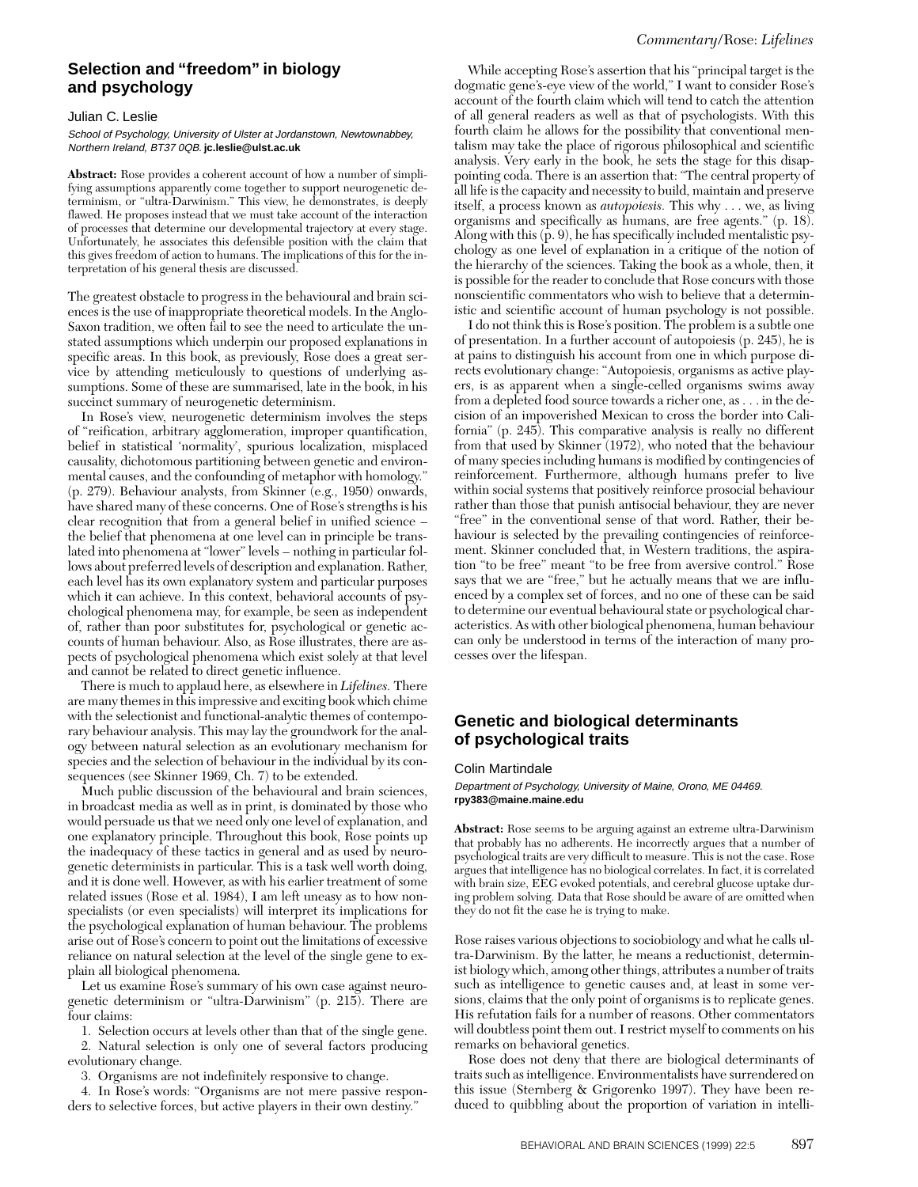## **Selection and "freedom" in biology and psychology**

#### Julian C. Leslie

School of Psychology, University of Ulster at Jordanstown, Newtownabbey, Northern Ireland, BT37 0QB. **jc.leslie@ulst.ac.uk**

**Abstract:** Rose provides a coherent account of how a number of simplifying assumptions apparently come together to support neurogenetic determinism, or "ultra-Darwinism." This view, he demonstrates, is deeply flawed. He proposes instead that we must take account of the interaction of processes that determine our developmental trajectory at every stage. Unfortunately, he associates this defensible position with the claim that this gives freedom of action to humans. The implications of this for the interpretation of his general thesis are discussed.

The greatest obstacle to progress in the behavioural and brain sciences is the use of inappropriate theoretical models. In the Anglo-Saxon tradition, we often fail to see the need to articulate the unstated assumptions which underpin our proposed explanations in specific areas. In this book, as previously, Rose does a great service by attending meticulously to questions of underlying assumptions. Some of these are summarised, late in the book, in his succinct summary of neurogenetic determinism.

In Rose's view, neurogenetic determinism involves the steps of "reification, arbitrary agglomeration, improper quantification, belief in statistical 'normality', spurious localization, misplaced causality, dichotomous partitioning between genetic and environmental causes, and the confounding of metaphor with homology." (p. 279). Behaviour analysts, from Skinner (e.g., 1950) onwards, have shared many of these concerns. One of Rose's strengths is his clear recognition that from a general belief in unified science – the belief that phenomena at one level can in principle be translated into phenomena at "lower" levels – nothing in particular follows about preferred levels of description and explanation. Rather, each level has its own explanatory system and particular purposes which it can achieve. In this context, behavioral accounts of psychological phenomena may, for example, be seen as independent of, rather than poor substitutes for, psychological or genetic accounts of human behaviour. Also, as Rose illustrates, there are aspects of psychological phenomena which exist solely at that level and cannot be related to direct genetic influence.

There is much to applaud here, as elsewhere in *Lifelines.* There are many themes in this impressive and exciting book which chime with the selectionist and functional-analytic themes of contemporary behaviour analysis. This may lay the groundwork for the analogy between natural selection as an evolutionary mechanism for species and the selection of behaviour in the individual by its consequences (see Skinner 1969, Ch. 7) to be extended.

Much public discussion of the behavioural and brain sciences, in broadcast media as well as in print, is dominated by those who would persuade us that we need only one level of explanation, and one explanatory principle. Throughout this book, Rose points up the inadequacy of these tactics in general and as used by neurogenetic determinists in particular. This is a task well worth doing, and it is done well. However, as with his earlier treatment of some related issues (Rose et al. 1984), I am left uneasy as to how nonspecialists (or even specialists) will interpret its implications for the psychological explanation of human behaviour. The problems arise out of Rose's concern to point out the limitations of excessive reliance on natural selection at the level of the single gene to explain all biological phenomena.

Let us examine Rose's summary of his own case against neurogenetic determinism or "ultra-Darwinism" (p. 215). There are four claims:

1. Selection occurs at levels other than that of the single gene. 2. Natural selection is only one of several factors producing evolutionary change.

3. Organisms are not indefinitely responsive to change.

4. In Rose's words: "Organisms are not mere passive responders to selective forces, but active players in their own destiny."

While accepting Rose's assertion that his "principal target is the dogmatic gene's-eye view of the world," I want to consider Rose's account of the fourth claim which will tend to catch the attention of all general readers as well as that of psychologists. With this fourth claim he allows for the possibility that conventional mentalism may take the place of rigorous philosophical and scientific analysis. Very early in the book, he sets the stage for this disappointing coda. There is an assertion that: "The central property of all life is the capacity and necessity to build, maintain and preserve itself, a process known as *autopoiesis.* This why . . . we, as living organisms and specifically as humans, are free agents." (p. 18). Along with this (p. 9), he has specifically included mentalistic psychology as one level of explanation in a critique of the notion of the hierarchy of the sciences. Taking the book as a whole, then, it is possible for the reader to conclude that Rose concurs with those nonscientific commentators who wish to believe that a deterministic and scientific account of human psychology is not possible.

I do not think this is Rose's position. The problem is a subtle one of presentation. In a further account of autopoiesis (p. 245), he is at pains to distinguish his account from one in which purpose directs evolutionary change: "Autopoiesis, organisms as active players, is as apparent when a single-celled organisms swims away from a depleted food source towards a richer one, as . . . in the decision of an impoverished Mexican to cross the border into California" (p. 245). This comparative analysis is really no different from that used by Skinner (1972), who noted that the behaviour of many species including humans is modified by contingencies of reinforcement. Furthermore, although humans prefer to live within social systems that positively reinforce prosocial behaviour rather than those that punish antisocial behaviour, they are never "free" in the conventional sense of that word. Rather, their behaviour is selected by the prevailing contingencies of reinforcement. Skinner concluded that, in Western traditions, the aspiration "to be free" meant "to be free from aversive control." Rose says that we are "free," but he actually means that we are influenced by a complex set of forces, and no one of these can be said to determine our eventual behavioural state or psychological characteristics. As with other biological phenomena, human behaviour can only be understood in terms of the interaction of many processes over the lifespan.

## **Genetic and biological determinants of psychological traits**

#### Colin Martindale

Department of Psychology, University of Maine, Orono, ME 04469. **rpy383@maine.maine.edu**

**Abstract:** Rose seems to be arguing against an extreme ultra-Darwinism that probably has no adherents. He incorrectly argues that a number of psychological traits are very difficult to measure. This is not the case. Rose argues that intelligence has no biological correlates. In fact, it is correlated with brain size, EEG evoked potentials, and cerebral glucose uptake during problem solving. Data that Rose should be aware of are omitted when they do not fit the case he is trying to make.

Rose raises various objections to sociobiology and what he calls ultra-Darwinism. By the latter, he means a reductionist, determinist biology which, among other things, attributes a number of traits such as intelligence to genetic causes and, at least in some versions, claims that the only point of organisms is to replicate genes. His refutation fails for a number of reasons. Other commentators will doubtless point them out. I restrict myself to comments on his remarks on behavioral genetics.

Rose does not deny that there are biological determinants of traits such as intelligence. Environmentalists have surrendered on this issue (Sternberg & Grigorenko 1997). They have been reduced to quibbling about the proportion of variation in intelli-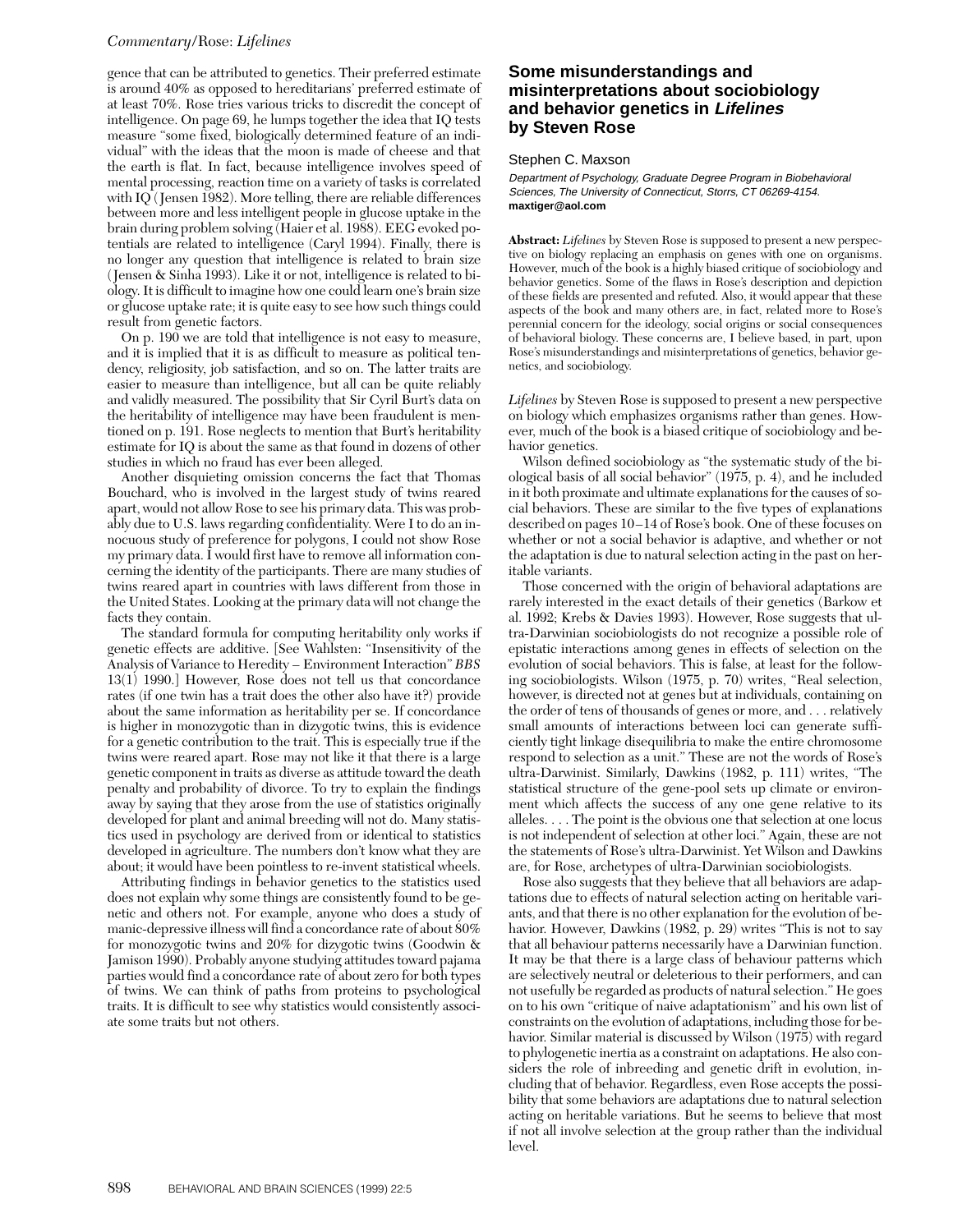gence that can be attributed to genetics. Their preferred estimate is around 40% as opposed to hereditarians' preferred estimate of at least 70%. Rose tries various tricks to discredit the concept of intelligence. On page 69, he lumps together the idea that IQ tests measure "some fixed, biologically determined feature of an individual" with the ideas that the moon is made of cheese and that the earth is flat. In fact, because intelligence involves speed of mental processing, reaction time on a variety of tasks is correlated with IQ (Jensen 1982). More telling, there are reliable differences between more and less intelligent people in glucose uptake in the brain during problem solving (Haier et al. 1988). EEG evoked potentials are related to intelligence (Caryl 1994). Finally, there is no longer any question that intelligence is related to brain size (Jensen & Sinha 1993). Like it or not, intelligence is related to biology. It is difficult to imagine how one could learn one's brain size or glucose uptake rate; it is quite easy to see how such things could result from genetic factors.

On p.  $190$  we are told that intelligence is not easy to measure, and it is implied that it is as difficult to measure as political tendency, religiosity, job satisfaction, and so on. The latter traits are easier to measure than intelligence, but all can be quite reliably and validly measured. The possibility that Sir Cyril Burt's data on the heritability of intelligence may have been fraudulent is mentioned on p. 191. Rose neglects to mention that Burt's heritability estimate for IQ is about the same as that found in dozens of other studies in which no fraud has ever been alleged.

Another disquieting omission concerns the fact that Thomas Bouchard, who is involved in the largest study of twins reared apart, would not allow Rose to see his primary data. This was probably due to U.S. laws regarding confidentiality. Were I to do an innocuous study of preference for polygons, I could not show Rose my primary data. I would first have to remove all information concerning the identity of the participants. There are many studies of twins reared apart in countries with laws different from those in the United States. Looking at the primary data will not change the facts they contain.

The standard formula for computing heritability only works if genetic effects are additive. [See Wahlsten: "Insensitivity of the Analysis of Variance to Heredity – Environment Interaction" *BBS* 13(1) 1990.] However, Rose does not tell us that concordance rates (if one twin has a trait does the other also have it?) provide about the same information as heritability per se. If concordance is higher in monozygotic than in dizygotic twins, this is evidence for a genetic contribution to the trait. This is especially true if the twins were reared apart. Rose may not like it that there is a large genetic component in traits as diverse as attitude toward the death penalty and probability of divorce. To try to explain the findings away by saying that they arose from the use of statistics originally developed for plant and animal breeding will not do. Many statistics used in psychology are derived from or identical to statistics developed in agriculture. The numbers don't know what they are about; it would have been pointless to re-invent statistical wheels.

Attributing findings in behavior genetics to the statistics used does not explain why some things are consistently found to be genetic and others not. For example, anyone who does a study of manic-depressive illness will find a concordance rate of about 80% for monozygotic twins and 20% for dizygotic twins (Goodwin & Jamison 1990). Probably anyone studying attitudes toward pajama parties would find a concordance rate of about zero for both types of twins. We can think of paths from proteins to psychological traits. It is difficult to see why statistics would consistently associate some traits but not others.

## **Some misunderstandings and misinterpretations about sociobiology and behavior genetics in Lifelines by Steven Rose**

#### Stephen C. Maxson

Department of Psychology, Graduate Degree Program in Biobehavioral Sciences, The University of Connecticut, Storrs, CT 06269-4154. **maxtiger@aol.com**

**Abstract:** *Lifelines* by Steven Rose is supposed to present a new perspective on biology replacing an emphasis on genes with one on organisms. However, much of the book is a highly biased critique of sociobiology and behavior genetics. Some of the flaws in Rose's description and depiction of these fields are presented and refuted. Also, it would appear that these aspects of the book and many others are, in fact, related more to Rose's perennial concern for the ideology, social origins or social consequences of behavioral biology. These concerns are, I believe based, in part, upon Rose's misunderstandings and misinterpretations of genetics, behavior genetics, and sociobiology.

*Lifelines* by Steven Rose is supposed to present a new perspective on biology which emphasizes organisms rather than genes. However, much of the book is a biased critique of sociobiology and behavior genetics.

Wilson defined sociobiology as "the systematic study of the biological basis of all social behavior" (1975, p. 4), and he included in it both proximate and ultimate explanations for the causes of social behaviors. These are similar to the five types of explanations described on pages 10–14 of Rose's book. One of these focuses on whether or not a social behavior is adaptive, and whether or not the adaptation is due to natural selection acting in the past on heritable variants.

Those concerned with the origin of behavioral adaptations are rarely interested in the exact details of their genetics (Barkow et al. 1992; Krebs & Davies 1993). However, Rose suggests that ultra-Darwinian sociobiologists do not recognize a possible role of epistatic interactions among genes in effects of selection on the evolution of social behaviors. This is false, at least for the following sociobiologists. Wilson (1975, p. 70) writes, "Real selection, however, is directed not at genes but at individuals, containing on the order of tens of thousands of genes or more, and . . . relatively small amounts of interactions between loci can generate sufficiently tight linkage disequilibria to make the entire chromosome respond to selection as a unit." These are not the words of Rose's ultra-Darwinist. Similarly, Dawkins (1982, p. 111) writes, "The statistical structure of the gene-pool sets up climate or environment which affects the success of any one gene relative to its alleles. . . . The point is the obvious one that selection at one locus is not independent of selection at other loci." Again, these are not the statements of Rose's ultra-Darwinist. Yet Wilson and Dawkins are, for Rose, archetypes of ultra-Darwinian sociobiologists.

Rose also suggests that they believe that all behaviors are adaptations due to effects of natural selection acting on heritable variants, and that there is no other explanation for the evolution of behavior. However, Dawkins (1982, p. 29) writes "This is not to say that all behaviour patterns necessarily have a Darwinian function. It may be that there is a large class of behaviour patterns which are selectively neutral or deleterious to their performers, and can not usefully be regarded as products of natural selection." He goes on to his own "critique of naive adaptationism" and his own list of constraints on the evolution of adaptations, including those for behavior. Similar material is discussed by Wilson (1975) with regard to phylogenetic inertia as a constraint on adaptations. He also considers the role of inbreeding and genetic drift in evolution, including that of behavior. Regardless, even Rose accepts the possibility that some behaviors are adaptations due to natural selection acting on heritable variations. But he seems to believe that most if not all involve selection at the group rather than the individual level.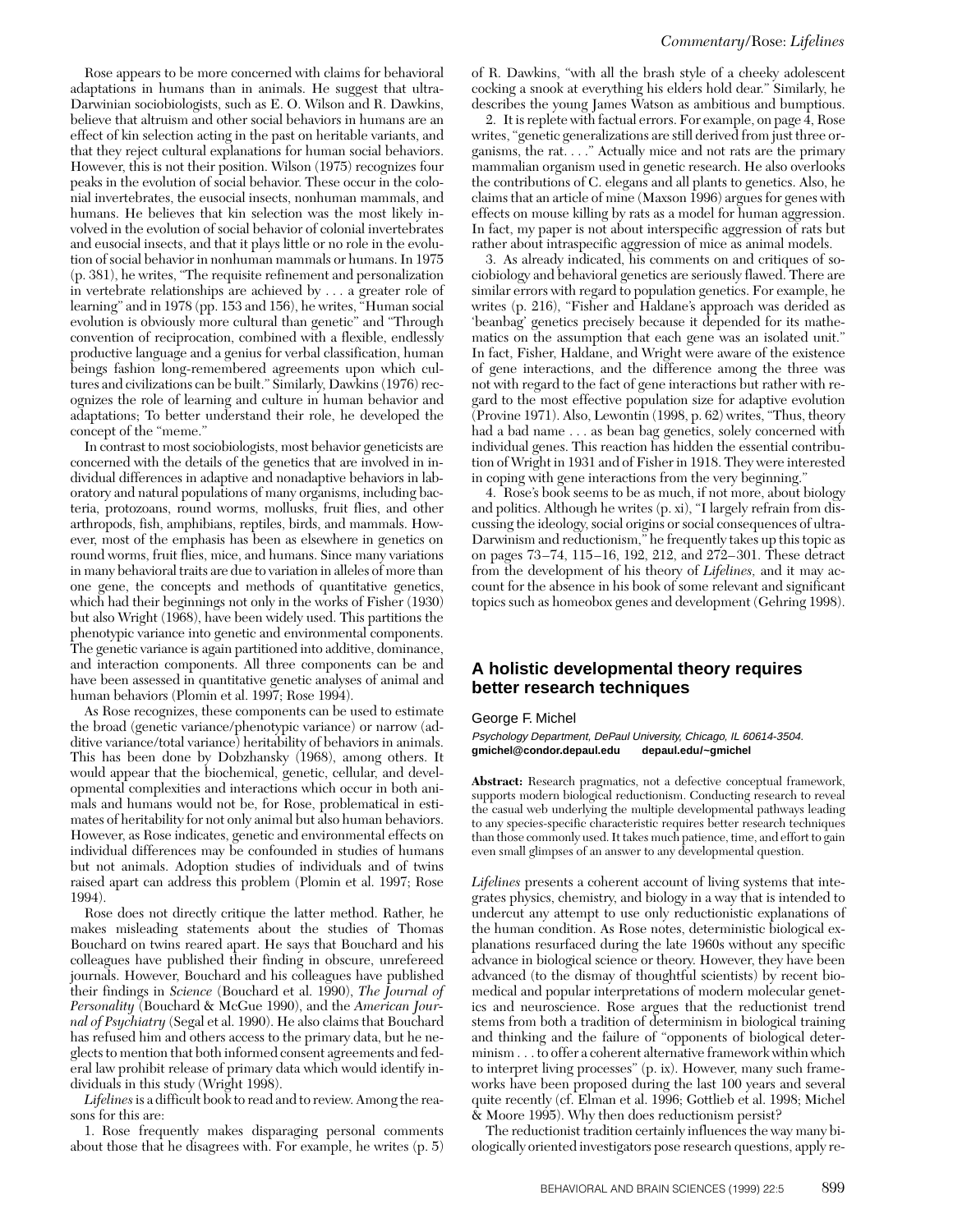Rose appears to be more concerned with claims for behavioral adaptations in humans than in animals. He suggest that ultra-Darwinian sociobiologists, such as E. O. Wilson and R. Dawkins, believe that altruism and other social behaviors in humans are an effect of kin selection acting in the past on heritable variants, and that they reject cultural explanations for human social behaviors. However, this is not their position. Wilson (1975) recognizes four peaks in the evolution of social behavior. These occur in the colonial invertebrates, the eusocial insects, nonhuman mammals, and humans. He believes that kin selection was the most likely involved in the evolution of social behavior of colonial invertebrates and eusocial insects, and that it plays little or no role in the evolution of social behavior in nonhuman mammals or humans. In 1975 (p. 381), he writes, "The requisite refinement and personalization in vertebrate relationships are achieved by . . . a greater role of learning" and in 1978 (pp. 153 and 156), he writes, "Human social evolution is obviously more cultural than genetic" and "Through convention of reciprocation, combined with a flexible, endlessly productive language and a genius for verbal classification, human beings fashion long-remembered agreements upon which cultures and civilizations can be built." Similarly, Dawkins (1976) recognizes the role of learning and culture in human behavior and adaptations; To better understand their role, he developed the concept of the "meme."

In contrast to most sociobiologists, most behavior geneticists are concerned with the details of the genetics that are involved in individual differences in adaptive and nonadaptive behaviors in laboratory and natural populations of many organisms, including bacteria, protozoans, round worms, mollusks, fruit flies, and other arthropods, fish, amphibians, reptiles, birds, and mammals. However, most of the emphasis has been as elsewhere in genetics on round worms, fruit flies, mice, and humans. Since many variations in many behavioral traits are due to variation in alleles of more than one gene, the concepts and methods of quantitative genetics, which had their beginnings not only in the works of Fisher (1930) but also Wright (1968), have been widely used. This partitions the phenotypic variance into genetic and environmental components. The genetic variance is again partitioned into additive, dominance, and interaction components. All three components can be and have been assessed in quantitative genetic analyses of animal and human behaviors (Plomin et al. 1997; Rose 1994).

As Rose recognizes, these components can be used to estimate the broad (genetic variance/phenotypic variance) or narrow (additive variance/total variance) heritability of behaviors in animals. This has been done by Dobzhansky (1968), among others. It would appear that the biochemical, genetic, cellular, and developmental complexities and interactions which occur in both animals and humans would not be, for Rose, problematical in estimates of heritability for not only animal but also human behaviors. However, as Rose indicates, genetic and environmental effects on individual differences may be confounded in studies of humans but not animals. Adoption studies of individuals and of twins raised apart can address this problem (Plomin et al. 1997; Rose 1994).

Rose does not directly critique the latter method. Rather, he makes misleading statements about the studies of Thomas Bouchard on twins reared apart. He says that Bouchard and his colleagues have published their finding in obscure, unrefereed journals. However, Bouchard and his colleagues have published their findings in *Science* (Bouchard et al. 1990), *The Journal of Personality* (Bouchard & McGue 1990), and the *American Journal of Psychiatry* (Segal et al. 1990). He also claims that Bouchard has refused him and others access to the primary data, but he neglects to mention that both informed consent agreements and federal law prohibit release of primary data which would identify individuals in this study (Wright 1998).

*Lifelines*is a difficult book to read and to review. Among the reasons for this are:

1. Rose frequently makes disparaging personal comments about those that he disagrees with. For example, he writes (p. 5) of R. Dawkins, "with all the brash style of a cheeky adolescent cocking a snook at everything his elders hold dear." Similarly, he describes the young James Watson as ambitious and bumptious.

2. It is replete with factual errors. For example, on page 4, Rose writes, "genetic generalizations are still derived from just three organisms, the rat. . . ." Actually mice and not rats are the primary mammalian organism used in genetic research. He also overlooks the contributions of C. elegans and all plants to genetics. Also, he claims that an article of mine (Maxson 1996) argues for genes with effects on mouse killing by rats as a model for human aggression. In fact, my paper is not about interspecific aggression of rats but rather about intraspecific aggression of mice as animal models.

3. As already indicated, his comments on and critiques of sociobiology and behavioral genetics are seriously flawed. There are similar errors with regard to population genetics. For example, he writes (p. 216), "Fisher and Haldane's approach was derided as 'beanbag' genetics precisely because it depended for its mathematics on the assumption that each gene was an isolated unit." In fact, Fisher, Haldane, and Wright were aware of the existence of gene interactions, and the difference among the three was not with regard to the fact of gene interactions but rather with regard to the most effective population size for adaptive evolution (Provine 1971). Also, Lewontin (1998, p. 62) writes, "Thus, theory had a bad name . . . as bean bag genetics, solely concerned with individual genes. This reaction has hidden the essential contribution of Wright in 1931 and of Fisher in 1918. They were interested in coping with gene interactions from the very beginning."

4. Rose's book seems to be as much, if not more, about biology and politics. Although he writes (p. xi), "I largely refrain from discussing the ideology, social origins or social consequences of ultra-Darwinism and reductionism," he frequently takes up this topic as on pages 73–74, 115–16, 192, 212, and 272–301. These detract from the development of his theory of *Lifelines,* and it may account for the absence in his book of some relevant and significant topics such as homeobox genes and development (Gehring 1998).

## **A holistic developmental theory requires better research techniques**

#### George F. Michel

Psychology Department, DePaul University, Chicago, IL 60614-3504. **gmichel@condor.depaul.edu depaul.edu/~gmichel**

**Abstract:** Research pragmatics, not a defective conceptual framework, supports modern biological reductionism. Conducting research to reveal the casual web underlying the multiple developmental pathways leading to any species-specific characteristic requires better research techniques than those commonly used. It takes much patience, time, and effort to gain even small glimpses of an answer to any developmental question.

*Lifelines* presents a coherent account of living systems that integrates physics, chemistry, and biology in a way that is intended to undercut any attempt to use only reductionistic explanations of the human condition. As Rose notes, deterministic biological explanations resurfaced during the late 1960s without any specific advance in biological science or theory. However, they have been advanced (to the dismay of thoughtful scientists) by recent biomedical and popular interpretations of modern molecular genetics and neuroscience. Rose argues that the reductionist trend stems from both a tradition of determinism in biological training and thinking and the failure of "opponents of biological determinism . . . to offer a coherent alternative framework within which to interpret living processes" (p. ix). However, many such frameworks have been proposed during the last 100 years and several quite recently (cf. Elman et al. 1996; Gottlieb et al. 1998; Michel & Moore 1995). Why then does reductionism persist?

The reductionist tradition certainly influences the way many biologically oriented investigators pose research questions, apply re-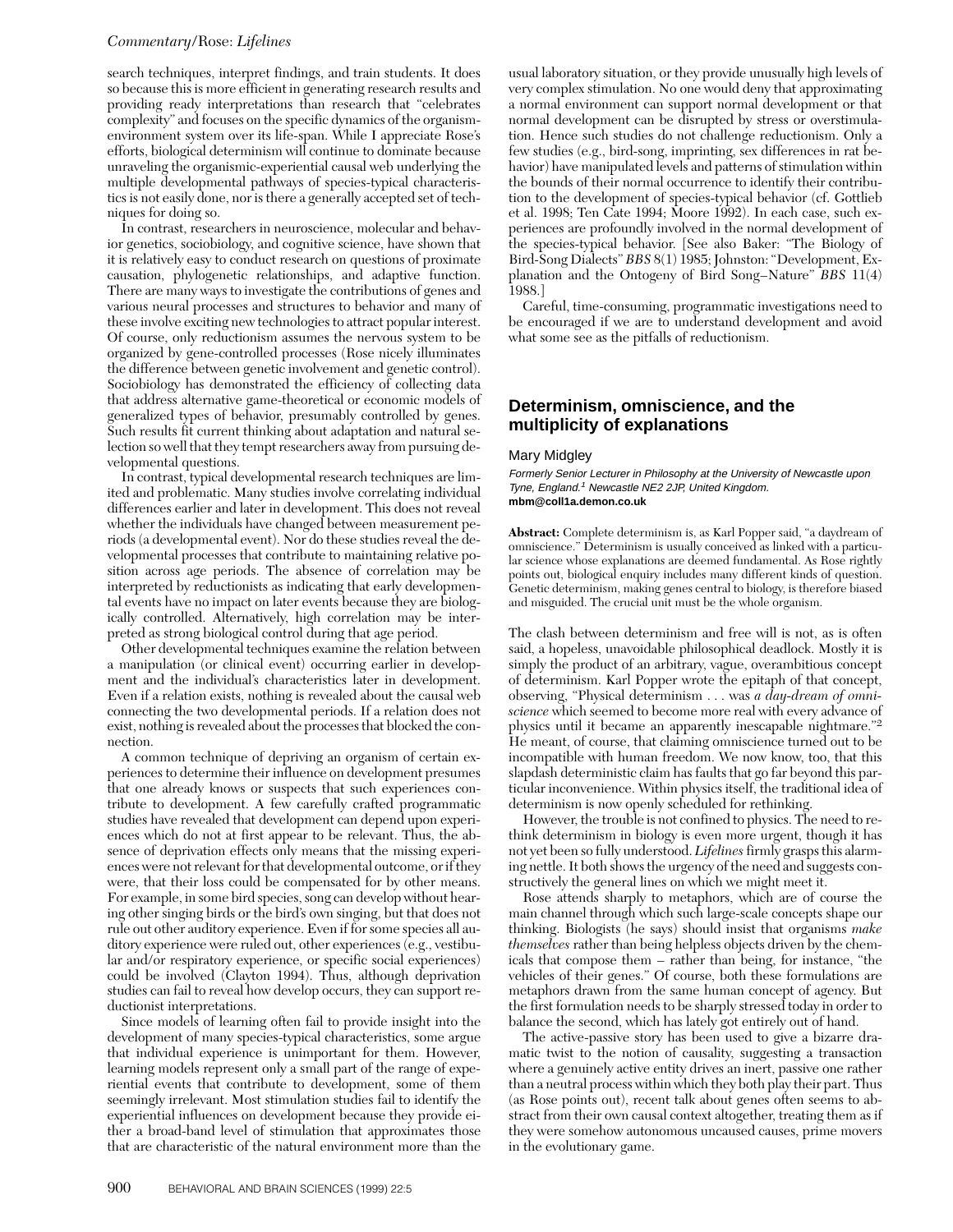search techniques, interpret findings, and train students. It does so because this is more efficient in generating research results and providing ready interpretations than research that "celebrates complexity" and focuses on the specific dynamics of the organismenvironment system over its life-span. While I appreciate Rose's efforts, biological determinism will continue to dominate because unraveling the organismic-experiential causal web underlying the multiple developmental pathways of species-typical characteristics is not easily done, nor is there a generally accepted set of techniques for doing so.

In contrast, researchers in neuroscience, molecular and behavior genetics, sociobiology, and cognitive science, have shown that it is relatively easy to conduct research on questions of proximate causation, phylogenetic relationships, and adaptive function. There are many ways to investigate the contributions of genes and various neural processes and structures to behavior and many of these involve exciting new technologies to attract popular interest. Of course, only reductionism assumes the nervous system to be organized by gene-controlled processes (Rose nicely illuminates the difference between genetic involvement and genetic control). Sociobiology has demonstrated the efficiency of collecting data that address alternative game-theoretical or economic models of generalized types of behavior, presumably controlled by genes. Such results fit current thinking about adaptation and natural selection so well that they tempt researchers away from pursuing developmental questions.

In contrast, typical developmental research techniques are limited and problematic. Many studies involve correlating individual differences earlier and later in development. This does not reveal whether the individuals have changed between measurement periods (a developmental event). Nor do these studies reveal the developmental processes that contribute to maintaining relative position across age periods. The absence of correlation may be interpreted by reductionists as indicating that early developmental events have no impact on later events because they are biologically controlled. Alternatively, high correlation may be interpreted as strong biological control during that age period.

Other developmental techniques examine the relation between a manipulation (or clinical event) occurring earlier in development and the individual's characteristics later in development. Even if a relation exists, nothing is revealed about the causal web connecting the two developmental periods. If a relation does not exist, nothing is revealed about the processes that blocked the connection.

A common technique of depriving an organism of certain experiences to determine their influence on development presumes that one already knows or suspects that such experiences contribute to development. A few carefully crafted programmatic studies have revealed that development can depend upon experiences which do not at first appear to be relevant. Thus, the absence of deprivation effects only means that the missing experiences were not relevant for that developmental outcome, or if they were, that their loss could be compensated for by other means. For example, in some bird species, song can develop without hearing other singing birds or the bird's own singing, but that does not rule out other auditory experience. Even if for some species all auditory experience were ruled out, other experiences (e.g., vestibular and/or respiratory experience, or specific social experiences) could be involved (Clayton 1994). Thus, although deprivation studies can fail to reveal how develop occurs, they can support reductionist interpretations.

Since models of learning often fail to provide insight into the development of many species-typical characteristics, some argue that individual experience is unimportant for them. However, learning models represent only a small part of the range of experiential events that contribute to development, some of them seemingly irrelevant. Most stimulation studies fail to identify the experiential influences on development because they provide either a broad-band level of stimulation that approximates those that are characteristic of the natural environment more than the

usual laboratory situation, or they provide unusually high levels of very complex stimulation. No one would deny that approximating a normal environment can support normal development or that normal development can be disrupted by stress or overstimulation. Hence such studies do not challenge reductionism. Only a few studies (e.g., bird-song, imprinting, sex differences in rat behavior) have manipulated levels and patterns of stimulation within the bounds of their normal occurrence to identify their contribution to the development of species-typical behavior (cf. Gottlieb et al. 1998; Ten Cate 1994; Moore 1992). In each case, such experiences are profoundly involved in the normal development of the species-typical behavior. [See also Baker: "The Biology of Bird-Song Dialects" *BBS* 8(1) 1985; Johnston: "Development, Explanation and the Ontogeny of Bird Song–Nature" *BBS* 11(4) 1988.]

Careful, time-consuming, programmatic investigations need to be encouraged if we are to understand development and avoid what some see as the pitfalls of reductionism.

## **Determinism, omniscience, and the multiplicity of explanations**

#### Mary Midgley

Formerly Senior Lecturer in Philosophy at the University of Newcastle upon Tyne, England.<sup>1</sup> Newcastle NE2 2JP, United Kingdom. **mbm@coll1a.demon.co.uk**

**Abstract:** Complete determinism is, as Karl Popper said, "a daydream of omniscience." Determinism is usually conceived as linked with a particular science whose explanations are deemed fundamental. As Rose rightly points out, biological enquiry includes many different kinds of question. Genetic determinism, making genes central to biology, is therefore biased and misguided. The crucial unit must be the whole organism.

The clash between determinism and free will is not, as is often said, a hopeless, unavoidable philosophical deadlock. Mostly it is simply the product of an arbitrary, vague, overambitious concept of determinism. Karl Popper wrote the epitaph of that concept, observing, "Physical determinism . . . was *a day-dream of omniscience* which seemed to become more real with every advance of physics until it became an apparently inescapable nightmare."2 He meant, of course, that claiming omniscience turned out to be incompatible with human freedom. We now know, too, that this slapdash deterministic claim has faults that go far beyond this particular inconvenience. Within physics itself, the traditional idea of determinism is now openly scheduled for rethinking.

However, the trouble is not confined to physics. The need to rethink determinism in biology is even more urgent, though it has not yet been so fully understood. *Lifelines* firmly grasps this alarming nettle. It both shows the urgency of the need and suggests constructively the general lines on which we might meet it.

Rose attends sharply to metaphors, which are of course the main channel through which such large-scale concepts shape our thinking. Biologists (he says) should insist that organisms *make themselves* rather than being helpless objects driven by the chemicals that compose them – rather than being, for instance, "the vehicles of their genes." Of course, both these formulations are metaphors drawn from the same human concept of agency. But the first formulation needs to be sharply stressed today in order to balance the second, which has lately got entirely out of hand.

The active-passive story has been used to give a bizarre dramatic twist to the notion of causality, suggesting a transaction where a genuinely active entity drives an inert, passive one rather than a neutral process within which they both play their part. Thus (as Rose points out), recent talk about genes often seems to abstract from their own causal context altogether, treating them as if they were somehow autonomous uncaused causes, prime movers in the evolutionary game.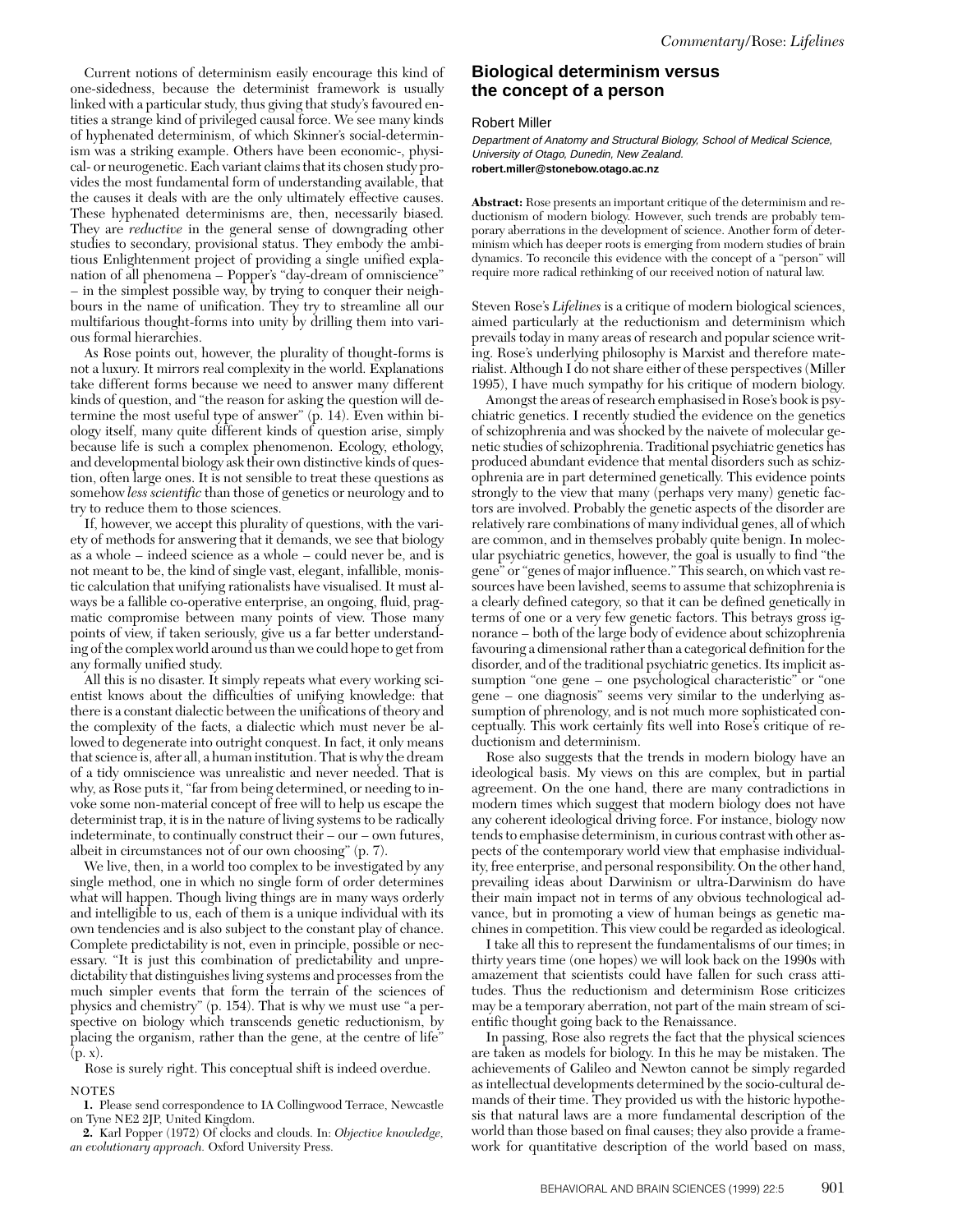Current notions of determinism easily encourage this kind of one-sidedness, because the determinist framework is usually linked with a particular study, thus giving that study's favoured entities a strange kind of privileged causal force. We see many kinds of hyphenated determinism, of which Skinner's social-determinism was a striking example. Others have been economic-, physical- or neurogenetic. Each variant claims that its chosen study provides the most fundamental form of understanding available, that the causes it deals with are the only ultimately effective causes. These hyphenated determinisms are, then, necessarily biased. They are *reductive* in the general sense of downgrading other studies to secondary, provisional status. They embody the ambitious Enlightenment project of providing a single unified explanation of all phenomena – Popper's "day-dream of omniscience" – in the simplest possible way, by trying to conquer their neighbours in the name of unification. They try to streamline all our multifarious thought-forms into unity by drilling them into various formal hierarchies.

As Rose points out, however, the plurality of thought-forms is not a luxury. It mirrors real complexity in the world. Explanations take different forms because we need to answer many different kinds of question, and "the reason for asking the question will determine the most useful type of answer" (p. 14). Even within biology itself, many quite different kinds of question arise, simply because life is such a complex phenomenon. Ecology, ethology, and developmental biology ask their own distinctive kinds of question, often large ones. It is not sensible to treat these questions as somehow *less scientific* than those of genetics or neurology and to try to reduce them to those sciences.

If, however, we accept this plurality of questions, with the variety of methods for answering that it demands, we see that biology as a whole – indeed science as a whole – could never be, and is not meant to be, the kind of single vast, elegant, infallible, monistic calculation that unifying rationalists have visualised. It must always be a fallible co-operative enterprise, an ongoing, fluid, pragmatic compromise between many points of view. Those many points of view, if taken seriously, give us a far better understanding of the complex world around us than we could hope to get from any formally unified study.

All this is no disaster. It simply repeats what every working scientist knows about the difficulties of unifying knowledge: that there is a constant dialectic between the unifications of theory and the complexity of the facts, a dialectic which must never be allowed to degenerate into outright conquest. In fact, it only means that science is, after all, a human institution. That is why the dream of a tidy omniscience was unrealistic and never needed. That is why, as Rose puts it, "far from being determined, or needing to invoke some non-material concept of free will to help us escape the determinist trap, it is in the nature of living systems to be radically indeterminate, to continually construct their – our – own futures, albeit in circumstances not of our own choosing" (p. 7).

We live, then, in a world too complex to be investigated by any single method, one in which no single form of order determines what will happen. Though living things are in many ways orderly and intelligible to us, each of them is a unique individual with its own tendencies and is also subject to the constant play of chance. Complete predictability is not, even in principle, possible or necessary. "It is just this combination of predictability and unpredictability that distinguishes living systems and processes from the much simpler events that form the terrain of the sciences of physics and chemistry" (p. 154). That is why we must use "a perspective on biology which transcends genetic reductionism, by placing the organism, rather than the gene, at the centre of life" (p. x).

Rose is surely right. This conceptual shift is indeed overdue. **NOTES** 

**1.** Please send correspondence to IA Collingwood Terrace, Newcastle on Tyne NE2 2JP, United Kingdom.

**2.** Karl Popper (1972) Of clocks and clouds. In: *Objective knowledge, an evolutionary approach.* Oxford University Press.

## **Biological determinism versus the concept of a person**

#### Robert Miller

Department of Anatomy and Structural Biology, School of Medical Science, University of Otago, Dunedin, New Zealand. **robert.miller@stonebow.otago.ac.nz**

**Abstract:** Rose presents an important critique of the determinism and reductionism of modern biology. However, such trends are probably temporary aberrations in the development of science. Another form of determinism which has deeper roots is emerging from modern studies of brain dynamics. To reconcile this evidence with the concept of a "person" will require more radical rethinking of our received notion of natural law.

Steven Rose's *Lifelines* is a critique of modern biological sciences, aimed particularly at the reductionism and determinism which prevails today in many areas of research and popular science writing. Rose's underlying philosophy is Marxist and therefore materialist. Although I do not share either of these perspectives (Miller 1995), I have much sympathy for his critique of modern biology.

Amongst the areas of research emphasised in Rose's book is psychiatric genetics. I recently studied the evidence on the genetics of schizophrenia and was shocked by the naivete of molecular genetic studies of schizophrenia. Traditional psychiatric genetics has produced abundant evidence that mental disorders such as schizophrenia are in part determined genetically. This evidence points strongly to the view that many (perhaps very many) genetic factors are involved. Probably the genetic aspects of the disorder are relatively rare combinations of many individual genes, all of which are common, and in themselves probably quite benign. In molecular psychiatric genetics, however, the goal is usually to find "the gene" or "genes of major influence." This search, on which vast resources have been lavished, seems to assume that schizophrenia is a clearly defined category, so that it can be defined genetically in terms of one or a very few genetic factors. This betrays gross ignorance – both of the large body of evidence about schizophrenia favouring a dimensional rather than a categorical definition for the disorder, and of the traditional psychiatric genetics. Its implicit assumption "one gene – one psychological characteristic" or "one gene – one diagnosis" seems very similar to the underlying assumption of phrenology, and is not much more sophisticated conceptually. This work certainly fits well into Rose's critique of reductionism and determinism.

Rose also suggests that the trends in modern biology have an ideological basis. My views on this are complex, but in partial agreement. On the one hand, there are many contradictions in modern times which suggest that modern biology does not have any coherent ideological driving force. For instance, biology now tends to emphasise determinism, in curious contrast with other aspects of the contemporary world view that emphasise individuality, free enterprise, and personal responsibility. On the other hand, prevailing ideas about Darwinism or ultra-Darwinism do have their main impact not in terms of any obvious technological advance, but in promoting a view of human beings as genetic machines in competition. This view could be regarded as ideological.

I take all this to represent the fundamentalisms of our times; in thirty years time (one hopes) we will look back on the 1990s with amazement that scientists could have fallen for such crass attitudes. Thus the reductionism and determinism Rose criticizes may be a temporary aberration, not part of the main stream of scientific thought going back to the Renaissance.

In passing, Rose also regrets the fact that the physical sciences are taken as models for biology. In this he may be mistaken. The achievements of Galileo and Newton cannot be simply regarded as intellectual developments determined by the socio-cultural demands of their time. They provided us with the historic hypothesis that natural laws are a more fundamental description of the world than those based on final causes; they also provide a framework for quantitative description of the world based on mass,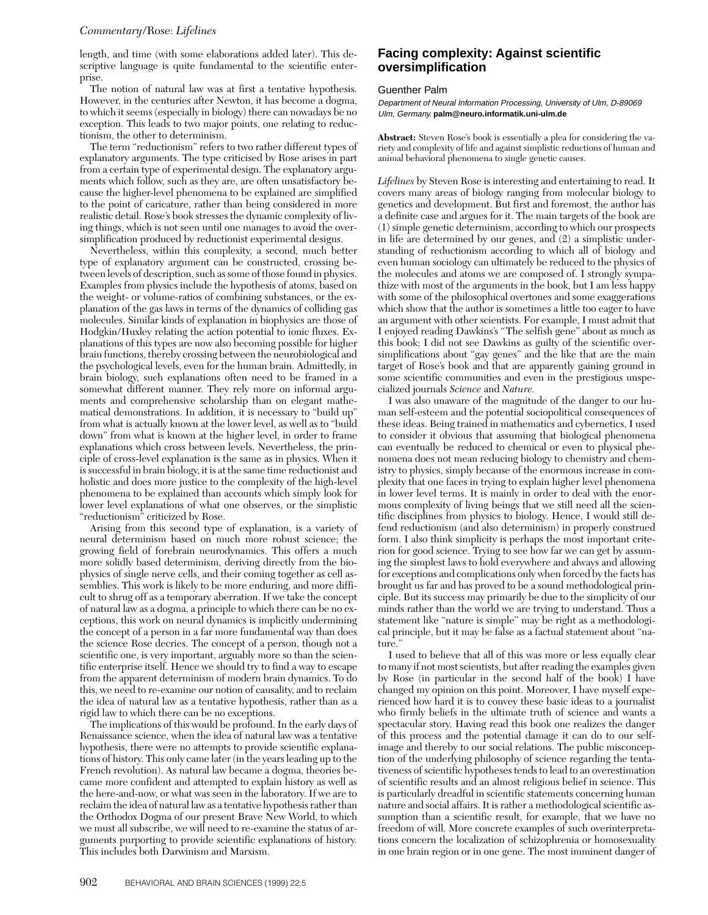length, and time (with some elaborations added later). This descriptive language is quite fundamental to the scientific enterprise.

The notion of natural law was at first a tentative hypothesis. However, in the centuries after Newton, it has become a dogma, to which it seems (especially in biology) there can nowadays be no exception. This leads to two major points, one relating to reductionism, the other to determinism.

The term "reductionism" refers to two rather different types of explanatory arguments. The type criticised by Rose arises in part from a certain type of experimental design. The explanatory arguments which follow, such as they are, are often unsatisfactory because the higher-level phenomena to be explained are simplified to the point of caricature, rather than being considered in more realistic detail. Rose's book stresses the dynamic complexity of living things, which is not seen until one manages to avoid the oversimplification produced by reductionist experimental designs.

Nevertheless, within this complexity, a second, much better type of explanatory argument can be constructed, crossing between levels of description, such as some of those found in physics. Examples from physics include the hypothesis of atoms, based on the weight- or volume-ratios of combining substances, or the explanation of the gas laws in terms of the dynamics of colliding gas molecules. Similar kinds of explanation in biophysics are those of Hodgkin/Huxley relating the action potential to ionic fluxes. Explanations of this types are now also becoming possible for higher brain functions, thereby crossing between the neurobiological and the psychological levels, even for the human brain. Admittedly, in brain biology, such explanations often need to be framed in a somewhat different manner. They rely more on informal arguments and comprehensive scholarship than on elegant mathematical demonstrations. In addition, it is necessary to "build up" from what is actually known at the lower level, as well as to "build down" from what is known at the higher level, in order to frame explanations which cross between levels. Nevertheless, the principle of cross-level explanation is the same as in physics. When it is successful in brain biology, it is at the same time reductionist and holistic and does more justice to the complexity of the high-level phenomena to be explained than accounts which simply look for lower level explanations of what one observes, or the simplistic "reductionism" criticized by Rose.

Arising from this second type of explanation, is a variety of neural determinism based on much more robust science; the growing field of forebrain neurodynamics. This offers a much more solidly based determinism, deriving directly from the biophysics of single nerve cells, and their coming together as cell assemblies. This work is likely to be more enduring, and more difficult to shrug off as a temporary aberration. If we take the concept of natural law as a dogma, a principle to which there can be no exceptions, this work on neural dynamics is implicitly undermining the concept of a person in a far more fundamental way than does the science Rose decries. The concept of a person, though not a scientific one, is very important, arguably more so than the scientific enterprise itself. Hence we should try to find a way to escape from the apparent determinism of modern brain dynamics. To do this, we need to re-examine our notion of causality, and to reclaim the idea of natural law as a tentative hypothesis, rather than as a rigid law to which there can be no exceptions.

The implications of this would be profound. In the early days of Renaissance science, when the idea of natural law was a tentative hypothesis, there were no attempts to provide scientific explanations of history. This only came later (in the years leading up to the French revolution). As natural law became a dogma, theories became more confident and attempted to explain history as well as the here-and-now, or what was seen in the laboratory. If we are to reclaim the idea of natural law as a tentative hypothesis rather than the Orthodox Dogma of our present Brave New World, to which we must all subscribe, we will need to re-examine the status of arguments purporting to provide scientific explanations of history. This includes both Darwinism and Marxism.

## **Facing complexity: Against scientific oversimplification**

#### Guenther Palm

Department of Neural Information Processing, University of Ulm, D-89069 Ulm, Germany. **palm@neuro.informatik.uni-ulm.de**

**Abstract:** Steven Rose's book is essentially a plea for considering the variety and complexity of life and against simplistic reductions of human and animal behavioral phenomena to single genetic causes.

*Lifelines* by Steven Rose is interesting and entertaining to read. It covers many areas of biology ranging from molecular biology to genetics and development. But first and foremost, the author has a definite case and argues for it. The main targets of the book are (1) simple genetic determinism, according to which our prospects in life are determined by our genes, and (2) a simplistic understanding of reductionism according to which all of biology and even human sociology can ultimately be reduced to the physics of the molecules and atoms we are composed of. I strongly sympathize with most of the arguments in the book, but I am less happy with some of the philosophical overtones and some exaggerations which show that the author is sometimes a little too eager to have an argument with other scientists. For example, I must admit that I enjoyed reading Dawkins's "The selfish gene" about as much as this book; I did not see Dawkins as guilty of the scientific oversimplifications about "gay genes" and the like that are the main target of Rose's book and that are apparently gaining ground in some scientific communities and even in the prestigious unspecialized journals *Science* and *Nature.*

I was also unaware of the magnitude of the danger to our human self-esteem and the potential sociopolitical consequences of these ideas. Being trained in mathematics and cybernetics, I used to consider it obvious that assuming that biological phenomena can eventually be reduced to chemical or even to physical phenomena does not mean reducing biology to chemistry and chemistry to physics, simply because of the enormous increase in complexity that one faces in trying to explain higher level phenomena in lower level terms. It is mainly in order to deal with the enormous complexity of living beings that we still need all the scientific disciplines from physics to biology. Hence, I would still defend reductionism (and also determinism) in properly construed form. I also think simplicity is perhaps the most important criterion for good science. Trying to see how far we can get by assuming the simplest laws to hold everywhere and always and allowing for exceptions and complications only when forced by the facts has brought us far and has proved to be a sound methodological principle. But its success may primarily be due to the simplicity of our minds rather than the world we are trying to understand. Thus a statement like "nature is simple" may be right as a methodological principle, but it may be false as a factual statement about "nature.'

I used to believe that all of this was more or less equally clear to many if not most scientists, but after reading the examples given by Rose (in particular in the second half of the book) I have changed my opinion on this point. Moreover, I have myself experienced how hard it is to convey these basic ideas to a journalist who firmly beliefs in the ultimate truth of science and wants a spectacular story. Having read this book one realizes the danger of this process and the potential damage it can do to our selfimage and thereby to our social relations. The public misconception of the underlying philosophy of science regarding the tentativeness of scientific hypotheses tends to lead to an overestimation of scientific results and an almost religious belief in science. This is particularly dreadful in scientific statements concerning human nature and social affairs. It is rather a methodological scientific assumption than a scientific result, for example, that we have no freedom of will. More concrete examples of such overinterpretations concern the localization of schizophrenia or homosexuality in one brain region or in one gene. The most imminent danger of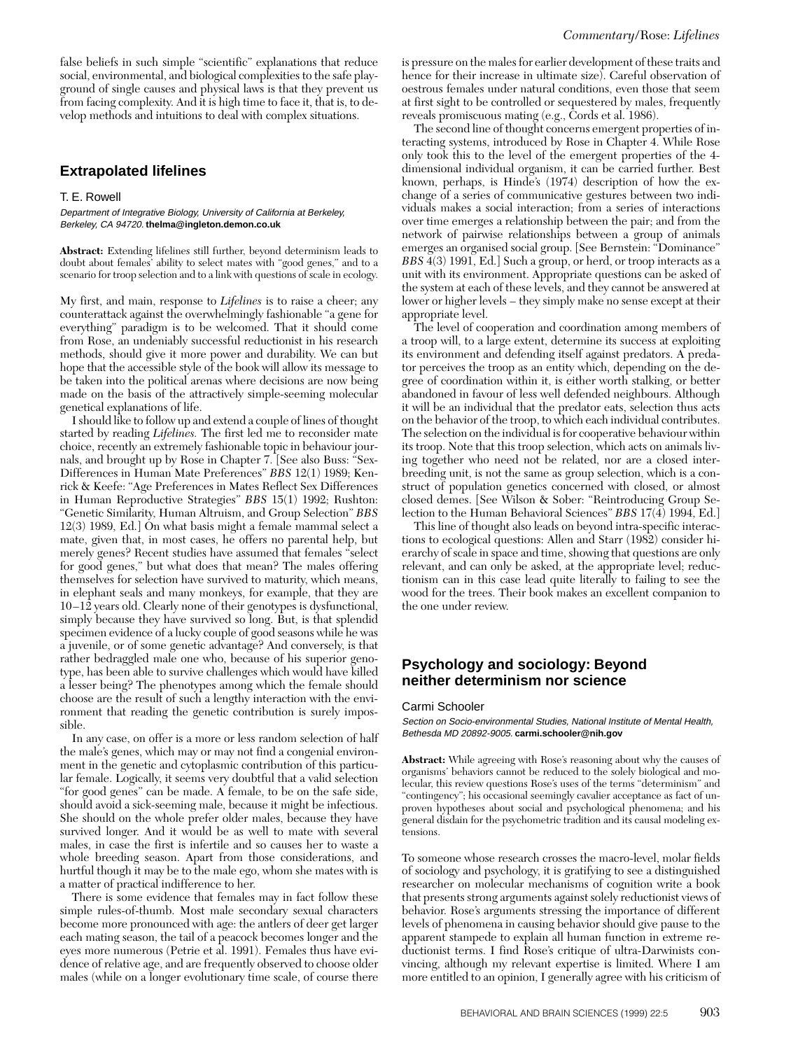false beliefs in such simple "scientific" explanations that reduce social, environmental, and biological complexities to the safe playground of single causes and physical laws is that they prevent us from facing complexity. And it is high time to face it, that is, to develop methods and intuitions to deal with complex situations.

## **Extrapolated lifelines**

#### T. E. Rowell

Department of Integrative Biology, University of California at Berkeley, Berkeley, CA 94720. **thelma@ingleton.demon.co.uk**

**Abstract:** Extending lifelines still further, beyond determinism leads to doubt about females' ability to select mates with "good genes," and to a scenario for troop selection and to a link with questions of scale in ecology.

My first, and main, response to *Lifelines* is to raise a cheer; any counterattack against the overwhelmingly fashionable "a gene for everything" paradigm is to be welcomed. That it should come from Rose, an undeniably successful reductionist in his research methods, should give it more power and durability. We can but hope that the accessible style of the book will allow its message to be taken into the political arenas where decisions are now being made on the basis of the attractively simple-seeming molecular genetical explanations of life.

I should like to follow up and extend a couple of lines of thought started by reading *Lifelines.* The first led me to reconsider mate choice, recently an extremely fashionable topic in behaviour journals, and brought up by Rose in Chapter 7. [See also Buss: "Sex-Differences in Human Mate Preferences" *BBS* 12(1) 1989; Kenrick & Keefe: "Age Preferences in Mates Reflect Sex Differences in Human Reproductive Strategies" *BBS* 15(1) 1992; Rushton: "Genetic Similarity, Human Altruism, and Group Selection" *BBS* 12(3) 1989, Ed.] On what basis might a female mammal select a mate, given that, in most cases, he offers no parental help, but merely genes? Recent studies have assumed that females "select for good genes," but what does that mean? The males offering themselves for selection have survived to maturity, which means, in elephant seals and many monkeys, for example, that they are 10–12 years old. Clearly none of their genotypes is dysfunctional, simply because they have survived so long. But, is that splendid specimen evidence of a lucky couple of good seasons while he was a juvenile, or of some genetic advantage? And conversely, is that rather bedraggled male one who, because of his superior genotype, has been able to survive challenges which would have killed a lesser being? The phenotypes among which the female should choose are the result of such a lengthy interaction with the environment that reading the genetic contribution is surely impossible.

In any case, on offer is a more or less random selection of half the male's genes, which may or may not find a congenial environment in the genetic and cytoplasmic contribution of this particular female. Logically, it seems very doubtful that a valid selection "for good genes" can be made. A female, to be on the safe side, should avoid a sick-seeming male, because it might be infectious. She should on the whole prefer older males, because they have survived longer. And it would be as well to mate with several males, in case the first is infertile and so causes her to waste a whole breeding season. Apart from those considerations, and hurtful though it may be to the male ego, whom she mates with is a matter of practical indifference to her.

There is some evidence that females may in fact follow these simple rules-of-thumb. Most male secondary sexual characters become more pronounced with age: the antlers of deer get larger each mating season, the tail of a peacock becomes longer and the eyes more numerous (Petrie et al. 1991). Females thus have evidence of relative age, and are frequently observed to choose older males (while on a longer evolutionary time scale, of course there

is pressure on the males for earlier development of these traits and hence for their increase in ultimate size). Careful observation of oestrous females under natural conditions, even those that seem at first sight to be controlled or sequestered by males, frequently reveals promiscuous mating (e.g., Cords et al. 1986).

The second line of thought concerns emergent properties of interacting systems, introduced by Rose in Chapter 4. While Rose only took this to the level of the emergent properties of the 4 dimensional individual organism, it can be carried further. Best known, perhaps, is Hinde's (1974) description of how the exchange of a series of communicative gestures between two individuals makes a social interaction; from a series of interactions over time emerges a relationship between the pair; and from the network of pairwise relationships between a group of animals emerges an organised social group. [See Bernstein: "Dominance" *BBS* 4(3) 1991, Ed.] Such a group, or herd, or troop interacts as a unit with its environment. Appropriate questions can be asked of the system at each of these levels, and they cannot be answered at lower or higher levels – they simply make no sense except at their appropriate level.

The level of cooperation and coordination among members of a troop will, to a large extent, determine its success at exploiting its environment and defending itself against predators. A predator perceives the troop as an entity which, depending on the degree of coordination within it, is either worth stalking, or better abandoned in favour of less well defended neighbours. Although it will be an individual that the predator eats, selection thus acts on the behavior of the troop, to which each individual contributes. The selection on the individual is for cooperative behaviour within its troop. Note that this troop selection, which acts on animals living together who need not be related, nor are a closed interbreeding unit, is not the same as group selection, which is a construct of population genetics concerned with closed, or almost closed demes. [See Wilson & Sober: "Reintroducing Group Selection to the Human Behavioral Sciences" *BBS* 17(4) 1994, Ed.]

This line of thought also leads on beyond intra-specific interactions to ecological questions: Allen and Starr (1982) consider hierarchy of scale in space and time, showing that questions are only relevant, and can only be asked, at the appropriate level; reductionism can in this case lead quite literally to failing to see the wood for the trees. Their book makes an excellent companion to the one under review.

## **Psychology and sociology: Beyond neither determinism nor science**

#### Carmi Schooler

Section on Socio-environmental Studies, National Institute of Mental Health, Bethesda MD 20892-9005. **carmi.schooler@nih.gov**

**Abstract:** While agreeing with Rose's reasoning about why the causes of organisms' behaviors cannot be reduced to the solely biological and molecular, this review questions Rose's uses of the terms "determinism" and "contingency"; his occasional seemingly cavalier acceptance as fact of unproven hypotheses about social and psychological phenomena; and his general disdain for the psychometric tradition and its causal modeling extensions.

To someone whose research crosses the macro-level, molar fields of sociology and psychology, it is gratifying to see a distinguished researcher on molecular mechanisms of cognition write a book that presents strong arguments against solely reductionist views of behavior. Rose's arguments stressing the importance of different levels of phenomena in causing behavior should give pause to the apparent stampede to explain all human function in extreme reductionist terms. I find Rose's critique of ultra-Darwinists convincing, although my relevant expertise is limited. Where I am more entitled to an opinion, I generally agree with his criticism of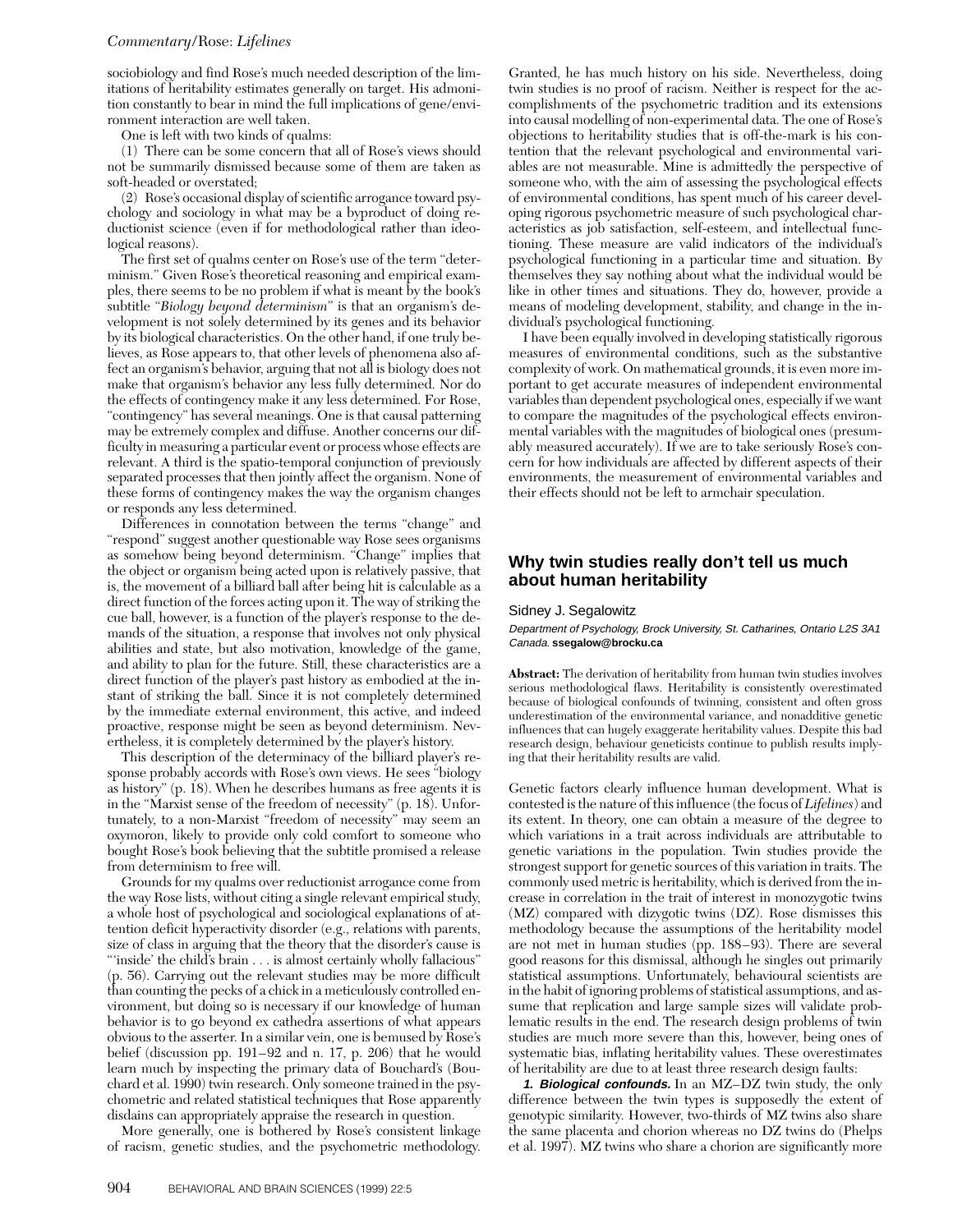sociobiology and find Rose's much needed description of the limitations of heritability estimates generally on target. His admonition constantly to bear in mind the full implications of gene/environment interaction are well taken.

One is left with two kinds of qualms:

(1) There can be some concern that all of Rose's views should not be summarily dismissed because some of them are taken as soft-headed or overstated;

(2) Rose's occasional display of scientific arrogance toward psychology and sociology in what may be a byproduct of doing reductionist science (even if for methodological rather than ideological reasons).

The first set of qualms center on Rose's use of the term "determinism." Given Rose's theoretical reasoning and empirical examples, there seems to be no problem if what is meant by the book's subtitle "*Biology beyond determinism*" is that an organism's development is not solely determined by its genes and its behavior by its biological characteristics. On the other hand, if one truly believes, as Rose appears to, that other levels of phenomena also affect an organism's behavior, arguing that not all is biology does not make that organism's behavior any less fully determined. Nor do the effects of contingency make it any less determined. For Rose, "contingency" has several meanings. One is that causal patterning may be extremely complex and diffuse. Another concerns our difficulty in measuring a particular event or process whose effects are relevant. A third is the spatio-temporal conjunction of previously separated processes that then jointly affect the organism. None of these forms of contingency makes the way the organism changes or responds any less determined.

Differences in connotation between the terms "change" and "respond" suggest another questionable way Rose sees organisms as somehow being beyond determinism. "Change" implies that the object or organism being acted upon is relatively passive, that is, the movement of a billiard ball after being hit is calculable as a direct function of the forces acting upon it. The way of striking the cue ball, however, is a function of the player's response to the demands of the situation, a response that involves not only physical abilities and state, but also motivation, knowledge of the game, and ability to plan for the future. Still, these characteristics are a direct function of the player's past history as embodied at the instant of striking the ball. Since it is not completely determined by the immediate external environment, this active, and indeed proactive, response might be seen as beyond determinism. Nevertheless, it is completely determined by the player's history.

This description of the determinacy of the billiard player's response probably accords with Rose's own views. He sees "biology as history" (p. 18). When he describes humans as free agents it is in the "Marxist sense of the freedom of necessity" (p. 18). Unfortunately, to a non-Marxist "freedom of necessity" may seem an oxymoron, likely to provide only cold comfort to someone who bought Rose's book believing that the subtitle promised a release from determinism to free will.

Grounds for my qualms over reductionist arrogance come from the way Rose lists, without citing a single relevant empirical study, a whole host of psychological and sociological explanations of attention deficit hyperactivity disorder (e.g., relations with parents, size of class in arguing that the theory that the disorder's cause is "'inside' the child's brain . . . is almost certainly wholly fallacious" (p. 56). Carrying out the relevant studies may be more difficult than counting the pecks of a chick in a meticulously controlled environment, but doing so is necessary if our knowledge of human behavior is to go beyond ex cathedra assertions of what appears obvious to the asserter. In a similar vein, one is bemused by Rose's belief (discussion pp. 191–92 and n. 17, p. 206) that he would learn much by inspecting the primary data of Bouchard's (Bouchard et al. 1990) twin research. Only someone trained in the psychometric and related statistical techniques that Rose apparently disdains can appropriately appraise the research in question.

More generally, one is bothered by Rose's consistent linkage of racism, genetic studies, and the psychometric methodology. Granted, he has much history on his side. Nevertheless, doing twin studies is no proof of racism. Neither is respect for the accomplishments of the psychometric tradition and its extensions into causal modelling of non-experimental data. The one of Rose's objections to heritability studies that is off-the-mark is his contention that the relevant psychological and environmental variables are not measurable. Mine is admittedly the perspective of someone who, with the aim of assessing the psychological effects of environmental conditions, has spent much of his career developing rigorous psychometric measure of such psychological characteristics as job satisfaction, self-esteem, and intellectual functioning. These measure are valid indicators of the individual's psychological functioning in a particular time and situation. By themselves they say nothing about what the individual would be like in other times and situations. They do, however, provide a means of modeling development, stability, and change in the individual's psychological functioning.

I have been equally involved in developing statistically rigorous measures of environmental conditions, such as the substantive complexity of work. On mathematical grounds, it is even more important to get accurate measures of independent environmental variables than dependent psychological ones, especially if we want to compare the magnitudes of the psychological effects environmental variables with the magnitudes of biological ones (presumably measured accurately). If we are to take seriously Rose's concern for how individuals are affected by different aspects of their environments, the measurement of environmental variables and their effects should not be left to armchair speculation.

## **Why twin studies really don't tell us much about human heritability**

#### Sidney J. Segalowitz

Department of Psychology, Brock University, St. Catharines, Ontario L2S 3A1 Canada. **ssegalow@brocku.ca**

**Abstract:** The derivation of heritability from human twin studies involves serious methodological flaws. Heritability is consistently overestimated because of biological confounds of twinning, consistent and often gross underestimation of the environmental variance, and nonadditive genetic influences that can hugely exaggerate heritability values. Despite this bad research design, behaviour geneticists continue to publish results implying that their heritability results are valid.

Genetic factors clearly influence human development. What is contested is the nature of this influence (the focus of *Lifelines*) and its extent. In theory, one can obtain a measure of the degree to which variations in a trait across individuals are attributable to genetic variations in the population. Twin studies provide the strongest support for genetic sources of this variation in traits. The commonly used metric is heritability, which is derived from the increase in correlation in the trait of interest in monozygotic twins (MZ) compared with dizygotic twins (DZ). Rose dismisses this methodology because the assumptions of the heritability model are not met in human studies (pp. 188–93). There are several good reasons for this dismissal, although he singles out primarily statistical assumptions. Unfortunately, behavioural scientists are in the habit of ignoring problems of statistical assumptions, and assume that replication and large sample sizes will validate problematic results in the end. The research design problems of twin studies are much more severe than this, however, being ones of systematic bias, inflating heritability values. These overestimates of heritability are due to at least three research design faults:

**1. Biological confounds.** In an MZ–DZ twin study, the only difference between the twin types is supposedly the extent of genotypic similarity. However, two-thirds of MZ twins also share the same placenta and chorion whereas no DZ twins do (Phelps et al. 1997). MZ twins who share a chorion are significantly more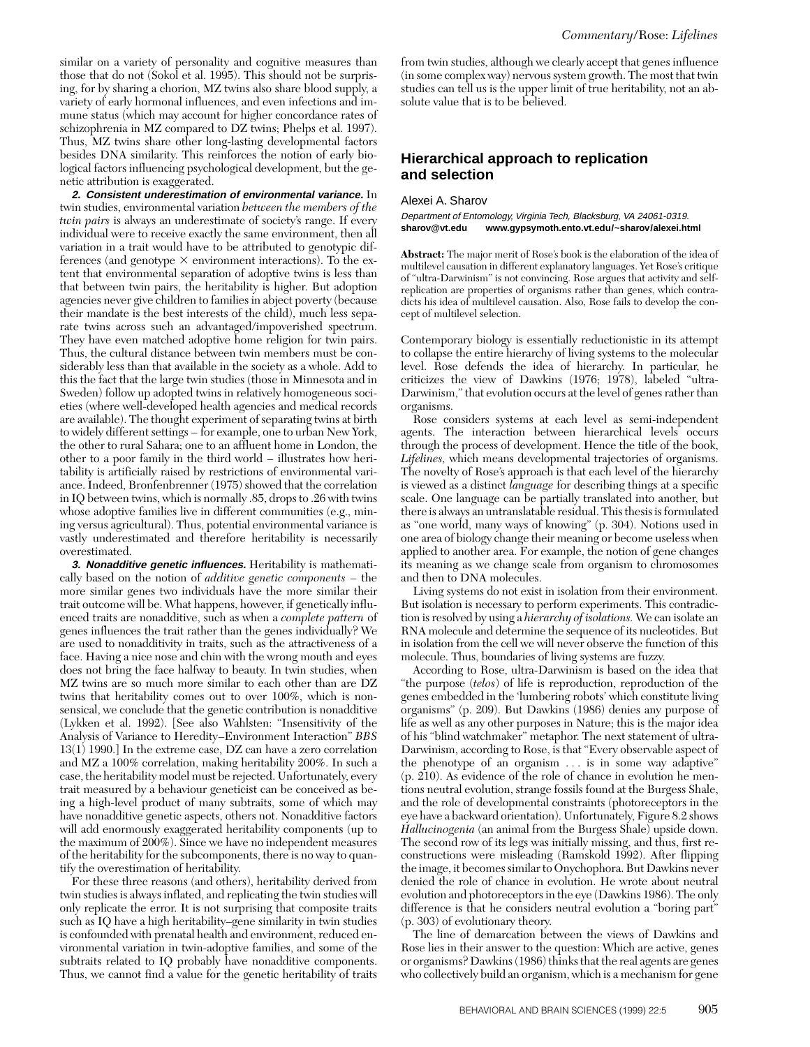similar on a variety of personality and cognitive measures than those that do not (Sokol et al. 1995). This should not be surprising, for by sharing a chorion, MZ twins also share blood supply, a variety of early hormonal influences, and even infections and immune status (which may account for higher concordance rates of schizophrenia in MZ compared to DZ twins; Phelps et al. 1997). Thus, MZ twins share other long-lasting developmental factors besides DNA similarity. This reinforces the notion of early biological factors influencing psychological development, but the genetic attribution is exaggerated.

**2. Consistent underestimation of environmental variance.** In twin studies, environmental variation *between the members of the twin pairs* is always an underestimate of society's range. If every individual were to receive exactly the same environment, then all variation in a trait would have to be attributed to genotypic differences (and genotype  $\times$  environment interactions). To the extent that environmental separation of adoptive twins is less than that between twin pairs, the heritability is higher. But adoption agencies never give children to families in abject poverty (because their mandate is the best interests of the child), much less separate twins across such an advantaged/impoverished spectrum. They have even matched adoptive home religion for twin pairs. Thus, the cultural distance between twin members must be considerably less than that available in the society as a whole. Add to this the fact that the large twin studies (those in Minnesota and in Sweden) follow up adopted twins in relatively homogeneous societies (where well-developed health agencies and medical records are available). The thought experiment of separating twins at birth to widely different settings – for example, one to urban New York, the other to rural Sahara; one to an affluent home in London, the other to a poor family in the third world – illustrates how heritability is artificially raised by restrictions of environmental variance. Indeed, Bronfenbrenner (1975) showed that the correlation in IQ between twins, which is normally .85, drops to .26 with twins whose adoptive families live in different communities (e.g., mining versus agricultural). Thus, potential environmental variance is vastly underestimated and therefore heritability is necessarily overestimated.

**3. Nonadditive genetic influences.** Heritability is mathematically based on the notion of *additive genetic components* – the more similar genes two individuals have the more similar their trait outcome will be. What happens, however, if genetically influenced traits are nonadditive, such as when a *complete pattern* of genes influences the trait rather than the genes individually? We are used to nonadditivity in traits, such as the attractiveness of a face. Having a nice nose and chin with the wrong mouth and eyes does not bring the face halfway to beauty. In twin studies, when MZ twins are so much more similar to each other than are DZ twins that heritability comes out to over 100%, which is nonsensical, we conclude that the genetic contribution is nonadditive (Lykken et al. 1992). [See also Wahlsten: "Insensitivity of the Analysis of Variance to Heredity–Environment Interaction" *BBS* 13(1) 1990.] In the extreme case, DZ can have a zero correlation and MZ a 100% correlation, making heritability 200%. In such a case, the heritability model must be rejected. Unfortunately, every trait measured by a behaviour geneticist can be conceived as being a high-level product of many subtraits, some of which may have nonadditive genetic aspects, others not. Nonadditive factors will add enormously exaggerated heritability components (up to the maximum of 200%). Since we have no independent measures of the heritability for the subcomponents, there is no way to quantify the overestimation of heritability.

For these three reasons (and others), heritability derived from twin studies is always inflated, and replicating the twin studies will only replicate the error. It is not surprising that composite traits such as IQ have a high heritability–gene similarity in twin studies is confounded with prenatal health and environment, reduced environmental variation in twin-adoptive families, and some of the subtraits related to IQ probably have nonadditive components. Thus, we cannot find a value for the genetic heritability of traits from twin studies, although we clearly accept that genes influence (in some complex way) nervous system growth. The most that twin studies can tell us is the upper limit of true heritability, not an absolute value that is to be believed.

## **Hierarchical approach to replication and selection**

#### Alexei A. Sharov

Department of Entomology, Virginia Tech, Blacksburg, VA 24061-0319. **sharov@vt.edu www.gypsymoth.ento.vt.edu/~sharov/alexei.html**

**Abstract:** The major merit of Rose's book is the elaboration of the idea of multilevel causation in different explanatory languages. Yet Rose's critique of "ultra-Darwinism" is not convincing. Rose argues that activity and selfreplication are properties of organisms rather than genes, which contradicts his idea of multilevel causation. Also, Rose fails to develop the concept of multilevel selection.

Contemporary biology is essentially reductionistic in its attempt to collapse the entire hierarchy of living systems to the molecular level. Rose defends the idea of hierarchy. In particular, he criticizes the view of Dawkins (1976; 1978), labeled "ultra-Darwinism," that evolution occurs at the level of genes rather than organisms.

Rose considers systems at each level as semi-independent agents. The interaction between hierarchical levels occurs through the process of development. Hence the title of the book, *Lifelines,* which means developmental trajectories of organisms. The novelty of Rose's approach is that each level of the hierarchy is viewed as a distinct *language* for describing things at a specific scale. One language can be partially translated into another, but there is always an untranslatable residual. This thesis is formulated as "one world, many ways of knowing" (p. 304). Notions used in one area of biology change their meaning or become useless when applied to another area. For example, the notion of gene changes its meaning as we change scale from organism to chromosomes and then to DNA molecules.

Living systems do not exist in isolation from their environment. But isolation is necessary to perform experiments. This contradiction is resolved by using a *hierarchy of isolations.* We can isolate an RNA molecule and determine the sequence of its nucleotides. But in isolation from the cell we will never observe the function of this molecule. Thus, boundaries of living systems are fuzzy.

According to Rose, ultra-Darwinism is based on the idea that "the purpose (*telos*) of life is reproduction, reproduction of the genes embedded in the 'lumbering robots' which constitute living organisms" (p. 209). But Dawkins (1986) denies any purpose of life as well as any other purposes in Nature; this is the major idea of his "blind watchmaker" metaphor. The next statement of ultra-Darwinism, according to Rose, is that "Every observable aspect of the phenotype of an organism . . . is in some way adaptive" (p. 210). As evidence of the role of chance in evolution he mentions neutral evolution, strange fossils found at the Burgess Shale, and the role of developmental constraints (photoreceptors in the eye have a backward orientation). Unfortunately, Figure 8.2 shows *Hallucinogenia* (an animal from the Burgess Shale) upside down. The second row of its legs was initially missing, and thus, first reconstructions were misleading (Ramskold 1992). After flipping the image, it becomes similar to Onychophora. But Dawkins never denied the role of chance in evolution. He wrote about neutral evolution and photoreceptors in the eye (Dawkins 1986). The only difference is that he considers neutral evolution a "boring part" (p. 303) of evolutionary theory.

The line of demarcation between the views of Dawkins and Rose lies in their answer to the question: Which are active, genes or organisms? Dawkins (1986) thinks that the real agents are genes who collectively build an organism, which is a mechanism for gene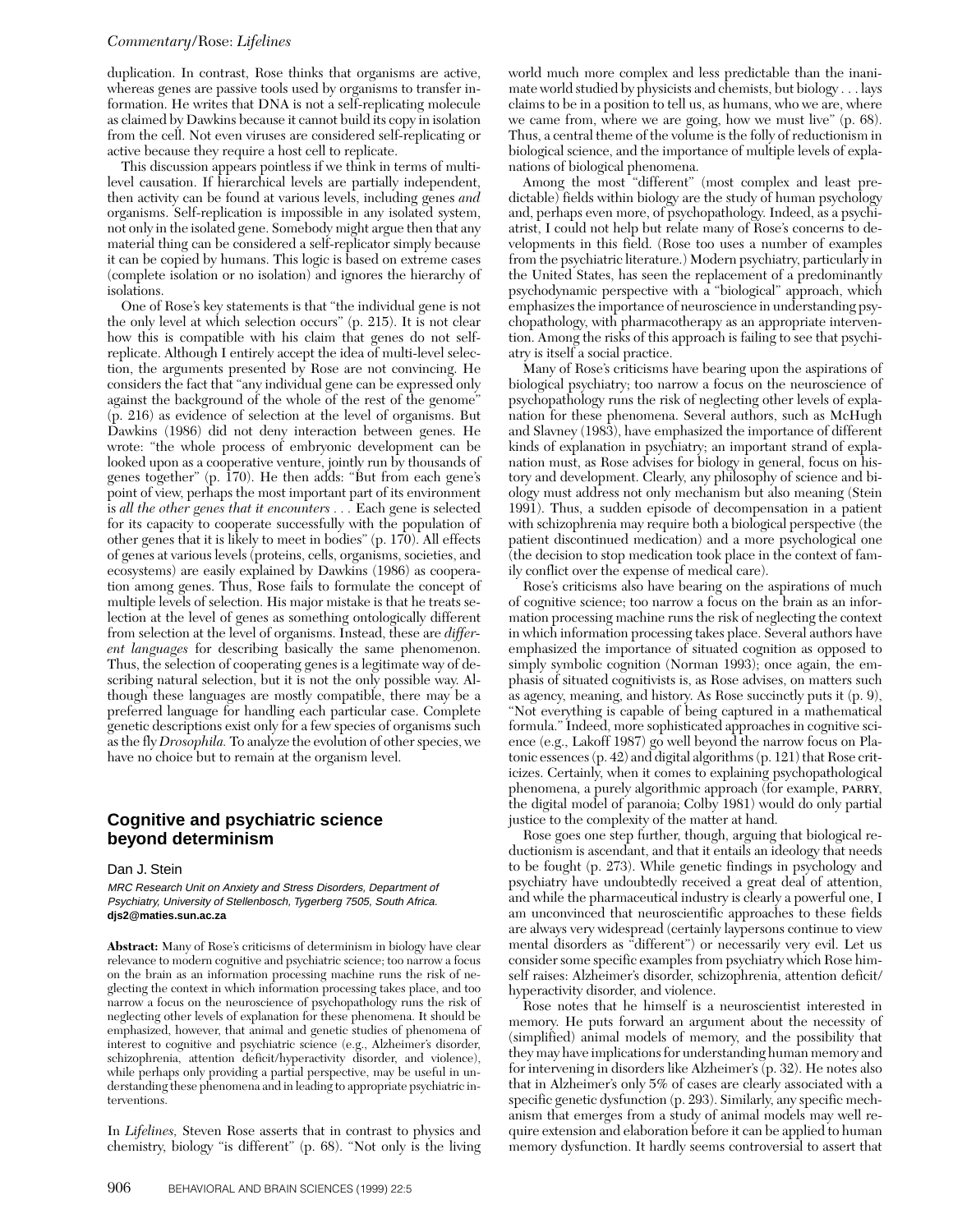duplication. In contrast, Rose thinks that organisms are active, whereas genes are passive tools used by organisms to transfer information. He writes that DNA is not a self-replicating molecule as claimed by Dawkins because it cannot build its copy in isolation from the cell. Not even viruses are considered self-replicating or active because they require a host cell to replicate.

This discussion appears pointless if we think in terms of multilevel causation. If hierarchical levels are partially independent, then activity can be found at various levels, including genes *and* organisms. Self-replication is impossible in any isolated system, not only in the isolated gene. Somebody might argue then that any material thing can be considered a self-replicator simply because it can be copied by humans. This logic is based on extreme cases (complete isolation or no isolation) and ignores the hierarchy of isolations.

One of Rose's key statements is that "the individual gene is not the only level at which selection occurs" (p. 215). It is not clear how this is compatible with his claim that genes do not selfreplicate. Although I entirely accept the idea of multi-level selection, the arguments presented by Rose are not convincing. He considers the fact that "any individual gene can be expressed only against the background of the whole of the rest of the genome" (p. 216) as evidence of selection at the level of organisms. But Dawkins (1986) did not deny interaction between genes. He wrote: "the whole process of embryonic development can be looked upon as a cooperative venture, jointly run by thousands of genes together" (p. 170). He then adds: "But from each gene's point of view, perhaps the most important part of its environment is *all the other genes that it encounters . . .* Each gene is selected for its capacity to cooperate successfully with the population of other genes that it is likely to meet in bodies" (p. 170). All effects of genes at various levels (proteins, cells, organisms, societies, and ecosystems) are easily explained by Dawkins (1986) as cooperation among genes. Thus, Rose fails to formulate the concept of multiple levels of selection. His major mistake is that he treats selection at the level of genes as something ontologically different from selection at the level of organisms. Instead, these are *different languages* for describing basically the same phenomenon. Thus, the selection of cooperating genes is a legitimate way of describing natural selection, but it is not the only possible way. Although these languages are mostly compatible, there may be a preferred language for handling each particular case. Complete genetic descriptions exist only for a few species of organisms such as the fly *Drosophila.* To analyze the evolution of other species, we have no choice but to remain at the organism level.

## **Cognitive and psychiatric science beyond determinism**

#### Dan J. Stein

MRC Research Unit on Anxiety and Stress Disorders, Department of Psychiatry, University of Stellenbosch, Tygerberg 7505, South Africa. **djs2@maties.sun.ac.za**

**Abstract:** Many of Rose's criticisms of determinism in biology have clear relevance to modern cognitive and psychiatric science; too narrow a focus on the brain as an information processing machine runs the risk of neglecting the context in which information processing takes place, and too narrow a focus on the neuroscience of psychopathology runs the risk of neglecting other levels of explanation for these phenomena. It should be emphasized, however, that animal and genetic studies of phenomena of interest to cognitive and psychiatric science (e.g., Alzheimer's disorder, schizophrenia, attention deficit/hyperactivity disorder, and violence), while perhaps only providing a partial perspective, may be useful in understanding these phenomena and in leading to appropriate psychiatric interventions.

In *Lifelines,* Steven Rose asserts that in contrast to physics and chemistry, biology "is different" (p. 68). "Not only is the living world much more complex and less predictable than the inanimate world studied by physicists and chemists, but biology . . . lays claims to be in a position to tell us, as humans, who we are, where we came from, where we are going, how we must live" (p. 68). Thus, a central theme of the volume is the folly of reductionism in biological science, and the importance of multiple levels of explanations of biological phenomena.

Among the most "different" (most complex and least predictable) fields within biology are the study of human psychology and, perhaps even more, of psychopathology. Indeed, as a psychiatrist, I could not help but relate many of Rose's concerns to developments in this field. (Rose too uses a number of examples from the psychiatric literature.) Modern psychiatry, particularly in the United States, has seen the replacement of a predominantly psychodynamic perspective with a "biological" approach, which emphasizes the importance of neuroscience in understanding psychopathology, with pharmacotherapy as an appropriate intervention. Among the risks of this approach is failing to see that psychiatry is itself a social practice.

Many of Rose's criticisms have bearing upon the aspirations of biological psychiatry; too narrow a focus on the neuroscience of psychopathology runs the risk of neglecting other levels of explanation for these phenomena. Several authors, such as McHugh and Slavney (1983), have emphasized the importance of different kinds of explanation in psychiatry; an important strand of explanation must, as Rose advises for biology in general, focus on history and development. Clearly, any philosophy of science and biology must address not only mechanism but also meaning (Stein 1991). Thus, a sudden episode of decompensation in a patient with schizophrenia may require both a biological perspective (the patient discontinued medication) and a more psychological one (the decision to stop medication took place in the context of family conflict over the expense of medical care).

Rose's criticisms also have bearing on the aspirations of much of cognitive science; too narrow a focus on the brain as an information processing machine runs the risk of neglecting the context in which information processing takes place. Several authors have emphasized the importance of situated cognition as opposed to simply symbolic cognition (Norman 1993); once again, the emphasis of situated cognitivists is, as Rose advises, on matters such as agency, meaning, and history. As Rose succinctly puts it (p. 9), "Not everything is capable of being captured in a mathematical formula." Indeed, more sophisticated approaches in cognitive science (e.g., Lakoff 1987) go well beyond the narrow focus on Platonic essences (p. 42) and digital algorithms (p. 121) that Rose criticizes. Certainly, when it comes to explaining psychopathological phenomena, a purely algorithmic approach (for example, parry, the digital model of paranoia; Colby 1981) would do only partial justice to the complexity of the matter at hand.

Rose goes one step further, though, arguing that biological reductionism is ascendant, and that it entails an ideology that needs to be fought (p. 273). While genetic findings in psychology and psychiatry have undoubtedly received a great deal of attention, and while the pharmaceutical industry is clearly a powerful one, I am unconvinced that neuroscientific approaches to these fields are always very widespread (certainly laypersons continue to view mental disorders as "different") or necessarily very evil. Let us consider some specific examples from psychiatry which Rose himself raises: Alzheimer's disorder, schizophrenia, attention deficit/ hyperactivity disorder, and violence.

Rose notes that he himself is a neuroscientist interested in memory. He puts forward an argument about the necessity of (simplified) animal models of memory, and the possibility that they may have implications for understanding human memory and for intervening in disorders like Alzheimer's (p. 32). He notes also that in Alzheimer's only 5% of cases are clearly associated with a specific genetic dysfunction (p. 293). Similarly, any specific mechanism that emerges from a study of animal models may well require extension and elaboration before it can be applied to human memory dysfunction. It hardly seems controversial to assert that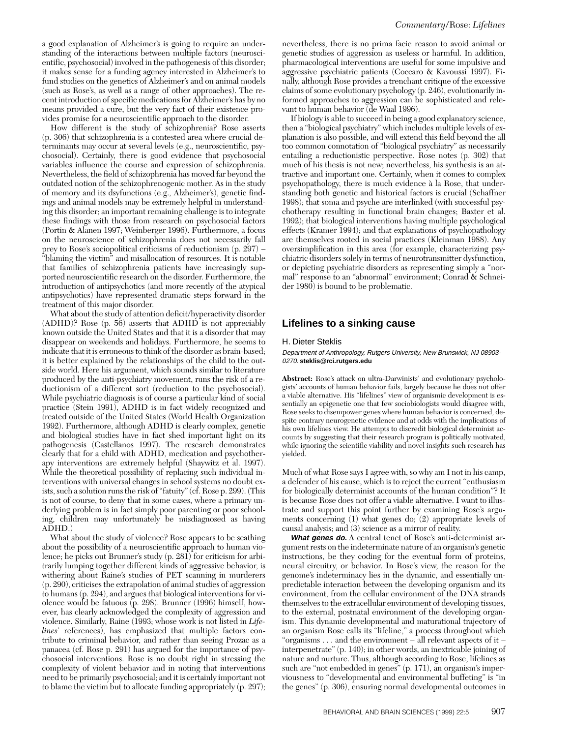a good explanation of Alzheimer's is going to require an understanding of the interactions between multiple factors (neuroscientific, psychosocial) involved in the pathogenesis of this disorder; it makes sense for a funding agency interested in Alzheimer's to fund studies on the genetics of Alzheimer's and on animal models (such as Rose's, as well as a range of other approaches). The recent introduction of specific medications for Alzheimer's has by no means provided a cure, but the very fact of their existence provides promise for a neuroscientific approach to the disorder.

How different is the study of schizophrenia? Rose asserts (p. 306) that schizophrenia is a contested area where crucial determinants may occur at several levels (e.g., neuroscientific, psychosocial). Certainly, there is good evidence that psychosocial variables influence the course and expression of schizophrenia. Nevertheless, the field of schizophrenia has moved far beyond the outdated notion of the schizophrenogenic mother. As in the study of memory and its dsyfunctions (e.g., Alzheimer's), genetic findings and animal models may be extremely helpful in understanding this disorder; an important remaining challenge is to integrate these findings with those from research on psychosocial factors (Portin & Alanen 1997; Weinberger 1996). Furthermore, a focus on the neuroscience of schizophrenia does not necessarily fall prey to Rose's sociopolitical criticisms of reductionism (p. 297) – "blaming the victim" and misallocation of resources. It is notable that families of schizophrenia patients have increasingly supported neuroscientific research on the disorder. Furthermore, the introduction of antipsychotics (and more recently of the atypical antipsychotics) have represented dramatic steps forward in the treatment of this major disorder.

What about the study of attention deficit/hyperactivity disorder (ADHD)? Rose (p. 56) asserts that ADHD is not appreciably known outside the United States and that it is a disorder that may disappear on weekends and holidays. Furthermore, he seems to indicate that it is erroneous to think of the disorder as brain-based; it is better explained by the relationships of the child to the outside world. Here his argument, which sounds similar to literature produced by the anti-psychiatry movement, runs the risk of a reductionism of a different sort (reduction to the psychosocial). While psychiatric diagnosis is of course a particular kind of social practice (Stein 1991), ADHD is in fact widely recognized and treated outside of the United States (World Health Organization 1992). Furthermore, although ADHD is clearly complex, genetic and biological studies have in fact shed important light on its pathogenesis (Castellanos 1997). The research demonstrates clearly that for a child with ADHD, medication and psychotherapy interventions are extremely helpful (Shaywitz et al. 1997). While the theoretical possibility of replacing such individual interventions with universal changes in school systems no doubt exists, such a solution runs the risk of "fatuity" (cf. Rose p. 299). (This is not of course, to deny that in some cases, where a primary underlying problem is in fact simply poor parenting or poor schooling, children may unfortunately be misdiagnosed as having ADHD.)

What about the study of violence? Rose appears to be scathing about the possibility of a neuroscientific approach to human violence; he picks out Brunner's study (p. 281) for criticism for arbitrarily lumping together different kinds of aggressive behavior, is withering about Raine's studies of PET scanning in murderers (p. 290), criticises the extrapolation of animal studies of aggression to humans (p. 294), and argues that biological interventions for violence would be fatuous (p. 298). Brunner (1996) himself, however, has clearly acknowledged the complexity of aggression and violence. Similarly, Raine (1993; whose work is not listed in *Lifelines*' references), has emphasized that multiple factors contribute to criminal behavior, and rather than seeing Prozac as a panacea (cf. Rose p. 291) has argued for the importance of psychosocial interventions. Rose is no doubt right in stressing the complexity of violent behavior and in noting that interventions need to be primarily psychosocial; and it is certainly important not to blame the victim but to allocate funding appropriately (p. 297);

nevertheless, there is no prima facie reason to avoid animal or genetic studies of aggression as useless or harmful. In addition, pharmacological interventions are useful for some impulsive and aggressive psychiatric patients (Coccaro & Kavoussi 1997). Finally, although Rose provides a trenchant critique of the excessive claims of some evolutionary psychology (p. 246), evolutionarily informed approaches to aggression can be sophisticated and relevant to human behavior (de Waal 1996).

If biology is able to succeed in being a good explanatory science, then a "biological psychiatry" which includes multiple levels of explanation is also possible, and will extend this field beyond the all too common connotation of "biological psychiatry" as necessarily entailing a reductionistic perspective. Rose notes (p. 302) that much of his thesis is not new; nevertheless, his synthesis is an attractive and important one. Certainly, when it comes to complex psychopathology, there is much evidence à la Rose, that understanding both genetic and historical factors is crucial (Schaffner 1998); that soma and psyche are interlinked (with successful psychotherapy resulting in functional brain changes; Baxter et al. 1992); that biological interventions having multiple psychological effects (Kramer 1994); and that explanations of psychopathology are themselves rooted in social practices (Kleinman 1988). Any oversimplification in this area (for example, characterizing psychiatric disorders solely in terms of neurotransmitter dysfunction, or depicting psychiatric disorders as representing simply a "normal" response to an "abnormal" environment; Conrad & Schneider 1980) is bound to be problematic.

## **Lifelines to a sinking cause**

#### H. Dieter Steklis

Department of Anthropology, Rutgers University, New Brunswick, NJ 08903- 0270. **steklis@rci.rutgers.edu**

Abstract: Rose's attack on ultra-Darwinists' and evolutionary psychologists' accounts of human behavior fails, largely because he does not offer a viable alternative. His "lifelines" view of organismic development is essentially an epigenetic one that few sociobiologists would disagree with, Rose seeks to disempower genes where human behavior is concerned, despite contrary neurogenetic evidence and at odds with the implications of his own lifelines view. He attempts to discredit biological determinist accounts by suggesting that their research program is politically motivated, while ignoring the scientific viability and novel insights such research has yielded.

Much of what Rose says I agree with, so why am I not in his camp, a defender of his cause, which is to reject the current "enthusiasm for biologically determinist accounts of the human condition"? It is because Rose does not offer a viable alternative. I want to illustrate and support this point further by examining Rose's arguments concerning (1) what genes do; (2) appropriate levels of causal analysis; and (3) science as a mirror of reality.

**What genes do.** A central tenet of Rose's anti-determinist argument rests on the indeterminate nature of an organism's genetic instructions, be they coding for the eventual form of proteins, neural circuitry, or behavior. In Rose's view, the reason for the genome's indeterminacy lies in the dynamic, and essentially unpredictable interaction between the developing organism and its environment, from the cellular environment of the DNA strands themselves to the extracellular environment of developing tissues, to the external, postnatal environment of the developing organism. This dynamic developmental and maturational trajectory of an organism Rose calls its "lifeline," a process throughout which "organisms . . . and the environment – all relevant aspects of it – interpenetrate" (p. 140); in other words, an inextricable joining of nature and nurture. Thus, although according to Rose, lifelines as such are "not embedded in genes" (p. 171), an organism's imperviousness to "developmental and environmental buffeting" is "in the genes" (p. 306), ensuring normal developmental outcomes in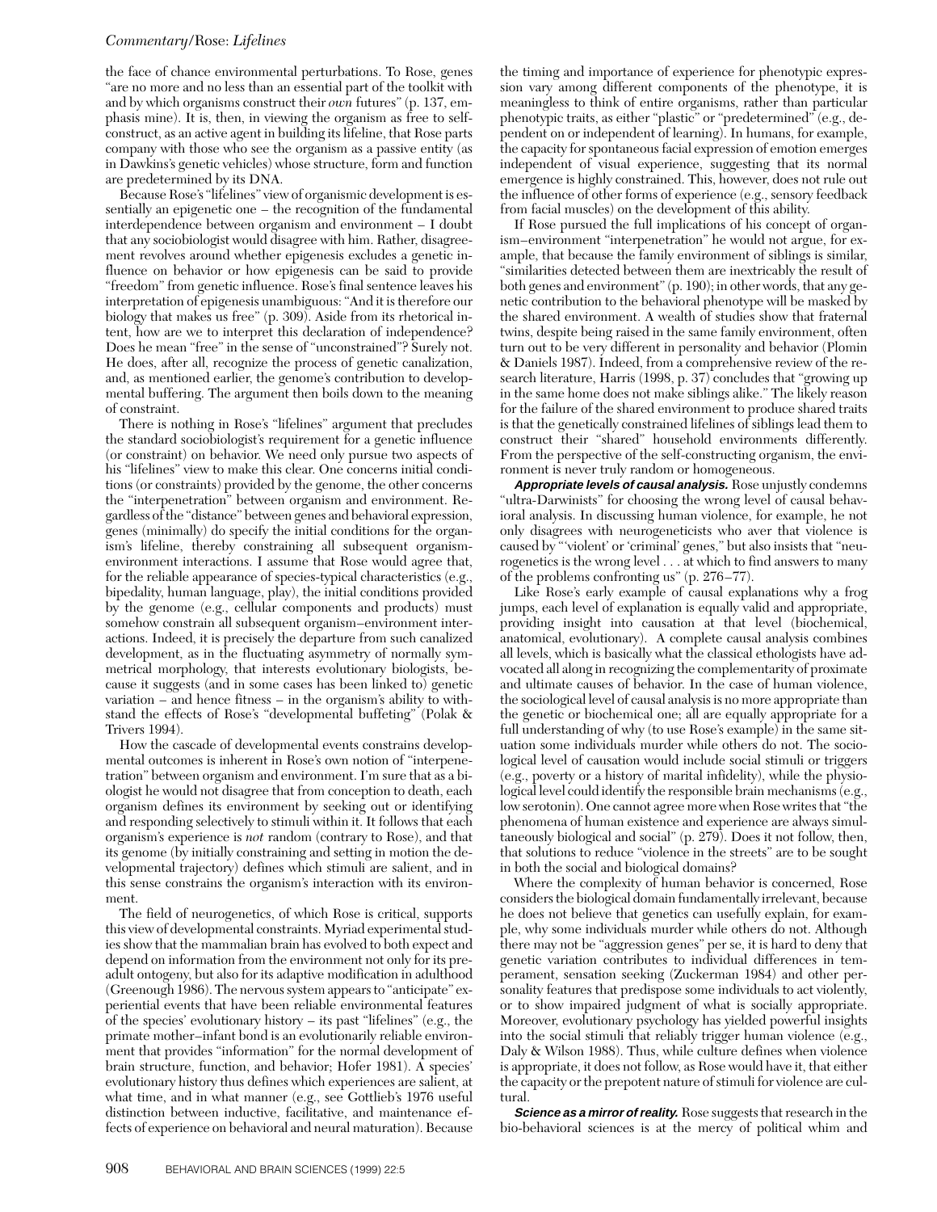the face of chance environmental perturbations. To Rose, genes "are no more and no less than an essential part of the toolkit with and by which organisms construct their *own* futures" (p. 137, emphasis mine). It is, then, in viewing the organism as free to selfconstruct, as an active agent in building its lifeline, that Rose parts company with those who see the organism as a passive entity (as in Dawkins's genetic vehicles) whose structure, form and function are predetermined by its DNA.

Because Rose's "lifelines" view of organismic development is essentially an epigenetic one – the recognition of the fundamental interdependence between organism and environment – I doubt that any sociobiologist would disagree with him. Rather, disagreement revolves around whether epigenesis excludes a genetic influence on behavior or how epigenesis can be said to provide "freedom" from genetic influence. Rose's final sentence leaves his interpretation of epigenesis unambiguous: "And it is therefore our biology that makes us free" (p. 309). Aside from its rhetorical intent, how are we to interpret this declaration of independence? Does he mean "free" in the sense of "unconstrained"? Surely not. He does, after all, recognize the process of genetic canalization, and, as mentioned earlier, the genome's contribution to developmental buffering. The argument then boils down to the meaning of constraint.

There is nothing in Rose's "lifelines" argument that precludes the standard sociobiologist's requirement for a genetic influence (or constraint) on behavior. We need only pursue two aspects of his "lifelines" view to make this clear. One concerns initial conditions (or constraints) provided by the genome, the other concerns the "interpenetration" between organism and environment. Regardless of the "distance" between genes and behavioral expression, genes (minimally) do specify the initial conditions for the organism's lifeline, thereby constraining all subsequent organismenvironment interactions. I assume that Rose would agree that, for the reliable appearance of species-typical characteristics (e.g., bipedality, human language, play), the initial conditions provided by the genome (e.g., cellular components and products) must somehow constrain all subsequent organism–environment interactions. Indeed, it is precisely the departure from such canalized development, as in the fluctuating asymmetry of normally symmetrical morphology, that interests evolutionary biologists, because it suggests (and in some cases has been linked to) genetic variation – and hence fitness – in the organism's ability to withstand the effects of Rose's "developmental buffeting" (Polak & Trivers 1994).

How the cascade of developmental events constrains developmental outcomes is inherent in Rose's own notion of "interpenetration" between organism and environment. I'm sure that as a biologist he would not disagree that from conception to death, each organism defines its environment by seeking out or identifying and responding selectively to stimuli within it. It follows that each organism's experience is *not* random (contrary to Rose), and that its genome (by initially constraining and setting in motion the developmental trajectory) defines which stimuli are salient, and in this sense constrains the organism's interaction with its environment.

The field of neurogenetics, of which Rose is critical, supports this view of developmental constraints. Myriad experimental studies show that the mammalian brain has evolved to both expect and depend on information from the environment not only for its preadult ontogeny, but also for its adaptive modification in adulthood (Greenough 1986). The nervous system appears to "anticipate" experiential events that have been reliable environmental features of the species' evolutionary history – its past "lifelines" (e.g., the primate mother–infant bond is an evolutionarily reliable environment that provides "information" for the normal development of brain structure, function, and behavior; Hofer 1981). A species' evolutionary history thus defines which experiences are salient, at what time, and in what manner (e.g., see Gottlieb's 1976 useful distinction between inductive, facilitative, and maintenance effects of experience on behavioral and neural maturation). Because

the timing and importance of experience for phenotypic expression vary among different components of the phenotype, it is meaningless to think of entire organisms, rather than particular phenotypic traits, as either "plastic" or "predetermined" (e.g., dependent on or independent of learning). In humans, for example, the capacity for spontaneous facial expression of emotion emerges independent of visual experience, suggesting that its normal emergence is highly constrained. This, however, does not rule out the influence of other forms of experience (e.g., sensory feedback from facial muscles) on the development of this ability.

If Rose pursued the full implications of his concept of organism–environment "interpenetration" he would not argue, for example, that because the family environment of siblings is similar, "similarities detected between them are inextricably the result of both genes and environment" (p. 190); in other words, that any genetic contribution to the behavioral phenotype will be masked by the shared environment. A wealth of studies show that fraternal twins, despite being raised in the same family environment, often turn out to be very different in personality and behavior (Plomin & Daniels 1987). Indeed, from a comprehensive review of the research literature, Harris (1998, p. 37) concludes that "growing up in the same home does not make siblings alike." The likely reason for the failure of the shared environment to produce shared traits is that the genetically constrained lifelines of siblings lead them to construct their "shared" household environments differently. From the perspective of the self-constructing organism, the environment is never truly random or homogeneous.

**Appropriate levels of causal analysis.** Rose unjustly condemns "ultra-Darwinists" for choosing the wrong level of causal behavioral analysis. In discussing human violence, for example, he not only disagrees with neurogeneticists who aver that violence is caused by "'violent' or 'criminal' genes," but also insists that "neurogenetics is the wrong level . . . at which to find answers to many of the problems confronting us" (p. 276–77).

Like Rose's early example of causal explanations why a frog jumps, each level of explanation is equally valid and appropriate, providing insight into causation at that level (biochemical, anatomical, evolutionary). A complete causal analysis combines all levels, which is basically what the classical ethologists have advocated all along in recognizing the complementarity of proximate and ultimate causes of behavior. In the case of human violence, the sociological level of causal analysis is no more appropriate than the genetic or biochemical one; all are equally appropriate for a full understanding of why (to use Rose's example) in the same situation some individuals murder while others do not. The sociological level of causation would include social stimuli or triggers (e.g., poverty or a history of marital infidelity), while the physiological level could identify the responsible brain mechanisms (e.g., low serotonin). One cannot agree more when Rose writes that "the phenomena of human existence and experience are always simultaneously biological and social" (p. 279). Does it not follow, then, that solutions to reduce "violence in the streets" are to be sought in both the social and biological domains?

Where the complexity of human behavior is concerned, Rose considers the biological domain fundamentally irrelevant, because he does not believe that genetics can usefully explain, for example, why some individuals murder while others do not. Although there may not be "aggression genes" per se, it is hard to deny that genetic variation contributes to individual differences in temperament, sensation seeking (Zuckerman 1984) and other personality features that predispose some individuals to act violently, or to show impaired judgment of what is socially appropriate. Moreover, evolutionary psychology has yielded powerful insights into the social stimuli that reliably trigger human violence (e.g., Daly & Wilson 1988). Thus, while culture defines when violence is appropriate, it does not follow, as Rose would have it, that either the capacity or the prepotent nature of stimuli for violence are cultural.

**Science as a mirror of reality.** Rose suggests that research in the bio-behavioral sciences is at the mercy of political whim and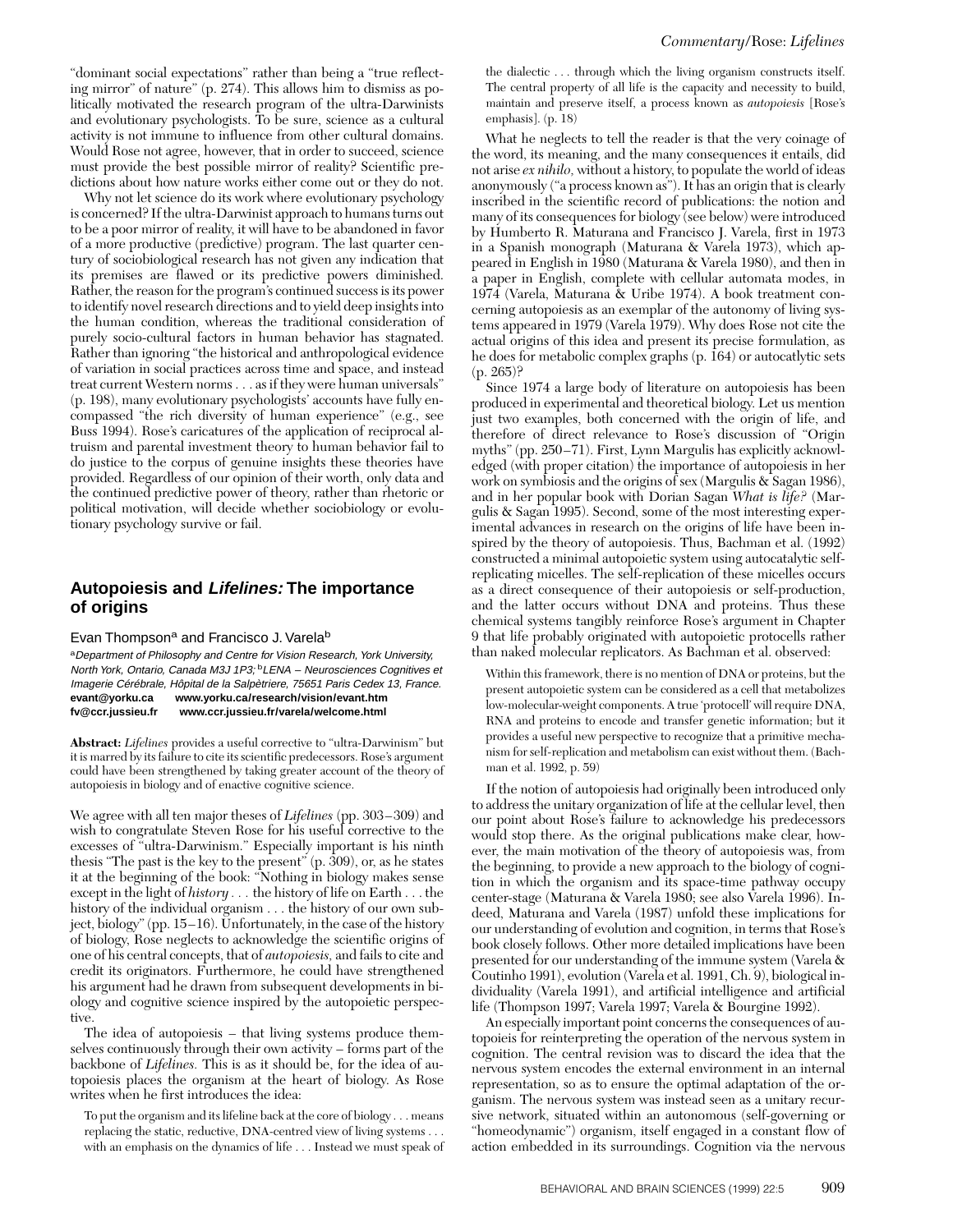"dominant social expectations" rather than being a "true reflecting mirror" of nature" (p. 274). This allows him to dismiss as politically motivated the research program of the ultra-Darwinists and evolutionary psychologists. To be sure, science as a cultural activity is not immune to influence from other cultural domains. Would Rose not agree, however, that in order to succeed, science must provide the best possible mirror of reality? Scientific predictions about how nature works either come out or they do not.

Why not let science do its work where evolutionary psychology is concerned? If the ultra-Darwinist approach to humans turns out to be a poor mirror of reality, it will have to be abandoned in favor of a more productive (predictive) program. The last quarter century of sociobiological research has not given any indication that its premises are flawed or its predictive powers diminished. Rather, the reason for the program's continued success is its power to identify novel research directions and to yield deep insights into the human condition, whereas the traditional consideration of purely socio-cultural factors in human behavior has stagnated. Rather than ignoring "the historical and anthropological evidence of variation in social practices across time and space, and instead treat current Western norms . . . as if they were human universals" (p. 198), many evolutionary psychologists' accounts have fully encompassed "the rich diversity of human experience" (e.g., see Buss 1994). Rose's caricatures of the application of reciprocal altruism and parental investment theory to human behavior fail to do justice to the corpus of genuine insights these theories have provided. Regardless of our opinion of their worth, only data and the continued predictive power of theory, rather than rhetoric or political motivation, will decide whether sociobiology or evolutionary psychology survive or fail.

## **Autopoiesis and Lifelines: The importance of origins**

Evan Thompson<sup>a</sup> and Francisco J. Varela<sup>b</sup>

aDepartment of Philosophy and Centre for Vision Research, York University, North York, Ontario, Canada M3J 1P3; <sup>b</sup>LENA - Neurosciences Cognitives et Imagerie Cérébrale, Hôpital de la Salpètriere, 75651 Paris Cedex 13, France. **evant@yorku.ca www.yorku.ca/research/vision/evant.htm fv@ccr.jussieu.fr www.ccr.jussieu.fr/varela/welcome.html**

**Abstract:** *Lifelines* provides a useful corrective to "ultra-Darwinism" but it is marred by its failure to cite its scientific predecessors. Rose's argument could have been strengthened by taking greater account of the theory of autopoiesis in biology and of enactive cognitive science.

We agree with all ten major theses of *Lifelines* (pp. 303–309) and wish to congratulate Steven Rose for his useful corrective to the excesses of "ultra-Darwinism." Especially important is his ninth thesis "The past is the key to the present" (p. 309), or, as he states it at the beginning of the book: "Nothing in biology makes sense except in the light of *history . . .* the history of life on Earth . . . the history of the individual organism . . . the history of our own subject, biology" (pp. 15–16). Unfortunately, in the case of the history of biology, Rose neglects to acknowledge the scientific origins of one of his central concepts, that of *autopoiesis,* and fails to cite and credit its originators. Furthermore, he could have strengthened his argument had he drawn from subsequent developments in biology and cognitive science inspired by the autopoietic perspective.

The idea of autopoiesis – that living systems produce themselves continuously through their own activity – forms part of the backbone of *Lifelines.* This is as it should be, for the idea of autopoiesis places the organism at the heart of biology. As Rose writes when he first introduces the idea:

To put the organism and its lifeline back at the core of biology . . . means replacing the static, reductive, DNA-centred view of living systems . . . with an emphasis on the dynamics of life . . . Instead we must speak of

the dialectic . . . through which the living organism constructs itself. The central property of all life is the capacity and necessity to build, maintain and preserve itself, a process known as *autopoiesis* [Rose's emphasis]. (p. 18)

What he neglects to tell the reader is that the very coinage of the word, its meaning, and the many consequences it entails, did not arise *ex nihilo,* without a history, to populate the world of ideas anonymously ("a process known as"). It has an origin that is clearly inscribed in the scientific record of publications: the notion and many of its consequences for biology (see below) were introduced by Humberto R. Maturana and Francisco J. Varela, first in 1973 in a Spanish monograph (Maturana & Varela 1973), which appeared in English in 1980 (Maturana & Varela 1980), and then in a paper in English, complete with cellular automata modes, in 1974 (Varela, Maturana & Uribe 1974). A book treatment concerning autopoiesis as an exemplar of the autonomy of living systems appeared in 1979 (Varela 1979). Why does Rose not cite the actual origins of this idea and present its precise formulation, as he does for metabolic complex graphs (p. 164) or autocatlytic sets (p. 265)?

Since 1974 a large body of literature on autopoiesis has been produced in experimental and theoretical biology. Let us mention just two examples, both concerned with the origin of life, and therefore of direct relevance to Rose's discussion of "Origin myths" (pp. 250–71). First, Lynn Margulis has explicitly acknowledged (with proper citation) the importance of autopoiesis in her work on symbiosis and the origins of sex (Margulis & Sagan 1986), and in her popular book with Dorian Sagan *What is life?* (Margulis & Sagan 1995). Second, some of the most interesting experimental advances in research on the origins of life have been inspired by the theory of autopoiesis. Thus, Bachman et al. (1992) constructed a minimal autopoietic system using autocatalytic selfreplicating micelles. The self-replication of these micelles occurs as a direct consequence of their autopoiesis or self-production, and the latter occurs without DNA and proteins. Thus these chemical systems tangibly reinforce Rose's argument in Chapter 9 that life probably originated with autopoietic protocells rather than naked molecular replicators. As Bachman et al. observed:

Within this framework, there is no mention of DNA or proteins, but the present autopoietic system can be considered as a cell that metabolizes low-molecular-weight components. A true 'protocell' will require DNA, RNA and proteins to encode and transfer genetic information; but it provides a useful new perspective to recognize that a primitive mechanism for self-replication and metabolism can exist without them. (Bachman et al. 1992, p. 59)

If the notion of autopoiesis had originally been introduced only to address the unitary organization of life at the cellular level, then our point about Rose's failure to acknowledge his predecessors would stop there. As the original publications make clear, however, the main motivation of the theory of autopoiesis was, from the beginning, to provide a new approach to the biology of cognition in which the organism and its space-time pathway occupy center-stage (Maturana & Varela 1980; see also Varela 1996). Indeed, Maturana and Varela (1987) unfold these implications for our understanding of evolution and cognition, in terms that Rose's book closely follows. Other more detailed implications have been presented for our understanding of the immune system (Varela & Coutinho 1991), evolution (Varela et al. 1991, Ch. 9), biological individuality (Varela 1991), and artificial intelligence and artificial life (Thompson 1997; Varela 1997; Varela & Bourgine 1992).

An especially important point concerns the consequences of autopoieis for reinterpreting the operation of the nervous system in cognition. The central revision was to discard the idea that the nervous system encodes the external environment in an internal representation, so as to ensure the optimal adaptation of the organism. The nervous system was instead seen as a unitary recursive network, situated within an autonomous (self-governing or "homeodynamic") organism, itself engaged in a constant flow of action embedded in its surroundings. Cognition via the nervous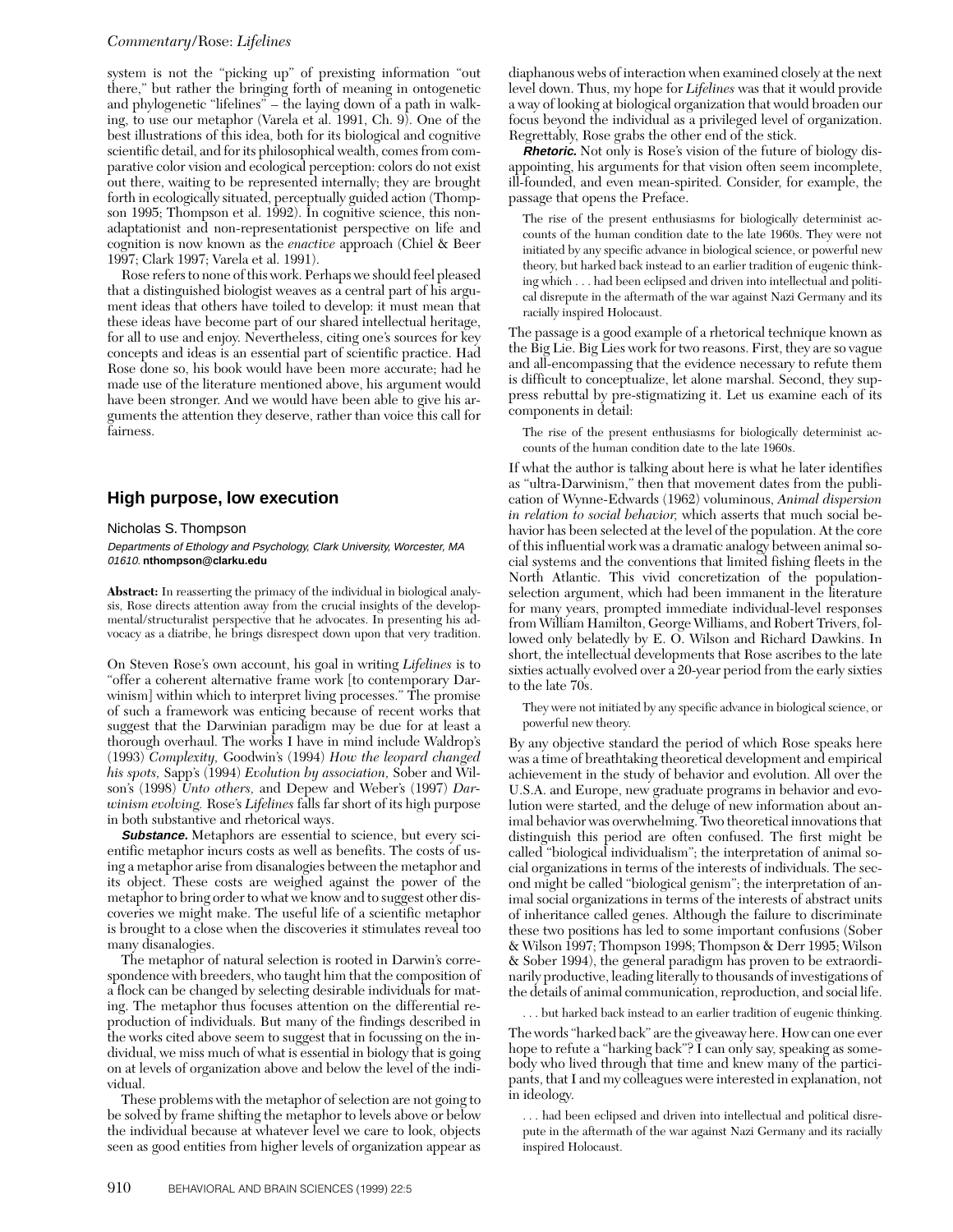system is not the "picking up" of prexisting information "out there," but rather the bringing forth of meaning in ontogenetic and phylogenetic "lifelines" – the laying down of a path in walking, to use our metaphor (Varela et al. 1991, Ch. 9). One of the best illustrations of this idea, both for its biological and cognitive scientific detail, and for its philosophical wealth, comes from comparative color vision and ecological perception: colors do not exist out there, waiting to be represented internally; they are brought forth in ecologically situated, perceptually guided action (Thompson 1995; Thompson et al. 1992). In cognitive science, this nonadaptationist and non-representationist perspective on life and cognition is now known as the *enactive* approach (Chiel & Beer 1997; Clark 1997; Varela et al. 1991).

Rose refers to none of this work. Perhaps we should feel pleased that a distinguished biologist weaves as a central part of his argument ideas that others have toiled to develop: it must mean that these ideas have become part of our shared intellectual heritage, for all to use and enjoy. Nevertheless, citing one's sources for key concepts and ideas is an essential part of scientific practice. Had Rose done so, his book would have been more accurate; had he made use of the literature mentioned above, his argument would have been stronger. And we would have been able to give his arguments the attention they deserve, rather than voice this call for fairness.

## **High purpose, low execution**

#### Nicholas S. Thompson

Departments of Ethology and Psychology, Clark University, Worcester, MA 01610. **nthompson@clarku.edu**

**Abstract:** In reasserting the primacy of the individual in biological analysis, Rose directs attention away from the crucial insights of the developmental/structuralist perspective that he advocates. In presenting his advocacy as a diatribe, he brings disrespect down upon that very tradition.

On Steven Rose's own account, his goal in writing *Lifelines* is to "offer a coherent alternative frame work [to contemporary Darwinism] within which to interpret living processes." The promise of such a framework was enticing because of recent works that suggest that the Darwinian paradigm may be due for at least a thorough overhaul. The works I have in mind include Waldrop's (1993) *Complexity,* Goodwin's (1994) *How the leopard changed his spots,* Sapp's (1994) *Evolution by association,* Sober and Wilson's (1998) *Unto others,* and Depew and Weber's (1997) *Darwinism evolving.* Rose's *Lifelines* falls far short of its high purpose in both substantive and rhetorical ways.

**Substance.** Metaphors are essential to science, but every scientific metaphor incurs costs as well as benefits. The costs of using a metaphor arise from disanalogies between the metaphor and its object. These costs are weighed against the power of the metaphor to bring order to what we know and to suggest other discoveries we might make. The useful life of a scientific metaphor is brought to a close when the discoveries it stimulates reveal too many disanalogies.

The metaphor of natural selection is rooted in Darwin's correspondence with breeders, who taught him that the composition of a flock can be changed by selecting desirable individuals for mating. The metaphor thus focuses attention on the differential reproduction of individuals. But many of the findings described in the works cited above seem to suggest that in focussing on the individual, we miss much of what is essential in biology that is going on at levels of organization above and below the level of the individual.

These problems with the metaphor of selection are not going to be solved by frame shifting the metaphor to levels above or below the individual because at whatever level we care to look, objects seen as good entities from higher levels of organization appear as

diaphanous webs of interaction when examined closely at the next level down. Thus, my hope for *Lifelines* was that it would provide a way of looking at biological organization that would broaden our focus beyond the individual as a privileged level of organization. Regrettably, Rose grabs the other end of the stick.

**Rhetoric.** Not only is Rose's vision of the future of biology disappointing, his arguments for that vision often seem incomplete, ill-founded, and even mean-spirited. Consider, for example, the passage that opens the Preface.

The rise of the present enthusiasms for biologically determinist accounts of the human condition date to the late 1960s. They were not initiated by any specific advance in biological science, or powerful new theory, but harked back instead to an earlier tradition of eugenic thinking which . . . had been eclipsed and driven into intellectual and political disrepute in the aftermath of the war against Nazi Germany and its racially inspired Holocaust.

The passage is a good example of a rhetorical technique known as the Big Lie. Big Lies work for two reasons. First, they are so vague and all-encompassing that the evidence necessary to refute them is difficult to conceptualize, let alone marshal. Second, they suppress rebuttal by pre-stigmatizing it. Let us examine each of its components in detail:

The rise of the present enthusiasms for biologically determinist accounts of the human condition date to the late 1960s.

If what the author is talking about here is what he later identifies as "ultra-Darwinism," then that movement dates from the publication of Wynne-Edwards (1962) voluminous, *Animal dispersion in relation to social behavior,* which asserts that much social behavior has been selected at the level of the population. At the core of this influential work was a dramatic analogy between animal social systems and the conventions that limited fishing fleets in the North Atlantic. This vivid concretization of the populationselection argument, which had been immanent in the literature for many years, prompted immediate individual-level responses from William Hamilton, George Williams, and Robert Trivers, followed only belatedly by E. O. Wilson and Richard Dawkins. In short, the intellectual developments that Rose ascribes to the late sixties actually evolved over a 20-year period from the early sixties to the late 70s.

They were not initiated by any specific advance in biological science, or powerful new theory.

By any objective standard the period of which Rose speaks here was a time of breathtaking theoretical development and empirical achievement in the study of behavior and evolution. All over the U.S.A. and Europe, new graduate programs in behavior and evolution were started, and the deluge of new information about animal behavior was overwhelming. Two theoretical innovations that distinguish this period are often confused. The first might be called "biological individualism"; the interpretation of animal social organizations in terms of the interests of individuals. The second might be called "biological genism"; the interpretation of animal social organizations in terms of the interests of abstract units of inheritance called genes. Although the failure to discriminate these two positions has led to some important confusions (Sober & Wilson 1997; Thompson 1998; Thompson & Derr 1995; Wilson & Sober 1994), the general paradigm has proven to be extraordinarily productive, leading literally to thousands of investigations of the details of animal communication, reproduction, and social life.

. . . but harked back instead to an earlier tradition of eugenic thinking.

The words "harked back" are the giveaway here. How can one ever hope to refute a "harking back"? I can only say, speaking as somebody who lived through that time and knew many of the participants, that I and my colleagues were interested in explanation, not in ideology.

. . . had been eclipsed and driven into intellectual and political disrepute in the aftermath of the war against Nazi Germany and its racially inspired Holocaust.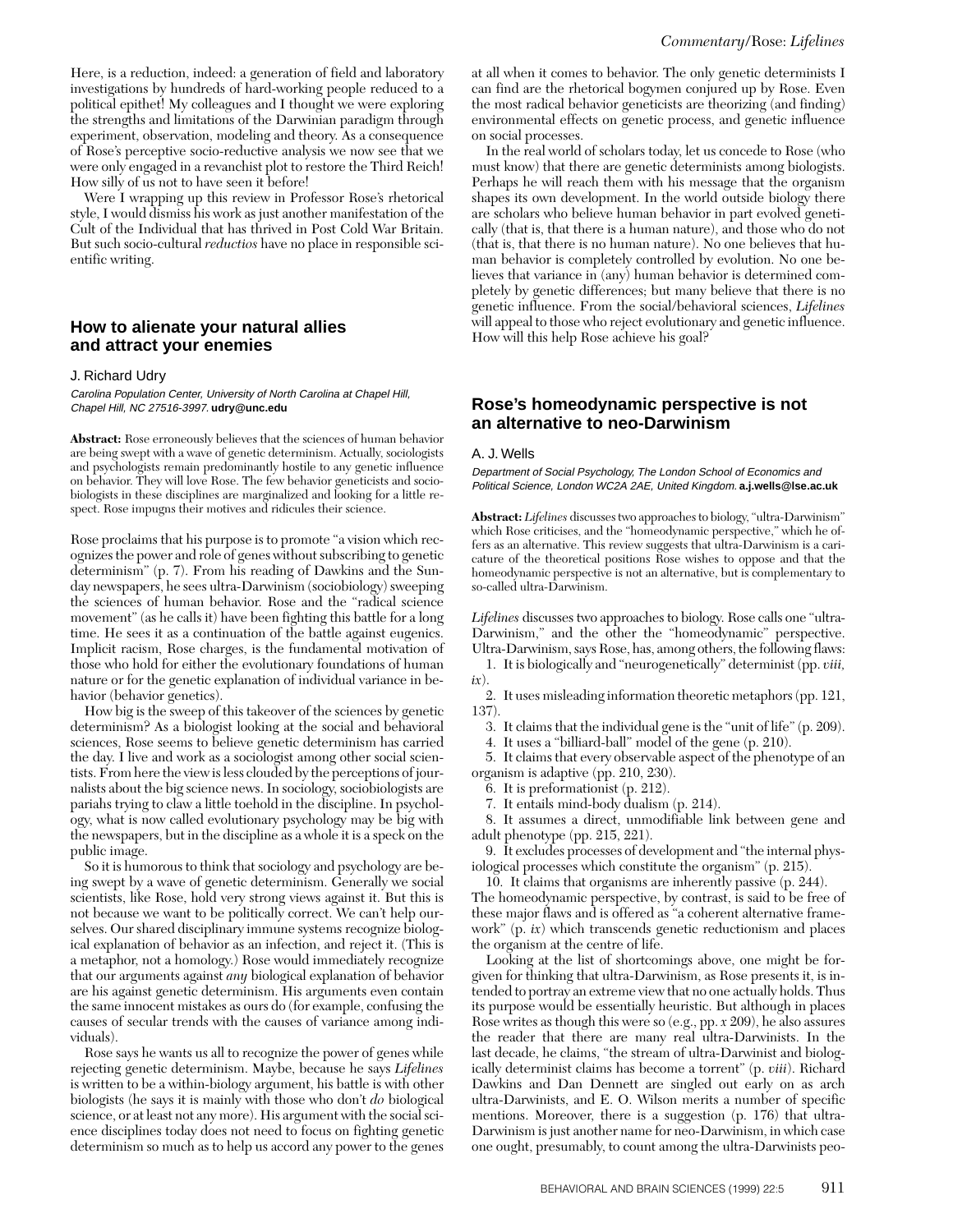Here, is a reduction, indeed: a generation of field and laboratory investigations by hundreds of hard-working people reduced to a political epithet! My colleagues and I thought we were exploring the strengths and limitations of the Darwinian paradigm through experiment, observation, modeling and theory. As a consequence of Rose's perceptive socio-reductive analysis we now see that we were only engaged in a revanchist plot to restore the Third Reich! How silly of us not to have seen it before!

Were I wrapping up this review in Professor Rose's rhetorical style, I would dismiss his work as just another manifestation of the Cult of the Individual that has thrived in Post Cold War Britain. But such socio-cultural *reductios* have no place in responsible scientific writing.

## **How to alienate your natural allies and attract your enemies**

#### J. Richard Udry

Carolina Population Center, University of North Carolina at Chapel Hill, Chapel Hill, NC 27516-3997. **udry@unc.edu**

**Abstract:** Rose erroneously believes that the sciences of human behavior are being swept with a wave of genetic determinism. Actually, sociologists and psychologists remain predominantly hostile to any genetic influence on behavior. They will love Rose. The few behavior geneticists and sociobiologists in these disciplines are marginalized and looking for a little respect. Rose impugns their motives and ridicules their science.

Rose proclaims that his purpose is to promote "a vision which recognizes the power and role of genes without subscribing to genetic determinism" (p. 7). From his reading of Dawkins and the Sunday newspapers, he sees ultra-Darwinism (sociobiology) sweeping the sciences of human behavior. Rose and the "radical science movement" (as he calls it) have been fighting this battle for a long time. He sees it as a continuation of the battle against eugenics. Implicit racism, Rose charges, is the fundamental motivation of those who hold for either the evolutionary foundations of human nature or for the genetic explanation of individual variance in behavior (behavior genetics).

How big is the sweep of this takeover of the sciences by genetic determinism? As a biologist looking at the social and behavioral sciences, Rose seems to believe genetic determinism has carried the day. I live and work as a sociologist among other social scientists. From here the view is less clouded by the perceptions of journalists about the big science news. In sociology, sociobiologists are pariahs trying to claw a little toehold in the discipline. In psychology, what is now called evolutionary psychology may be big with the newspapers, but in the discipline as a whole it is a speck on the public image.

So it is humorous to think that sociology and psychology are being swept by a wave of genetic determinism. Generally we social scientists, like Rose, hold very strong views against it. But this is not because we want to be politically correct. We can't help ourselves. Our shared disciplinary immune systems recognize biological explanation of behavior as an infection, and reject it. (This is a metaphor, not a homology.) Rose would immediately recognize that our arguments against *any* biological explanation of behavior are his against genetic determinism. His arguments even contain the same innocent mistakes as ours do (for example, confusing the causes of secular trends with the causes of variance among individuals).

Rose says he wants us all to recognize the power of genes while rejecting genetic determinism. Maybe, because he says *Lifelines* is written to be a within-biology argument, his battle is with other biologists (he says it is mainly with those who don't *do* biological science, or at least not any more). His argument with the social science disciplines today does not need to focus on fighting genetic determinism so much as to help us accord any power to the genes at all when it comes to behavior. The only genetic determinists I can find are the rhetorical bogymen conjured up by Rose. Even the most radical behavior geneticists are theorizing (and finding) environmental effects on genetic process, and genetic influence on social processes.

In the real world of scholars today, let us concede to Rose (who must know) that there are genetic determinists among biologists. Perhaps he will reach them with his message that the organism shapes its own development. In the world outside biology there are scholars who believe human behavior in part evolved genetically (that is, that there is a human nature), and those who do not (that is, that there is no human nature). No one believes that human behavior is completely controlled by evolution. No one believes that variance in (any) human behavior is determined completely by genetic differences; but many believe that there is no genetic influence. From the social/behavioral sciences, *Lifelines* will appeal to those who reject evolutionary and genetic influence. How will this help Rose achieve his goal?

## **Rose's homeodynamic perspective is not an alternative to neo-Darwinism**

#### A. J. Wells

Department of Social Psychology, The London School of Economics and Political Science, London WC2A 2AE, United Kingdom. **a.j.wells@lse.ac.uk**

**Abstract:** *Lifelines* discusses two approaches to biology, "ultra-Darwinism" which Rose criticises, and the "homeodynamic perspective," which he offers as an alternative. This review suggests that ultra-Darwinism is a caricature of the theoretical positions Rose wishes to oppose and that the homeodynamic perspective is not an alternative, but is complementary to so-called ultra-Darwinism.

*Lifelines* discusses two approaches to biology. Rose calls one "ultra-Darwinism," and the other the "homeodynamic" perspective. Ultra-Darwinism, says Rose, has, among others, the following flaws:

1. It is biologically and "neurogenetically" determinist (pp. *viii, ix*).

2. It uses misleading information theoretic metaphors (pp. 121, 137).

3. It claims that the individual gene is the "unit of life" (p. 209).

4. It uses a "billiard-ball" model of the gene (p. 210).

5. It claims that every observable aspect of the phenotype of an organism is adaptive (pp. 210, 230).

6. It is preformationist (p. 212).

7. It entails mind-body dualism (p. 214).

8. It assumes a direct, unmodifiable link between gene and adult phenotype (pp. 215, 221).

9. It excludes processes of development and "the internal physiological processes which constitute the organism" (p. 215).

10. It claims that organisms are inherently passive (p. 244).

The homeodynamic perspective, by contrast, is said to be free of these major flaws and is offered as "a coherent alternative framework" (p. *ix*) which transcends genetic reductionism and places the organism at the centre of life.

Looking at the list of shortcomings above, one might be forgiven for thinking that ultra-Darwinism, as Rose presents it, is intended to portray an extreme view that no one actually holds. Thus its purpose would be essentially heuristic. But although in places Rose writes as though this were so (e.g., pp. *x* 209), he also assures the reader that there are many real ultra-Darwinists. In the last decade, he claims, "the stream of ultra-Darwinist and biologically determinist claims has become a torrent" (p. *viii*). Richard Dawkins and Dan Dennett are singled out early on as arch ultra-Darwinists, and E. O. Wilson merits a number of specific mentions. Moreover, there is a suggestion (p. 176) that ultra-Darwinism is just another name for neo-Darwinism, in which case one ought, presumably, to count among the ultra-Darwinists peo-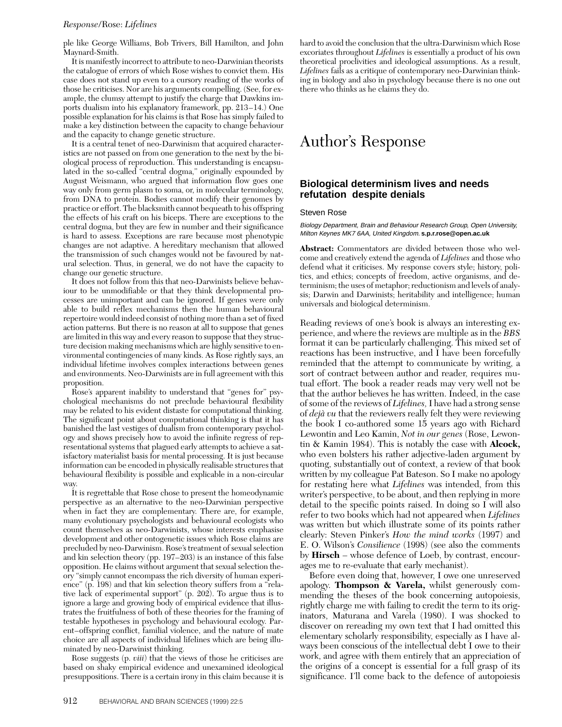#### *Response/*Rose: *Lifelines*

ple like George Williams, Bob Trivers, Bill Hamilton, and John Maynard-Smith.

It is manifestly incorrect to attribute to neo-Darwinian theorists the catalogue of errors of which Rose wishes to convict them. His case does not stand up even to a cursory reading of the works of those he criticises. Nor are his arguments compelling. (See, for example, the clumsy attempt to justify the charge that Dawkins imports dualism into his explanatory framework, pp. 213–14.) One possible explanation for his claims is that Rose has simply failed to make a key distinction between the capacity to change behaviour and the capacity to change genetic structure.

It is a central tenet of neo-Darwinism that acquired characteristics are not passed on from one generation to the next by the biological process of reproduction. This understanding is encapsulated in the so-called "central dogma," originally expounded by August Weismann, who argued that information flow goes one way only from germ plasm to soma, or, in molecular terminology, from DNA to protein. Bodies cannot modify their genomes by practice or effort. The blacksmith cannot bequeath to his offspring the effects of his craft on his biceps. There are exceptions to the central dogma, but they are few in number and their significance is hard to assess. Exceptions are rare because most phenotypic changes are not adaptive. A hereditary mechanism that allowed the transmission of such changes would not be favoured by natural selection. Thus, in general, we do not have the capacity to change our genetic structure.

It does not follow from this that neo-Darwinists believe behaviour to be unmodifiable or that they think developmental processes are unimportant and can be ignored. If genes were only able to build reflex mechanisms then the human behavioural repertoire would indeed consist of nothing more than a set of fixed action patterns. But there is no reason at all to suppose that genes are limited in this way and every reason to suppose that they structure decision making mechanisms which are highly sensitive to environmental contingencies of many kinds. As Rose rightly says, an individual lifetime involves complex interactions between genes and environments. Neo-Darwinists are in full agreement with this proposition.

Rose's apparent inability to understand that "genes for" psychological mechanisms do not preclude behavioural flexibility may be related to his evident distaste for computational thinking. The significant point about computational thinking is that it has banished the last vestiges of dualism from contemporary psychology and shows precisely how to avoid the infinite regress of representational systems that plagued early attempts to achieve a satisfactory materialist basis for mental processing. It is just because information can be encoded in physically realisable structures that behavioural flexibility is possible and explicable in a non-circular way.

It is regrettable that Rose chose to present the homeodynamic perspective as an alternative to the neo-Darwinian perspective when in fact they are complementary. There are, for example, many evolutionary psychologists and behavioural ecologists who count themselves as neo-Darwinists, whose interests emphasise development and other ontogenetic issues which Rose claims are precluded by neo-Darwinism. Rose's treatment of sexual selection and kin selection theory (pp. 197–203) is an instance of this false opposition. He claims without argument that sexual selection theory "simply cannot encompass the rich diversity of human experience" (p. 198) and that kin selection theory suffers from a "relative lack of experimental support" (p. 202). To argue thus is to ignore a large and growing body of empirical evidence that illustrates the fruitfulness of both of these theories for the framing of testable hypotheses in psychology and behavioural ecology. Parent–offspring conflict, familial violence, and the nature of mate choice are all aspects of individual lifelines which are being illuminated by neo-Darwinist thinking.

Rose suggests (p. *viii*) that the views of those he criticises are based on shaky empirical evidence and unexamined ideological presuppositions. There is a certain irony in this claim because it is hard to avoid the conclusion that the ultra-Darwinism which Rose excoriates throughout *Lifelines* is essentially a product of his own theoretical proclivities and ideological assumptions. As a result, *Lifelines* fails as a critique of contemporary neo-Darwinian thinking in biology and also in psychology because there is no one out there who thinks as he claims they do.

## Author's Response

## **Biological determinism lives and needs refutation despite denials**

#### Steven Rose

Biology Department, Brain and Behaviour Research Group, Open University, Milton Keynes MK7 6AA, United Kingdom. **s.p.r.rose@open.ac.uk**

**Abstract:** Commentators are divided between those who welcome and creatively extend the agenda of *Lifelines* and those who defend what it criticises. My response covers style; history, politics, and ethics; concepts of freedom, active organisms, and determinism; the uses of metaphor; reductionism and levels of analysis; Darwin and Darwinists; heritability and intelligence; human universals and biological determinism.

Reading reviews of one's book is always an interesting experience, and where the reviews are multiple as in the *BBS* format it can be particularly challenging. This mixed set of reactions has been instructive, and I have been forcefully reminded that the attempt to communicate by writing, a sort of contract between author and reader, requires mutual effort. The book a reader reads may very well not be that the author believes he has written. Indeed, in the case of some of the reviews of *Lifelines,*I have had a strong sense of *dejà vu* that the reviewers really felt they were reviewing the book I co-authored some 15 years ago with Richard Lewontin and Leo Kamin, *Not in our genes* (Rose, Lewontin & Kamin 1984). This is notably the case with **Alcock,** who even bolsters his rather adjective-laden argument by quoting, substantially out of context, a review of that book written by my colleague Pat Bateson. So I make no apology for restating here what *Lifelines* was intended, from this writer's perspective, to be about, and then replying in more detail to the specific points raised. In doing so I will also refer to two books which had not appeared when *Lifelines* was written but which illustrate some of its points rather clearly: Steven Pinker's *How the mind works* (1997) and E. O. Wilson's *Consilience* (1998) (see also the comments by **Hirsch** – whose defence of Loeb, by contrast, encourages me to re-evaluate that early mechanist).

Before even doing that, however, I owe one unreserved apology. **Thompson & Varela,** whilst generously commending the theses of the book concerning autopoiesis, rightly charge me with failing to credit the term to its originators, Maturana and Varela (1980). I was shocked to discover on rereading my own text that I had omitted this elementary scholarly responsibility, especially as I have always been conscious of the intellectual debt I owe to their work, and agree with them entirely that an appreciation of the origins of a concept is essential for a full grasp of its significance. I'll come back to the defence of autopoiesis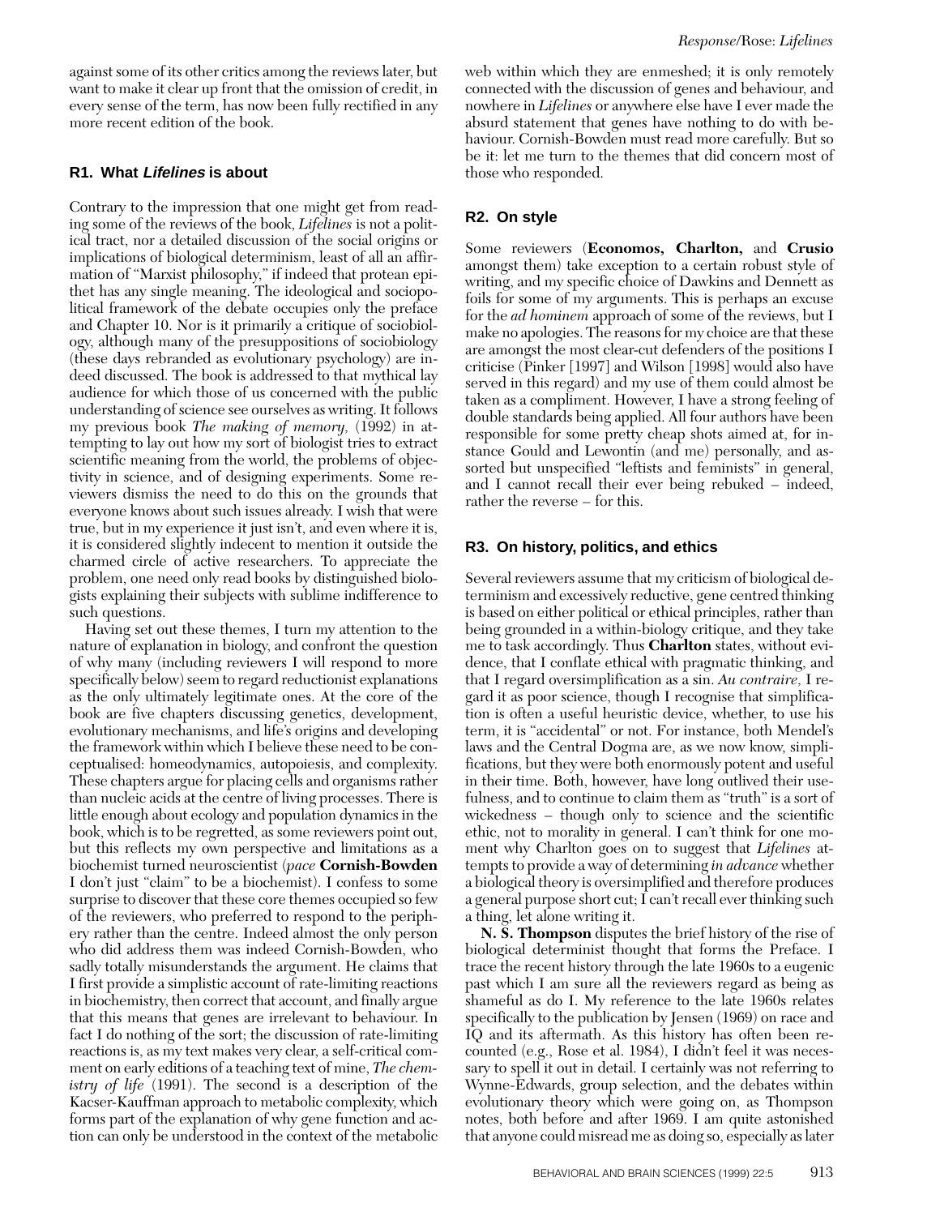against some of its other critics among the reviews later, but want to make it clear up front that the omission of credit, in every sense of the term, has now been fully rectified in any more recent edition of the book.

## **R1. What Lifelines is about**

Contrary to the impression that one might get from reading some of the reviews of the book, *Lifelines* is not a political tract, nor a detailed discussion of the social origins or implications of biological determinism, least of all an affirmation of "Marxist philosophy," if indeed that protean epithet has any single meaning. The ideological and sociopolitical framework of the debate occupies only the preface and Chapter 10. Nor is it primarily a critique of sociobiology, although many of the presuppositions of sociobiology (these days rebranded as evolutionary psychology) are indeed discussed. The book is addressed to that mythical lay audience for which those of us concerned with the public understanding of science see ourselves as writing. It follows my previous book *The making of memory,* (1992) in attempting to lay out how my sort of biologist tries to extract scientific meaning from the world, the problems of objectivity in science, and of designing experiments. Some reviewers dismiss the need to do this on the grounds that everyone knows about such issues already. I wish that were true, but in my experience it just isn't, and even where it is, it is considered slightly indecent to mention it outside the charmed circle of active researchers. To appreciate the problem, one need only read books by distinguished biologists explaining their subjects with sublime indifference to such questions.

Having set out these themes, I turn my attention to the nature of explanation in biology, and confront the question of why many (including reviewers I will respond to more specifically below) seem to regard reductionist explanations as the only ultimately legitimate ones. At the core of the book are five chapters discussing genetics, development, evolutionary mechanisms, and life's origins and developing the framework within which I believe these need to be conceptualised: homeodynamics, autopoiesis, and complexity. These chapters argue for placing cells and organisms rather than nucleic acids at the centre of living processes. There is little enough about ecology and population dynamics in the book, which is to be regretted, as some reviewers point out, but this reflects my own perspective and limitations as a biochemist turned neuroscientist (*pace* **Cornish-Bowden** I don't just "claim" to be a biochemist). I confess to some surprise to discover that these core themes occupied so few of the reviewers, who preferred to respond to the periphery rather than the centre. Indeed almost the only person who did address them was indeed Cornish-Bowden, who sadly totally misunderstands the argument. He claims that I first provide a simplistic account of rate-limiting reactions in biochemistry, then correct that account, and finally argue that this means that genes are irrelevant to behaviour. In fact I do nothing of the sort; the discussion of rate-limiting reactions is, as my text makes very clear, a self-critical comment on early editions of a teaching text of mine, *The chemistry of life* (1991). The second is a description of the Kacser-Kauffman approach to metabolic complexity, which forms part of the explanation of why gene function and action can only be understood in the context of the metabolic

web within which they are enmeshed; it is only remotely connected with the discussion of genes and behaviour, and nowhere in *Lifelines* or anywhere else have I ever made the absurd statement that genes have nothing to do with behaviour. Cornish-Bowden must read more carefully. But so be it: let me turn to the themes that did concern most of those who responded.

## **R2. On style**

Some reviewers (**Economos, Charlton,** and **Crusio** amongst them) take exception to a certain robust style of writing, and my specific choice of Dawkins and Dennett as foils for some of my arguments. This is perhaps an excuse for the *ad hominem* approach of some of the reviews, but I make no apologies. The reasons for my choice are that these are amongst the most clear-cut defenders of the positions I criticise (Pinker [1997] and Wilson [1998] would also have served in this regard) and my use of them could almost be taken as a compliment. However, I have a strong feeling of double standards being applied. All four authors have been responsible for some pretty cheap shots aimed at, for instance Gould and Lewontin (and me) personally, and assorted but unspecified "leftists and feminists" in general, and I cannot recall their ever being rebuked – indeed, rather the reverse – for this.

## **R3. On history, politics, and ethics**

Several reviewers assume that my criticism of biological determinism and excessively reductive, gene centred thinking is based on either political or ethical principles, rather than being grounded in a within-biology critique, and they take me to task accordingly. Thus **Charlton** states, without evidence, that I conflate ethical with pragmatic thinking, and that I regard oversimplification as a sin. *Au contraire,* I regard it as poor science, though I recognise that simplification is often a useful heuristic device, whether, to use his term, it is "accidental" or not. For instance, both Mendel's laws and the Central Dogma are, as we now know, simplifications, but they were both enormously potent and useful in their time. Both, however, have long outlived their usefulness, and to continue to claim them as "truth" is a sort of wickedness – though only to science and the scientific ethic, not to morality in general. I can't think for one moment why Charlton goes on to suggest that *Lifelines* attempts to provide a way of determining *in advance* whether a biological theory is oversimplified and therefore produces a general purpose short cut; I can't recall ever thinking such a thing, let alone writing it.

**N. S. Thompson** disputes the brief history of the rise of biological determinist thought that forms the Preface. I trace the recent history through the late 1960s to a eugenic past which I am sure all the reviewers regard as being as shameful as do I. My reference to the late 1960s relates specifically to the publication by Jensen (1969) on race and IQ and its aftermath. As this history has often been recounted (e.g., Rose et al. 1984), I didn't feel it was necessary to spell it out in detail. I certainly was not referring to Wynne-Edwards, group selection, and the debates within evolutionary theory which were going on, as Thompson notes, both before and after 1969. I am quite astonished that anyone could misread me as doing so, especially as later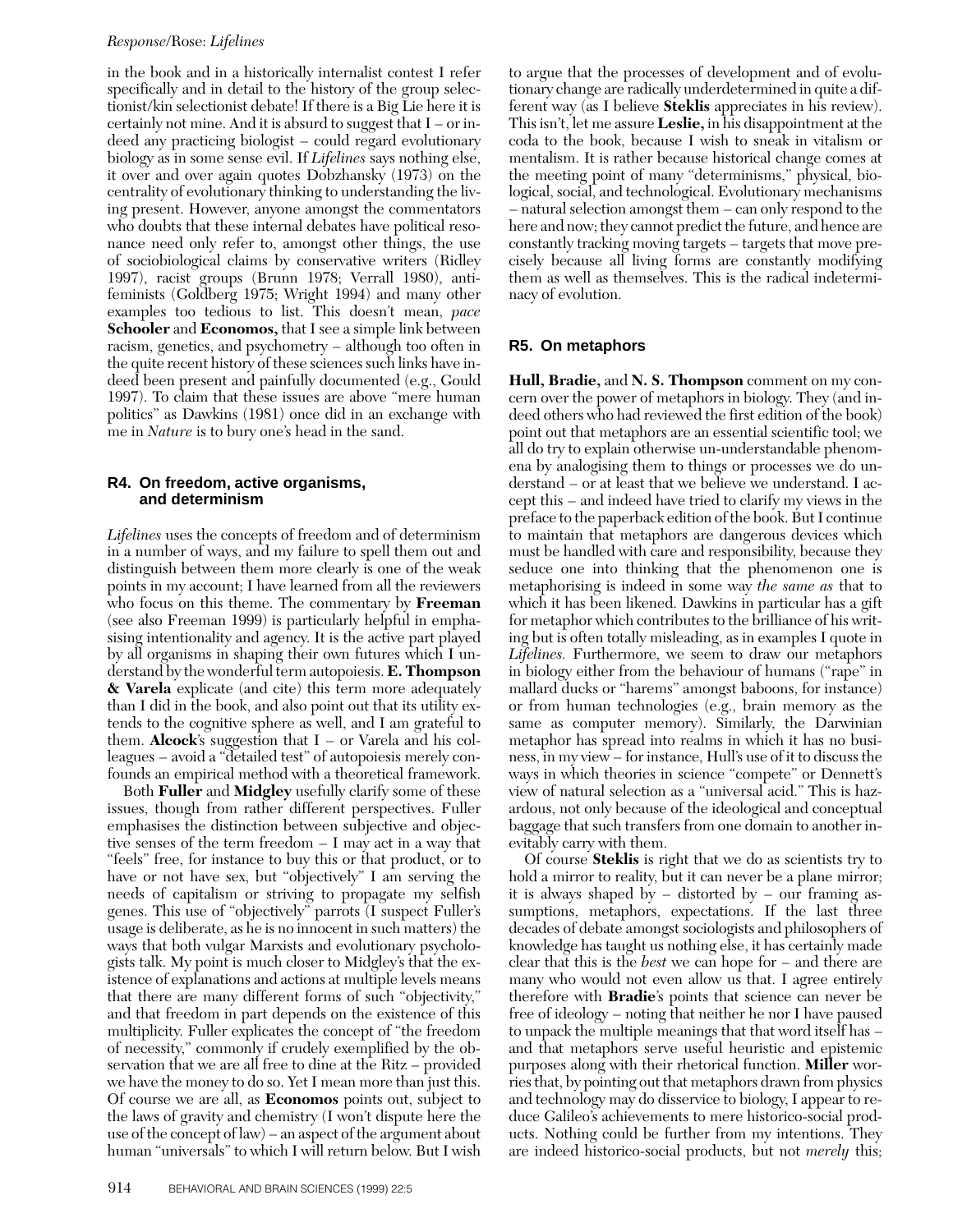## *Response*/Rose: *Lifelines*

in the book and in a historically internalist contest I refer specifically and in detail to the history of the group selectionist/kin selectionist debate! If there is a Big Lie here it is certainly not mine. And it is absurd to suggest that I – or indeed any practicing biologist – could regard evolutionary biology as in some sense evil. If *Lifelines* says nothing else, it over and over again quotes Dobzhansky (1973) on the centrality of evolutionary thinking to understanding the living present. However, anyone amongst the commentators who doubts that these internal debates have political resonance need only refer to, amongst other things, the use of sociobiological claims by conservative writers (Ridley 1997), racist groups (Brunn 1978; Verrall 1980), antifeminists (Goldberg 1975; Wright 1994) and many other examples too tedious to list. This doesn't mean, *pace* **Schooler** and **Economos,** that I see a simple link between racism, genetics, and psychometry – although too often in the quite recent history of these sciences such links have indeed been present and painfully documented (e.g., Gould 1997). To claim that these issues are above "mere human politics" as Dawkins (1981) once did in an exchange with me in *Nature* is to bury one's head in the sand.

## **R4. On freedom, active organisms, and determinism**

*Lifelines* uses the concepts of freedom and of determinism in a number of ways, and my failure to spell them out and distinguish between them more clearly is one of the weak points in my account; I have learned from all the reviewers who focus on this theme. The commentary by **Freeman** (see also Freeman 1999) is particularly helpful in emphasising intentionality and agency. It is the active part played by all organisms in shaping their own futures which I understand by the wonderful term autopoiesis. **E. Thompson & Varela** explicate (and cite) this term more adequately than I did in the book, and also point out that its utility extends to the cognitive sphere as well, and I am grateful to them. **Alcock**'s suggestion that I – or Varela and his colleagues – avoid a "detailed test" of autopoiesis merely confounds an empirical method with a theoretical framework.

Both **Fuller** and **Midgley** usefully clarify some of these issues, though from rather different perspectives. Fuller emphasises the distinction between subjective and objective senses of the term freedom – I may act in a way that "feels" free, for instance to buy this or that product, or to have or not have sex, but "objectively" I am serving the needs of capitalism or striving to propagate my selfish genes. This use of "objectively" parrots (I suspect Fuller's usage is deliberate, as he is no innocent in such matters) the ways that both vulgar Marxists and evolutionary psychologists talk. My point is much closer to Midgley's that the existence of explanations and actions at multiple levels means that there are many different forms of such "objectivity," and that freedom in part depends on the existence of this multiplicity. Fuller explicates the concept of "the freedom of necessity," commonly if crudely exemplified by the observation that we are all free to dine at the Ritz – provided we have the money to do so. Yet I mean more than just this. Of course we are all, as **Economos** points out, subject to the laws of gravity and chemistry (I won't dispute here the use of the concept of law) – an aspect of the argument about human "universals" to which I will return below. But I wish

to argue that the processes of development and of evolutionary change are radically underdetermined in quite a different way (as I believe **Steklis** appreciates in his review). This isn't, let me assure **Leslie,** in his disappointment at the coda to the book, because I wish to sneak in vitalism or mentalism. It is rather because historical change comes at the meeting point of many "determinisms," physical, biological, social, and technological. Evolutionary mechanisms – natural selection amongst them – can only respond to the here and now; they cannot predict the future, and hence are constantly tracking moving targets – targets that move precisely because all living forms are constantly modifying them as well as themselves. This is the radical indeterminacy of evolution.

## **R5. On metaphors**

**Hull, Bradie,** and **N. S. Thompson** comment on my concern over the power of metaphors in biology. They (and indeed others who had reviewed the first edition of the book) point out that metaphors are an essential scientific tool; we all do try to explain otherwise un-understandable phenomena by analogising them to things or processes we do understand – or at least that we believe we understand. I accept this – and indeed have tried to clarify my views in the preface to the paperback edition of the book. But I continue to maintain that metaphors are dangerous devices which must be handled with care and responsibility, because they seduce one into thinking that the phenomenon one is metaphorising is indeed in some way *the same as* that to which it has been likened. Dawkins in particular has a gift for metaphor which contributes to the brilliance of his writing but is often totally misleading, as in examples I quote in *Lifelines.* Furthermore, we seem to draw our metaphors in biology either from the behaviour of humans ("rape" in mallard ducks or "harems" amongst baboons, for instance) or from human technologies (e.g., brain memory as the same as computer memory). Similarly, the Darwinian metaphor has spread into realms in which it has no business, in my view – for instance, Hull's use of it to discuss the ways in which theories in science "compete" or Dennett's view of natural selection as a "universal acid." This is hazardous, not only because of the ideological and conceptual baggage that such transfers from one domain to another inevitably carry with them.

Of course **Steklis** is right that we do as scientists try to hold a mirror to reality, but it can never be a plane mirror; it is always shaped by – distorted by – our framing assumptions, metaphors, expectations. If the last three decades of debate amongst sociologists and philosophers of knowledge has taught us nothing else, it has certainly made clear that this is the *best* we can hope for – and there are many who would not even allow us that. I agree entirely therefore with **Bradie**'s points that science can never be free of ideology – noting that neither he nor I have paused to unpack the multiple meanings that that word itself has – and that metaphors serve useful heuristic and epistemic purposes along with their rhetorical function. **Miller** worries that, by pointing out that metaphors drawn from physics and technology may do disservice to biology, I appear to reduce Galileo's achievements to mere historico-social products. Nothing could be further from my intentions. They are indeed historico-social products, but not *merely* this;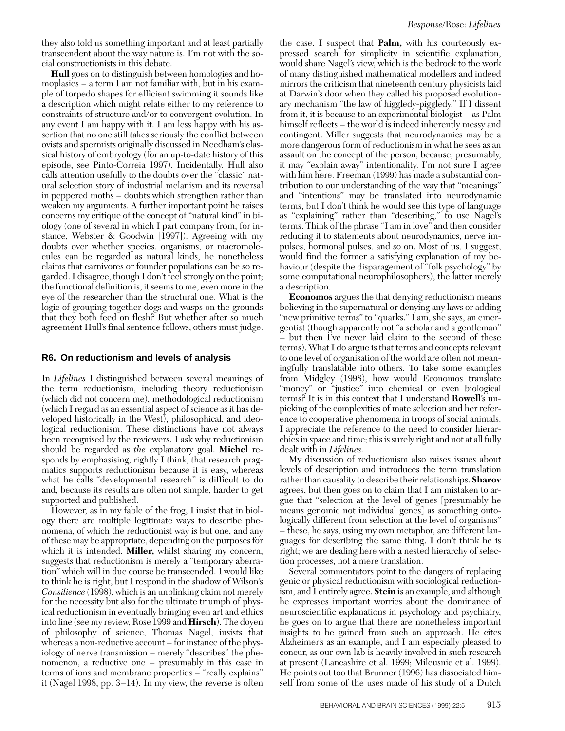they also told us something important and at least partially transcendent about the way nature is. I'm not with the social constructionists in this debate.

**Hull** goes on to distinguish between homologies and homoplasies – a term I am not familiar with, but in his example of torpedo shapes for efficient swimming it sounds like a description which might relate either to my reference to constraints of structure and/or to convergent evolution. In any event I am happy with it. I am less happy with his assertion that no one still takes seriously the conflict between ovists and spermists originally discussed in Needham's classical history of embryology (for an up-to-date history of this episode, see Pinto-Correia 1997). Incidentally. Hull also calls attention usefully to the doubts over the "classic" natural selection story of industrial melanism and its reversal in peppered moths – doubts which strengthen rather than weaken my arguments. A further important point he raises concerns my critique of the concept of "natural kind" in biology (one of several in which I part company from, for instance, Webster & Goodwin [1997]). Agreeing with my doubts over whether species, organisms, or macromolecules can be regarded as natural kinds, he nonetheless claims that carnivores or founder populations can be so regarded. I disagree, though I don't feel strongly on the point; the functional definition is, it seems to me, even more in the eye of the researcher than the structural one. What is the logic of grouping together dogs and wasps on the grounds that they both feed on flesh? But whether after so much agreement Hull's final sentence follows, others must judge.

## **R6. On reductionism and levels of analysis**

In *Lifelines* I distinguished between several meanings of the term reductionism, including theory reductionism (which did not concern me), methodological reductionism (which I regard as an essential aspect of science as it has developed historically in the West), philosophical, and ideological reductionism. These distinctions have not always been recognised by the reviewers. I ask why reductionism should be regarded as *the* explanatory goal. **Michel** responds by emphasising, rightly I think, that research pragmatics supports reductionism because it is easy, whereas what he calls "developmental research" is difficult to do and, because its results are often not simple, harder to get supported and published.

However, as in my fable of the frog, I insist that in biology there are multiple legitimate ways to describe phenomena, of which the reductionist way is but one, and any of these may be appropriate, depending on the purposes for which it is intended. **Miller,** whilst sharing my concern, suggests that reductionism is merely a "temporary aberration" which will in due course be transcended. I would like to think he is right, but I respond in the shadow of Wilson's *Consilience* (1998), which is an unblinking claim not merely for the necessity but also for the ultimate triumph of physical reductionism in eventually bringing even art and ethics into line (see my review, Rose 1999 and **Hirsch**). The doyen of philosophy of science, Thomas Nagel, insists that whereas a non-reductive account – for instance of the physiology of nerve transmission – merely "describes" the phenomenon, a reductive one – presumably in this case in terms of ions and membrane properties – "really explains" it (Nagel 1998, pp. 3–14). In my view, the reverse is often

the case. I suspect that **Palm,** with his courteously expressed search for simplicity in scientific explanation, would share Nagel's view, which is the bedrock to the work of many distinguished mathematical modellers and indeed mirrors the criticism that nineteenth century physicists laid at Darwin's door when they called his proposed evolutionary mechanism "the law of higgledy-piggledy." If I dissent from it, it is because to an experimental biologist – as Palm himself reflects – the world is indeed inherently messy and contingent. Miller suggests that neurodynamics may be a more dangerous form of reductionism in what he sees as an assault on the concept of the person, because, presumably, it may "explain away" intentionality. I'm not sure I agree with him here. Freeman (1999) has made a substantial contribution to our understanding of the way that "meanings" and "intentions" may be translated into neurodynamic terms, but I don't think he would see this type of language as "explaining" rather than "describing," to use Nagel's terms. Think of the phrase "I am in love" and then consider reducing it to statements about neurodynamics, nerve impulses, hormonal pulses, and so on. Most of us, I suggest, would find the former a satisfying explanation of my behaviour (despite the disparagement of "folk psychology" by some computational neurophilosophers), the latter merely a description.

**Economos** argues the that denying reductionism means believing in the supernatural or denying any laws or adding "new primitive terms" to "quarks." I am, she says, an emergentist (though apparently not "a scholar and a gentleman" – but then I've never laid claim to the second of these terms). What I do argue is that terms and concepts relevant to one level of organisation of the world are often not meaningfully translatable into others. To take some examples from Midgley (1998), how would Economos translate "money" or "justice" into chemical or even biological terms? It is in this context that I understand **Rowell**'s unpicking of the complexities of mate selection and her reference to cooperative phenomena in troops of social animals. I appreciate the reference to the need to consider hierarchies in space and time; this is surely right and not at all fully dealt with in *Lifelines.*

My discussion of reductionism also raises issues about levels of description and introduces the term translation rather than causality to describe their relationships. **Sharov** agrees, but then goes on to claim that I am mistaken to argue that "selection at the level of genes [presumably he means genomic not individual genes] as something ontologically different from selection at the level of organisms" – these, he says, using my own metaphor, are different languages for describing the same thing. I don't think he is right; we are dealing here with a nested hierarchy of selection processes, not a mere translation.

Several commentators point to the dangers of replacing genic or physical reductionism with sociological reductionism, and I entirely agree. **Stein** is an example, and although he expresses important worries about the dominance of neuroscientific explanations in psychology and psychiatry, he goes on to argue that there are nonetheless important insights to be gained from such an approach. He cites Alzheimer's as an example, and I am especially pleased to concur, as our own lab is heavily involved in such research at present (Lancashire et al. 1999; Mileusnic et al. 1999). He points out too that Brunner (1996) has dissociated himself from some of the uses made of his study of a Dutch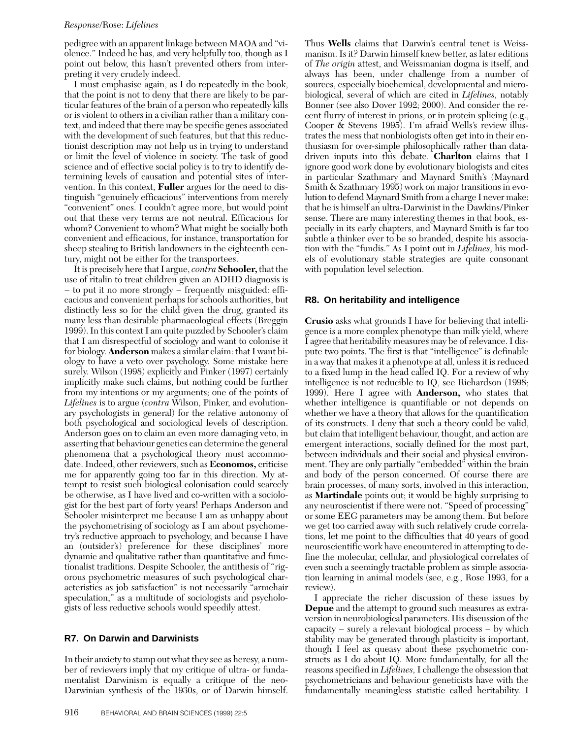## *Response*/Rose: *Lifelines*

pedigree with an apparent linkage between MAOA and "violence." Indeed he has, and very helpfully too, though as I point out below, this hasn't prevented others from interpreting it very crudely indeed.

I must emphasise again, as I do repeatedly in the book, that the point is not to deny that there are likely to be particular features of the brain of a person who repeatedly kills or is violent to others in a civilian rather than a military context, and indeed that there may be specific genes associated with the development of such features, but that this reductionist description may not help us in trying to understand or limit the level of violence in society. The task of good science and of effective social policy is to try to identify determining levels of causation and potential sites of intervention. In this context, **Fuller** argues for the need to distinguish "genuinely efficacious" interventions from merely "convenient" ones. I couldn't agree more, but would point out that these very terms are not neutral. Efficacious for whom? Convenient to whom? What might be socially both convenient and efficacious, for instance, transportation for sheep stealing to British landowners in the eighteenth century, might not be either for the transportees.

It is precisely here that I argue, *contra* **Schooler,** that the use of ritalin to treat children given an ADHD diagnosis is – to put it no more strongly – frequently misguided: efficacious and convenient perhaps for schools authorities, but distinctly less so for the child given the drug, granted its many less than desirable pharmacological effects (Breggin 1999). In this context I am quite puzzled by Schooler's claim that I am disrespectful of sociology and want to colonise it for biology. **Anderson** makes a similar claim: that I want biology to have a veto over psychology. Some mistake here surely. Wilson (1998) explicitly and Pinker (1997) certainly implicitly make such claims, but nothing could be further from my intentions or my arguments; one of the points of *Lifelines* is to argue (*contra* Wilson, Pinker, and evolutionary psychologists in general) for the relative autonomy of both psychological and sociological levels of description. Anderson goes on to claim an even more damaging veto, in asserting that behaviour genetics can determine the general phenomena that a psychological theory must accommodate. Indeed, other reviewers, such as **Economos,** criticise me for apparently going too far in this direction. My attempt to resist such biological colonisation could scarcely be otherwise, as I have lived and co-written with a sociologist for the best part of forty years! Perhaps Anderson and Schooler misinterpret me because I am as unhappy about the psychometrising of sociology as I am about psychometry's reductive approach to psychology, and because I have an (outsider's) preference for these disciplines' more dynamic and qualitative rather than quantitative and functionalist traditions. Despite Schooler, the antithesis of "rigorous psychometric measures of such psychological characteristics as job satisfaction" is not necessarily "armchair speculation," as a multitude of sociologists and psychologists of less reductive schools would speedily attest.

## **R7. On Darwin and Darwinists**

In their anxiety to stamp out what they see as heresy, a number of reviewers imply that my critique of ultra- or fundamentalist Darwinism is equally a critique of the neo-Darwinian synthesis of the 1930s, or of Darwin himself.

manism. Is it? Darwin himself knew better, as later editions of *The origin* attest, and Weissmanian dogma is itself, and always has been, under challenge from a number of sources, especially biochemical, developmental and microbiological, several of which are cited in *Lifelines,* notably Bonner (see also Dover 1992; 2000). And consider the recent flurry of interest in prions, or in protein splicing (e.g., Cooper & Stevens 1995). I'm afraid Wells's review illustrates the mess that nonbiologists often get into in their enthusiasm for over-simple philosophically rather than datadriven inputs into this debate. **Charlton** claims that I ignore good work done by evolutionary biologists and cites in particular Szathmary and Maynard Smith's (Maynard Smith & Szathmary 1995) work on major transitions in evolution to defend Maynard Smith from a charge I never make: that he is himself an ultra-Darwinist in the Dawkins/Pinker sense. There are many interesting themes in that book, especially in its early chapters, and Maynard Smith is far too subtle a thinker ever to be so branded, despite his association with the "fundis." As I point out in *Lifelines,* his models of evolutionary stable strategies are quite consonant with population level selection.

Thus **Wells** claims that Darwin's central tenet is Weiss-

## **R8. On heritability and intelligence**

**Crusio** asks what grounds I have for believing that intelligence is a more complex phenotype than milk yield, where I agree that heritability measures may be of relevance. I dispute two points. The first is that "intelligence" is definable in a way that makes it a phenotype at all, unless it is reduced to a fixed lump in the head called IQ. For a review of why intelligence is not reducible to IQ, see Richardson (1998; 1999). Here I agree with **Anderson,** who states that whether intelligence is quantifiable or not depends on whether we have a theory that allows for the quantification of its constructs. I deny that such a theory could be valid, but claim that intelligent behaviour, thought, and action are emergent interactions, socially defined for the most part, between individuals and their social and physical environment. They are only partially "embedded" within the brain and body of the person concerned. Of course there are brain processes, of many sorts, involved in this interaction, as **Martindale** points out; it would be highly surprising to any neuroscientist if there were not. "Speed of processing" or some EEG parameters may be among them. But before we get too carried away with such relatively crude correlations, let me point to the difficulties that 40 years of good neuroscientific work have encountered in attempting to define the molecular, cellular, and physiological correlates of even such a seemingly tractable problem as simple association learning in animal models (see, e.g., Rose 1993, for a review).

I appreciate the richer discussion of these issues by **Depue** and the attempt to ground such measures as extraversion in neurobiological parameters. His discussion of the capacity – surely a relevant biological process – by which stability may be generated through plasticity is important, though I feel as queasy about these psychometric constructs as I do about IQ. More fundamentally, for all the reasons specified in *Lifelines,*I challenge the obsession that psychometricians and behaviour geneticists have with the fundamentally meaningless statistic called heritability. I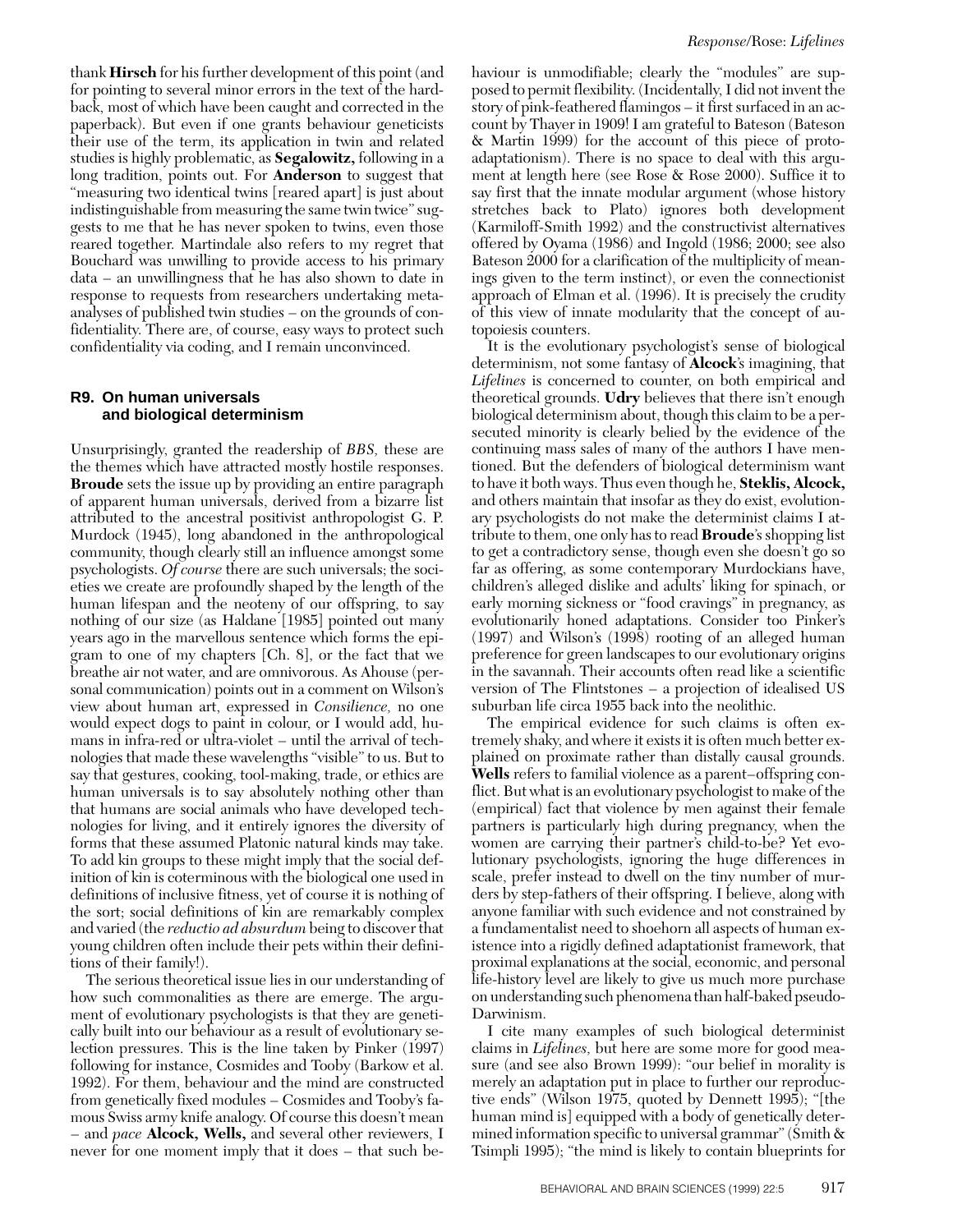thank **Hirsch** for his further development of this point (and for pointing to several minor errors in the text of the hardback, most of which have been caught and corrected in the paperback). But even if one grants behaviour geneticists their use of the term, its application in twin and related studies is highly problematic, as **Segalowitz,** following in a long tradition, points out. For **Anderson** to suggest that "measuring two identical twins [reared apart] is just about indistinguishable from measuring the same twin twice" suggests to me that he has never spoken to twins, even those reared together. Martindale also refers to my regret that Bouchard was unwilling to provide access to his primary data – an unwillingness that he has also shown to date in response to requests from researchers undertaking metaanalyses of published twin studies – on the grounds of confidentiality. There are, of course, easy ways to protect such confidentiality via coding, and I remain unconvinced.

## **R9. On human universals and biological determinism**

Unsurprisingly, granted the readership of *BBS,* these are the themes which have attracted mostly hostile responses. **Broude** sets the issue up by providing an entire paragraph of apparent human universals, derived from a bizarre list attributed to the ancestral positivist anthropologist G. P. Murdock (1945), long abandoned in the anthropological community, though clearly still an influence amongst some psychologists. *Of course* there are such universals; the societies we create are profoundly shaped by the length of the human lifespan and the neoteny of our offspring, to say nothing of our size (as Haldane [1985] pointed out many years ago in the marvellous sentence which forms the epigram to one of my chapters [Ch. 8], or the fact that we breathe air not water, and are omnivorous. As Ahouse (personal communication) points out in a comment on Wilson's view about human art, expressed in *Consilience,* no one would expect dogs to paint in colour, or I would add, humans in infra-red or ultra-violet – until the arrival of technologies that made these wavelengths "visible" to us. But to say that gestures, cooking, tool-making, trade, or ethics are human universals is to say absolutely nothing other than that humans are social animals who have developed technologies for living, and it entirely ignores the diversity of forms that these assumed Platonic natural kinds may take. To add kin groups to these might imply that the social definition of kin is coterminous with the biological one used in definitions of inclusive fitness, yet of course it is nothing of the sort; social definitions of kin are remarkably complex and varied (the *reductio ad absurdum* being to discover that young children often include their pets within their definitions of their family!).

The serious theoretical issue lies in our understanding of how such commonalities as there are emerge. The argument of evolutionary psychologists is that they are genetically built into our behaviour as a result of evolutionary selection pressures. This is the line taken by Pinker (1997) following for instance, Cosmides and Tooby (Barkow et al. 1992). For them, behaviour and the mind are constructed from genetically fixed modules – Cosmides and Tooby's famous Swiss army knife analogy. Of course this doesn't mean – and *pace* **Alcock, Wells,** and several other reviewers, I never for one moment imply that it does – that such be-

haviour is unmodifiable; clearly the "modules" are supposed to permit flexibility. (Incidentally, I did not invent the story of pink-feathered flamingos – it first surfaced in an account by Thayer in 1909! I am grateful to Bateson (Bateson & Martin 1999) for the account of this piece of protoadaptationism). There is no space to deal with this argument at length here (see Rose & Rose 2000). Suffice it to say first that the innate modular argument (whose history stretches back to Plato) ignores both development (Karmiloff-Smith 1992) and the constructivist alternatives offered by Oyama (1986) and Ingold (1986; 2000; see also Bateson 2000 for a clarification of the multiplicity of meanings given to the term instinct), or even the connectionist approach of Elman et al. (1996). It is precisely the crudity of this view of innate modularity that the concept of autopoiesis counters.

It is the evolutionary psychologist's sense of biological determinism, not some fantasy of **Alcock**'s imagining, that *Lifelines* is concerned to counter, on both empirical and theoretical grounds. **Udry** believes that there isn't enough biological determinism about, though this claim to be a persecuted minority is clearly belied by the evidence of the continuing mass sales of many of the authors I have mentioned. But the defenders of biological determinism want to have it both ways. Thus even though he, **Steklis, Alcock,** and others maintain that insofar as they do exist, evolutionary psychologists do not make the determinist claims I attribute to them, one only has to read **Broude**'s shopping list to get a contradictory sense, though even she doesn't go so far as offering, as some contemporary Murdockians have, children's alleged dislike and adults' liking for spinach, or early morning sickness or "food cravings" in pregnancy, as evolutionarily honed adaptations. Consider too Pinker's (1997) and Wilson's (1998) rooting of an alleged human preference for green landscapes to our evolutionary origins in the savannah. Their accounts often read like a scientific version of The Flintstones – a projection of idealised US suburban life circa 1955 back into the neolithic.

The empirical evidence for such claims is often extremely shaky, and where it exists it is often much better explained on proximate rather than distally causal grounds. **Wells** refers to familial violence as a parent–offspring conflict. But what is an evolutionary psychologist to make of the (empirical) fact that violence by men against their female partners is particularly high during pregnancy, when the women are carrying their partner's child-to-be? Yet evolutionary psychologists, ignoring the huge differences in scale, prefer instead to dwell on the tiny number of murders by step-fathers of their offspring. I believe, along with anyone familiar with such evidence and not constrained by a fundamentalist need to shoehorn all aspects of human existence into a rigidly defined adaptationist framework, that proximal explanations at the social, economic, and personal life-history level are likely to give us much more purchase on understanding such phenomena than half-baked pseudo-Darwinism.

I cite many examples of such biological determinist claims in *Lifelines,* but here are some more for good measure (and see also Brown 1999): "our belief in morality is merely an adaptation put in place to further our reproductive ends" (Wilson 1975, quoted by Dennett 1995); "[the human mind is] equipped with a body of genetically determined information specific to universal grammar" (Smith & Tsimpli 1995); "the mind is likely to contain blueprints for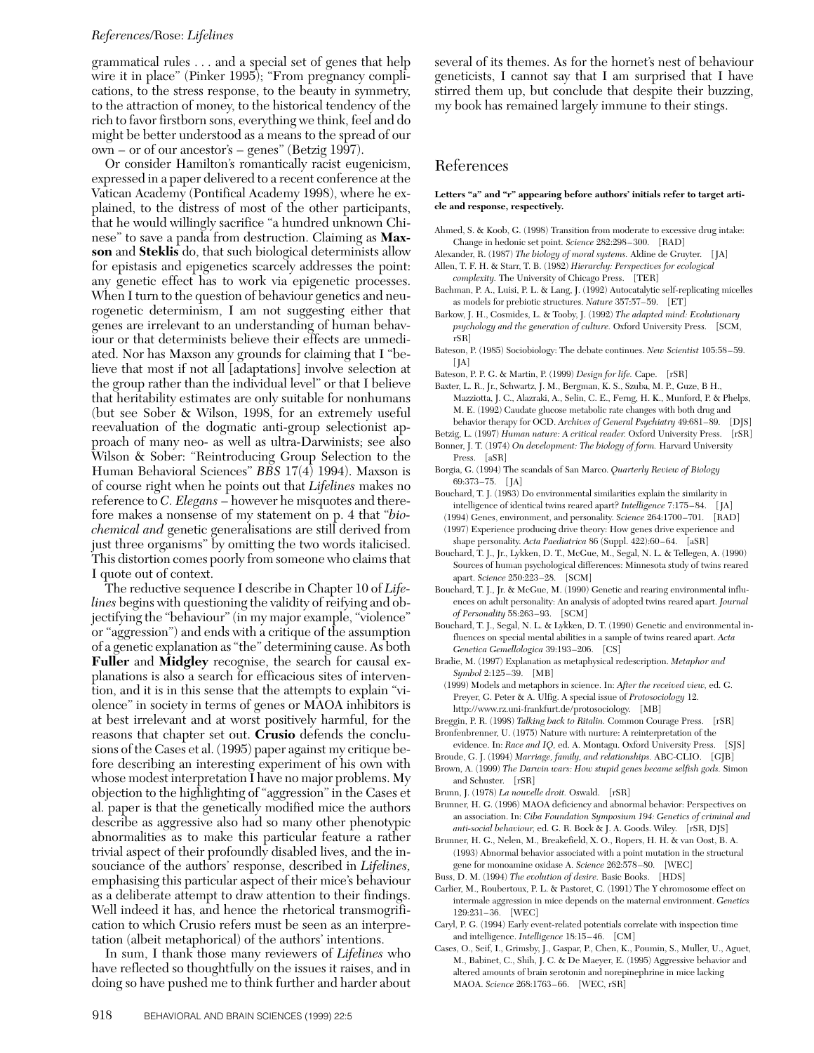### *References*/Rose: *Lifelines*

grammatical rules . . . and a special set of genes that help wire it in place" (Pinker 1995); "From pregnancy complications, to the stress response, to the beauty in symmetry, to the attraction of money, to the historical tendency of the rich to favor firstborn sons, everything we think, feel and do might be better understood as a means to the spread of our own – or of our ancestor's – genes" (Betzig 1997).

Or consider Hamilton's romantically racist eugenicism, expressed in a paper delivered to a recent conference at the Vatican Academy (Pontifical Academy 1998), where he explained, to the distress of most of the other participants, that he would willingly sacrifice "a hundred unknown Chinese" to save a panda from destruction. Claiming as **Maxson** and **Steklis** do, that such biological determinists allow for epistasis and epigenetics scarcely addresses the point: any genetic effect has to work via epigenetic processes. When I turn to the question of behaviour genetics and neurogenetic determinism, I am not suggesting either that genes are irrelevant to an understanding of human behaviour or that determinists believe their effects are unmediated. Nor has Maxson any grounds for claiming that I "believe that most if not all [adaptations] involve selection at the group rather than the individual level" or that I believe that heritability estimates are only suitable for nonhumans (but see Sober & Wilson, 1998, for an extremely useful reevaluation of the dogmatic anti-group selectionist approach of many neo- as well as ultra-Darwinists; see also Wilson & Sober: "Reintroducing Group Selection to the Human Behavioral Sciences" *BBS* 17(4) 1994). Maxson is of course right when he points out that *Lifelines* makes no reference to *C. Elegans* – however he misquotes and therefore makes a nonsense of my statement on p. 4 that "*biochemical and* genetic generalisations are still derived from just three organisms" by omitting the two words italicised. This distortion comes poorly from someone who claims that I quote out of context.

The reductive sequence I describe in Chapter 10 of *Lifelines* begins with questioning the validity of reifying and objectifying the "behaviour" (in my major example, "violence" or "aggression") and ends with a critique of the assumption of a genetic explanation as "the" determining cause. As both **Fuller** and **Midgley** recognise, the search for causal explanations is also a search for efficacious sites of intervention, and it is in this sense that the attempts to explain "violence" in society in terms of genes or MAOA inhibitors is at best irrelevant and at worst positively harmful, for the reasons that chapter set out. **Crusio** defends the conclusions of the Cases et al. (1995) paper against my critique before describing an interesting experiment of his own with whose modest interpretation I have no major problems. My objection to the highlighting of "aggression" in the Cases et al. paper is that the genetically modified mice the authors describe as aggressive also had so many other phenotypic abnormalities as to make this particular feature a rather trivial aspect of their profoundly disabled lives, and the insouciance of the authors' response, described in *Lifelines,* emphasising this particular aspect of their mice's behaviour as a deliberate attempt to draw attention to their findings. Well indeed it has, and hence the rhetorical transmogrification to which Crusio refers must be seen as an interpretation (albeit metaphorical) of the authors' intentions.

In sum, I thank those many reviewers of *Lifelines* who have reflected so thoughtfully on the issues it raises, and in doing so have pushed me to think further and harder about several of its themes. As for the hornet's nest of behaviour geneticists, I cannot say that I am surprised that I have stirred them up, but conclude that despite their buzzing, my book has remained largely immune to their stings.

## References

#### **Letters "a" and "r" appearing before authors' initials refer to target article and response, respectively.**

- Ahmed, S. & Koob, G. (1998) Transition from moderate to excessive drug intake: Change in hedonic set point. *Science* 282:298–300. [RAD]
- Alexander, R. (1987) *The biology of moral systems.* Aldine de Gruyter. [JA] Allen, T. F. H. & Starr, T. B. (1982) *Hierarchy: Perspectives for ecological*
- *complexity.* The University of Chicago Press. [TER] Bachman, P. A., Luisi, P. L. & Lang, J. (1992) Autocatalytic self-replicating micelles
- as models for prebiotic structures. *Nature* 357:57–59. [ET]
- Barkow, J. H., Cosmides, L. & Tooby, J. (1992) *The adapted mind: Evolutionary psychology and the generation of culture.* Oxford University Press. [SCM, rSR]
- Bateson, P. (1985) Sociobiology: The debate continues. *New Scientist* 105:58–59.  $[IA]$
- Bateson, P. P. G. & Martin, P. (1999) *Design for life.* Cape. [rSR]
- Baxter, L. R., Jr., Schwartz, J. M., Bergman, K. S., Szuba, M. P., Guze, B H., Mazziotta, J. C., Alazraki, A., Selin, C. E., Ferng, H. K., Munford, P. & Phelps, M. E. (1992) Caudate glucose metabolic rate changes with both drug and behavior therapy for OCD. *Archives of General Psychiatry* 49:681–89. [DJS]
- Betzig, L. (1997) *Human nature: A critical reader.* Oxford University Press. [rSR]
- Bonner, J. T. (1974) *On development: The biology of form.* Harvard University Press. [aSR]
- Borgia, G. (1994) The scandals of San Marco. *Quarterly Review of Biology* 69:373–75. [JA]
- Bouchard, T. J. (1983) Do environmental similarities explain the similarity in intelligence of identical twins reared apart? *Intelligence* 7:175–84. [JA]
- (1994) Genes, environment, and personality. *Science* 264:1700–701. [RAD] (1997) Experience producing drive theory: How genes drive experience and shape personality. *Acta Paediatrica* 86 (Suppl. 422):60–64. [aSR]
- Bouchard, T. J., Jr., Lykken, D. T., McGue, M., Segal, N. L. & Tellegen, A. (1990) Sources of human psychological differences: Minnesota study of twins reared apart. *Science* 250:223–28. [SCM]
- Bouchard, T. J., Jr. & McGue, M. (1990) Genetic and rearing environmental influences on adult personality: An analysis of adopted twins reared apart. *Journal of Personality* 58:263–93. [SCM]
- Bouchard, T. J., Segal, N. L. & Lykken, D. T. (1990) Genetic and environmental influences on special mental abilities in a sample of twins reared apart. *Acta Genetica Gemellologica* 39:193–206. [CS]
- Bradie, M. (1997) Explanation as metaphysical redescription. *Metaphor and Symbol* 2:125–39. [MB]
	- (1999) Models and metaphors in science. In: *After the received view,* ed. G. Preyer, G. Peter & A. Ulfig. A special issue of *Protosociology* 12. http://www.rz.uni-frankfurt.de/protosociology. [MB]
- Breggin, P. R. (1998) *Talking back to Ritalin.* Common Courage Press. [rSR] Bronfenbrenner, U. (1975) Nature with nurture: A reinterpretation of the
- evidence. In: *Race and IQ,* ed. A. Montagu. Oxford University Press. [SJS]
- Broude, G. J. (1994) *Marriage, family, and relationships.* ABC-CLIO. [GJB] Brown, A. (1999) *The Darwin wars: How stupid genes became selfish gods.* Simon
- and Schuster. [rSR] Brunn, J. (1978) *La nouvelle droit.* Oswald. [rSR]
- Brunner, H. G. (1996) MAOA deficiency and abnormal behavior: Perspectives on
- an association. In: *Ciba Foundation Symposium 194: Genetics of criminal and anti-social behaviour,* ed. G. R. Bock & J. A. Goods. Wiley. [rSR, DJS]
- Brunner, H. G., Nelen, M., Breakefield, X. O., Ropers, H. H. & van Oost, B. A. (1993) Abnormal behavior associated with a point mutation in the structural gene for monoamine oxidase A. *Science* 262:578–80. [WEC]
- Buss, D. M. (1994) *The evolution of desire.* Basic Books. [HDS]
- Carlier, M., Roubertoux, P. L. & Pastoret, C. (1991) The Y chromosome effect on intermale aggression in mice depends on the maternal environment. *Genetics* 129:231–36. [WEC]
- Caryl, P. G. (1994) Early event-related potentials correlate with inspection time and intelligence. *Intelligence* 18:15–46. [CM]
- Cases, O., Seif, I., Grimsby, J., Gaspar, P., Chen, K., Poumin, S., Muller, U., Aguet, M., Babinet, C., Shih, J. C. & De Maeyer, E. (1995) Aggressive behavior and altered amounts of brain serotonin and norepinephrine in mice lacking MAOA. *Science* 268:1763–66. [WEC, rSR]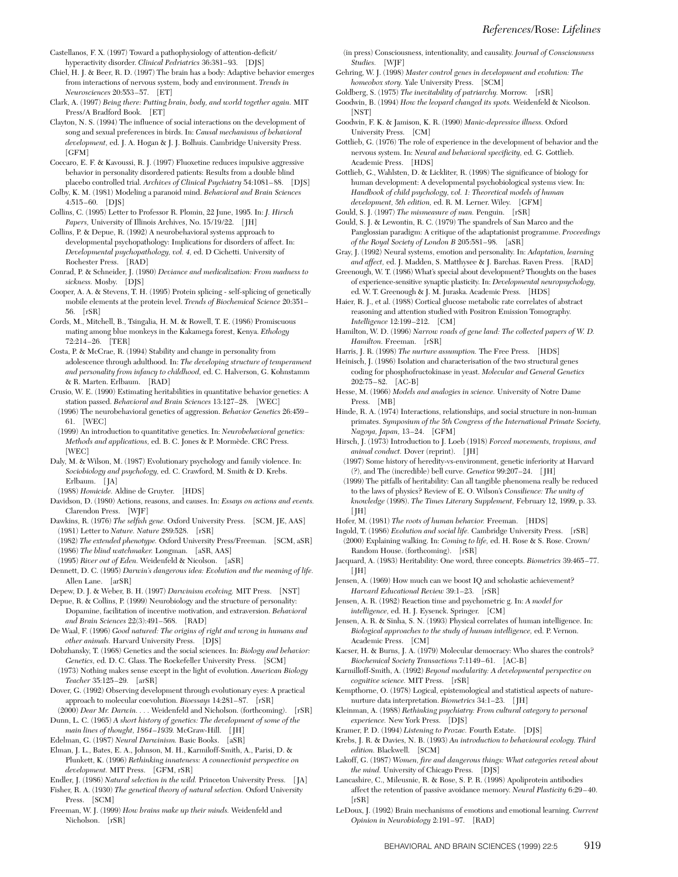- Castellanos, F. X. (1997) Toward a pathophysiology of attention-deficit/ hyperactivity disorder. *Clinical Pedriatrics* 36:381–93. [DJS]
- Chiel, H. J. & Beer, R. D. (1997) The brain has a body: Adaptive behavior emerges from interactions of nervous system, body and environment. *Trends in Neurosciences* 20:553–57. [ET]
- Clark, A. (1997) *Being there: Putting brain, body, and world together again.* MIT Press/A Bradford Book. [ET]
- Clayton, N. S. (1994) The influence of social interactions on the development of song and sexual preferences in birds. In: *Causal mechanisms of behavioral development,* ed. J. A. Hogan & J. J. Bolhuis. Cambridge University Press. [GFM]
- Coccaro, E. F. & Kavoussi, R. J. (1997) Fluoxetine reduces impulsive aggressive behavior in personality disordered patients: Results from a double blind placebo controlled trial. *Archives of Clinical Psychiatry* 54:1081–88. [DJS]
- Colby, K. M. (1981) Modeling a paranoid mind. *Behavioral and Brain Sciences* 4:515–60. [DJS]
- Collins, C. (1995) Letter to Professor R. Plomin, 22 June, 1995. In: *J. Hirsch Papers,* University of Illinois Archives, No. 15/19/22. [JH]
- Collins, P. & Depue, R. (1992) A neurobehavioral systems approach to developmental psychopathology: Implications for disorders of affect. In: *Developmental psychopathology, vol. 4,* ed. D Cichetti. University of Rochester Press. [RAD]
- Conrad, P. & Schneider, J. (1980) *Deviance and medicalization: From madness to sickness.* Mosby. [DJS]
- Cooper, A. A. & Stevens, T. H. (1995) Protein splicing self-splicing of genetically mobile elements at the protein level. *Trends of Biochemical Science* 20:351– 56. [rSR]
- Cords, M., Mitchell, B., Tsingalia, H. M. & Rowell, T. E. (1986) Promiscuous mating among blue monkeys in the Kakamega forest, Kenya. *Ethology* 72:214–26. [TER]
- Costa, P. & McCrae, R. (1994) Stability and change in personality from adolescence through adulthood. In: *The developing structure of temperament and personality from infancy to childhood,* ed. C. Halverson, G. Kohnstamm & R. Marten. Erlbaum. [RAD]
- Crusio, W. E. (1990) Estimating heritabilities in quantitative behavior genetics: A station passed. *Behavioral and Brain Sciences* 13:127–28. [WEC]
- (1996) The neurobehavioral genetics of aggression. *Behavior Genetics* 26:459– 61. [WEC]
- (1999) An introduction to quantitative genetics. In: *Neurobehavioral genetics: Methods and applications,* ed. B. C. Jones & P. Mormède. CRC Press. [WEC]
- Daly, M. & Wilson, M. (1987) Evolutionary psychology and family violence. In: *Sociobiology and psychology,* ed. C. Crawford, M. Smith & D. Krebs. Erlbaum. [JA]
	- (1988) *Homicide.* Aldine de Gruyter. [HDS]
- Davidson, D. (1980) Actions, reasons, and causes. In: *Essays on actions and events.* Clarendon Press. [WJF]
- Dawkins, R. (1976) *The selfish gene.* Oxford University Press. [SCM, JE, AAS] (1981) Letter to *Nature. Nature* 289:528. [rSR]
- (1982) *The extended phenotype.* Oxford University Press/Freeman. [SCM, aSR] (1986) *The blind watchmaker.* Longman. [aSR, AAS]
- (1995) *River out of Eden.* Weidenfeld & Nicolson. [aSR]
- Dennett, D. C. (1995) *Darwin's dangerous idea: Evolution and the meaning of life.* Allen Lane. [arSR]
- Depew, D. J. & Weber, B. H. (1997) *Darwinism evolving.* MIT Press. [NST]
- Depue, R. & Collins, P. (1999) Neurobiology and the structure of personality: Dopamine, facilitation of incentive motivation, and extraversion. *Behavioral and Brain Sciences* 22(3):491–568. [RAD]
- De Waal, F. (1996) *Good natured: The origins of right and wrong in humans and other animals.* Harvard University Press. [DJS]
- Dobzhansky, T. (1968) Genetics and the social sciences. In: *Biology and behavior: Genetics,* ed. D. C. Glass. The Rockefeller University Press. [SCM] (1973) Nothing makes sense except in the light of evolution. *American Biology Teacher* 35:125–29. [arSR]
- Dover, G. (1992) Observing development through evolutionary eyes: A practical approach to molecular coevolution. *Bioessays* 14:281–87. [rSR]
- (2000) *Dear Mr. Darwin. . . .* Weidenfeld and Nicholson. (forthcoming). [rSR] Dunn, L. C. (1965) *A short history of genetics: The development of some of the*
- *main lines of thought, 1864–1939.* McGraw-Hill. [JH] Edelman, G. (1987) *Neural Darwinism.* Basic Books. [aSR]
- Elman, J. L., Bates, E. A., Johnson, M. H., Karmiloff-Smith, A., Parisi, D. & Plunkett, K. (1996) *Rethinking innateness: A connectionist perspective on development.* MIT Press. [GFM, rSR]
- Endler, J. (1986) *Natural selection in the wild.* Princeton University Press. [JA]
- Fisher, R. A. (1930) *The genetical theory of natural selection.* Oxford University Press. [SCM]
- Freeman, W. J. (1999) *How brains make up their minds.* Weidenfeld and Nicholson. [rSR]
- (in press) Consciousness, intentionality, and causality. *Journal of Consciousness Studies.* [WJF]
- Gehring, W. J. (1998) *Master control genes in development and evolution: The homeobox story.* Yale University Press. [SCM]
- Goldberg, S. (1975) *The inevitability of patriarchy.* Morrow. [rSR]
- Goodwin, B. (1994) *How the leopard changed its spots.* Weidenfeld & Nicolson. [NST]
- Goodwin, F. K. & Jamison, K. R. (1990) *Manic-depressive illness.* Oxford University Press. [CM]
- Gottlieb, G. (1976) The role of experience in the development of behavior and the nervous system. In: *Neural and behavioral specificity,* ed. G. Gottlieb. Academic Press. [HDS]
- Gottlieb, G., Wahlsten, D. & Lickliter, R. (1998) The significance of biology for human development: A developmental psychobiological systems view. In: *Handbook of child psychology, vol. 1: Theoretical models of human development, 5th edition,* ed. R. M. Lerner. Wiley. [GFM]
- Gould, S. J. (1997) *The mismeasure of man.* Penguin. [rSR]
- Gould, S. J. & Lewontin, R. C. (1979) The spandrels of San Marco and the Panglossian paradigm: A critique of the adaptationist programme. *Proceedings of the Royal Society of London B* 205:581–98. [aSR]
- Gray, J. (1992) Neural systems, emotion and personality. In: *Adaptation, learning and affect,* ed. J. Madden, S. Matthysee & J. Barchas. Raven Press. [RAD]
- Greenough, W. T. (1986) What's special about development? Thoughts on the bases of experience-sensitive synaptic plasticity. In: *Developmental neuropsychology,* ed. W. T. Greenough & J. M. Juraska. Academic Press. [HDS]
- Haier, R. J., et al. (1988) Cortical glucose metabolic rate correlates of abstract reasoning and attention studied with Positron Emission Tomography. *Intelligence* 12:199–212. [CM]
- Hamilton, W. D. (1996) *Narrow roads of gene land: The collected papers of W. D. Hamilton.* Freeman. [rSR]
- Harris, J. R. (1998) *The nurture assumption.* The Free Press. [HDS]
- Heinisch, J. (1986) Isolation and characterisation of the two structural genes coding for phosphofructokinase in yeast. *Molecular and General Genetics* 202:75–82. [AC-B]
- Hesse, M. (1966) *Models and analogies in science.* University of Notre Dame Press. [MB]
- Hinde, R. A. (1974) Interactions, relationships, and social structure in non-human primates. *Symposium of the 5th Congress of the International Primate Society, Nagoya, Japan,* 13–24. [GFM]
- Hirsch, J. (1973) Introduction to J. Loeb (1918) *Forced movements, tropisms, and animal conduct.* Dover (reprint). [JH]
- (1997) Some history of heredity-vs-environment, genetic inferiority at Harvard (?), and The (incredible) bell curve. *Genetica* 99:207–24. [JH]
- (1999) The pitfalls of heritability: Can all tangible phenomena really be reduced to the laws of physics? Review of E. O. Wilson's *Consilience: The unity of knowledge* (1998). *The Times Literary Supplement,* February 12, 1999, p. 33.  $[$  $[$  $[$  $]$  $[$  $]$  $[$  $]$  $[$  $]$  $[$  $]$  $[$  $]$  $[$  $]$  $[$  $]$  $[$  $]$  $[$  $]$  $[$  $]$  $[$  $]$  $[$  $]$  $[$  $]$  $[$  $]$  $[$  $]$  $[$  $]$  $[$  $]$  $[$  $]$  $[$  $]$  $[$  $]$  $[$  $]$  $[$  $]$  $[$  $]$  $[$  $]$  $[$  $]$  $[$  $]$  $[$  $]$  $[$  $]$  $[$  $]$  $[$  $]$  $[$  $]$  $[$  $]$  $[$  $]$  $[$  $]$  $[$  $]$
- Hofer, M. (1981) *The roots of human behavior.* Freeman. [HDS]
- Ingold, T. (1986) *Evolution and social life.* Cambridge University Press. [rSR] (2000) Explaining walking. In: *Coming to life,* ed. H. Rose & S. Rose. Crown/ Random House. (forthcoming). [rSR]
- Jacquard, A. (1983) Heritability: One word, three concepts. *Biometrics* 39:465–77. [JH]
- Jensen, A. (1969) How much can we boost IQ and scholastic achievement? *Harvard Educational Review* 39:1–23. [rSR]
- Jensen, A. R. (1982) Reaction time and psychometric g. In: *A model for intelligence,* ed. H. J. Eysenck. Springer. [CM]
- Jensen, A. R. & Sinha, S. N. (1993) Physical correlates of human intelligence. In: *Biological approaches to the study of human intelligence,* ed. P. Vernon. Academic Press. [CM]
- Kacser, H. & Burns, J. A. (1979) Molecular democracy: Who shares the controls? *Biochemical Society Transactions* 7:1149–61. [AC-B]
- Karmilloff-Smith, A. (1992) *Beyond modularity: A developmental perspective on cognitive science.* MIT Press. [rSR]
- Kempthorne, O. (1978) Logical, epistemological and statistical aspects of naturenurture data interpretation. *Biometrics* 34:1–23. [JH]
- Kleinman, A. (1988) *Rethinking psychiatry: From cultural category to personal experience.* New York Press. [DJS]
- Kramer, P. D. (1994) *Listening to Prozac.* Fourth Estate. [DJS]
- Krebs, J. R. & Davies, N. B. (1993) *An introduction to behavioural ecology. Third edition.* Blackwell. [SCM]
- Lakoff, G. (1987) *Women, fire and dangerous things: What categories reveal about the mind.* University of Chicago Press. [DJS]
- Lancashire, C., Mileusnic, R. & Rose, S. P. R. (1998) Apoliprotein antibodies
- affect the retention of passive avoidance memory. *Neural Plasticity* 6:29–40. [rSR]
- LeDoux, J. (1992) Brain mechanisms of emotions and emotional learning. *Current Opinion in Neurobiology* 2:191–97. [RAD]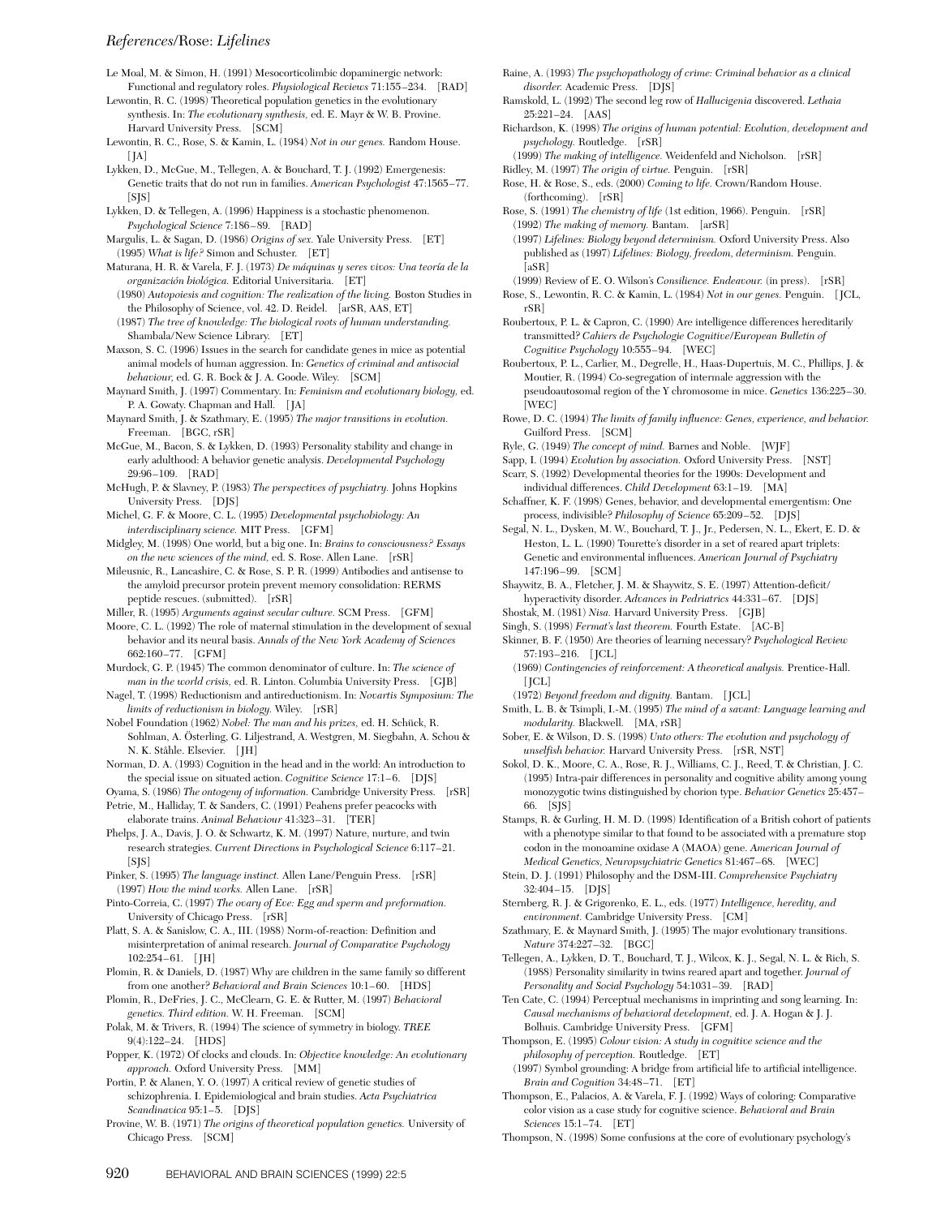### *References*/Rose: *Lifelines*

- Le Moal, M. & Simon, H. (1991) Mesocorticolimbic dopaminergic network: Functional and regulatory roles. *Physiological Reviews* 71:155–234. [RAD]
- Lewontin, R. C. (1998) Theoretical population genetics in the evolutionary synthesis. In: *The evolutionary synthesis,* ed. E. Mayr & W. B. Provine. Harvard University Press. [SCM]
- Lewontin, R. C., Rose, S. & Kamin, L. (1984) *Not in our genes.* Random House.  $[$ [ $A$ ]
- Lykken, D., McGue, M., Tellegen, A. & Bouchard, T. J. (1992) Emergenesis: Genetic traits that do not run in families. *American Psychologist* 47:1565–77. [SJS]
- Lykken, D. & Tellegen, A. (1996) Happiness is a stochastic phenomenon. *Psychological Science* 7:186–89. [RAD]
- Margulis, L. & Sagan, D. (1986) *Origins of sex.* Yale University Press. [ET] (1995) *What is life?* Simon and Schuster. [ET]
- Maturana, H. R. & Varela, F. J. (1973) *De máquinas y seres vivos: Una teoría de la organización biológica.* Editorial Universitaria. [ET]
- (1980) *Autopoiesis and cognition: The realization of the living.* Boston Studies in the Philosophy of Science, vol. 42. D. Reidel. [arSR, AAS, ET]
- (1987) *The tree of knowledge: The biological roots of human understanding.* Shambala/New Science Library. [ET]
- Maxson, S. C. (1996) Issues in the search for candidate genes in mice as potential animal models of human aggression. In: *Genetics of criminal and antisocial behaviour,* ed. G. R. Bock & J. A. Goode. Wiley. [SCM]
- Maynard Smith, J. (1997) Commentary. In: *Feminism and evolutionary biology,* ed. P. A. Gowaty. Chapman and Hall. [JA]
- Maynard Smith, J. & Szathmary, E. (1995) *The major transitions in evolution.* Freeman. [BGC, rSR]
- McGue, M., Bacon, S. & Lykken, D. (1993) Personality stability and change in early adulthood: A behavior genetic analysis. *Developmental Psychology* 29:96–109. [RAD]
- McHugh, P. & Slavney, P. (1983) *The perspectives of psychiatry.* Johns Hopkins University Press. [DJS]
- Michel, G. F. & Moore, C. L. (1995) *Developmental psychobiology: An interdisciplinary science.* MIT Press. [GFM]
- Midgley, M. (1998) One world, but a big one. In: *Brains to consciousness? Essays on the new sciences of the mind,* ed. S. Rose. Allen Lane. [rSR]

Mileusnic, R., Lancashire, C. & Rose, S. P. R. (1999) Antibodies and antisense to the amyloid precursor protein prevent memory consolidation: RERMS peptide rescues. (submitted). [rSR]

- Miller, R. (1995) *Arguments against secular culture.* SCM Press. [GFM]
- Moore, C. L. (1992) The role of maternal stimulation in the development of sexual behavior and its neural basis. *Annals of the New York Academy of Sciences* 662:160–77. [GFM]
- Murdock, G. P. (1945) The common denominator of culture. In: *The science of man in the world crisis, ed. R. Linton. Columbia University Press.* [GJB]
- Nagel, T. (1998) Reductionism and antireductionism. In: *Novartis Symposium: The limits of reductionism in biology.* Wiley. [rSR]
- Nobel Foundation (1962) *Nobel: The man and his prizes,* ed. H. Schück, R. Sohlman, A. Österling, G. Liljestrand, A. Westgren, M. Siegbahn, A. Schou & N. K. Ståhle. Elsevier. [JH]
- Norman, D. A. (1993) Cognition in the head and in the world: An introduction to the special issue on situated action. *Cognitive Science* 17:1–6. [DJS]
- Oyama, S. (1986) *The ontogeny of information.* Cambridge University Press. [rSR] Petrie, M., Halliday, T. & Sanders, C. (1991) Peahens prefer peacocks with
- elaborate trains. *Animal Behaviour* 41:323–31. [TER] Phelps, J. A., Davis, J. O. & Schwartz, K. M. (1997) Nature, nurture, and twin
- research strategies. *Current Directions in Psychological Science* 6:117–21.  $[S]$
- Pinker, S. (1995) *The language instinct.* Allen Lane/Penguin Press. [rSR] (1997) *How the mind works.* Allen Lane. [rSR]
- Pinto-Correia, C. (1997) *The ovary of Eve: Egg and sperm and preformation.* University of Chicago Press. [rSR]
- Platt, S. A. & Sanislow, C. A., III. (1988) Norm-of-reaction: Definition and misinterpretation of animal research. *Journal of Comparative Psychology* 102:254–61. [JH]
- Plomin, R. & Daniels, D. (1987) Why are children in the same family so different from one another? *Behavioral and Brain Sciences* 10:1–60. [HDS]
- Plomin, R., DeFries, J. C., McClearn, G. E. & Rutter, M. (1997) *Behavioral genetics. Third edition.* W. H. Freeman. [SCM]
- Polak, M. & Trivers, R. (1994) The science of symmetry in biology. *TREE* 9(4):122–24. [HDS]
- Popper, K. (1972) Of clocks and clouds. In: *Objective knowledge: An evolutionary approach.* Oxford University Press. [MM]
- Portin, P. & Alanen, Y. O. (1997) A critical review of genetic studies of schizophrenia. I. Epidemiological and brain studies. *Acta Psychiatrica Scandinavica* 95:1–5. [DJS]
- Provine, W. B. (1971) *The origins of theoretical population genetics.* University of Chicago Press. [SCM]
- Raine, A. (1993) *The psychopathology of crime: Criminal behavior as a clinical disorder.* Academic Press. [DJS]
- Ramskold, L. (1992) The second leg row of *Hallucigenia* discovered. *Lethaia* 25:221–24. [AAS]
- Richardson, K. (1998) *The origins of human potential: Evolution, development and psychology.* Routledge. [rSR]

(1999) *The making of intelligence.* Weidenfeld and Nicholson. [rSR] Ridley, M. (1997) *The origin of virtue.* Penguin. [rSR]

- Rose, H. & Rose, S., eds. (2000) *Coming to life.* Crown/Random House. (forthcoming). [rSR]
- Rose, S. (1991) *The chemistry of life* (1st edition, 1966). Penguin. [rSR] (1992) *The making of memory.* Bantam. [arSR]
- (1997) *Lifelines: Biology beyond determinism.* Oxford University Press. Also published as (1997) *Lifelines: Biology, freedom, determinism.* Penguin. [aSR]
- (1999) Review of E. O. Wilson's *Consilience. Endeavour.* (in press). [rSR] Rose, S., Lewontin, R. C. & Kamin, L. (1984) *Not in our genes.* Penguin. [JCL, rSR]
- Roubertoux, P. L. & Capron, C. (1990) Are intelligence differences hereditarily transmitted? *Cahiers de Psychologie Cognitive/European Bulletin of Cognitive Psychology* 10:555–94. [WEC]
- Roubertoux, P. L., Carlier, M., Degrelle, H., Haas-Dupertuis, M. C., Phillips, J. & Moutier, R. (1994) Co-segregation of intermale aggression with the pseudoautosomal region of the Y chromosome in mice. *Genetics* 136:225–30. [WEC]
- Rowe, D. C. (1994) *The limits of family influence: Genes, experience, and behavior.* Guilford Press. [SCM]
- Ryle, G. (1949) *The concept of mind.* Barnes and Noble. [WJF]
- Sapp, I. (1994) *Evolution by association.* Oxford University Press. [NST]
- Scarr, S. (1992) Developmental theories for the 1990s: Development and individual differences. *Child Development* 63:1–19. [MA]
- Schaffner, K. F. (1998) Genes, behavior, and developmental emergentism: One process, indivisible? *Philosophy of Science* 65:209–52. [DJS]
- Segal, N. L., Dysken, M. W., Bouchard, T. J., Jr., Pedersen, N. L., Ekert, E. D. & Heston, L. L. (1990) Tourette's disorder in a set of reared apart triplets: Genetic and environmental influences. *American Journal of Psychiatry* 147:196–99. [SCM]
- Shaywitz, B. A., Fletcher, J. M. & Shaywitz, S. E. (1997) Attention-deficit/ hyperactivity disorder. *Advances in Pedriatrics* 44:331–67. [DJS]
- Shostak, M. (1981) *Nisa.* Harvard University Press. [GJB]
- Singh, S. (1998) *Fermat's last theorem.* Fourth Estate. [AC-B]
- Skinner, B. F. (1950) Are theories of learning necessary? *Psychological Review* 57:193–216. [JCL]
	- (1969) *Contingencies of reinforcement: A theoretical analysis.* Prentice-Hall.  $\lfloor | \text{ICL} | \rfloor$

(1972) *Beyond freedom and dignity.* Bantam. [JCL]

- Smith, L. B. & Tsimpli, I.-M. (1995) *The mind of a savant: Language learning and modularity.* Blackwell. [MA, rSR]
- Sober, E. & Wilson, D. S. (1998) *Unto others: The evolution and psychology of unselfish behavior.* Harvard University Press. [rSR, NST]
- Sokol, D. K., Moore, C. A., Rose, R. J., Williams, C. J., Reed, T. & Christian, J. C. (1995) Intra-pair differences in personality and cognitive ability among young monozygotic twins distinguished by chorion type. *Behavior Genetics* 25:457– 66. [SJS]
- Stamps, R. & Gurling, H. M. D. (1998) Identification of a British cohort of patients with a phenotype similar to that found to be associated with a premature stop codon in the monoamine oxidase A (MAOA) gene. *American Journal of Medical Genetics, Neuropsychiatric Genetics* 81:467–68. [WEC]
- Stein, D. J. (1991) Philosophy and the DSM-III. *Comprehensive Psychiatry* 32:404–15. [DJS]
- Sternberg, R. J. & Grigorenko, E. L., eds. (1977) *Intelligence, heredity, and environment.* Cambridge University Press. [CM]
- Szathmary, E. & Maynard Smith, J. (1995) The major evolutionary transitions. *Nature* 374:227–32. [BGC]
- Tellegen, A., Lykken, D. T., Bouchard, T. J., Wilcox, K. J., Segal, N. L. & Rich, S. (1988) Personality similarity in twins reared apart and together. *Journal of Personality and Social Psychology* 54:1031–39. [RAD]
- Ten Cate, C. (1994) Perceptual mechanisms in imprinting and song learning. In: *Causal mechanisms of behavioral development,* ed. J. A. Hogan & J. J. Bolhuis. Cambridge University Press. [GFM]
- Thompson, E. (1995) *Colour vision: A study in cognitive science and the philosophy of perception.* Routledge. [ET]
- (1997) Symbol grounding: A bridge from artificial life to artificial intelligence. *Brain and Cognition* 34:48–71. [ET]
- Thompson, E., Palacios, A. & Varela, F. J. (1992) Ways of coloring: Comparative color vision as a case study for cognitive science. *Behavioral and Brain Sciences* 15:1–74. [ET]
- Thompson, N. (1998) Some confusions at the core of evolutionary psychology's